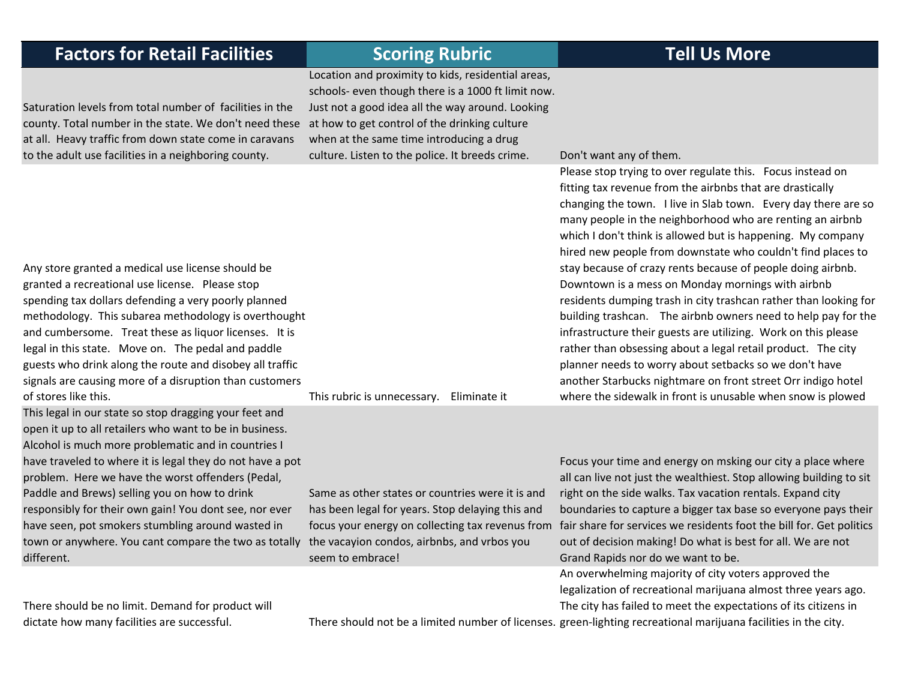| Factors for Retail Facilities | Scoring Rubric | Tell Us More |
|---|---|---|
| Saturation levels from total number of facilities in the county. Total number in the state. We don't need these at all. Heavy traffic from down state come in caravans to the adult use facilities in a neighboring county. | Location and proximity to kids, residential areas, schools- even though there is a 1000 ft limit now. Just not a good idea all the way around. Looking at how to get control of the drinking culture when at the same time introducing a drug culture. Listen to the police. It breeds crime. | Don't want any of them. |
| Any store granted a medical use license should be granted a recreational use license. Please stop spending tax dollars defending a very poorly planned methodology. This subarea methodology is overthought and cumbersome. Treat these as liquor licenses. It is legal in this state. Move on. The pedal and paddle guests who drink along the route and disobey all traffic signals are causing more of a disruption than customers of stores like this. | This rubric is unnecessary. Eliminate it | Please stop trying to over regulate this. Focus instead on fitting tax revenue from the airbnbs that are drastically changing the town. I live in Slab town. Every day there are so many people in the neighborhood who are renting an airbnb which I don't think is allowed but is happening. My company hired new people from downstate who couldn't find places to stay because of crazy rents because of people doing airbnb. Downtown is a mess on Monday mornings with airbnb residents dumping trash in city trashcan rather than looking for building trashcan. The airbnb owners need to help pay for the infrastructure their guests are utilizing. Work on this please rather than obsessing about a legal retail product. The city planner needs to worry about setbacks so we don't have another Starbucks nightmare on front street Orr indigo hotel where the sidewalk in front is unusable when snow is plowed |
| This legal in our state so stop dragging your feet and open it up to all retailers who want to be in business. Alcohol is much more problematic and in countries I have traveled to where it is legal they do not have a pot problem. Here we have the worst offenders (Pedal, Paddle and Brews) selling you on how to drink responsibly for their own gain! You dont see, nor ever have seen, pot smokers stumbling around wasted in town or anywhere. You cant compare the two as totally different. | Same as other states or countries were it is and has been legal for years. Stop delaying this and focus your energy on collecting tax revenus from the vacayion condos, airbnbs, and vrbos you seem to embrace! | Focus your time and energy on msking our city a place where all can live not just the wealthiest. Stop allowing building to sit right on the side walks. Tax vacation rentals. Expand city boundaries to capture a bigger tax base so everyone pays their fair share for services we residents foot the bill for. Get politics out of decision making! Do what is best for all. We are not Grand Rapids nor do we want to be. |
| There should be no limit. Demand for product will dictate how many facilities are successful. | There should not be a limited number of licenses. | An overwhelming majority of city voters approved the legalization of recreational marijuana almost three years ago. The city has failed to meet the expectations of its citizens in green-lighting recreational marijuana facilities in the city. |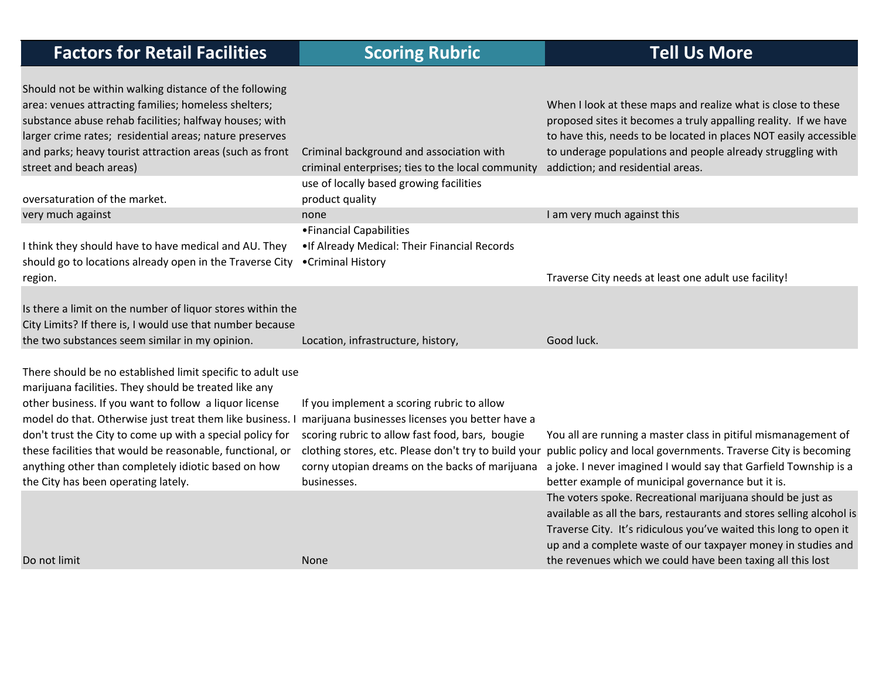| Factors for Retail Facilities | Scoring Rubric | Tell Us More |
|---|---|---|
| Should not be within walking distance of the following area: venues attracting families; homeless shelters; substance abuse rehab facilities; halfway houses; with larger crime rates; residential areas; nature preserves and parks; heavy tourist attraction areas (such as front street and beach areas) | Criminal background and association with criminal enterprises; ties to the local community | When I look at these maps and realize what is close to these proposed sites it becomes a truly appalling reality. If we have to have this, needs to be located in places NOT easily accessible to underage populations and people already struggling with addiction; and residential areas. |
| oversaturation of the market. | use of locally based growing facilities<br>product quality | |
| very much against | none | I am very much against this |
| I think they should have to have medical and AU. They should go to locations already open in the Traverse City region. | •Financial Capabilities<br>•If Already Medical: Their Financial Records<br>•Criminal History | Traverse City needs at least one adult use facility! |
| Is there a limit on the number of liquor stores within the City Limits? If there is, I would use that number because the two substances seem similar in my opinion. | Location, infrastructure, history, | Good luck. |
| There should be no established limit specific to adult use marijuana facilities. They should be treated like any other business. If you want to follow a liquor license model do that. Otherwise just treat them like business. I don't trust the City to come up with a special policy for these facilities that would be reasonable, functional, or anything other than completely idiotic based on how the City has been operating lately. | If you implement a scoring rubric to allow marijuana businesses licenses you better have a scoring rubric to allow fast food, bars, bougie clothing stores, etc. Please don't try to build your corny utopian dreams on the backs of marijuana businesses. | You all are running a master class in pitiful mismanagement of public policy and local governments. Traverse City is becoming a joke. I never imagined I would say that Garfield Township is a better example of municipal governance but it is. |
| Do not limit | None | The voters spoke. Recreational marijuana should be just as available as all the bars, restaurants and stores selling alcohol is Traverse City. It's ridiculous you've waited this long to open it up and a complete waste of our taxpayer money in studies and the revenues which we could have been taxing all this lost |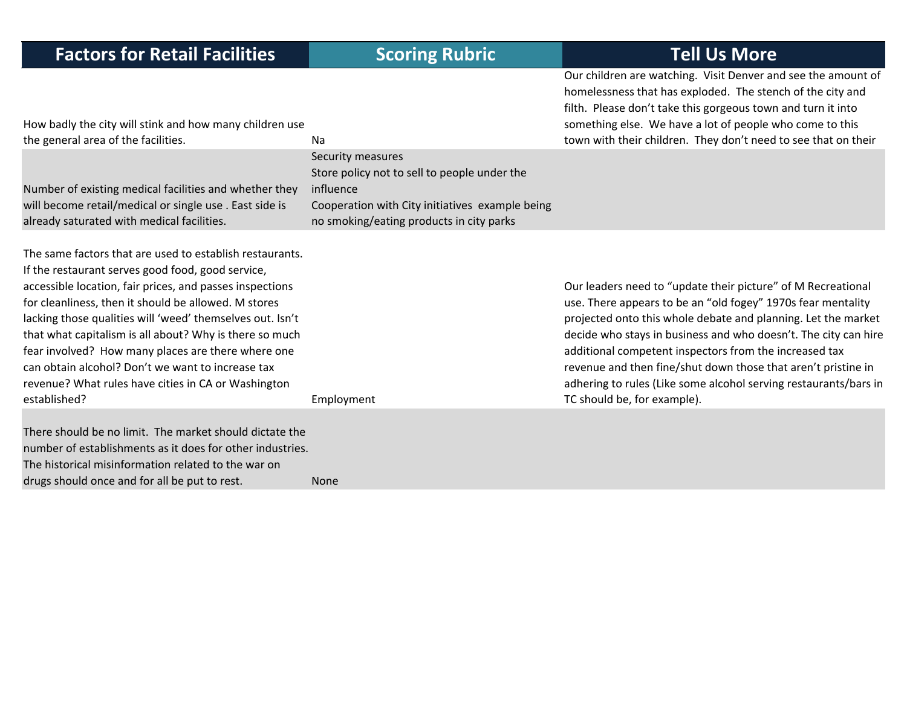| Factors for Retail Facilities | Scoring Rubric | Tell Us More |
|---|---|---|
| How badly the city will stink and how many children use the general area of the facilities. | Na | Our children are watching. Visit Denver and see the amount of homelessness that has exploded. The stench of the city and filth. Please don't take this gorgeous town and turn it into something else. We have a lot of people who come to this town with their children. They don't need to see that on their |
| Number of existing medical facilities and whether they will become retail/medical or single use . East side is already saturated with medical facilities. | Security measures<br>Store policy not to sell to people under the influence<br>Cooperation with City initiatives example being no smoking/eating products in city parks | |
| The same factors that are used to establish restaurants. If the restaurant serves good food, good service, accessible location, fair prices, and passes inspections for cleanliness, then it should be allowed. M stores lacking those qualities will 'weed' themselves out. Isn't that what capitalism is all about? Why is there so much fear involved? How many places are there where one can obtain alcohol? Don't we want to increase tax revenue? What rules have cities in CA or Washington established? | Employment | Our leaders need to "update their picture" of M Recreational use. There appears to be an "old fogey" 1970s fear mentality projected onto this whole debate and planning. Let the market decide who stays in business and who doesn't. The city can hire additional competent inspectors from the increased tax revenue and then fine/shut down those that aren't pristine in adhering to rules (Like some alcohol serving restaurants/bars in TC should be, for example). |
| There should be no limit. The market should dictate the number of establishments as it does for other industries. The historical misinformation related to the war on drugs should once and for all be put to rest. | None | |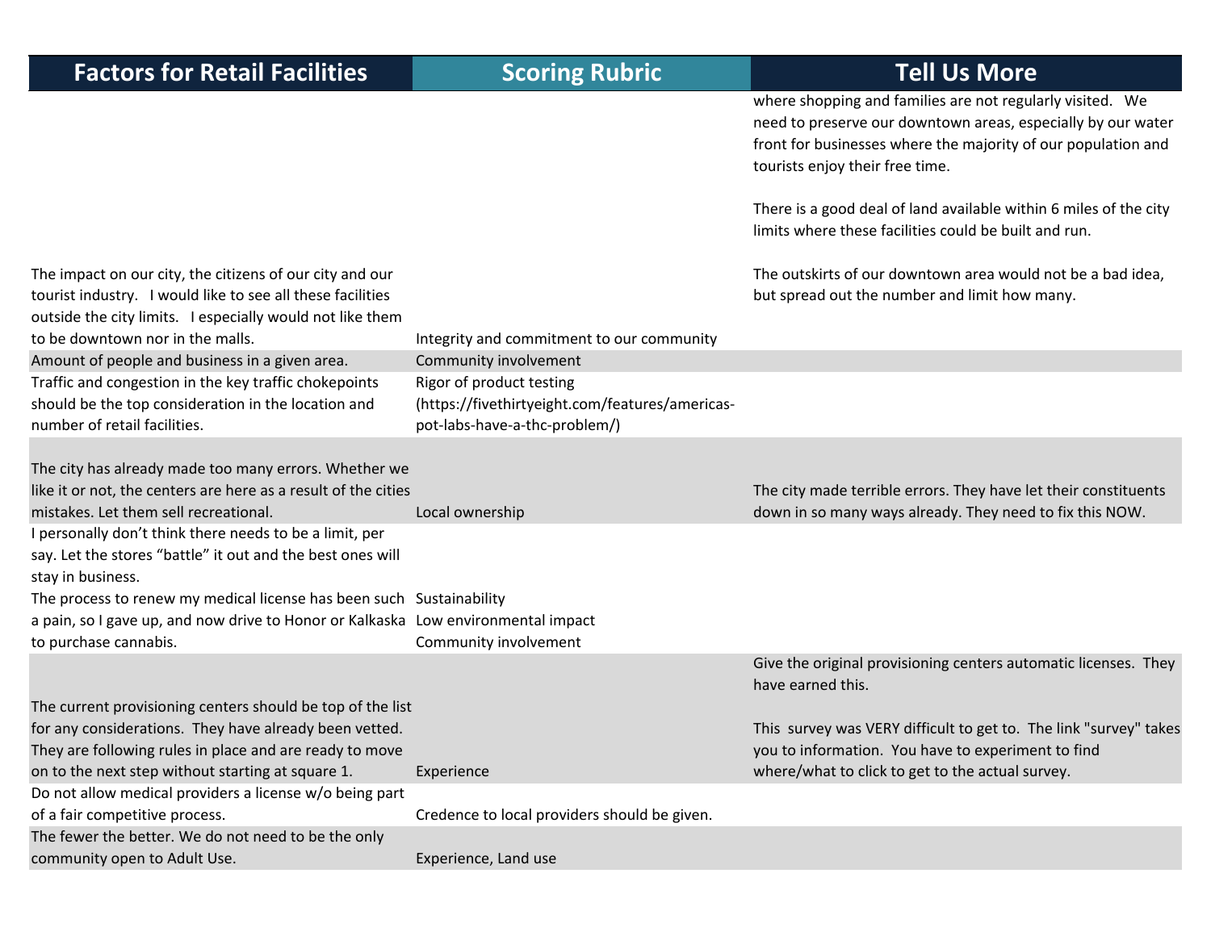| Factors for Retail Facilities | Scoring Rubric | Tell Us More |
|---|---|---|
| The impact on our city, the citizens of our city and our tourist industry. I would like to see all these facilities outside the city limits. I especially would not like them to be downtown nor in the malls. | Integrity and commitment to our community | where shopping and families are not regularly visited. We need to preserve our downtown areas, especially by our water front for businesses where the majority of our population and tourists enjoy their free time.<br><br>There is a good deal of land available within 6 miles of the city limits where these facilities could be built and run.<br><br>The outskirts of our downtown area would not be a bad idea, but spread out the number and limit how many. |
| Amount of people and business in a given area. | Community involvement | |
| Traffic and congestion in the key traffic chokepoints should be the top consideration in the location and number of retail facilities. | Rigor of product testing (https://fivethirtyeight.com/features/americas-pot-labs-have-a-thc-problem/) | |
| The city has already made too many errors. Whether we like it or not, the centers are here as a result of the cities mistakes. Let them sell recreational. | Local ownership | The city made terrible errors. They have let their constituents down in so many ways already. They need to fix this NOW. |
| I personally don't think there needs to be a limit, per say. Let the stores "battle" it out and the best ones will stay in business. | | |
| The process to renew my medical license has been such a pain, so I gave up, and now drive to Honor or Kalkaska to purchase cannabis. | Sustainability<br>Low environmental impact<br>Community involvement | |
| The current provisioning centers should be top of the list for any considerations. They have already been vetted. They are following rules in place and are ready to move on to the next step without starting at square 1. | Experience | Give the original provisioning centers automatic licenses. They have earned this.<br><br>This survey was VERY difficult to get to. The link "survey" takes you to information. You have to experiment to find where/what to click to get to the actual survey. |
| Do not allow medical providers a license w/o being part of a fair competitive process. | Credence to local providers should be given. | |
| The fewer the better. We do not need to be the only community open to Adult Use. | Experience, Land use | |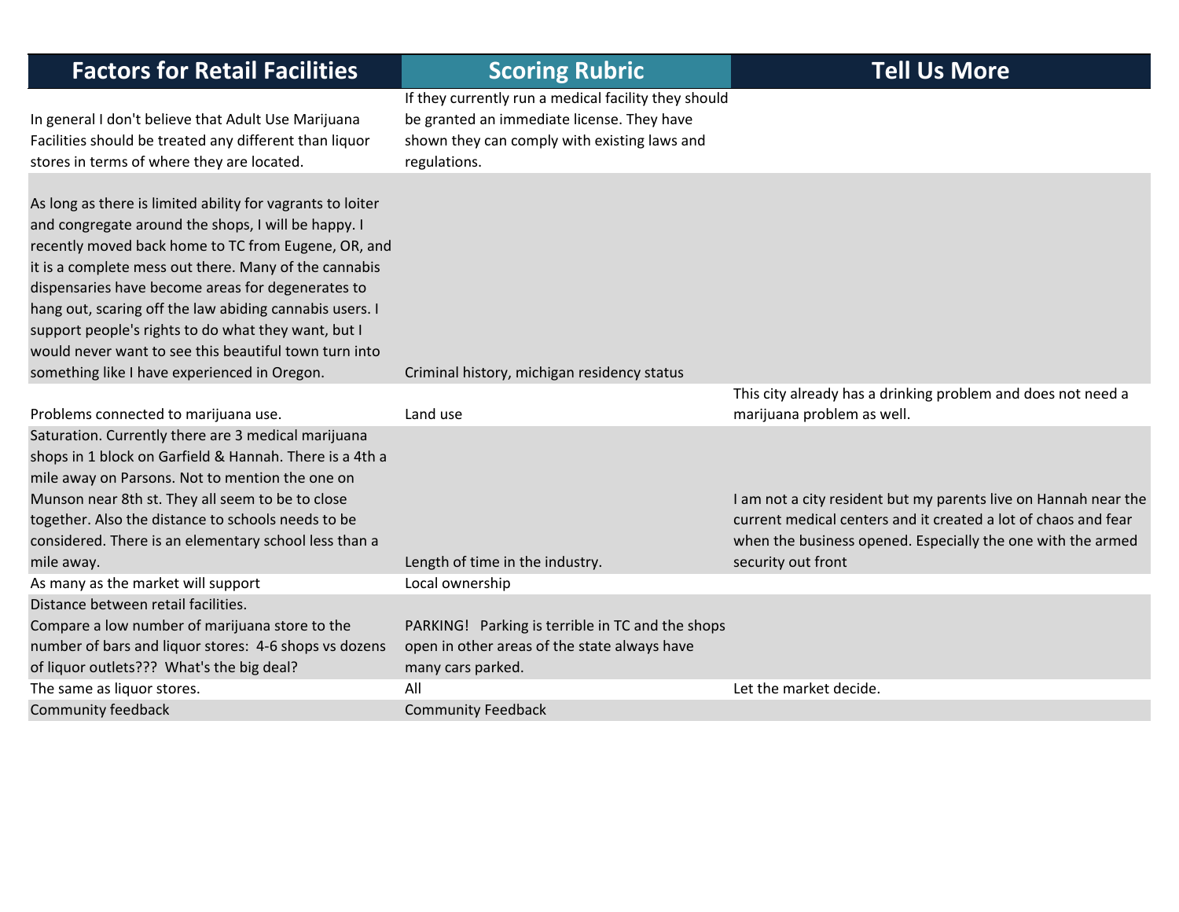| Factors for Retail Facilities | Scoring Rubric | Tell Us More |
|---|---|---|
| In general I don't believe that Adult Use Marijuana Facilities should be treated any different than liquor stores in terms of where they are located. | If they currently run a medical facility they should be granted an immediate license. They have shown they can comply with existing laws and regulations. | |
| As long as there is limited ability for vagrants to loiter and congregate around the shops, I will be happy. I recently moved back home to TC from Eugene, OR, and it is a complete mess out there. Many of the cannabis dispensaries have become areas for degenerates to hang out, scaring off the law abiding cannabis users. I support people's rights to do what they want, but I would never want to see this beautiful town turn into something like I have experienced in Oregon. | Criminal history, michigan residency status | |
| Problems connected to marijuana use. | Land use | This city already has a drinking problem and does not need a marijuana problem as well. |
| Saturation. Currently there are 3 medical marijuana shops in 1 block on Garfield & Hannah. There is a 4th a mile away on Parsons. Not to mention the one on Munson near 8th st. They all seem to be to close together. Also the distance to schools needs to be considered. There is an elementary school less than a mile away. | Length of time in the industry. | I am not a city resident but my parents live on Hannah near the current medical centers and it created a lot of chaos and fear when the business opened. Especially the one with the armed security out front |
| As many as the market will support | Local ownership | |
| Distance between retail facilities. Compare a low number of marijuana store to the number of bars and liquor stores: 4-6 shops vs dozens of liquor outlets??? What's the big deal? | PARKING! Parking is terrible in TC and the shops open in other areas of the state always have many cars parked. | |
| The same as liquor stores. | All | Let the market decide. |
| Community feedback | Community Feedback | |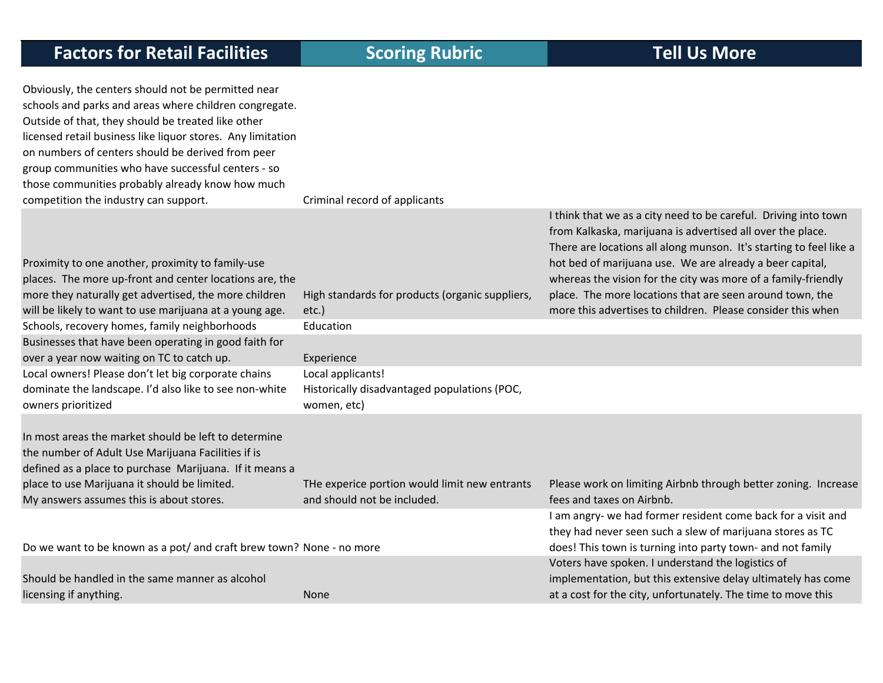| Factors for Retail Facilities | Scoring Rubric | Tell Us More |
|---|---|---|
| Obviously, the centers should not be permitted near schools and parks and areas where children congregate. Outside of that, they should be treated like other licensed retail business like liquor stores. Any limitation on numbers of centers should be derived from peer group communities who have successful centers - so those communities probably already know how much competition the industry can support. | Criminal record of applicants | |
| Proximity to one another, proximity to family-use places. The more up-front and center locations are, the more they naturally get advertised, the more children will be likely to want to use marijuana at a young age. | High standards for products (organic suppliers, etc.) | I think that we as a city need to be careful. Driving into town from Kalkaska, marijuana is advertised all over the place. There are locations all along munson. It's starting to feel like a hot bed of marijuana use. We are already a beer capital, whereas the vision for the city was more of a family-friendly place. The more locations that are seen around town, the more this advertises to children. Please consider this when |
| Schools, recovery homes, family neighborhoods | Education | |
| Businesses that have been operating in good faith for over a year now waiting on TC to catch up. | Experience | |
| Local owners! Please don't let big corporate chains dominate the landscape. I'd also like to see non-white owners prioritized | Local applicants!<br>Historically disadvantaged populations (POC, women, etc) | |
| In most areas the market should be left to determine the number of Adult Use Marijuana Facilities if is defined as a place to purchase Marijuana. If it means a place to use Marijuana it should be limited.<br>My answers assumes this is about stores. | THe expericе portion would limit new entrants and should not be included. | Please work on limiting Airbnb through better zoning. Increase fees and taxes on Airbnb. |
| Do we want to be known as a pot/ and craft brew town? | None - no more | I am angry- we had former resident come back for a visit and they had never seen such a slew of marijuana stores as TC does! This town is turning into party town- and not family |
| Should be handled in the same manner as alcohol licensing if anything. | None | Voters have spoken. I understand the logistics of implementation, but this extensive delay ultimately has come at a cost for the city, unfortunately. The time to move this |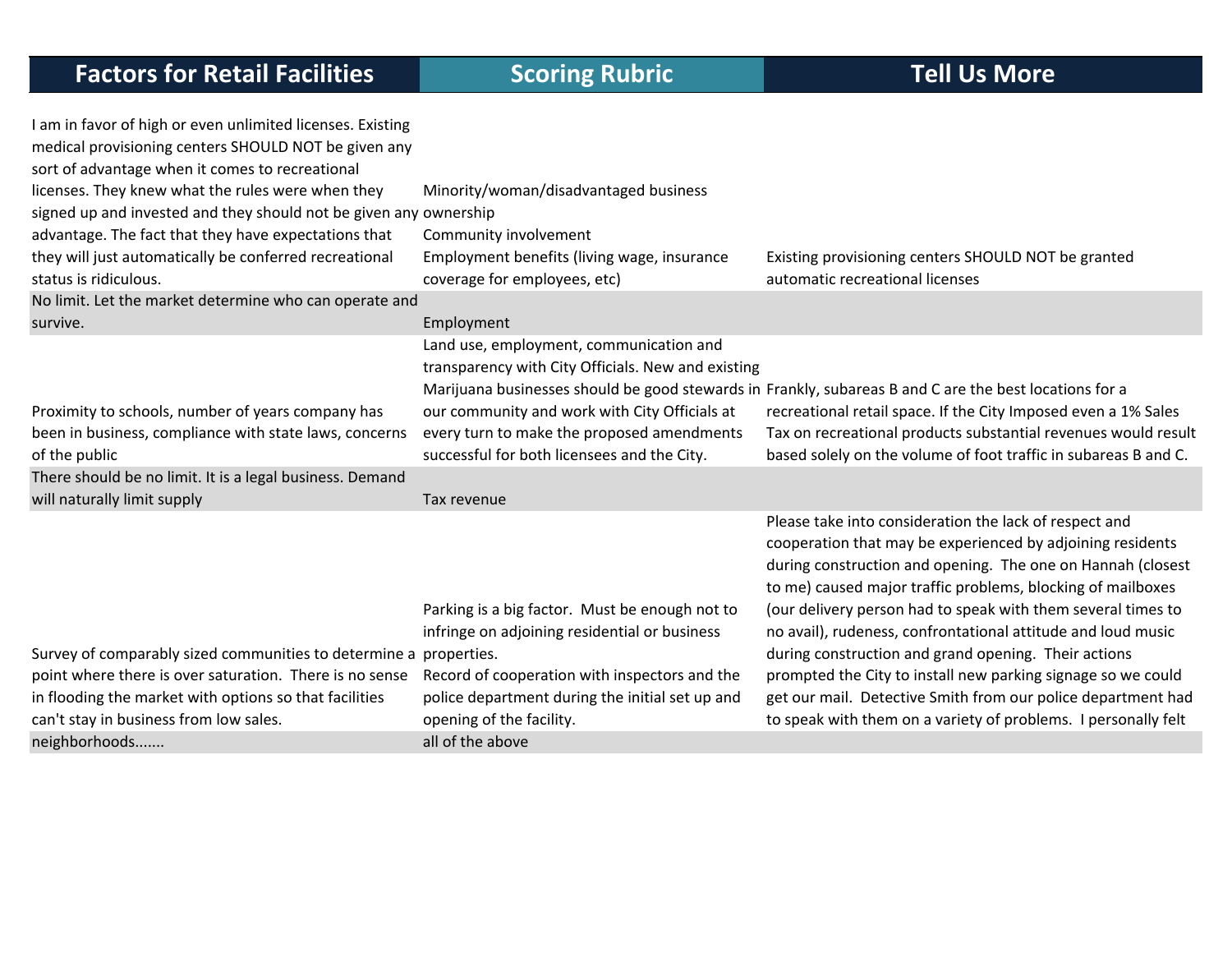| Factors for Retail Facilities | Scoring Rubric | Tell Us More |
|---|---|---|
| I am in favor of high or even unlimited licenses. Existing medical provisioning centers SHOULD NOT be given any sort of advantage when it comes to recreational licenses. They knew what the rules were when they signed up and invested and they should not be given any advantage. The fact that they have expectations that they will just automatically be conferred recreational status is ridiculous. | Minority/woman/disadvantaged business ownership<br>Community involvement<br>Employment benefits (living wage, insurance coverage for employees, etc) | Existing provisioning centers SHOULD NOT be granted automatic recreational licenses |
| No limit. Let the market determine who can operate and survive. | Employment | |
| Proximity to schools, number of years company has been in business, compliance with state laws, concerns of the public | Land use, employment, communication and transparency with City Officials. New and existing Marijuana businesses should be good stewards in our community and work with City Officials at every turn to make the proposed amendments successful for both licensees and the City. | Frankly, subareas B and C are the best locations for a recreational retail space. If the City Imposed even a 1% Sales Tax on recreational products substantial revenues would result based solely on the volume of foot traffic in subareas B and C. |
| There should be no limit. It is a legal business. Demand will naturally limit supply | Tax revenue | |
| Survey of comparably sized communities to determine a point where there is over saturation. There is no sense in flooding the market with options so that facilities can't stay in business from low sales. | Parking is a big factor. Must be enough not to infringe on adjoining residential or business properties.<br>Record of cooperation with inspectors and the police department during the initial set up and opening of the facility. | Please take into consideration the lack of respect and cooperation that may be experienced by adjoining residents during construction and opening. The one on Hannah (closest to me) caused major traffic problems, blocking of mailboxes (our delivery person had to speak with them several times to no avail), rudeness, confrontational attitude and loud music during construction and grand opening. Their actions prompted the City to install new parking signage so we could get our mail. Detective Smith from our police department had to speak with them on a variety of problems. I personally felt |
| neighborhoods....... | all of the above | |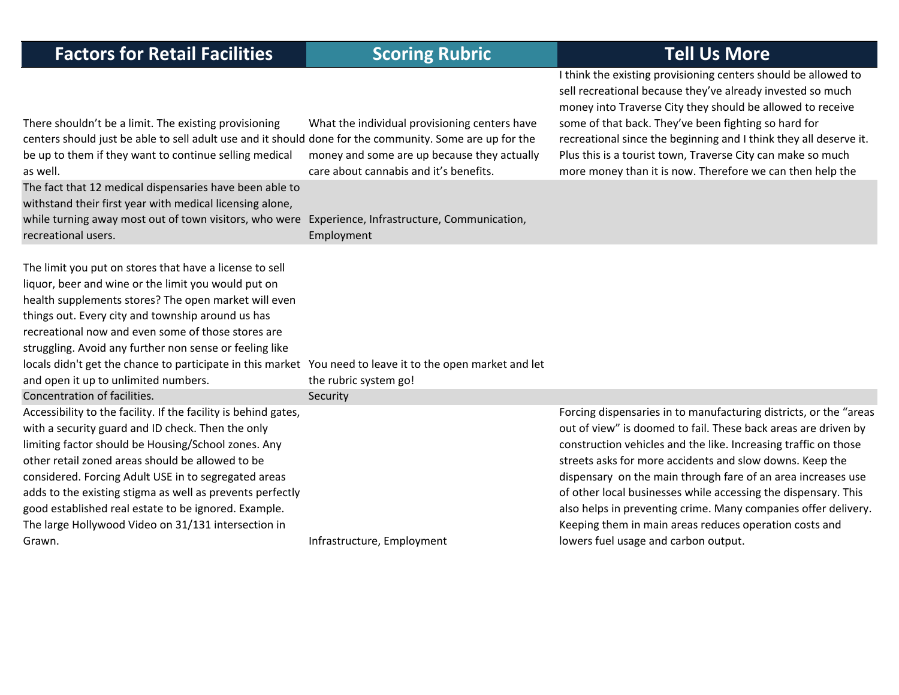| Factors for Retail Facilities | Scoring Rubric | Tell Us More |
|---|---|---|
| There shouldn't be a limit. The existing provisioning centers should just be able to sell adult use and it should be up to them if they want to continue selling medical as well. | What the individual provisioning centers have done for the community. Some are up for the money and some are up because they actually care about cannabis and it's benefits. | I think the existing provisioning centers should be allowed to sell recreational because they've already invested so much money into Traverse City they should be allowed to receive some of that back. They've been fighting so hard for recreational since the beginning and I think they all deserve it. Plus this is a tourist town, Traverse City can make so much more money than it is now. Therefore we can then help the |
| The fact that 12 medical dispensaries have been able to withstand their first year with medical licensing alone, while turning away most out of town visitors, who were recreational users. | Experience, Infrastructure, Communication, Employment | |
| The limit you put on stores that have a license to sell liquor, beer and wine or the limit you would put on health supplements stores? The open market will even things out. Every city and township around us has recreational now and even some of those stores are struggling. Avoid any further non sense or feeling like locals didn't get the chance to participate in this market and open it up to unlimited numbers. | You need to leave it to the open market and let the rubric system go! | |
| Concentration of facilities. | Security | |
| Accessibility to the facility. If the facility is behind gates, with a security guard and ID check. Then the only limiting factor should be Housing/School zones. Any other retail zoned areas should be allowed to be considered. Forcing Adult USE in to segregated areas adds to the existing stigma as well as prevents perfectly good established real estate to be ignored. Example. The large Hollywood Video on 31/131 intersection in Grawn. | Infrastructure, Employment | Forcing dispensaries in to manufacturing districts, or the "areas out of view" is doomed to fail. These back areas are driven by construction vehicles and the like. Increasing traffic on those streets asks for more accidents and slow downs. Keep the dispensary on the main through fare of an area increases use of other local businesses while accessing the dispensary. This also helps in preventing crime. Many companies offer delivery. Keeping them in main areas reduces operation costs and lowers fuel usage and carbon output. |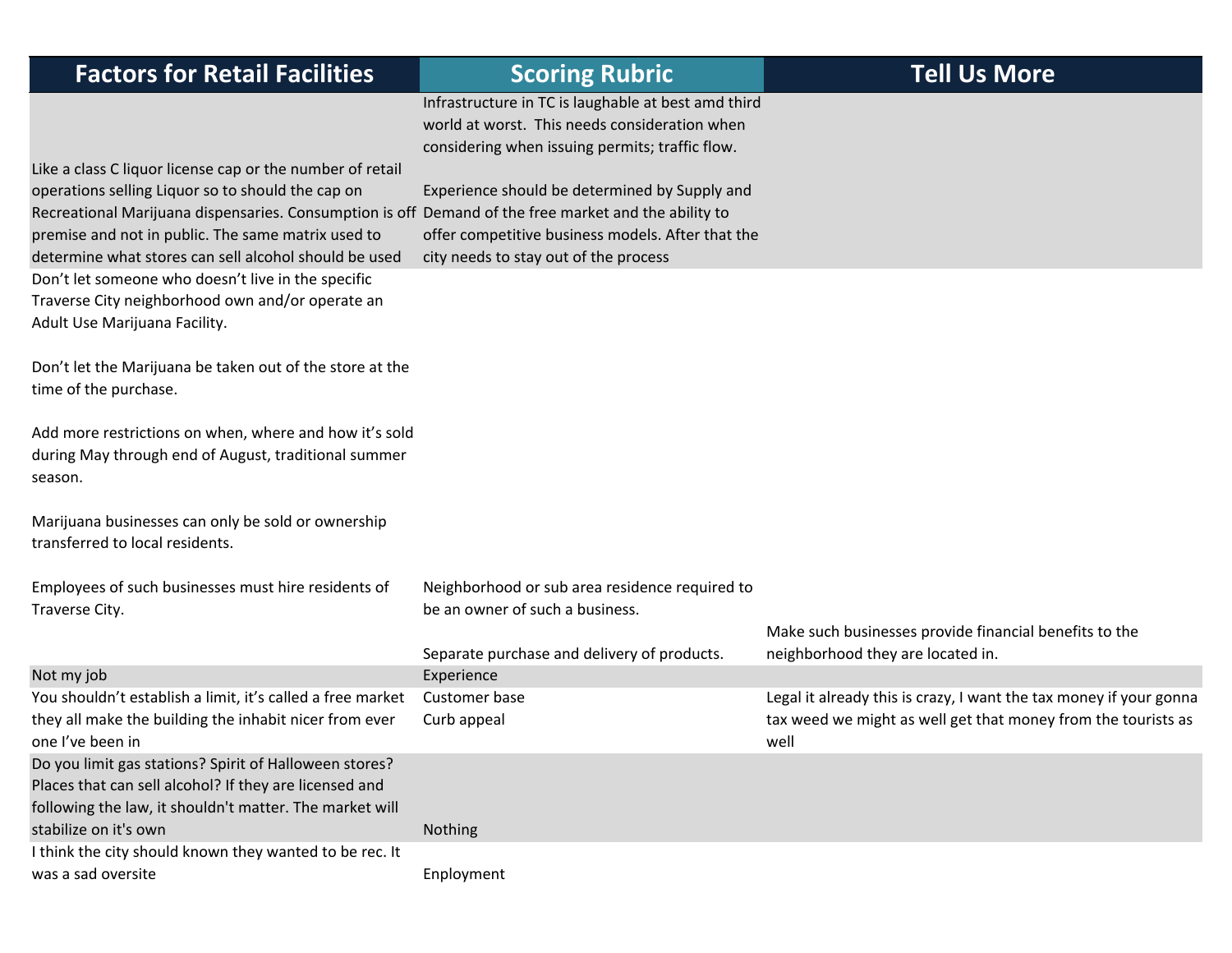| Factors for Retail Facilities | Scoring Rubric | Tell Us More |
|---|---|---|
| Like a class C liquor license cap or the number of retail operations selling Liquor so to should the cap on Recreational Marijuana dispensaries. Consumption is off premise and not in public. The same matrix used to determine what stores can sell alcohol should be used | Infrastructure in TC is laughable at best amd third world at worst. This needs consideration when considering when issuing permits; traffic flow.<br><br>Experience should be determined by Supply and Demand of the free market and the ability to offer competitive business models. After that the city needs to stay out of the process | |
| Don't let someone who doesn't live in the specific Traverse City neighborhood own and/or operate an Adult Use Marijuana Facility.<br><br>Don't let the Marijuana be taken out of the store at the time of the purchase.<br><br>Add more restrictions on when, where and how it's sold during May through end of August, traditional summer season.<br><br>Marijuana businesses can only be sold or ownership transferred to local residents.<br><br>Employees of such businesses must hire residents of Traverse City. | Neighborhood or sub area residence required to be an owner of such a business.<br><br>Separate purchase and delivery of products. | Make such businesses provide financial benefits to the neighborhood they are located in. |
| Not my job | Experience | |
| You shouldn't establish a limit, it's called a free market they all make the building the inhabit nicer from ever one I've been in | Customer base<br>Curb appeal | Legal it already this is crazy, I want the tax money if your gonna tax weed we might as well get that money from the tourists as well |
| Do you limit gas stations? Spirit of Halloween stores? Places that can sell alcohol? If they are licensed and following the law, it shouldn't matter. The market will stabilize on it's own | Nothing | |
| I think the city should known they wanted to be rec. It was a sad oversite | Enployment | |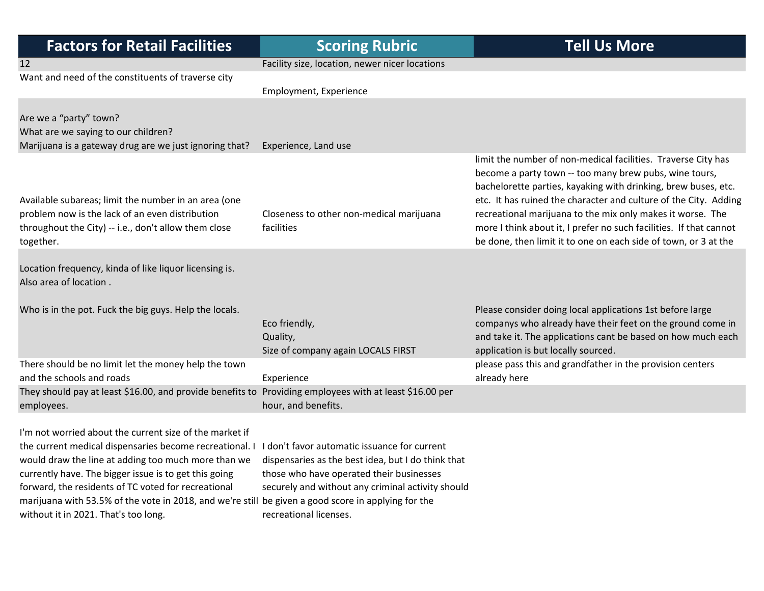| Factors for Retail Facilities | Scoring Rubric | Tell Us More |
|---|---|---|
| 12 | Facility size, location, newer nicer locations | |
| Want and need of the constituents of traverse city | Employment, Experience | |
| Are we a “party” town?<br>What are we saying to our children?<br>Marijuana is a gateway drug are we just ignoring that? | Experience, Land use | |
| Available subareas; limit the number in an area (one problem now is the lack of an even distribution throughout the City) -- i.e., don't allow them close together. | Closeness to other non-medical marijuana facilities | limit the number of non-medical facilities. Traverse City has become a party town -- too many brew pubs, wine tours, bachelorette parties, kayaking with drinking, brew buses, etc. etc. It has ruined the character and culture of the City. Adding recreational marijuana to the mix only makes it worse. The more I think about it, I prefer no such facilities. If that cannot be done, then limit it to one on each side of town, or 3 at the |
| Location frequency, kinda of like liquor licensing is.<br>Also area of location .<br><br>Who is in the pot. Fuck the big guys. Help the locals. | Eco friendly,<br>Quality,<br>Size of company again LOCALS FIRST | Please consider doing local applications 1st before large companys who already have their feet on the ground come in and take it. The applications cant be based on how much each application is but locally sourced. |
| There should be no limit let the money help the town and the schools and roads | Experience | please pass this and grandfather in the provision centers already here |
| They should pay at least $16.00, and provide benefits to employees. | Providing employees with at least $16.00 per hour, and benefits. | |
| I'm not worried about the current size of the market if the current medical dispensaries become recreational. I would draw the line at adding too much more than we currently have. The bigger issue is to get this going forward, the residents of TC voted for recreational marijuana with 53.5% of the vote in 2018, and we're still without it in 2021. That's too long. | I don't favor automatic issuance for current dispensaries as the best idea, but I do think that those who have operated their businesses securely and without any criminal activity should be given a good score in applying for the recreational licenses. | |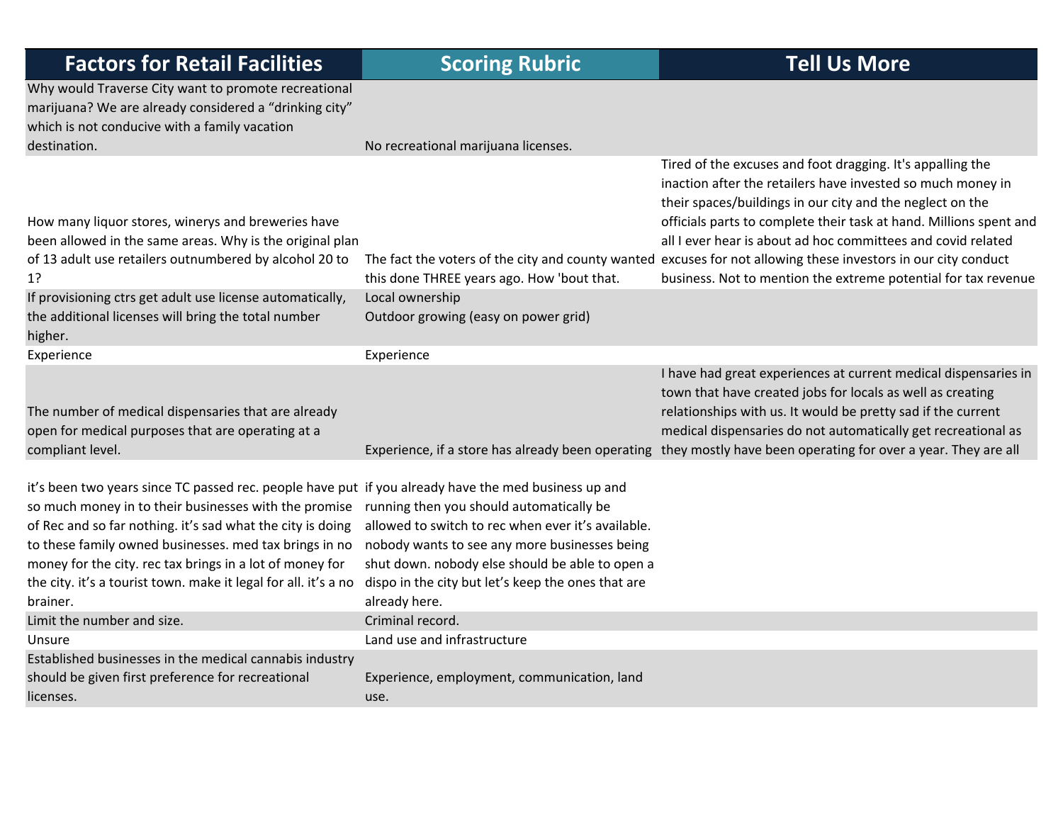| Factors for Retail Facilities | Scoring Rubric | Tell Us More |
|---|---|---|
| Why would Traverse City want to promote recreational marijuana? We are already considered a "drinking city" which is not conducive with a family vacation destination. | No recreational marijuana licenses. | |
| How many liquor stores, winerys and breweries have been allowed in the same areas. Why is the original plan of 13 adult use retailers outnumbered by alcohol 20 to 1? | The fact the voters of the city and county wanted this done THREE years ago. How 'bout that. | Tired of the excuses and foot dragging. It's appalling the inaction after the retailers have invested so much money in their spaces/buildings in our city and the neglect on the officials parts to complete their task at hand. Millions spent and all I ever hear is about ad hoc committees and covid related excuses for not allowing these investors in our city conduct business. Not to mention the extreme potential for tax revenue |
| If provisioning ctrs get adult use license automatically, the additional licenses will bring the total number higher. | Local ownership<br>Outdoor growing (easy on power grid) | |
| Experience | Experience | |
| The number of medical dispensaries that are already open for medical purposes that are operating at a compliant level. | Experience, if a store has already been operating | I have had great experiences at current medical dispensaries in town that have created jobs for locals as well as creating relationships with us. It would be pretty sad if the current medical dispensaries do not automatically get recreational as they mostly have been operating for over a year. They are all |
| it's been two years since TC passed rec. people have put so much money in to their businesses with the promise of Rec and so far nothing. it's sad what the city is doing to these family owned businesses. med tax brings in no money for the city. rec tax brings in a lot of money for the city. it's a tourist town. make it legal for all. it's a no brainer. | if you already have the med business up and running then you should automatically be allowed to switch to rec when ever it's available. nobody wants to see any more businesses being shut down. nobody else should be able to open a dispo in the city but let's keep the ones that are already here. | |
| Limit the number and size. | Criminal record. | |
| Unsure | Land use and infrastructure | |
| Established businesses in the medical cannabis industry should be given first preference for recreational licenses. | Experience, employment, communication, land use. | |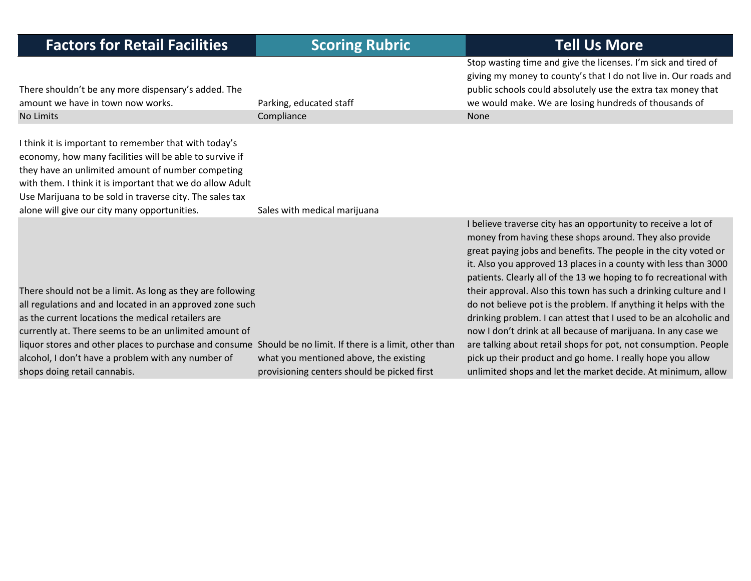| Factors for Retail Facilities | Scoring Rubric | Tell Us More |
|---|---|---|
| There shouldn’t be any more dispensary’s added. The amount we have in town now works. | Parking, educated staff | Stop wasting time and give the licenses. I’m sick and tired of giving my money to county’s that I do not live in. Our roads and public schools could absolutely use the extra tax money that we would make. We are losing hundreds of thousands of |
| No Limits | Compliance | None |
| I think it is important to remember that with today’s economy, how many facilities will be able to survive if they have an unlimited amount of number competing with them. I think it is important that we do allow Adult Use Marijuana to be sold in traverse city. The sales tax alone will give our city many opportunities. | Sales with medical marijuana | |
| There should not be a limit. As long as they are following all regulations and and located in an approved zone such as the current locations the medical retailers are currently at. There seems to be an unlimited amount of liquor stores and other places to purchase and consume alcohol, I don’t have a problem with any number of shops doing retail cannabis. | Should be no limit. If there is a limit, other than what you mentioned above, the existing provisioning centers should be picked first | I believe traverse city has an opportunity to receive a lot of money from having these shops around. They also provide great paying jobs and benefits. The people in the city voted or it. Also you approved 13 places in a county with less than 3000 patients. Clearly all of the 13 we hoping to fo recreational with their approval. Also this town has such a drinking culture and I do not believe pot is the problem. If anything it helps with the drinking problem. I can attest that I used to be an alcoholic and now I don’t drink at all because of marijuana. In any case we are talking about retail shops for pot, not consumption. People pick up their product and go home. I really hope you allow unlimited shops and let the market decide. At minimum, allow |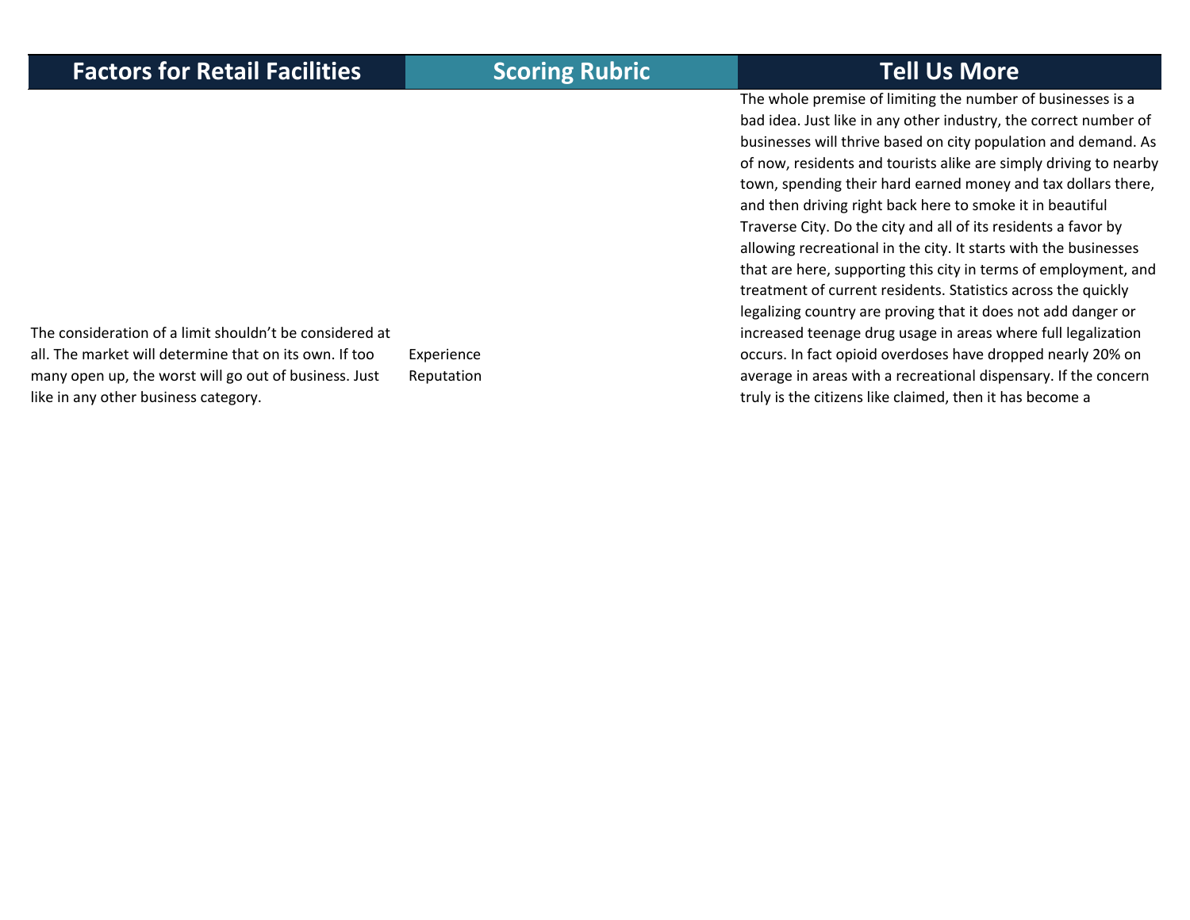| Factors for Retail Facilities | Scoring Rubric | Tell Us More |
|---|---|---|
| The consideration of a limit shouldn’t be considered at all. The market will determine that on its own. If too many open up, the worst will go out of business. Just like in any other business category. | Experience<br>Reputation | The whole premise of limiting the number of businesses is a bad idea. Just like in any other industry, the correct number of businesses will thrive based on city population and demand. As of now, residents and tourists alike are simply driving to nearby town, spending their hard earned money and tax dollars there, and then driving right back here to smoke it in beautiful Traverse City. Do the city and all of its residents a favor by allowing recreational in the city. It starts with the businesses that are here, supporting this city in terms of employment, and treatment of current residents. Statistics across the quickly legalizing country are proving that it does not add danger or increased teenage drug usage in areas where full legalization occurs. In fact opioid overdoses have dropped nearly 20% on average in areas with a recreational dispensary. If the concern truly is the citizens like claimed, then it has become a |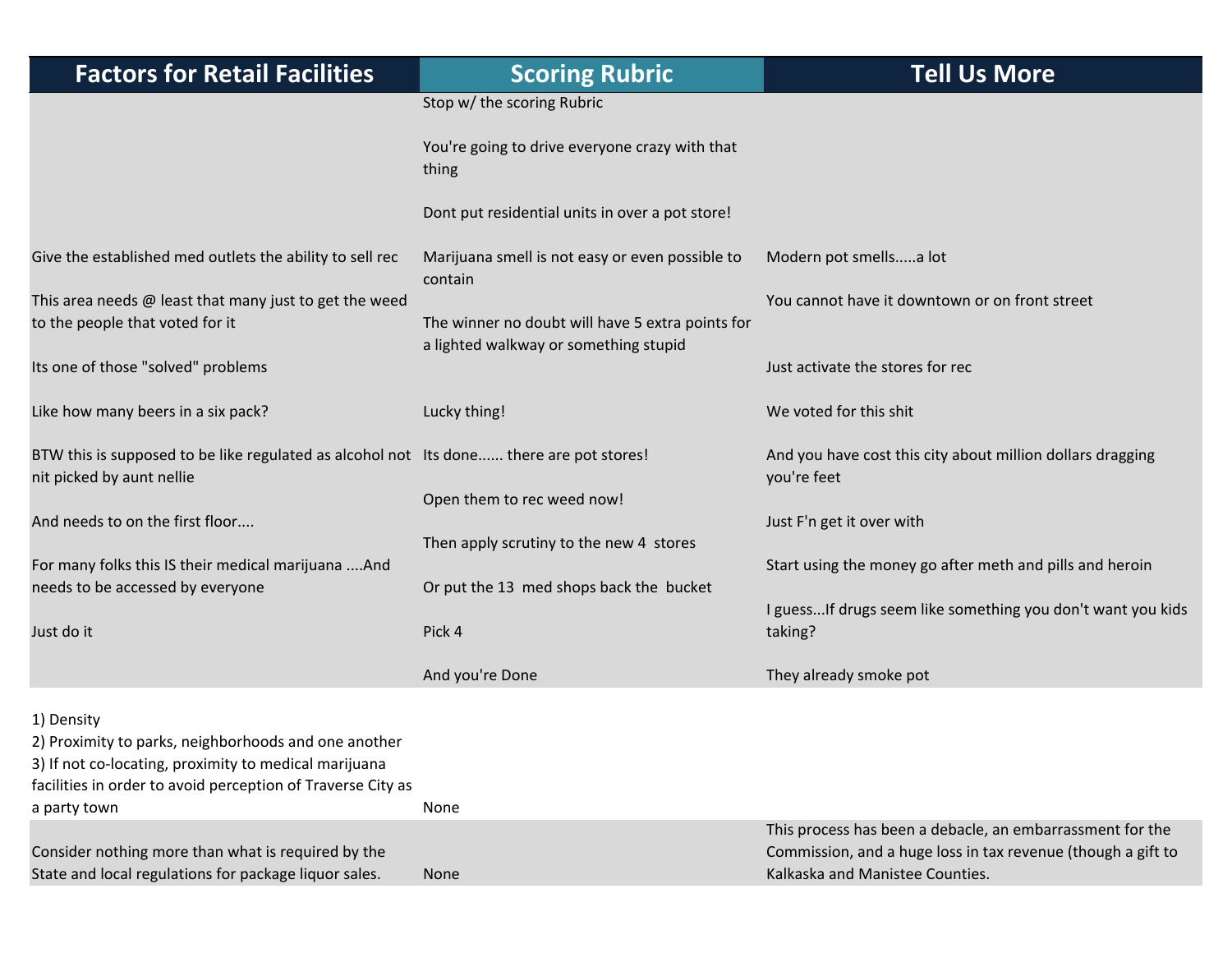| Factors for Retail Facilities | Scoring Rubric | Tell Us More |
|---|---|---|
| | Stop w/ the scoring Rubric<br><br>You're going to drive everyone crazy with that thing<br><br>Dont put residential units in over a pot store! | |
| Give the established med outlets the ability to sell rec<br><br>This area needs @ least that many just to get the weed to the people that voted for it<br><br>Its one of those "solved" problems<br><br>Like how many beers in a six pack?<br><br>BTW this is supposed to be like regulated as alcohol not nit picked by aunt nellie<br><br>And needs to on the first floor....<br><br>For many folks this IS their medical marijuana ....And needs to be accessed by everyone<br><br>Just do it | Marijuana smell is not easy or even possible to contain<br><br>The winner no doubt will have 5 extra points for a lighted walkway or something stupid<br><br>Lucky thing!<br><br>Its done...... there are pot stores!<br><br>Open them to rec weed now!<br><br>Then apply scrutiny to the new 4 stores<br><br>Or put the 13 med shops back the bucket<br><br>Pick 4<br><br>And you're Done | Modern pot smells.....a lot<br><br>You cannot have it downtown or on front street<br><br>Just activate the stores for rec<br><br>We voted for this shit<br><br>And you have cost this city about million dollars dragging you're feet<br><br>Just F'n get it over with<br><br>Start using the money go after meth and pills and heroin<br><br>I guess...If drugs seem like something you don't want you kids taking?<br><br>They already smoke pot |
| 1) Density<br>2) Proximity to parks, neighborhoods and one another<br>3) If not co-locating, proximity to medical marijuana facilities in order to avoid perception of Traverse City as a party town | None | |
| Consider nothing more than what is required by the State and local regulations for package liquor sales. | None | This process has been a debacle, an embarrassment for the Commission, and a huge loss in tax revenue (though a gift to Kalkaska and Manistee Counties. |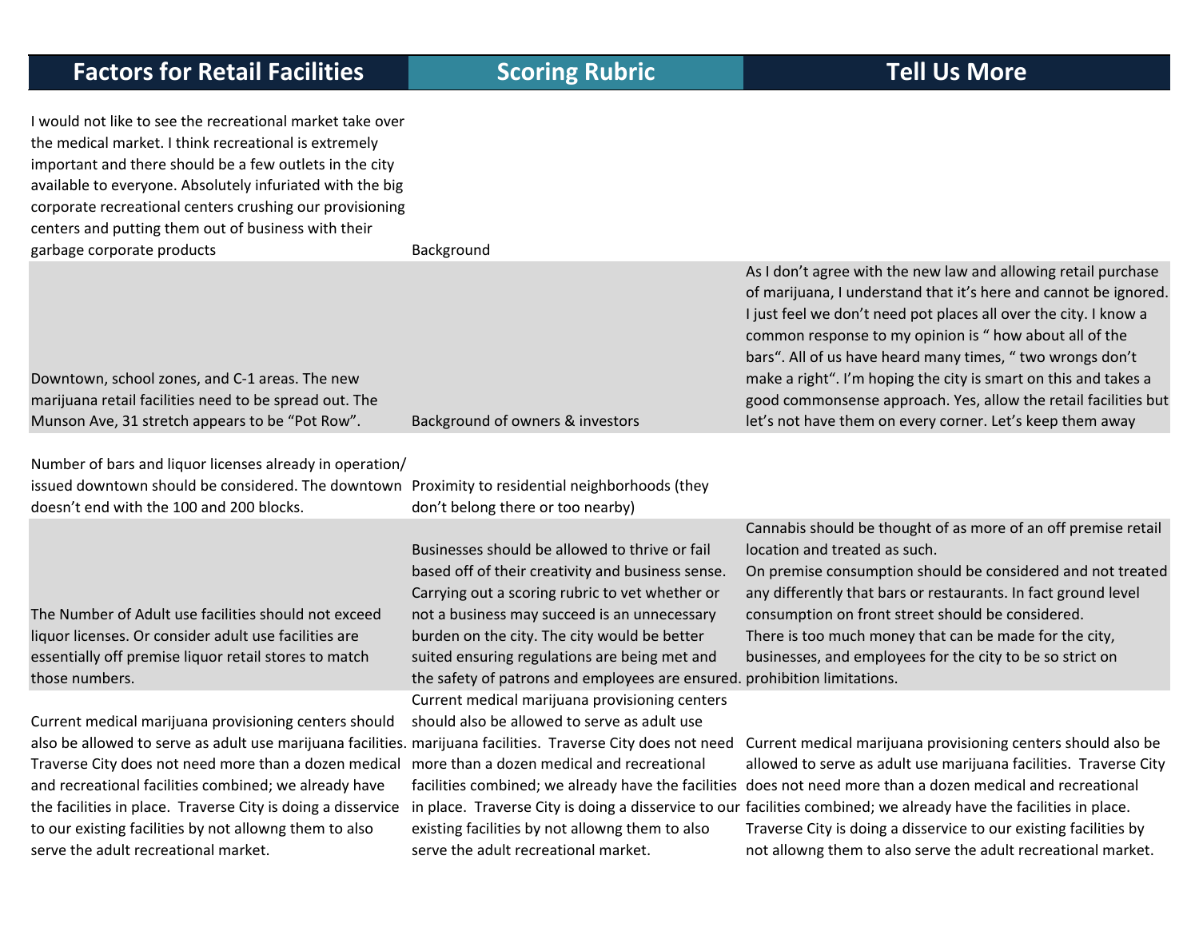| Factors for Retail Facilities | Scoring Rubric | Tell Us More |
|---|---|---|
| I would not like to see the recreational market take over the medical market. I think recreational is extremely important and there should be a few outlets in the city available to everyone. Absolutely infuriated with the big corporate recreational centers crushing our provisioning centers and putting them out of business with their garbage corporate products | Background | |
| Downtown, school zones, and C-1 areas. The new marijuana retail facilities need to be spread out. The Munson Ave, 31 stretch appears to be "Pot Row". | Background of owners & investors | As I don't agree with the new law and allowing retail purchase of marijuana, I understand that it's here and cannot be ignored. I just feel we don't need pot places all over the city. I know a common response to my opinion is " how about all of the bars". All of us have heard many times, " two wrongs don't make a right". I'm hoping the city is smart on this and takes a good commonsense approach. Yes, allow the retail facilities but let's not have them on every corner. Let's keep them away |
| Number of bars and liquor licenses already in operation/ issued downtown should be considered. The downtown doesn't end with the 100 and 200 blocks. | Proximity to residential neighborhoods (they don't belong there or too nearby) | |
| The Number of Adult use facilities should not exceed liquor licenses. Or consider adult use facilities are essentially off premise liquor retail stores to match those numbers. | Businesses should be allowed to thrive or fail based off of their creativity and business sense. Carrying out a scoring rubric to vet whether or not a business may succeed is an unnecessary burden on the city. The city would be better suited ensuring regulations are being met and the safety of patrons and employees are ensured. | Cannabis should be thought of as more of an off premise retail location and treated as such.<br>On premise consumption should be considered and not treated any differently that bars or restaurants. In fact ground level consumption on front street should be considered.<br>There is too much money that can be made for the city, businesses, and employees for the city to be so strict on prohibition limitations. |
| Current medical marijuana provisioning centers should also be allowed to serve as adult use marijuana facilities. Traverse City does not need more than a dozen medical and recreational facilities combined; we already have the facilities in place. Traverse City is doing a disservice to our existing facilities by not allowng them to also serve the adult recreational market. | Current medical marijuana provisioning centers should also be allowed to serve as adult use marijuana facilities. Traverse City does not need more than a dozen medical and recreational facilities combined; we already have the facilities in place. Traverse City is doing a disservice to our existing facilities by not allowng them to also serve the adult recreational market. | Current medical marijuana provisioning centers should also be allowed to serve as adult use marijuana facilities. Traverse City does not need more than a dozen medical and recreational facilities combined; we already have the facilities in place. Traverse City is doing a disservice to our existing facilities by not allowng them to also serve the adult recreational market. |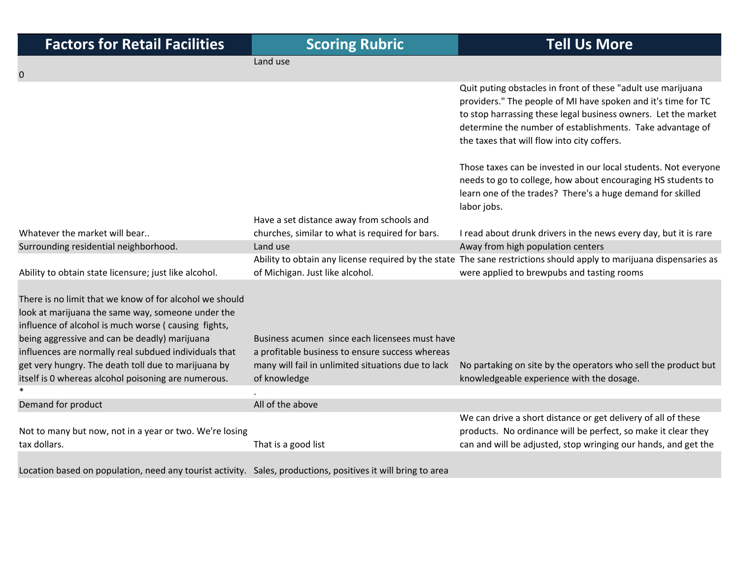| Factors for Retail Facilities | Scoring Rubric | Tell Us More |
| --- | --- | --- |
| 0 | Land use | |
| Whatever the market will bear.. | Have a set distance away from schools and churches, similar to what is required for bars. | Quit puting obstacles in front of these "adult use marijuana providers." The people of MI have spoken and it's time for TC to stop harrassing these legal business owners. Let the market determine the number of establishments. Take advantage of the taxes that will flow into city coffers.<br><br>Those taxes can be invested in our local students. Not everyone needs to go to college, how about encouraging HS students to learn one of the trades? There's a huge demand for skilled labor jobs.<br><br>I read about drunk drivers in the news every day, but it is rare |
| Surrounding residential neighborhood. | Land use | Away from high population centers |
| Ability to obtain state licensure; just like alcohol. | Ability to obtain any license required by the state of Michigan. Just like alcohol. | The sane restrictions should apply to marijuana dispensaries as were applied to brewpubs and tasting rooms |
| There is no limit that we know of for alcohol we should look at marijuana the same way, someone under the influence of alcohol is much worse ( causing fights, being aggressive and can be deadly) marijuana influences are normally real subdued individuals that get very hungry. The death toll due to marijuana by itself is 0 whereas alcohol poisoning are numerous. | Business acumen since each licensees must have a profitable business to ensure success whereas many will fail in unlimited situations due to lack of knowledge | No partaking on site by the operators who sell the product but knowledgeable experience with the dosage. |
| * | . | |
| Demand for product | All of the above | |
| Not to many but now, not in a year or two. We're losing tax dollars. | That is a good list | We can drive a short distance or get delivery of all of these products. No ordinance will be perfect, so make it clear they can and will be adjusted, stop wringing our hands, and get the |
| Location based on population, need any tourist activity. | Sales, productions, positives it will bring to area | |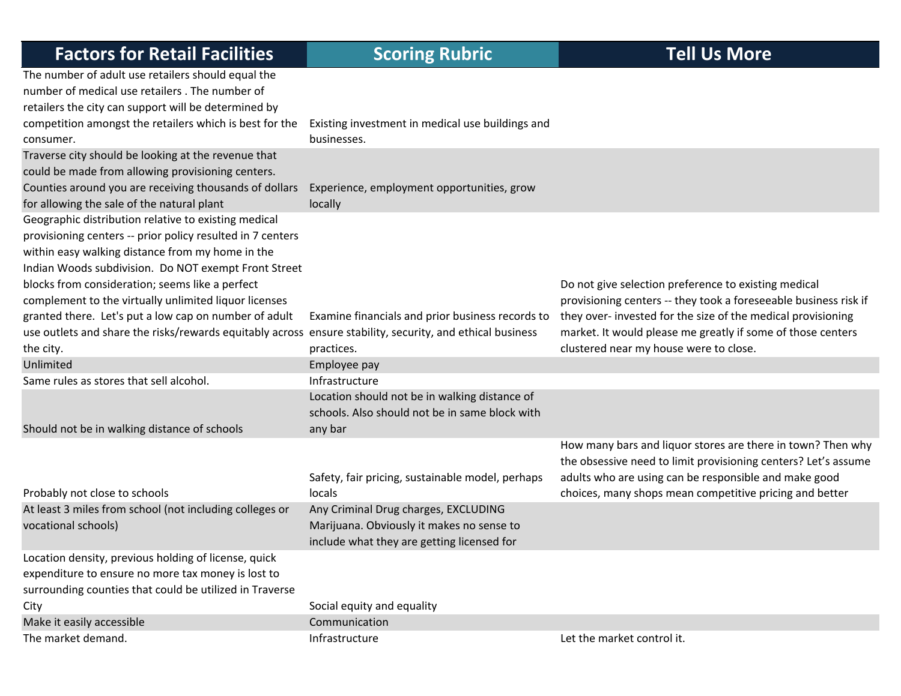| Factors for Retail Facilities | Scoring Rubric | Tell Us More |
|---|---|---|
| The number of adult use retailers should equal the number of medical use retailers . The number of retailers the city can support will be determined by competition amongst the retailers which is best for the consumer. | Existing investment in medical use buildings and businesses. | |
| Traverse city should be looking at the revenue that could be made from allowing provisioning centers. Counties around you are receiving thousands of dollars for allowing the sale of the natural plant | Experience, employment opportunities, grow locally | |
| Geographic distribution relative to existing medical provisioning centers -- prior policy resulted in 7 centers within easy walking distance from my home in the Indian Woods subdivision. Do NOT exempt Front Street blocks from consideration; seems like a perfect complement to the virtually unlimited liquor licenses granted there. Let's put a low cap on number of adult use outlets and share the risks/rewards equitably across the city. | Examine financials and prior business records to ensure stability, security, and ethical business practices. | Do not give selection preference to existing medical provisioning centers -- they took a foreseeable business risk if they over- invested for the size of the medical provisioning market. It would please me greatly if some of those centers clustered near my house were to close. |
| Unlimited | Employee pay | |
| Same rules as stores that sell alcohol. | Infrastructure | |
| Should not be in walking distance of schools | Location should not be in walking distance of schools. Also should not be in same block with any bar | |
| Probably not close to schools | Safety, fair pricing, sustainable model, perhaps locals | How many bars and liquor stores are there in town? Then why the obsessive need to limit provisioning centers? Let's assume adults who are using can be responsible and make good choices, many shops mean competitive pricing and better |
| At least 3 miles from school (not including colleges or vocational schools) | Any Criminal Drug charges, EXCLUDING Marijuana. Obviously it makes no sense to include what they are getting licensed for | |
| Location density, previous holding of license, quick expenditure to ensure no more tax money is lost to surrounding counties that could be utilized in Traverse City | Social equity and equality | |
| Make it easily accessible | Communication | |
| The market demand. | Infrastructure | Let the market control it. |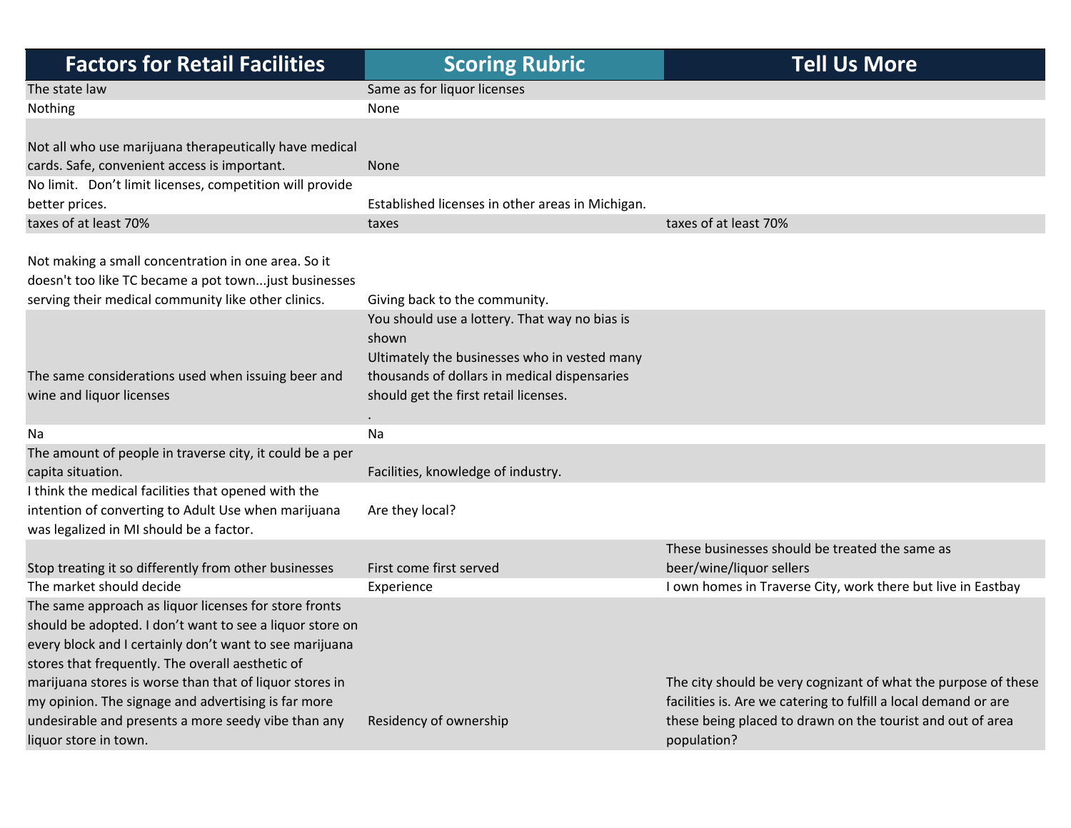| Factors for Retail Facilities | Scoring Rubric | Tell Us More |
| --- | --- | --- |
| The state law | Same as for liquor licenses | |
| Nothing | None | |
| Not all who use marijuana therapeutically have medical cards. Safe, convenient access is important. | None | |
| No limit. Don't limit licenses, competition will provide better prices. | Established licenses in other areas in Michigan. | |
| taxes of at least 70% | taxes | taxes of at least 70% |
| Not making a small concentration in one area. So it doesn't too like TC became a pot town...just businesses serving their medical community like other clinics. | Giving back to the community. | |
| The same considerations used when issuing beer and wine and liquor licenses | You should use a lottery. That way no bias is shown<br>Ultimately the businesses who in vested many thousands of dollars in medical dispensaries should get the first retail licenses.<br>. | |
| Na | Na | |
| The amount of people in traverse city, it could be a per capita situation. | Facilities, knowledge of industry. | |
| I think the medical facilities that opened with the intention of converting to Adult Use when marijuana was legalized in MI should be a factor. | Are they local? | |
| Stop treating it so differently from other businesses | First come first served | These businesses should be treated the same as beer/wine/liquor sellers |
| The market should decide | Experience | I own homes in Traverse City, work there but live in Eastbay |
| The same approach as liquor licenses for store fronts should be adopted. I don't want to see a liquor store on every block and I certainly don't want to see marijuana stores that frequently. The overall aesthetic of marijuana stores is worse than that of liquor stores in my opinion. The signage and advertising is far more undesirable and presents a more seedy vibe than any liquor store in town. | Residency of ownership | The city should be very cognizant of what the purpose of these facilities is. Are we catering to fulfill a local demand or are these being placed to drawn on the tourist and out of area population? |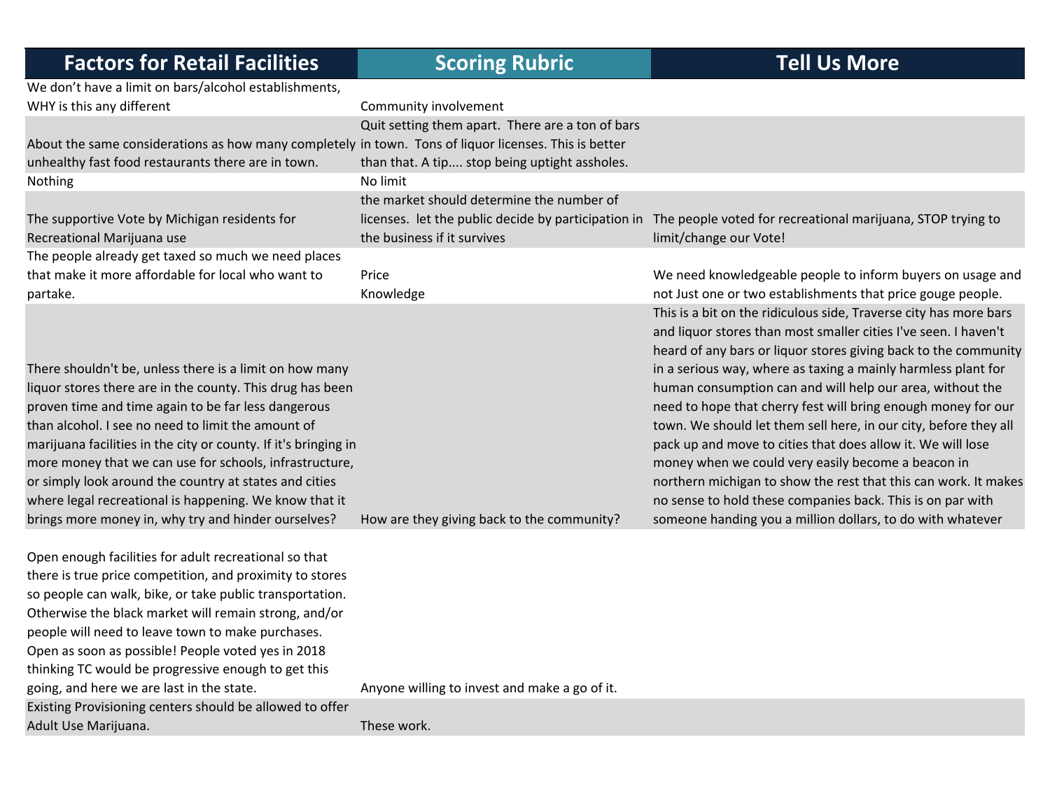| Factors for Retail Facilities | Scoring Rubric | Tell Us More |
|---|---|---|
| We don't have a limit on bars/alcohol establishments, WHY is this any different | Community involvement | |
| About the same considerations as how many completely unhealthy fast food restaurants there are in town. | Quit setting them apart. There are a ton of bars in town. Tons of liquor licenses. This is better than that. A tip.... stop being uptight assholes. | |
| Nothing | No limit | |
| The supportive Vote by Michigan residents for Recreational Marijuana use | the market should determine the number of licenses. let the public decide by participation in the business if it survives | The people voted for recreational marijuana, STOP trying to limit/change our Vote! |
| The people already get taxed so much we need places that make it more affordable for local who want to partake. | Price<br>Knowledge | We need knowledgeable people to inform buyers on usage and not Just one or two establishments that price gouge people. |
| There shouldn't be, unless there is a limit on how many liquor stores there are in the county. This drug has been proven time and time again to be far less dangerous than alcohol. I see no need to limit the amount of marijuana facilities in the city or county. If it's bringing in more money that we can use for schools, infrastructure, or simply look around the country at states and cities where legal recreational is happening. We know that it brings more money in, why try and hinder ourselves? | How are they giving back to the community? | This is a bit on the ridiculous side, Traverse city has more bars and liquor stores than most smaller cities I've seen. I haven't heard of any bars or liquor stores giving back to the community in a serious way, where as taxing a mainly harmless plant for human consumption can and will help our area, without the need to hope that cherry fest will bring enough money for our town. We should let them sell here, in our city, before they all pack up and move to cities that does allow it. We will lose money when we could very easily become a beacon in northern michigan to show the rest that this can work. It makes no sense to hold these companies back. This is on par with someone handing you a million dollars, to do with whatever |
| Open enough facilities for adult recreational so that there is true price competition, and proximity to stores so people can walk, bike, or take public transportation. Otherwise the black market will remain strong, and/or people will need to leave town to make purchases. Open as soon as possible! People voted yes in 2018 thinking TC would be progressive enough to get this going, and here we are last in the state. | Anyone willing to invest and make a go of it. | |
| Existing Provisioning centers should be allowed to offer Adult Use Marijuana. | These work. | |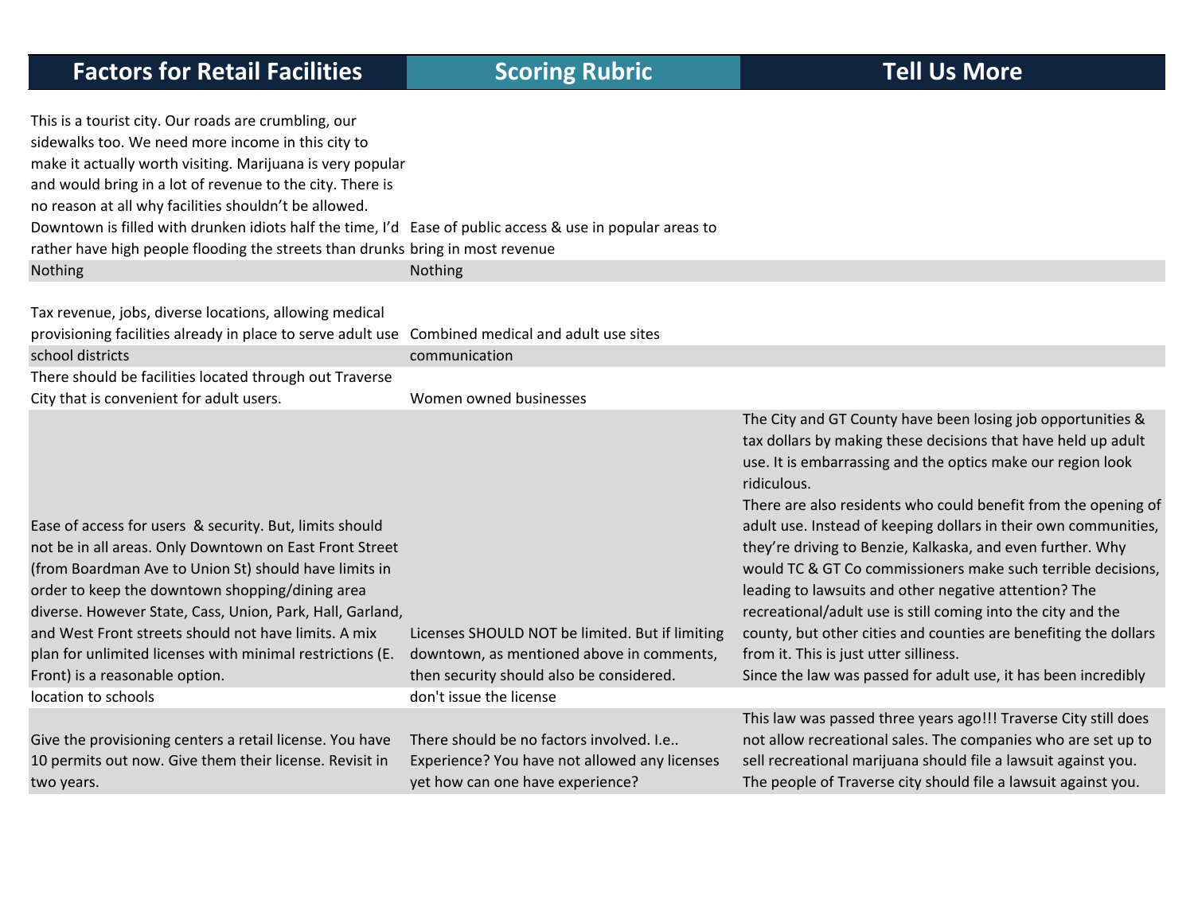| Factors for Retail Facilities | Scoring Rubric | Tell Us More |
| --- | --- | --- |
| This is a tourist city. Our roads are crumbling, our sidewalks too. We need more income in this city to make it actually worth visiting. Marijuana is very popular and would bring in a lot of revenue to the city. There is no reason at all why facilities shouldn't be allowed. Downtown is filled with drunken idiots half the time, I'd rather have high people flooding the streets than drunks | Ease of public access & use in popular areas to bring in most revenue | |
| Nothing | Nothing | |
| Tax revenue, jobs, diverse locations, allowing medical provisioning facilities already in place to serve adult use | Combined medical and adult use sites | |
| school districts | communication | |
| There should be facilities located through out Traverse City that is convenient for adult users. | Women owned businesses | |
| Ease of access for users & security. But, limits should not be in all areas. Only Downtown on East Front Street (from Boardman Ave to Union St) should have limits in order to keep the downtown shopping/dining area diverse. However State, Cass, Union, Park, Hall, Garland, and West Front streets should not have limits. A mix plan for unlimited licenses with minimal restrictions (E. Front) is a reasonable option. | Licenses SHOULD NOT be limited. But if limiting downtown, as mentioned above in comments, then security should also be considered. | The City and GT County have been losing job opportunities & tax dollars by making these decisions that have held up adult use. It is embarrassing and the optics make our region look ridiculous.<br>There are also residents who could benefit from the opening of adult use. Instead of keeping dollars in their own communities, they're driving to Benzie, Kalkaska, and even further. Why would TC & GT Co commissioners make such terrible decisions, leading to lawsuits and other negative attention? The recreational/adult use is still coming into the city and the county, but other cities and counties are benefiting the dollars from it. This is just utter silliness.<br>Since the law was passed for adult use, it has been incredibly |
| location to schools | don't issue the license | |
| Give the provisioning centers a retail license. You have 10 permits out now. Give them their license. Revisit in two years. | There should be no factors involved. I.e.. Experience? You have not allowed any licenses yet how can one have experience? | This law was passed three years ago!!! Traverse City still does not allow recreational sales. The companies who are set up to sell recreational marijuana should file a lawsuit against you. The people of Traverse city should file a lawsuit against you. |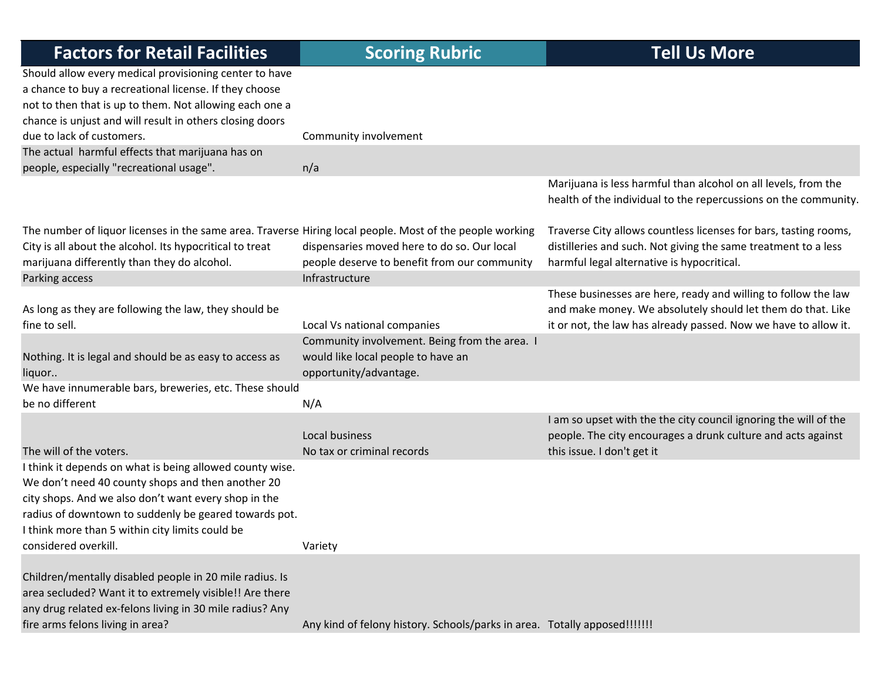| Factors for Retail Facilities | Scoring Rubric | Tell Us More |
|---|---|---|
| Should allow every medical provisioning center to have a chance to buy a recreational license. If they choose not to then that is up to them. Not allowing each one a chance is unjust and will result in others closing doors due to lack of customers. | Community involvement | |
| The actual  harmful effects that marijuana has on people, especially "recreational usage". | n/a | |
| | | Marijuana is less harmful than alcohol on all levels, from the health of the individual to the repercussions on the community. |
| The number of liquor licenses in the same area. Traverse City is all about the alcohol. Its hypocritical to treat marijuana differently than they do alcohol. | Hiring local people. Most of the people working dispensaries moved here to do so. Our local people deserve to benefit from our community | Traverse City allows countless licenses for bars, tasting rooms, distilleries and such. Not giving the same treatment to a less harmful legal alternative is hypocritical. |
| Parking access | Infrastructure | |
| As long as they are following the law, they should be fine to sell. | Local Vs national companies | These businesses are here, ready and willing to follow the law and make money. We absolutely should let them do that. Like it or not, the law has already passed. Now we have to allow it. |
| Nothing. It is legal and should be as easy to access as liquor.. | Community involvement. Being from the area.  I would like local people to have an opportunity/advantage. | |
| We have innumerable bars, breweries, etc. These should be no different | N/A | |
| The will of the voters. | Local business<br>No tax or criminal records | I am so upset with the the city council ignoring the will of the people. The city encourages a drunk culture and acts against this issue. I don't get it |
| I think it depends on what is being allowed county wise. We don't need 40 county shops and then another 20 city shops. And we also don't want every shop in the radius of downtown to suddenly be geared towards pot. I think more than 5 within city limits could be considered overkill. | Variety | |
| Children/mentally disabled people in 20 mile radius. Is area secluded? Want it to extremely visible!! Are there any drug related ex-felons living in 30 mile radius? Any fire arms felons living in area? | Any kind of felony history. Schools/parks in area. | Totally apposed!!!!!!! |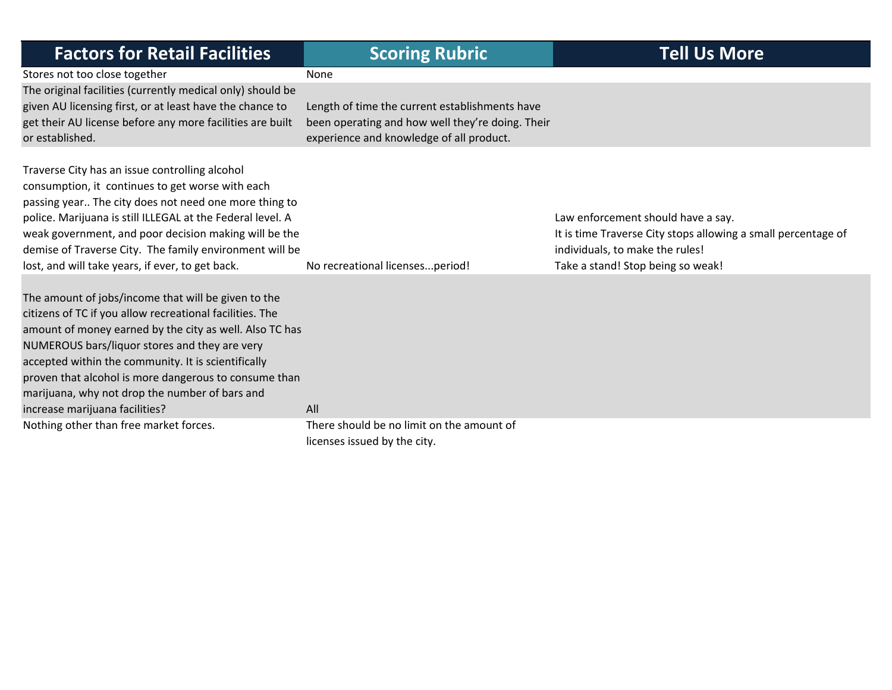| Factors for Retail Facilities | Scoring Rubric | Tell Us More |
|---|---|---|
| Stores not too close together | None | |
| The original facilities (currently medical only) should be given AU licensing first, or at least have the chance to get their AU license before any more facilities are built or established. | Length of time the current establishments have been operating and how well they're doing. Their experience and knowledge of all product. | |
| Traverse City has an issue controlling alcohol consumption, it continues to get worse with each passing year.. The city does not need one more thing to police. Marijuana is still ILLEGAL at the Federal level. A weak government, and poor decision making will be the demise of Traverse City. The family environment will be lost, and will take years, if ever, to get back. | No recreational licenses...period! | Law enforcement should have a say.<br>It is time Traverse City stops allowing a small percentage of individuals, to make the rules!<br>Take a stand! Stop being so weak! |
| The amount of jobs/income that will be given to the citizens of TC if you allow recreational facilities. The amount of money earned by the city as well. Also TC has NUMEROUS bars/liquor stores and they are very accepted within the community. It is scientifically proven that alcohol is more dangerous to consume than marijuana, why not drop the number of bars and increase marijuana facilities? | All | |
| Nothing other than free market forces. | There should be no limit on the amount of licenses issued by the city. | |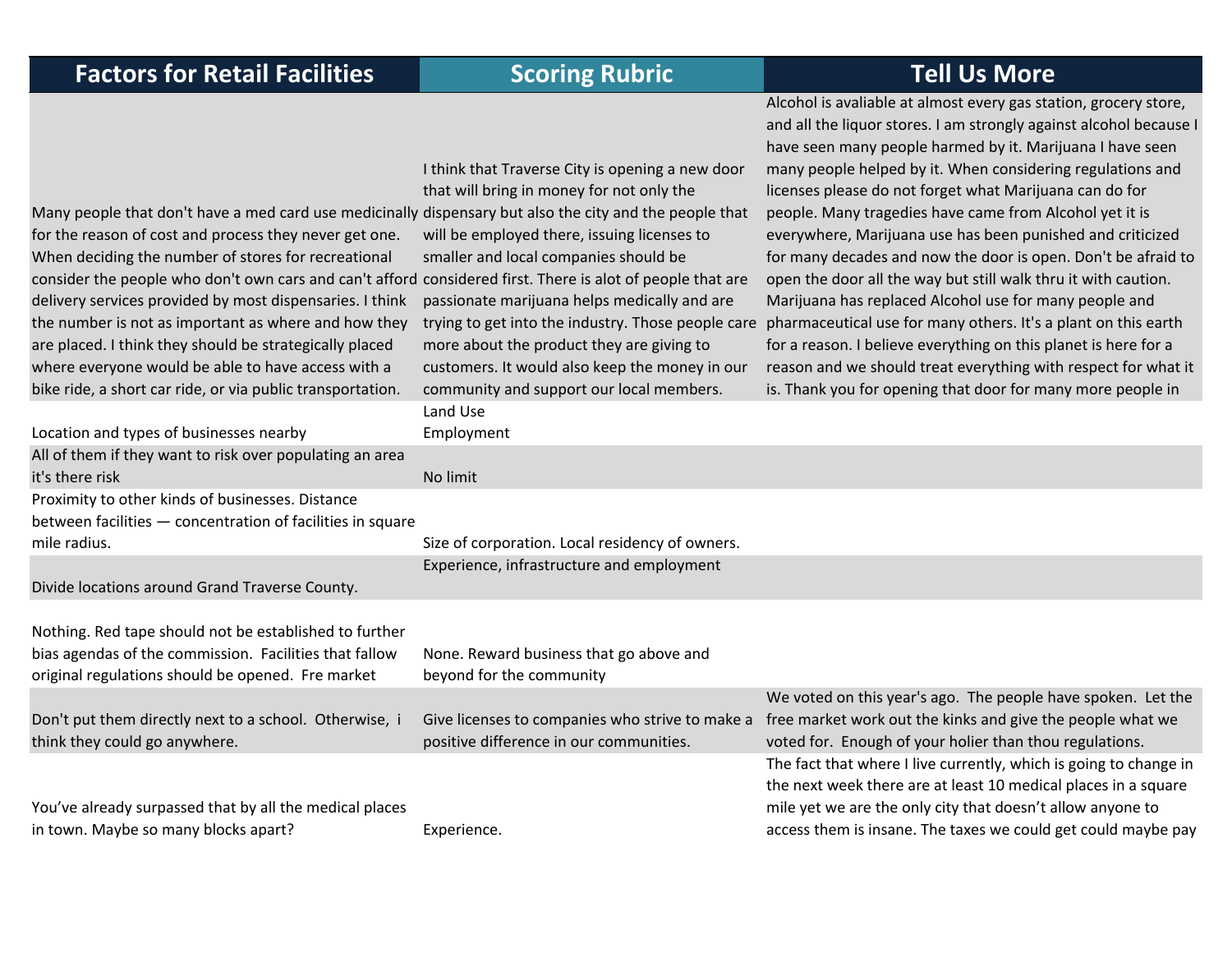| Factors for Retail Facilities | Scoring Rubric | Tell Us More |
| --- | --- | --- |
| Many people that don't have a med card use medicinally for the reason of cost and process they never get one. When deciding the number of stores for recreational consider the people who don't own cars and can't afford delivery services provided by most dispensaries. I think the number is not as important as where and how they are placed. I think they should be strategically placed where everyone would be able to have access with a bike ride, a short car ride, or via public transportation. | I think that Traverse City is opening a new door that will bring in money for not only the dispensary but also the city and the people that will be employed there, issuing licenses to smaller and local companies should be considered first. There is alot of people that are passionate marijuana helps medically and are trying to get into the industry. Those people care more about the product they are giving to customers. It would also keep the money in our community and support our local members. | Alcohol is avaliable at almost every gas station, grocery store, and all the liquor stores. I am strongly against alcohol because I have seen many people harmed by it. Marijuana I have seen many people helped by it. When considering regulations and licenses please do not forget what Marijuana can do for people. Many tragedies have came from Alcohol yet it is everywhere, Marijuana use has been punished and criticized for many decades and now the door is open. Don't be afraid to open the door all the way but still walk thru it with caution. Marijuana has replaced Alcohol use for many people and pharmaceutical use for many others. It's a plant on this earth for a reason. I believe everything on this planet is here for a reason and we should treat everything with respect for what it is. Thank you for opening that door for many more people in |
| Location and types of businesses nearby | Land Use<br>Employment | |
| All of them if they want to risk over populating an area it's there risk | No limit | |
| Proximity to other kinds of businesses. Distance between facilities — concentration of facilities in square mile radius. | Size of corporation. Local residency of owners. | |
| Divide locations around Grand Traverse County. | Experience, infrastructure and employment | |
| Nothing. Red tape should not be established to further bias agendas of the commission. Facilities that fallow original regulations should be opened. Fre market | None. Reward business that go above and beyond for the community | |
| Don't put them directly next to a school. Otherwise, i think they could go anywhere. | Give licenses to companies who strive to make a positive difference in our communities. | We voted on this year's ago. The people have spoken. Let the free market work out the kinks and give the people what we voted for. Enough of your holier than thou regulations. |
| You've already surpassed that by all the medical places in town. Maybe so many blocks apart? | Experience. | The fact that where I live currently, which is going to change in the next week there are at least 10 medical places in a square mile yet we are the only city that doesn't allow anyone to access them is insane. The taxes we could get could maybe pay |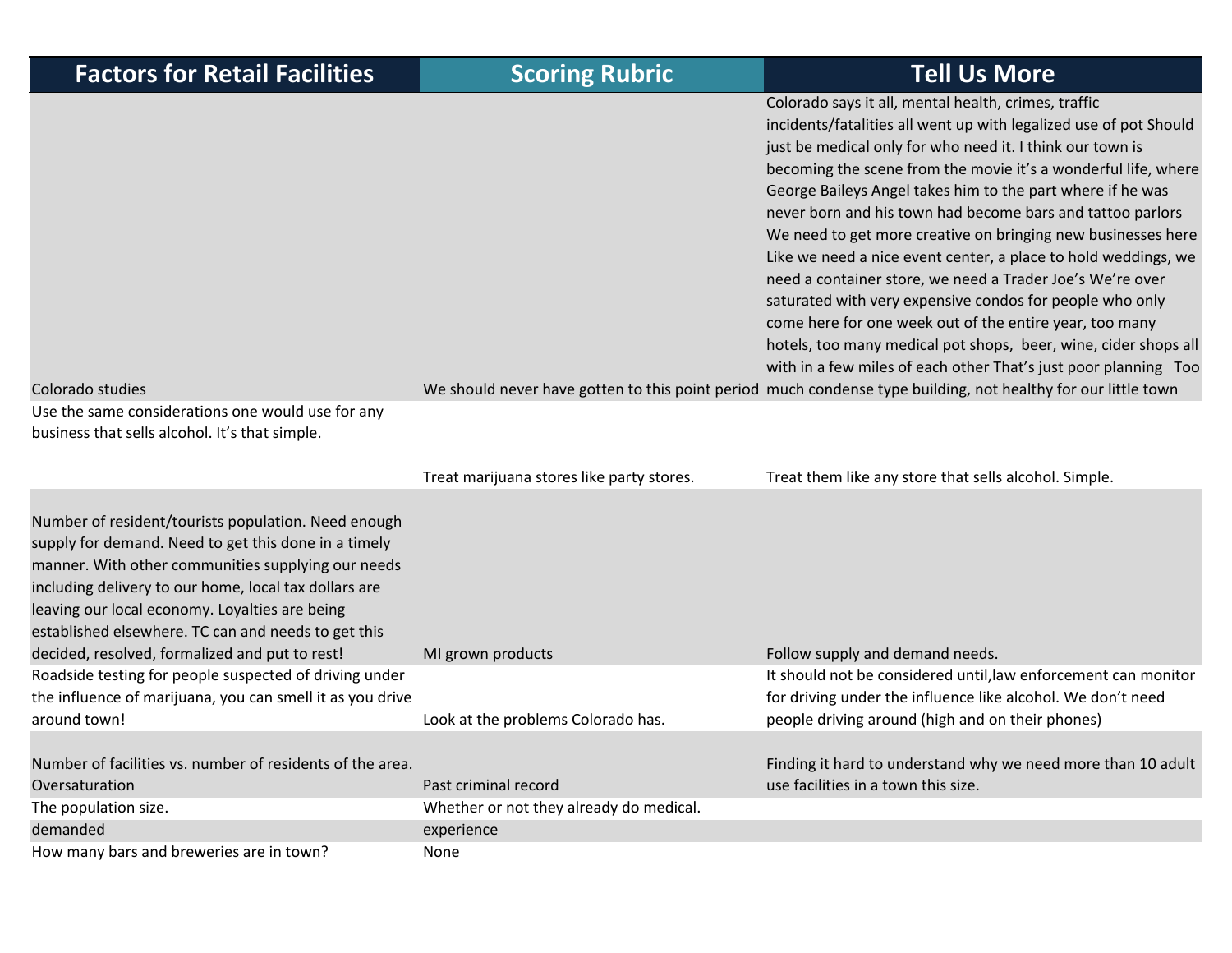| Factors for Retail Facilities | Scoring Rubric | Tell Us More |
|---|---|---|
| Colorado studies | We should never have gotten to this point period | Colorado says it all, mental health, crimes, traffic incidents/fatalities all went up with legalized use of pot Should just be medical only for who need it. I think our town is becoming the scene from the movie it's a wonderful life, where George Baileys Angel takes him to the part where if he was never born and his town had become bars and tattoo parlors We need to get more creative on bringing new businesses here Like we need a nice event center, a place to hold weddings, we need a container store, we need a Trader Joe's We're over saturated with very expensive condos for people who only come here for one week out of the entire year, too many hotels, too many medical pot shops, beer, wine, cider shops all with in a few miles of each other That's just poor planning Too much condense type building, not healthy for our little town |
| Use the same considerations one would use for any business that sells alcohol. It's that simple. | Treat marijuana stores like party stores. | Treat them like any store that sells alcohol. Simple. |
| Number of resident/tourists population. Need enough supply for demand. Need to get this done in a timely manner. With other communities supplying our needs including delivery to our home, local tax dollars are leaving our local economy. Loyalties are being established elsewhere. TC can and needs to get this decided, resolved, formalized and put to rest! | MI grown products | Follow supply and demand needs. |
| Roadside testing for people suspected of driving under the influence of marijuana, you can smell it as you drive around town! | Look at the problems Colorado has. | It should not be considered until,law enforcement can monitor for driving under the influence like alcohol. We don't need people driving around (high and on their phones) |
| Number of facilities vs. number of residents of the area. Oversaturation | Past criminal record | Finding it hard to understand why we need more than 10 adult use facilities in a town this size. |
| The population size. | Whether or not they already do medical. | |
| demanded | experience | |
| How many bars and breweries are in town? | None | |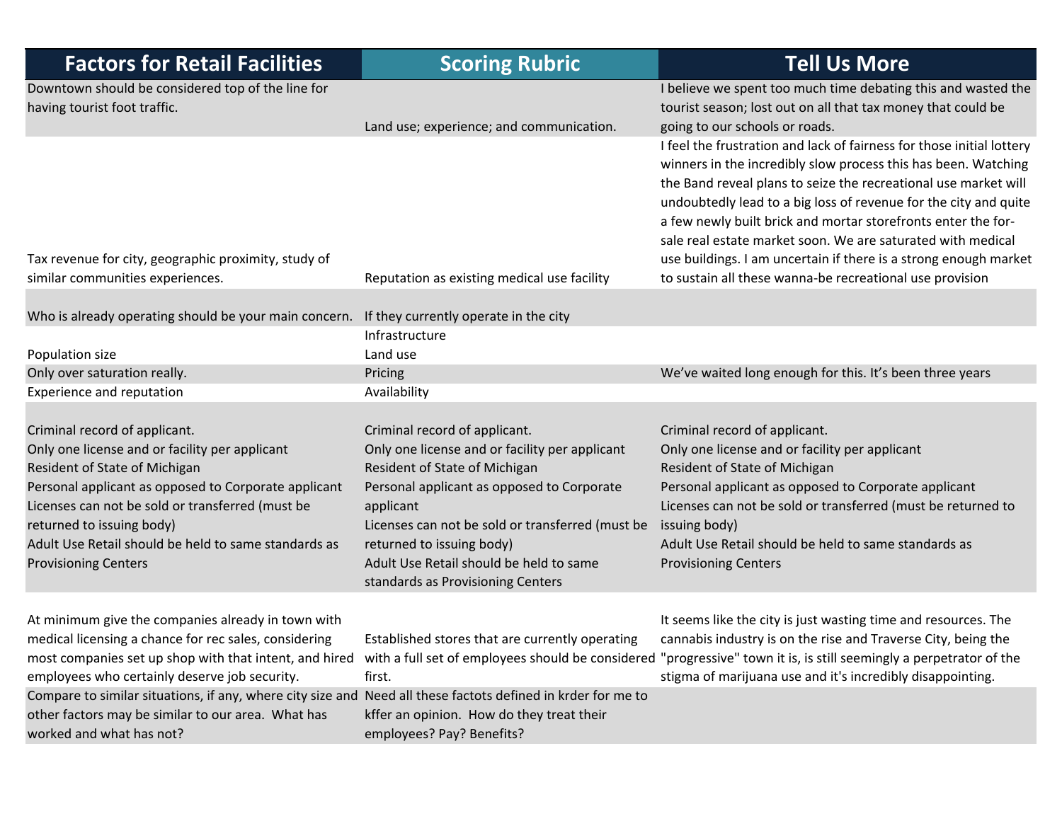| Factors for Retail Facilities | Scoring Rubric | Tell Us More |
|---|---|---|
| Downtown should be considered top of the line for having tourist foot traffic. | Land use; experience; and communication. | I believe we spent too much time debating this and wasted the tourist season; lost out on all that tax money that could be going to our schools or roads. |
| Tax revenue for city, geographic proximity, study of similar communities experiences. | Reputation as existing medical use facility | I feel the frustration and lack of fairness for those initial lottery winners in the incredibly slow process this has been. Watching the Band reveal plans to seize the recreational use market will undoubtedly lead to a big loss of revenue for the city and quite a few newly built brick and mortar storefronts enter the for-sale real estate market soon. We are saturated with medical use buildings. I am uncertain if there is a strong enough market to sustain all these wanna-be recreational use provision |
| Who is already operating should be your main concern. | If they currently operate in the city | |
| Population size | Infrastructure<br>Land use | |
| Only over saturation really. | Pricing | We've waited long enough for this. It's been three years |
| Experience and reputation | Availability | |
| Criminal record of applicant.<br>Only one license and or facility per applicant<br>Resident of State of Michigan<br>Personal applicant as opposed to Corporate applicant<br>Licenses can not be sold or transferred (must be returned to issuing body)<br>Adult Use Retail should be held to same standards as Provisioning Centers | Criminal record of applicant.<br>Only one license and or facility per applicant<br>Resident of State of Michigan<br>Personal applicant as opposed to Corporate applicant<br>Licenses can not be sold or transferred (must be returned to issuing body)<br>Adult Use Retail should be held to same standards as Provisioning Centers | Criminal record of applicant.<br>Only one license and or facility per applicant<br>Resident of State of Michigan<br>Personal applicant as opposed to Corporate applicant<br>Licenses can not be sold or transferred (must be returned to issuing body)<br>Adult Use Retail should be held to same standards as Provisioning Centers |
| At minimum give the companies already in town with medical licensing a chance for rec sales, considering most companies set up shop with that intent, and hired employees who certainly deserve job security. | Established stores that are currently operating with a full set of employees should be considered first. | It seems like the city is just wasting time and resources. The cannabis industry is on the rise and Traverse City, being the "progressive" town it is, is still seemingly a perpetrator of the stigma of marijuana use and it's incredibly disappointing. |
| Compare to similar situations, if any, where city size and other factors may be similar to our area. What has worked and what has not? | Need all these factots defined in krder for me to kffer an opinion. How do they treat their employees? Pay? Benefits? | |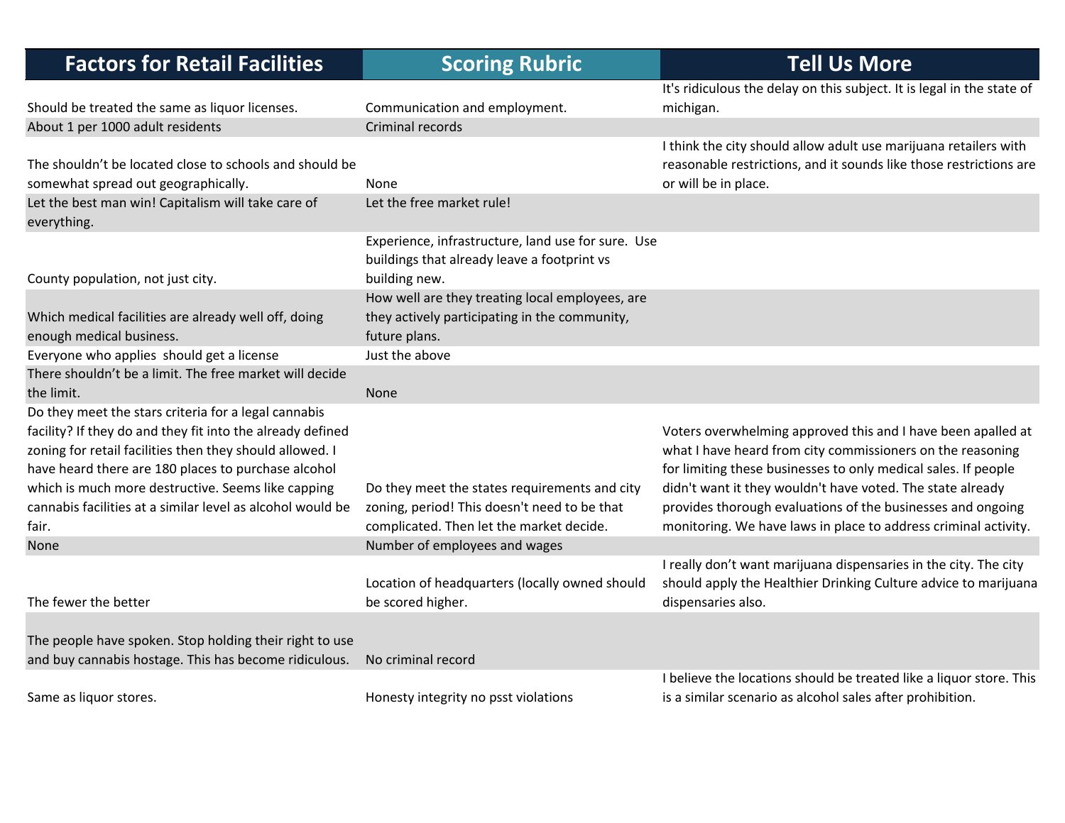| Factors for Retail Facilities | Scoring Rubric | Tell Us More |
|---|---|---|
| Should be treated the same as liquor licenses. | Communication and employment. | It's ridiculous the delay on this subject. It is legal in the state of michigan. |
| About 1 per 1000 adult residents | Criminal records | |
| The shouldn't be located close to schools and should be somewhat spread out geographically. | None | I think the city should allow adult use marijuana retailers with reasonable restrictions, and it sounds like those restrictions are or will be in place. |
| Let the best man win! Capitalism will take care of everything. | Let the free market rule! | |
| County population, not just city. | Experience, infrastructure, land use for sure. Use buildings that already leave a footprint vs building new. | |
| Which medical facilities are already well off, doing enough medical business. | How well are they treating local employees, are they actively participating in the community, future plans. | |
| Everyone who applies should get a license | Just the above | |
| There shouldn't be a limit. The free market will decide the limit. | None | |
| Do they meet the stars criteria for a legal cannabis facility? If they do and they fit into the already defined zoning for retail facilities then they should allowed. I have heard there are 180 places to purchase alcohol which is much more destructive. Seems like capping cannabis facilities at a similar level as alcohol would be fair. | Do they meet the states requirements and city zoning, period! This doesn't need to be that complicated. Then let the market decide. | Voters overwhelming approved this and I have been apalled at what I have heard from city commissioners on the reasoning for limiting these businesses to only medical sales. If people didn't want it they wouldn't have voted. The state already provides thorough evaluations of the businesses and ongoing monitoring. We have laws in place to address criminal activity. |
| None | Number of employees and wages | |
| The fewer the better | Location of headquarters (locally owned should be scored higher. | I really don't want marijuana dispensaries in the city. The city should apply the Healthier Drinking Culture advice to marijuana dispensaries also. |
| The people have spoken. Stop holding their right to use and buy cannabis hostage. This has become ridiculous. | No criminal record | |
| Same as liquor stores. | Honesty integrity no psst violations | I believe the locations should be treated like a liquor store. This is a similar scenario as alcohol sales after prohibition. |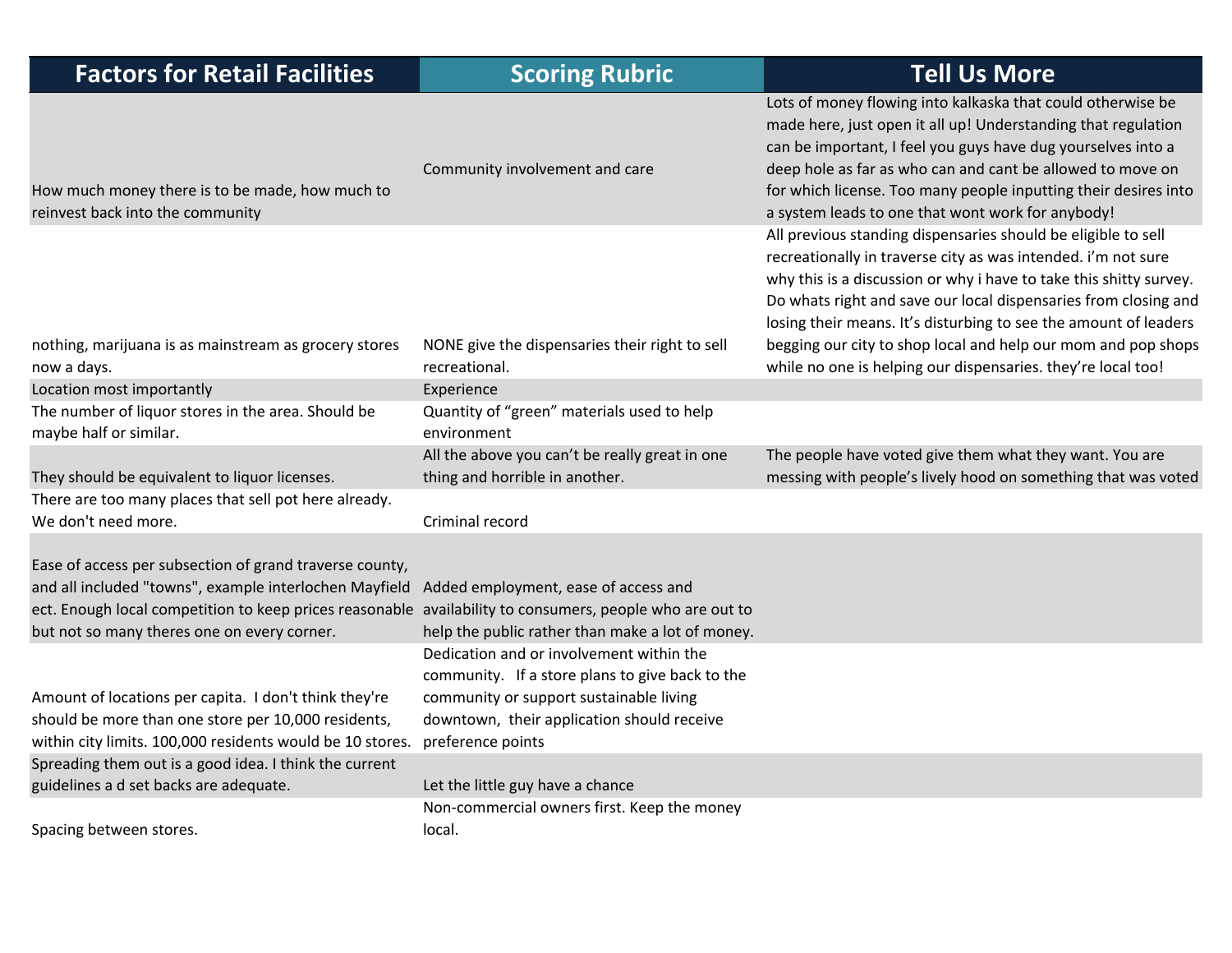| Factors for Retail Facilities | Scoring Rubric | Tell Us More |
|---|---|---|
| How much money there is to be made, how much to reinvest back into the community | Community involvement and care | Lots of money flowing into kalkaska that could otherwise be made here, just open it all up! Understanding that regulation can be important, I feel you guys have dug yourselves into a deep hole as far as who can and cant be allowed to move on for which license. Too many people inputting their desires into a system leads to one that wont work for anybody! |
| nothing, marijuana is as mainstream as grocery stores now a days. | NONE give the dispensaries their right to sell recreational. | All previous standing dispensaries should be eligible to sell recreationally in traverse city as was intended. i'm not sure why this is a discussion or why i have to take this shitty survey. Do whats right and save our local dispensaries from closing and losing their means. It's disturbing to see the amount of leaders begging our city to shop local and help our mom and pop shops while no one is helping our dispensaries. they're local too! |
| Location most importantly | Experience | |
| The number of liquor stores in the area. Should be maybe half or similar. | Quantity of "green" materials used to help environment | |
| They should be equivalent to liquor licenses. | All the above you can't be really great in one thing and horrible in another. | The people have voted give them what they want. You are messing with people's lively hood on something that was voted |
| There are too many places that sell pot here already. We don't need more. | Criminal record | |
| Ease of access per subsection of grand traverse county, and all included "towns", example interlochen Mayfield ect. Enough local competition to keep prices reasonable but not so many theres one on every corner. | Added employment, ease of access and availability to consumers, people who are out to help the public rather than make a lot of money. | |
| Amount of locations per capita. I don't think they're should be more than one store per 10,000 residents, within city limits. 100,000 residents would be 10 stores. | Dedication and or involvement within the community. If a store plans to give back to the community or support sustainable living downtown, their application should receive preference points | |
| Spreading them out is a good idea. I think the current guidelines a d set backs are adequate. | Let the little guy have a chance | |
| Spacing between stores. | Non-commercial owners first. Keep the money local. | |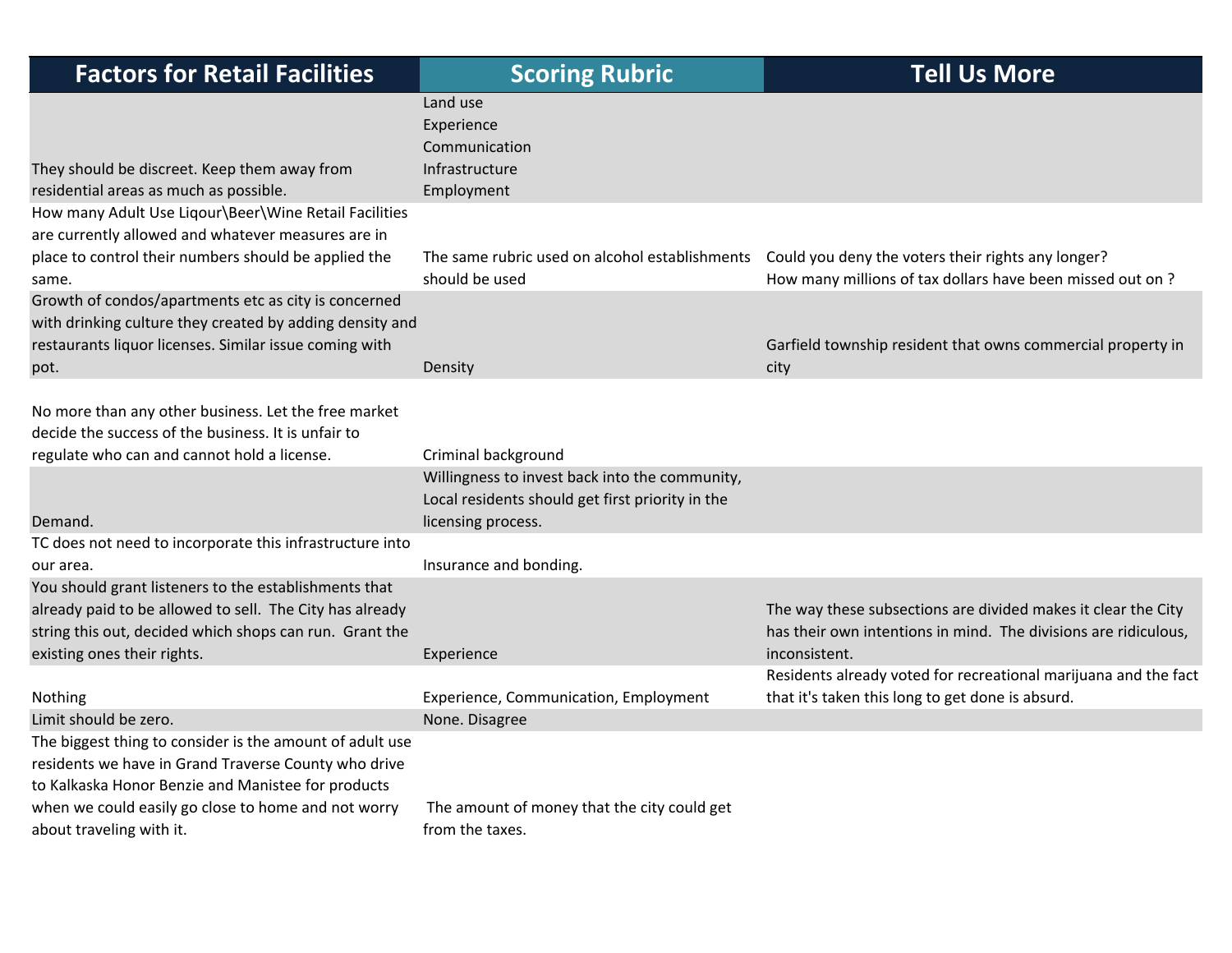| Factors for Retail Facilities | Scoring Rubric | Tell Us More |
|---|---|---|
| They should be discreet. Keep them away from residential areas as much as possible. | Land use<br>Experience<br>Communication<br>Infrastructure<br>Employment | |
| How many Adult Use Liqour\Beer\Wine Retail Facilities are currently allowed and whatever measures are in place to control their numbers should be applied the same. | The same rubric used on alcohol establishments should be used | Could you deny the voters their rights any longer?<br>How many millions of tax dollars have been missed out on ? |
| Growth of condos/apartments etc as city is concerned with drinking culture they created by adding density and restaurants liquor licenses. Similar issue coming with pot. | Density | Garfield township resident that owns commercial property in city |
| No more than any other business. Let the free market decide the success of the business. It is unfair to regulate who can and cannot hold a license. | Criminal background | |
| Demand. | Willingness to invest back into the community, Local residents should get first priority in the licensing process. | |
| TC does not need to incorporate this infrastructure into our area. | Insurance and bonding. | |
| You should grant listeners to the establishments that already paid to be allowed to sell. The City has already string this out, decided which shops can run. Grant the existing ones their rights. | Experience | The way these subsections are divided makes it clear the City has their own intentions in mind. The divisions are ridiculous, inconsistent. |
| Nothing | Experience, Communication, Employment | Residents already voted for recreational marijuana and the fact that it's taken this long to get done is absurd. |
| Limit should be zero. | None. Disagree | |
| The biggest thing to consider is the amount of adult use residents we have in Grand Traverse County who drive to Kalkaska Honor Benzie and Manistee for products when we could easily go close to home and not worry about traveling with it. | The amount of money that the city could get from the taxes. | |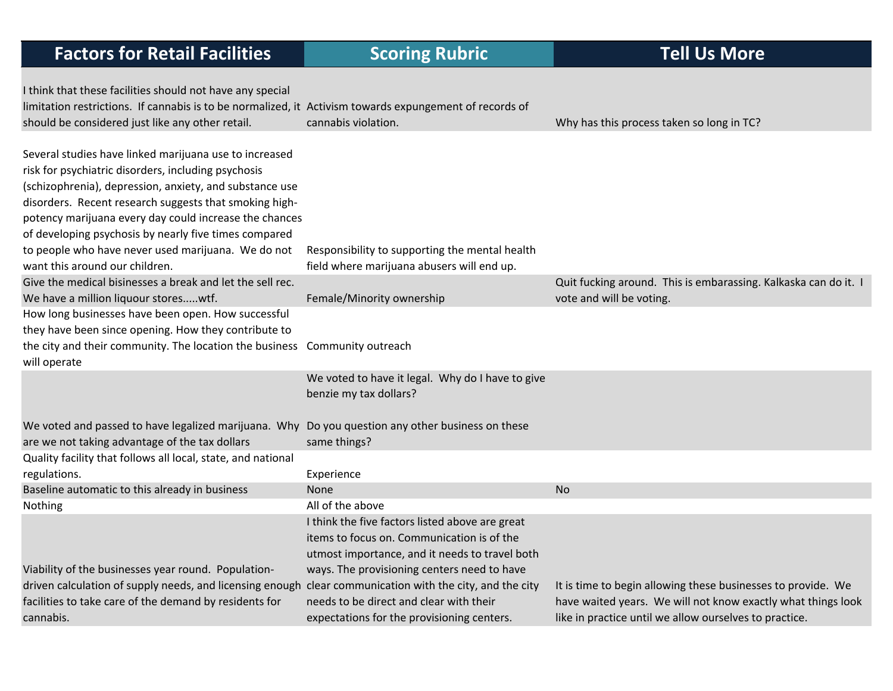| Factors for Retail Facilities | Scoring Rubric | Tell Us More |
| --- | --- | --- |
| I think that these facilities should not have any special limitation restrictions. If cannabis is to be normalized, it should be considered just like any other retail. | Activism towards expungement of records of cannabis violation. | Why has this process taken so long in TC? |
| Several studies have linked marijuana use to increased risk for psychiatric disorders, including psychosis (schizophrenia), depression, anxiety, and substance use disorders. Recent research suggests that smoking high-potency marijuana every day could increase the chances of developing psychosis by nearly five times compared to people who have never used marijuana. We do not want this around our children. | Responsibility to supporting the mental health field where marijuana abusers will end up. | |
| Give the medical bisinesses a break and let the sell rec. We have a million liquour stores.....wtf. | Female/Minority ownership | Quit fucking around. This is embarassing. Kalkaska can do it. I vote and will be voting. |
| How long businesses have been open. How successful they have been since opening. How they contribute to the city and their community. The location the business will operate | Community outreach | |
| We voted and passed to have legalized marijuana. Why are we not taking advantage of the tax dollars | We voted to have it legal. Why do I have to give benzie my tax dollars?<br><br>Do you question any other business on these same things? | |
| Quality facility that follows all local, state, and national regulations. | Experience | |
| Baseline automatic to this already in business | None | No |
| Nothing | All of the above | |
| Viability of the businesses year round. Population-driven calculation of supply needs, and licensing enough facilities to take care of the demand by residents for cannabis. | I think the five factors listed above are great items to focus on. Communication is of the utmost importance, and it needs to travel both ways. The provisioning centers need to have clear communication with the city, and the city needs to be direct and clear with their expectations for the provisioning centers. | It is time to begin allowing these businesses to provide. We have waited years. We will not know exactly what things look like in practice until we allow ourselves to practice. |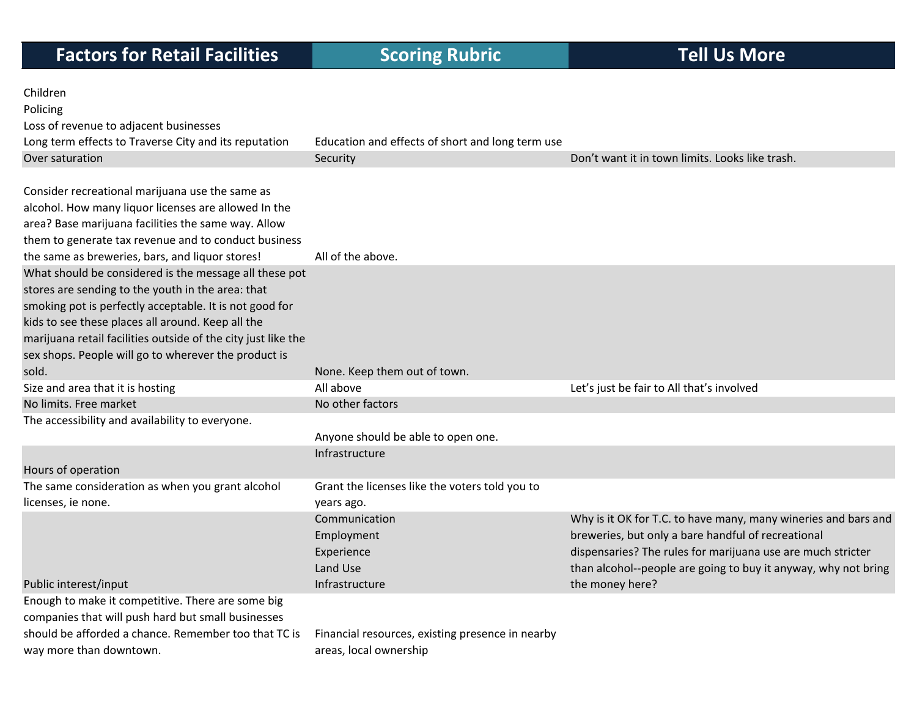| Factors for Retail Facilities | Scoring Rubric | Tell Us More |
|---|---|---|
| Children<br>Policing<br>Loss of revenue to adjacent businesses<br>Long term effects to Traverse City and its reputation | Education and effects of short and long term use | |
| Over saturation | Security | Don't want it in town limits. Looks like trash. |
| Consider recreational marijuana use the same as alcohol. How many liquor licenses are allowed In the area? Base marijuana facilities the same way. Allow them to generate tax revenue and to conduct business the same as breweries, bars, and liquor stores! | All of the above. | |
| What should be considered is the message all these pot stores are sending to the youth in the area: that smoking pot is perfectly acceptable. It is not good for kids to see these places all around. Keep all the marijuana retail facilities outside of the city just like the sex shops. People will go to wherever the product is sold. | None. Keep them out of town. | |
| Size and area that it is hosting | All above | Let's just be fair to All that's involved |
| No limits. Free market | No other factors | |
| The accessibility and availability to everyone. | Anyone should be able to open one. | |
| Hours of operation | Infrastructure | |
| The same consideration as when you grant alcohol licenses, ie none. | Grant the licenses like the voters told you to years ago. | |
| Public interest/input | Communication<br>Employment<br>Experience<br>Land Use<br>Infrastructure | Why is it OK for T.C. to have many, many wineries and bars and breweries, but only a bare handful of recreational dispensaries? The rules for marijuana use are much stricter than alcohol--people are going to buy it anyway, why not bring the money here? |
| Enough to make it competitive. There are some big companies that will push hard but small businesses should be afforded a chance. Remember too that TC is way more than downtown. | Financial resources, existing presence in nearby areas, local ownership | |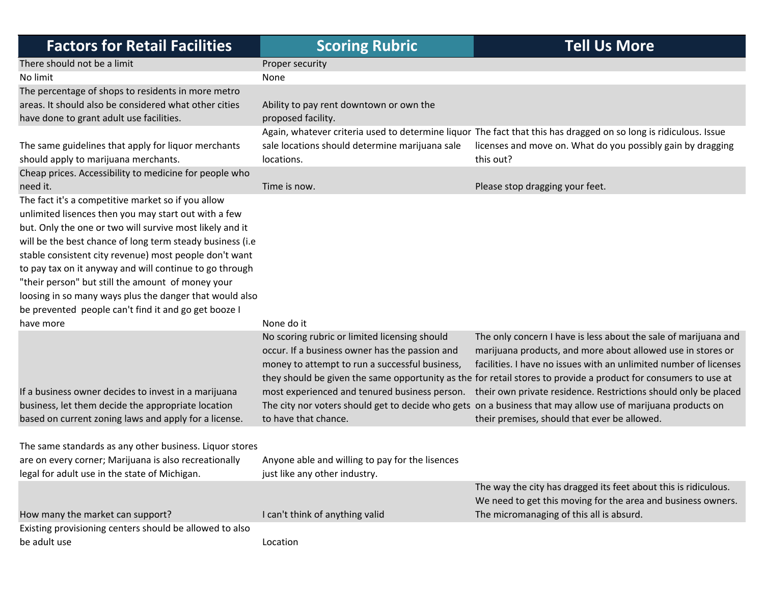| Factors for Retail Facilities | Scoring Rubric | Tell Us More |
|---|---|---|
| There should not be a limit | Proper security | |
| No limit | None | |
| The percentage of shops to residents in more metro areas. It should also be considered what other cities have done to grant adult use facilities. | Ability to pay rent downtown or own the proposed facility. | |
| The same guidelines that apply for liquor merchants should apply to marijuana merchants. | Again, whatever criteria used to determine liquor sale locations should determine marijuana sale locations. | The fact that this has dragged on so long is ridiculous. Issue licenses and move on. What do you possibly gain by dragging this out? |
| Cheap prices. Accessibility to medicine for people who need it. | Time is now. | Please stop dragging your feet. |
| The fact it's a competitive market so if you allow unlimited lisences then you may start out with a few but. Only the one or two will survive most likely and it will be the best chance of long term steady business (i.e stable consistent city revenue) most people don't want to pay tax on it anyway and will continue to go through "their person" but still the amount of money your loosing in so many ways plus the danger that would also be prevented people can't find it and go get booze I have more | None do it | |
| If a business owner decides to invest in a marijuana business, let them decide the appropriate location based on current zoning laws and apply for a license. | No scoring rubric or limited licensing should occur. If a business owner has the passion and money to attempt to run a successful business, they should be given the same opportunity as the most experienced and tenured business person. The city nor voters should get to decide who gets to have that chance. | The only concern I have is less about the sale of marijuana and marijuana products, and more about allowed use in stores or facilities. I have no issues with an unlimited number of licenses for retail stores to provide a product for consumers to use at their own private residence. Restrictions should only be placed on a business that may allow use of marijuana products on their premises, should that ever be allowed. |
| The same standards as any other business. Liquor stores are on every corner; Marijuana is also recreationally legal for adult use in the state of Michigan. | Anyone able and willing to pay for the lisences just like any other industry. | |
| How many the market can support? | I can't think of anything valid | The way the city has dragged its feet about this is ridiculous. We need to get this moving for the area and business owners. The micromanaging of this all is absurd. |
| Existing provisioning centers should be allowed to also be adult use | Location | |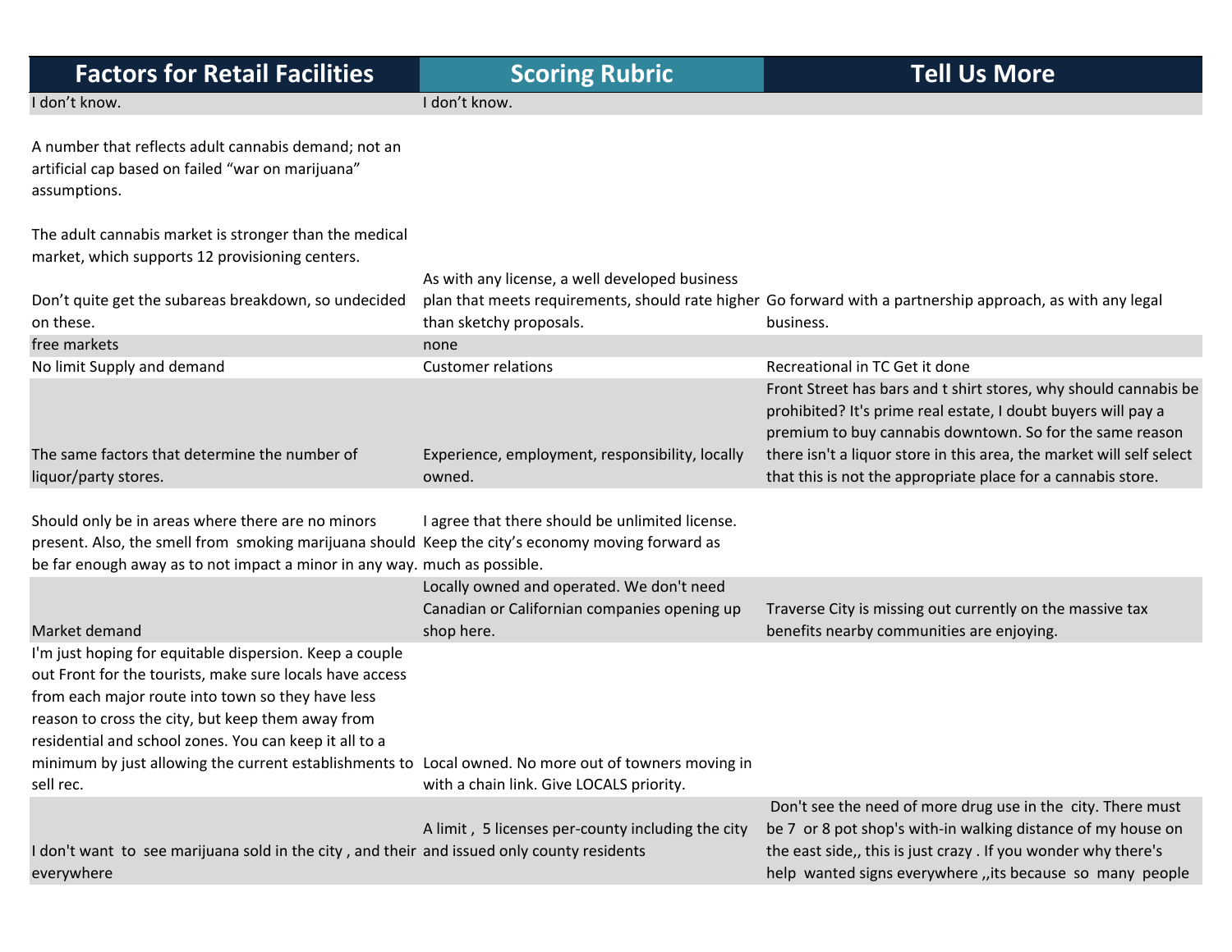| Factors for Retail Facilities | Scoring Rubric | Tell Us More |
|---|---|---|
| I don't know. | I don't know. | |
| A number that reflects adult cannabis demand; not an artificial cap based on failed "war on marijuana" assumptions. The adult cannabis market is stronger than the medical market, which supports 12 provisioning centers. Don't quite get the subareas breakdown, so undecided on these. | As with any license, a well developed business plan that meets requirements, should rate higher than sketchy proposals. | Go forward with a partnership approach, as with any legal business. |
| free markets | none | |
| No limit Supply and demand | Customer relations | Recreational in TC Get it done |
| The same factors that determine the number of liquor/party stores. | Experience, employment, responsibility, locally owned. | Front Street has bars and t shirt stores, why should cannabis be prohibited? It's prime real estate, I doubt buyers will pay a premium to buy cannabis downtown. So for the same reason there isn't a liquor store in this area, the market will self select that this is not the appropriate place for a cannabis store. |
| Should only be in areas where there are no minors present. Also, the smell from smoking marijuana should be far enough away as to not impact a minor in any way. | I agree that there should be unlimited license. Keep the city's economy moving forward as much as possible. | |
| Market demand | Locally owned and operated. We don't need Canadian or Californian companies opening up shop here. | Traverse City is missing out currently on the massive tax benefits nearby communities are enjoying. |
| I'm just hoping for equitable dispersion. Keep a couple out Front for the tourists, make sure locals have access from each major route into town so they have less reason to cross the city, but keep them away from residential and school zones. You can keep it all to a minimum by just allowing the current establishments to sell rec. | Local owned. No more out of towners moving in with a chain link. Give LOCALS priority. | |
| I don't want to see marijuana sold in the city , and their everywhere | A limit , 5 licenses per-county including the city and issued only county residents | Don't see the need of more drug use in the city. There must be 7 or 8 pot shop's with-in walking distance of my house on the east side,, this is just crazy . If you wonder why there's help wanted signs everywhere ,,its because so many people |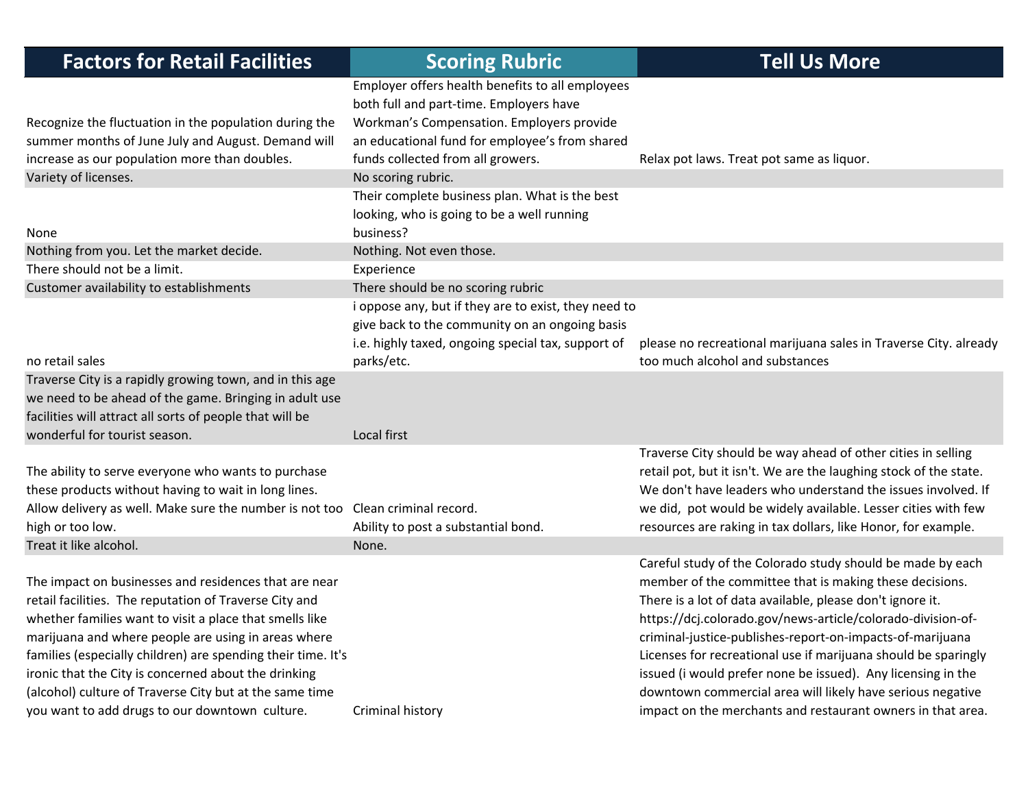| Factors for Retail Facilities | Scoring Rubric | Tell Us More |
|---|---|---|
| Recognize the fluctuation in the population during the summer months of June July and August. Demand will increase as our population more than doubles. | Employer offers health benefits to all employees both full and part-time. Employers have Workman's Compensation. Employers provide an educational fund for employee's from shared funds collected from all growers. | Relax pot laws. Treat pot same as liquor. |
| Variety of licenses. | No scoring rubric. | |
| None | Their complete business plan. What is the best looking, who is going to be a well running business? | |
| Nothing from you. Let the market decide. | Nothing. Not even those. | |
| There should not be a limit. | Experience | |
| Customer availability to establishments | There should be no scoring rubric | |
| no retail sales | i oppose any, but if they are to exist, they need to give back to the community on an ongoing basis i.e. highly taxed, ongoing special tax, support of parks/etc. | please no recreational marijuana sales in Traverse City. already too much alcohol and substances |
| Traverse City is a rapidly growing town, and in this age we need to be ahead of the game. Bringing in adult use facilities will attract all sorts of people that will be wonderful for tourist season. | Local first | |
| The ability to serve everyone who wants to purchase these products without having to wait in long lines. Allow delivery as well. Make sure the number is not too high or too low. | Clean criminal record. Ability to post a substantial bond. | Traverse City should be way ahead of other cities in selling retail pot, but it isn't. We are the laughing stock of the state. We don't have leaders who understand the issues involved. If we did, pot would be widely available. Lesser cities with few resources are raking in tax dollars, like Honor, for example. |
| Treat it like alcohol. | None. | |
| The impact on businesses and residences that are near retail facilities. The reputation of Traverse City and whether families want to visit a place that smells like marijuana and where people are using in areas where families (especially children) are spending their time. It's ironic that the City is concerned about the drinking (alcohol) culture of Traverse City but at the same time you want to add drugs to our downtown culture. | Criminal history | Careful study of the Colorado study should be made by each member of the committee that is making these decisions. There is a lot of data available, please don't ignore it. https://dcj.colorado.gov/news-article/colorado-division-of-criminal-justice-publishes-report-on-impacts-of-marijuana Licenses for recreational use if marijuana should be sparingly issued (i would prefer none be issued). Any licensing in the downtown commercial area will likely have serious negative impact on the merchants and restaurant owners in that area. |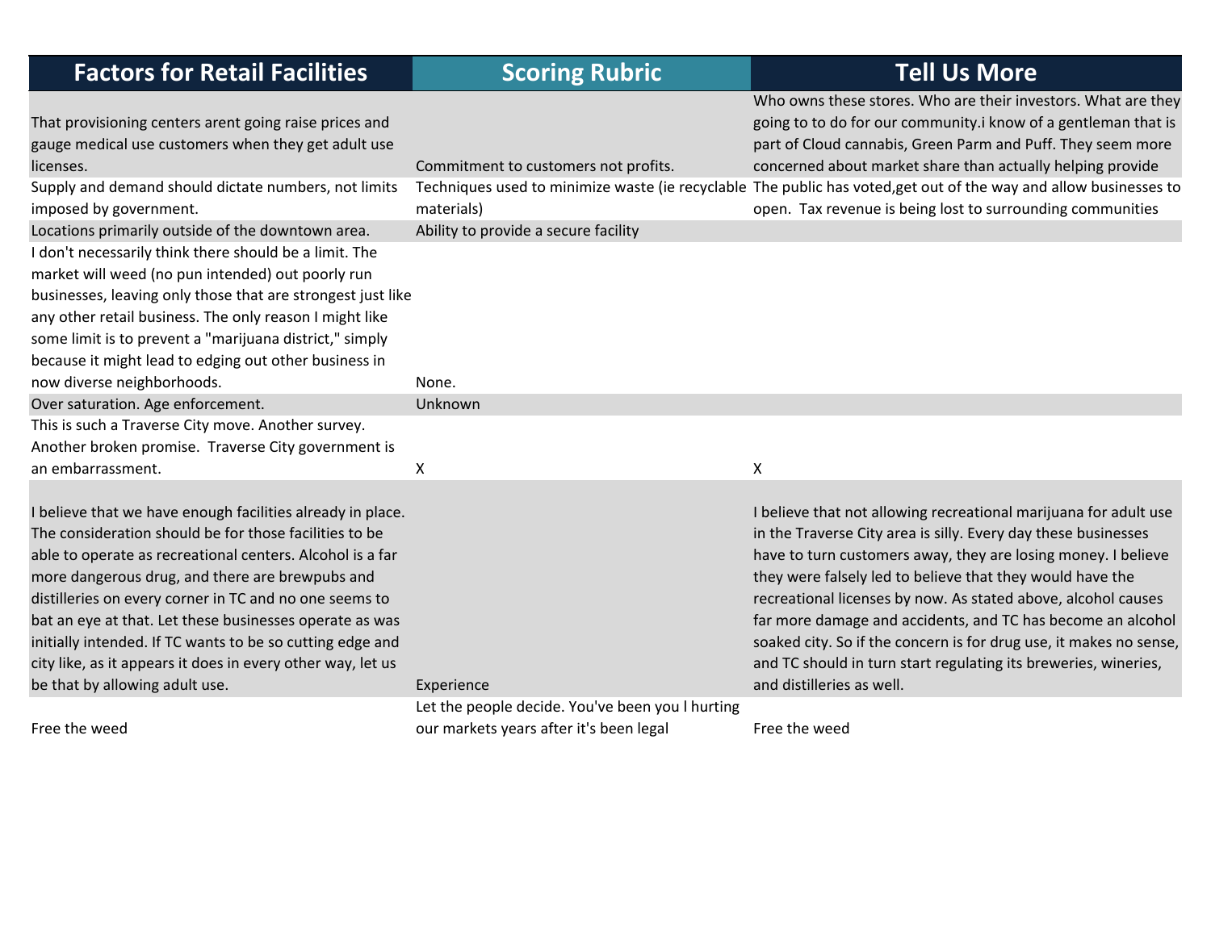| Factors for Retail Facilities | Scoring Rubric | Tell Us More |
|---|---|---|
| That provisioning centers arent going raise prices and gauge medical use customers when they get adult use licenses. | Commitment to customers not profits. | Who owns these stores. Who are their investors. What are they going to to do for our community.i know of a gentleman that is part of Cloud cannabis, Green Parm and Puff. They seem more concerned about market share than actually helping provide |
| Supply and demand should dictate numbers, not limits imposed by government. | Techniques used to minimize waste (ie recyclable materials) | The public has voted,get out of the way and allow businesses to open. Tax revenue is being lost to surrounding communities |
| Locations primarily outside of the downtown area. | Ability to provide a secure facility | |
| I don't necessarily think there should be a limit. The market will weed (no pun intended) out poorly run businesses, leaving only those that are strongest just like any other retail business. The only reason I might like some limit is to prevent a "marijuana district," simply because it might lead to edging out other business in now diverse neighborhoods. | None. | |
| Over saturation. Age enforcement. | Unknown | |
| This is such a Traverse City move. Another survey. Another broken promise. Traverse City government is an embarrassment. | X | X |
| I believe that we have enough facilities already in place. The consideration should be for those facilities to be able to operate as recreational centers. Alcohol is a far more dangerous drug, and there are brewpubs and distilleries on every corner in TC and no one seems to bat an eye at that. Let these businesses operate as was initially intended. If TC wants to be so cutting edge and city like, as it appears it does in every other way, let us be that by allowing adult use. | Experience | I believe that not allowing recreational marijuana for adult use in the Traverse City area is silly. Every day these businesses have to turn customers away, they are losing money. I believe they were falsely led to believe that they would have the recreational licenses by now. As stated above, alcohol causes far more damage and accidents, and TC has become an alcohol soaked city. So if the concern is for drug use, it makes no sense, and TC should in turn start regulating its breweries, wineries, and distilleries as well. |
| Free the weed | Let the people decide. You've been you l hurting our markets years after it's been legal | Free the weed |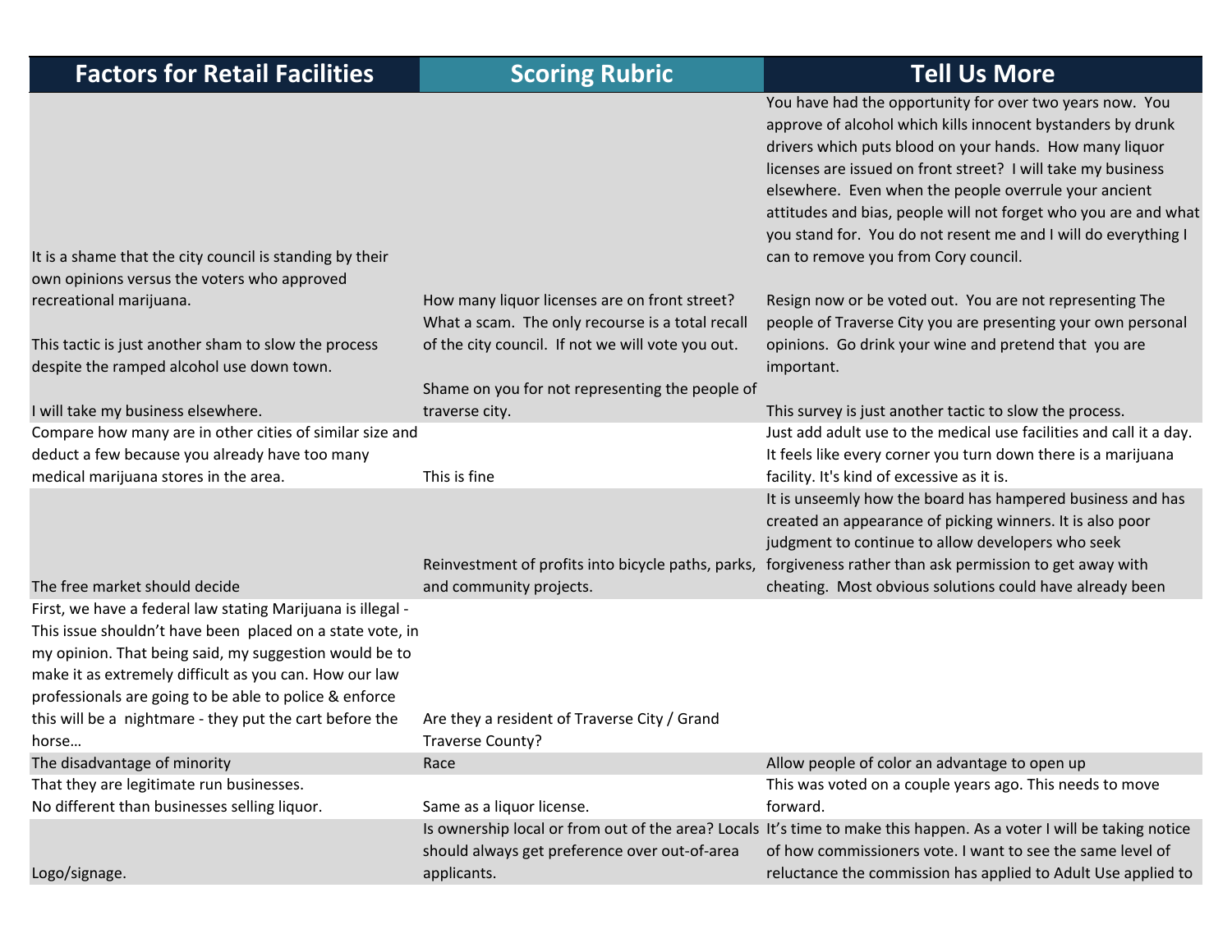| Factors for Retail Facilities | Scoring Rubric | Tell Us More |
|---|---|---|
| It is a shame that the city council is standing by their own opinions versus the voters who approved recreational marijuana.<br><br>This tactic is just another sham to slow the process despite the ramped alcohol use down town.<br><br>I will take my business elsewhere. | How many liquor licenses are on front street? What a scam. The only recourse is a total recall of the city council. If not we will vote you out.<br><br>Shame on you for not representing the people of traverse city. | You have had the opportunity for over two years now. You approve of alcohol which kills innocent bystanders by drunk drivers which puts blood on your hands. How many liquor licenses are issued on front street? I will take my business elsewhere. Even when the people overrule your ancient attitudes and bias, people will not forget who you are and what you stand for. You do not resent me and I will do everything I can to remove you from Cory council.<br><br>Resign now or be voted out. You are not representing The people of Traverse City you are presenting your own personal opinions. Go drink your wine and pretend that you are important.<br><br>This survey is just another tactic to slow the process. |
| Compare how many are in other cities of similar size and deduct a few because you already have too many medical marijuana stores in the area. | This is fine | Just add adult use to the medical use facilities and call it a day. It feels like every corner you turn down there is a marijuana facility. It's kind of excessive as it is. |
| The free market should decide | Reinvestment of profits into bicycle paths, parks, and community projects. | It is unseemly how the board has hampered business and has created an appearance of picking winners. It is also poor judgment to continue to allow developers who seek forgiveness rather than ask permission to get away with cheating. Most obvious solutions could have already been |
| First, we have a federal law stating Marijuana is illegal - This issue shouldn't have been placed on a state vote, in my opinion. That being said, my suggestion would be to make it as extremely difficult as you can. How our law professionals are going to be able to police & enforce this will be a nightmare - they put the cart before the horse… | Are they a resident of Traverse City / Grand Traverse County? | |
| The disadvantage of minority | Race | Allow people of color an advantage to open up |
| That they are legitimate run businesses.<br>No different than businesses selling liquor. | Same as a liquor license. | This was voted on a couple years ago. This needs to move forward. |
| Logo/signage. | Is ownership local or from out of the area? Locals should always get preference over out-of-area applicants. | It's time to make this happen. As a voter I will be taking notice of how commissioners vote. I want to see the same level of reluctance the commission has applied to Adult Use applied to |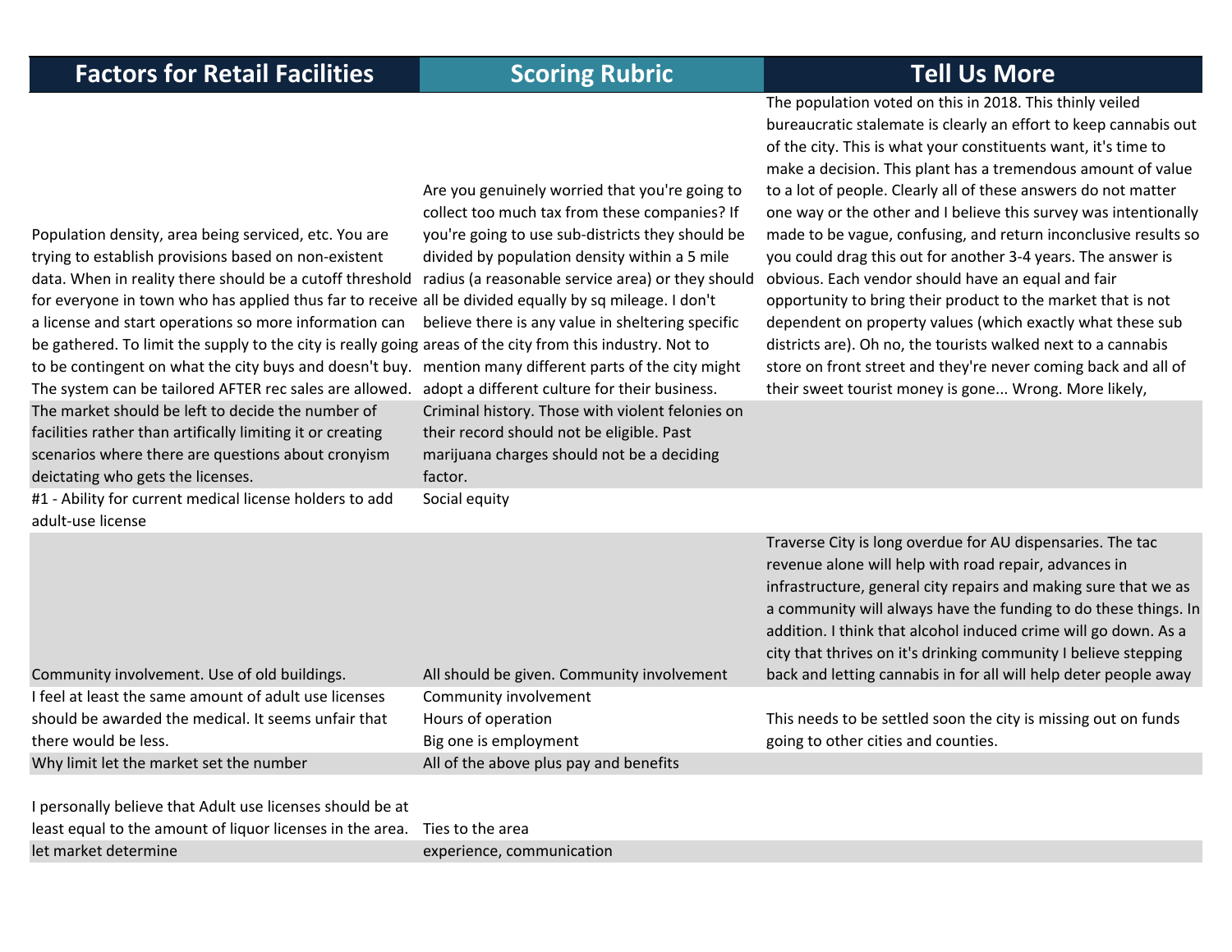| Factors for Retail Facilities | Scoring Rubric | Tell Us More |
|---|---|---|
| Population density, area being serviced, etc. You are trying to establish provisions based on non-existent data. When in reality there should be a cutoff threshold for everyone in town who has applied thus far to receive a license and start operations so more information can be gathered. To limit the supply to the city is really going to be contingent on what the city buys and doesn't buy. The system can be tailored AFTER rec sales are allowed. | Are you genuinely worried that you're going to collect too much tax from these companies? If you're going to use sub-districts they should be divided by population density within a 5 mile radius (a reasonable service area) or they should all be divided equally by sq mileage. I don't believe there is any value in sheltering specific areas of the city from this industry. Not to mention many different parts of the city might adopt a different culture for their business. | The population voted on this in 2018. This thinly veiled bureaucratic stalemate is clearly an effort to keep cannabis out of the city. This is what your constituents want, it's time to make a decision. This plant has a tremendous amount of value to a lot of people. Clearly all of these answers do not matter one way or the other and I believe this survey was intentionally made to be vague, confusing, and return inconclusive results so you could drag this out for another 3-4 years. The answer is obvious. Each vendor should have an equal and fair opportunity to bring their product to the market that is not dependent on property values (which exactly what these sub districts are). Oh no, the tourists walked next to a cannabis store on front street and they're never coming back and all of their sweet tourist money is gone... Wrong. More likely, |
| The market should be left to decide the number of facilities rather than artifically limiting it or creating scenarios where there are questions about cronyism deictating who gets the licenses. | Criminal history. Those with violent felonies on their record should not be eligible. Past marijuana charges should not be a deciding factor. | |
| #1 - Ability for current medical license holders to add adult-use license | Social equity | |
| Community involvement. Use of old buildings. | All should be given. Community involvement | Traverse City is long overdue for AU dispensaries. The tac revenue alone will help with road repair, advances in infrastructure, general city repairs and making sure that we as a community will always have the funding to do these things. In addition. I think that alcohol induced crime will go down. As a city that thrives on it's drinking community I believe stepping back and letting cannabis in for all will help deter people away |
| I feel at least the same amount of adult use licenses should be awarded the medical. It seems unfair that there would be less. | Community involvement<br>Hours of operation<br>Big one is employment | This needs to be settled soon the city is missing out on funds going to other cities and counties. |
| Why limit let the market set the number | All of the above plus pay and benefits | |
| I personally believe that Adult use licenses should be at least equal to the amount of liquor licenses in the area. | Ties to the area | |
| let market determine | experience, communication | |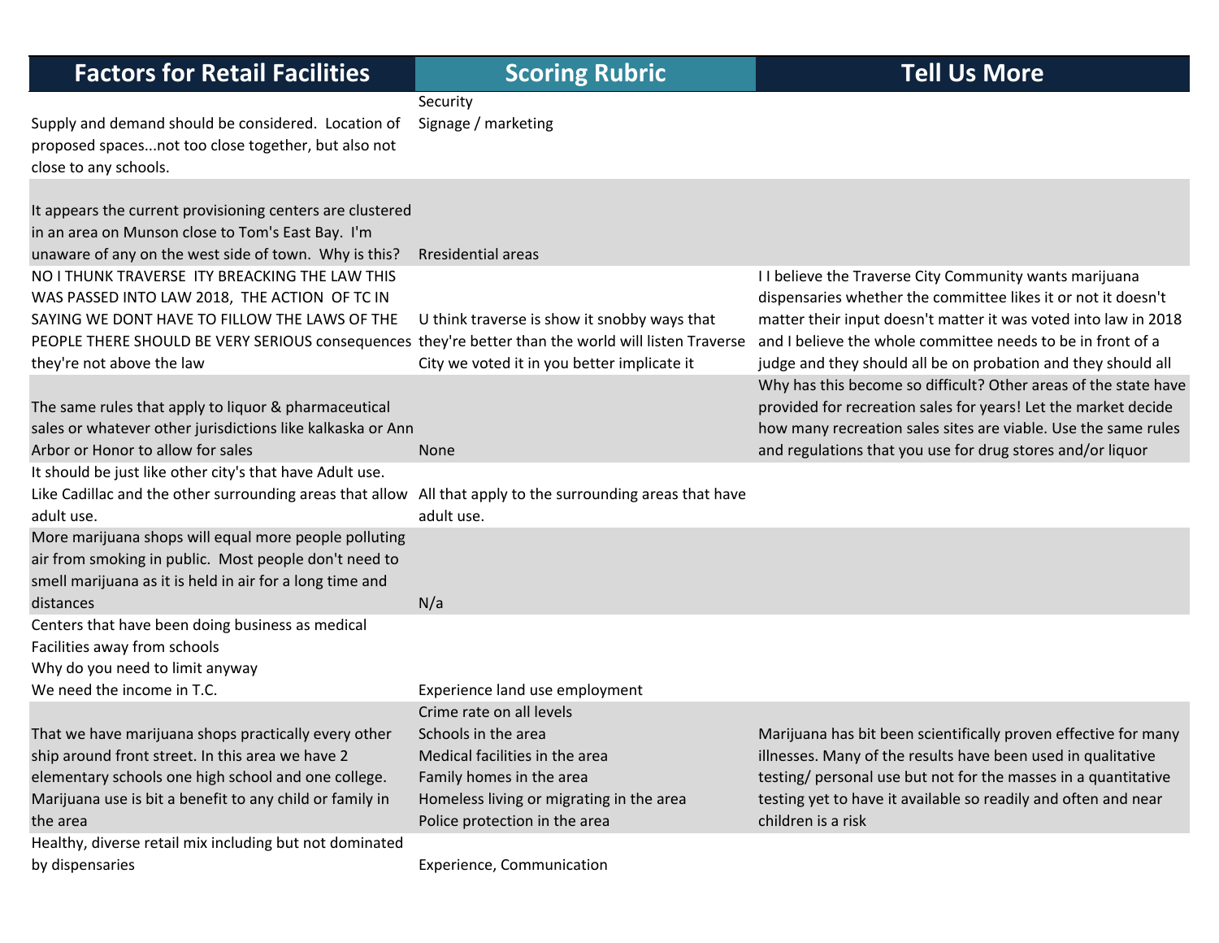| Factors for Retail Facilities | Scoring Rubric | Tell Us More |
| --- | --- | --- |
| Supply and demand should be considered. Location of proposed spaces...not too close together, but also not close to any schools. | Security<br>Signage / marketing | |
| It appears the current provisioning centers are clustered in an area on Munson close to Tom's East Bay. I'm unaware of any on the west side of town. Why is this? | Rresidential areas | |
| NO I THUNK TRAVERSE ITY BREACKING THE LAW THIS WAS PASSED INTO LAW 2018, THE ACTION OF TC IN SAYING WE DONT HAVE TO FILLOW THE LAWS OF THE PEOPLE THERE SHOULD BE VERY SERIOUS consequences they're not above the law | U think traverse is show it snobby ways that they're better than the world will listen Traverse City we voted it in you better implicate it | I I believe the Traverse City Community wants marijuana dispensaries whether the committee likes it or not it doesn't matter their input doesn't matter it was voted into law in 2018 and I believe the whole committee needs to be in front of a judge and they should all be on probation and they should all |
| The same rules that apply to liquor & pharmaceutical sales or whatever other jurisdictions like kalkaska or Ann Arbor or Honor to allow for sales | None | Why has this become so difficult? Other areas of the state have provided for recreation sales for years! Let the market decide how many recreation sales sites are viable. Use the same rules and regulations that you use for drug stores and/or liquor |
| It should be just like other city's that have Adult use. Like Cadillac and the other surrounding areas that allow adult use. | All that apply to the surrounding areas that have adult use. | |
| More marijuana shops will equal more people polluting air from smoking in public. Most people don't need to smell marijuana as it is held in air for a long time and distances | N/a | |
| Centers that have been doing business as medical<br>Facilities away from schools<br>Why do you need to limit anyway<br>We need the income in T.C. | Experience land use employment | |
| That we have marijuana shops practically every other ship around front street. In this area we have 2 elementary schools one high school and one college. Marijuana use is bit a benefit to any child or family in the area | Crime rate on all levels<br>Schools in the area<br>Medical facilities in the area<br>Family homes in the area<br>Homeless living or migrating in the area<br>Police protection in the area | Marijuana has bit been scientifically proven effective for many illnesses. Many of the results have been used in qualitative testing/ personal use but not for the masses in a quantitative testing yet to have it available so readily and often and near children is a risk |
| Healthy, diverse retail mix including but not dominated by dispensaries | Experience, Communication | |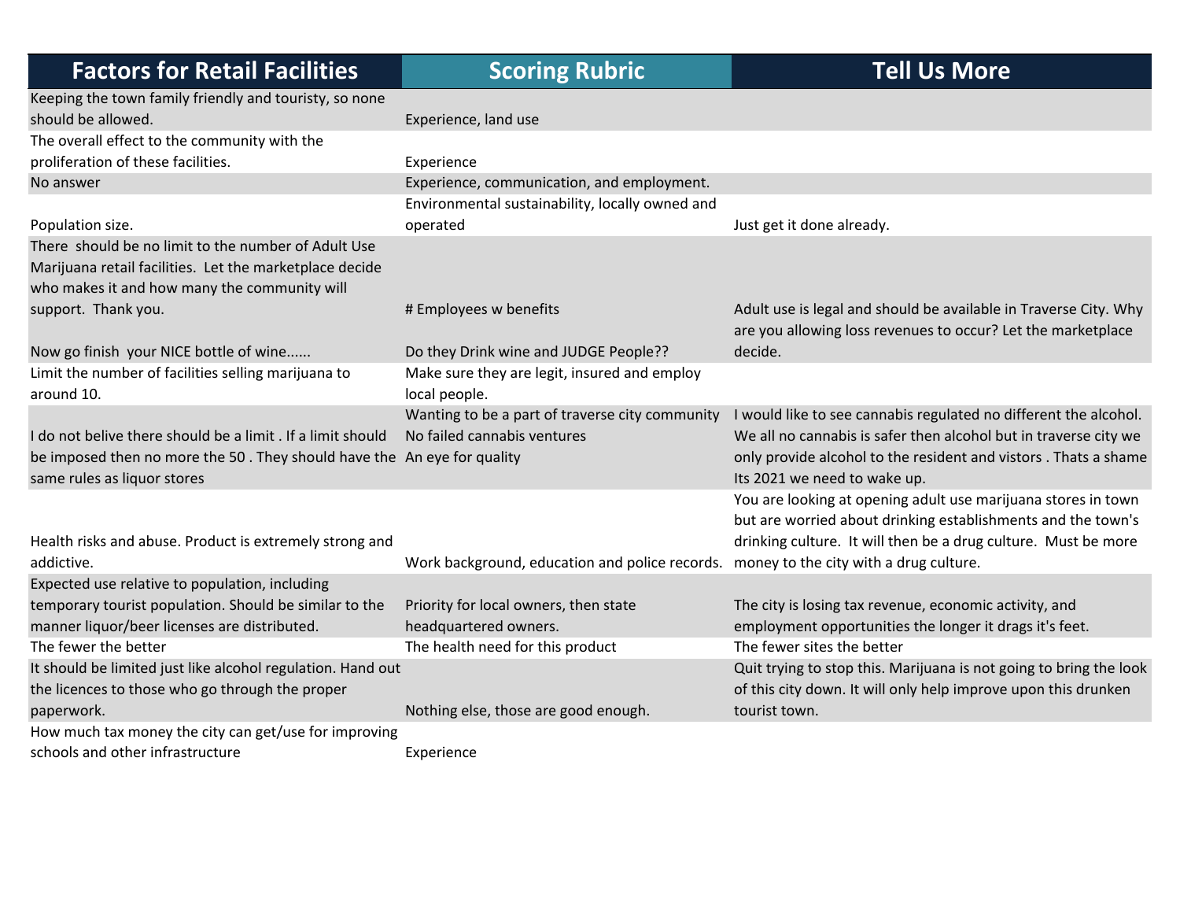| Factors for Retail Facilities | Scoring Rubric | Tell Us More |
|---|---|---|
| Keeping the town family friendly and touristy, so none should be allowed. | Experience, land use | |
| The overall effect to the community with the proliferation of these facilities. | Experience | |
| No answer | Experience, communication, and employment. | |
| Population size. | Environmental sustainability, locally owned and operated | Just get it done already. |
| There should be no limit to the number of Adult Use Marijuana retail facilities. Let the marketplace decide who makes it and how many the community will support. Thank you. | # Employees w benefits | |
| Now go finish your NICE bottle of wine...... | Do they Drink wine and JUDGE People?? | Adult use is legal and should be available in Traverse City. Why are you allowing loss revenues to occur? Let the marketplace decide. |
| Limit the number of facilities selling marijuana to around 10. | Make sure they are legit, insured and employ local people. | |
| I do not belive there should be a limit . If a limit should be imposed then no more the 50 . They should have the same rules as liquor stores | Wanting to be a part of traverse city community<br>No failed cannabis ventures<br>An eye for quality | I would like to see cannabis regulated no different the alcohol. We all no cannabis is safer then alcohol but in traverse city we only provide alcohol to the resident and vistors . Thats a shame Its 2021 we need to wake up. |
| Health risks and abuse. Product is extremely strong and addictive. | Work background, education and police records. | You are looking at opening adult use marijuana stores in town but are worried about drinking establishments and the town's drinking culture. It will then be a drug culture. Must be more money to the city with a drug culture. |
| Expected use relative to population, including temporary tourist population. Should be similar to the manner liquor/beer licenses are distributed. | Priority for local owners, then state headquartered owners. | The city is losing tax revenue, economic activity, and employment opportunities the longer it drags it's feet. |
| The fewer the better | The health need for this product | The fewer sites the better |
| It should be limited just like alcohol regulation. Hand out the licences to those who go through the proper paperwork. | Nothing else, those are good enough. | Quit trying to stop this. Marijuana is not going to bring the look of this city down. It will only help improve upon this drunken tourist town. |
| How much tax money the city can get/use for improving schools and other infrastructure | Experience | |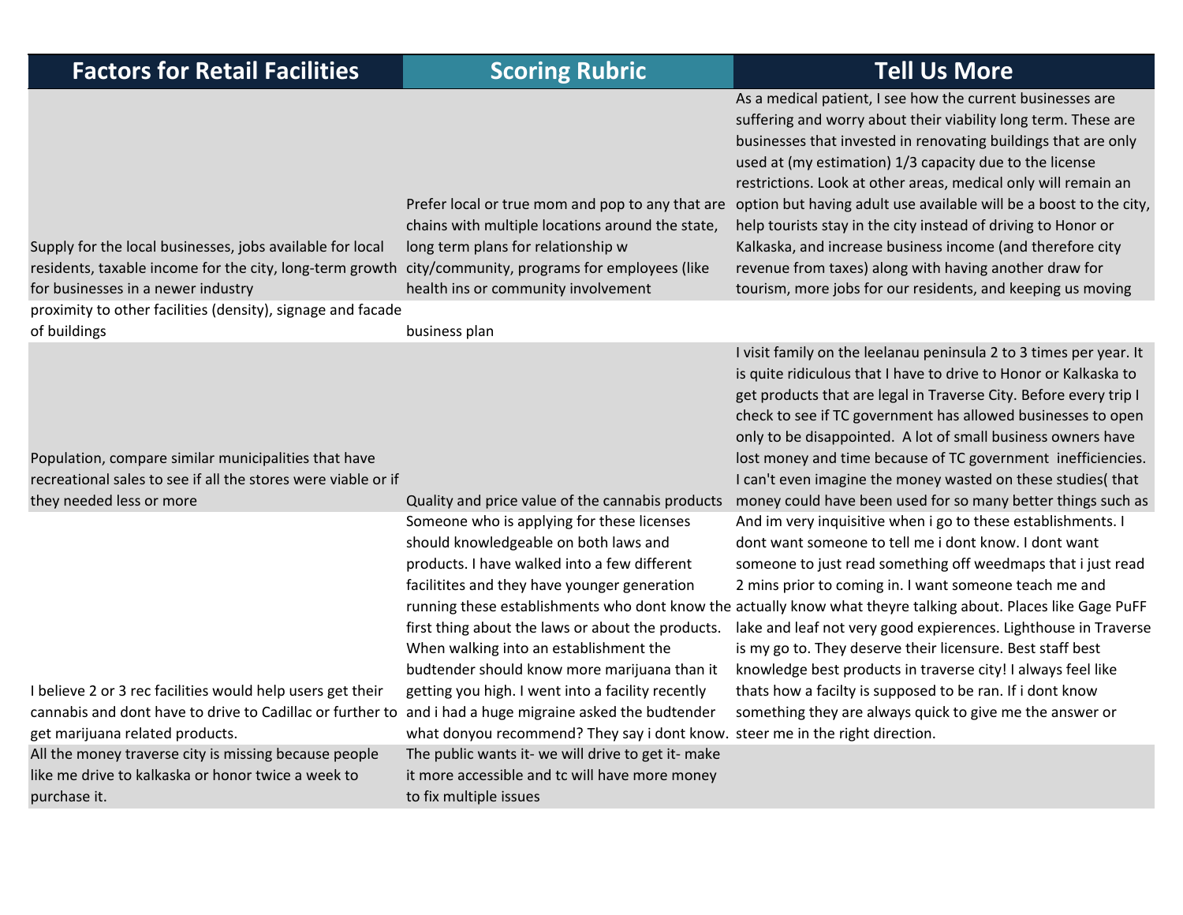| Factors for Retail Facilities | Scoring Rubric | Tell Us More |
|---|---|---|
| Supply for the local businesses, jobs available for local residents, taxable income for the city, long-term growth for businesses in a newer industry | Prefer local or true mom and pop to any that are chains with multiple locations around the state, long term plans for relationship w city/community, programs for employees (like health ins or community involvement | As a medical patient, I see how the current businesses are suffering and worry about their viability long term. These are businesses that invested in renovating buildings that are only used at (my estimation) 1/3 capacity due to the license restrictions. Look at other areas, medical only will remain an option but having adult use available will be a boost to the city, help tourists stay in the city instead of driving to Honor or Kalkaska, and increase business income (and therefore city revenue from taxes) along with having another draw for tourism, more jobs for our residents, and keeping us moving |
| proximity to other facilities (density), signage and facade of buildings | business plan | |
| Population, compare similar municipalities that have recreational sales to see if all the stores were viable or if they needed less or more | Quality and price value of the cannabis products | I visit family on the leelanau peninsula 2 to 3 times per year. It is quite ridiculous that I have to drive to Honor or Kalkaska to get products that are legal in Traverse City. Before every trip I check to see if TC government has allowed businesses to open only to be disappointed. A lot of small business owners have lost money and time because of TC government inefficiencies. I can't even imagine the money wasted on these studies( that money could have been used for so many better things such as |
| I believe 2 or 3 rec facilities would help users get their cannabis and dont have to drive to Cadillac or further to get marijuana related products. | Someone who is applying for these licenses should knowledgeable on both laws and products. I have walked into a few different facilitites and they have younger generation running these establishments who dont know the first thing about the laws or about the products. When walking into an establishment the budtender should know more marijuana than it getting you high. I went into a facility recently and i had a huge migraine asked the budtender what donyou recommend? They say i dont know. | And im very inquisitive when i go to these establishments. I dont want someone to tell me i dont know. I dont want someone to just read something off weedmaps that i just read 2 mins prior to coming in. I want someone teach me and actually know what theyre talking about. Places like Gage PuFF lake and leaf not very good expierences. Lighthouse in Traverse is my go to. They deserve their licensure. Best staff best knowledge best products in traverse city! I always feel like thats how a facilty is supposed to be ran. If i dont know something they are always quick to give me the answer or steer me in the right direction. |
| All the money traverse city is missing because people like me drive to kalkaska or honor twice a week to purchase it. | The public wants it- we will drive to get it- make it more accessible and tc will have more money to fix multiple issues | |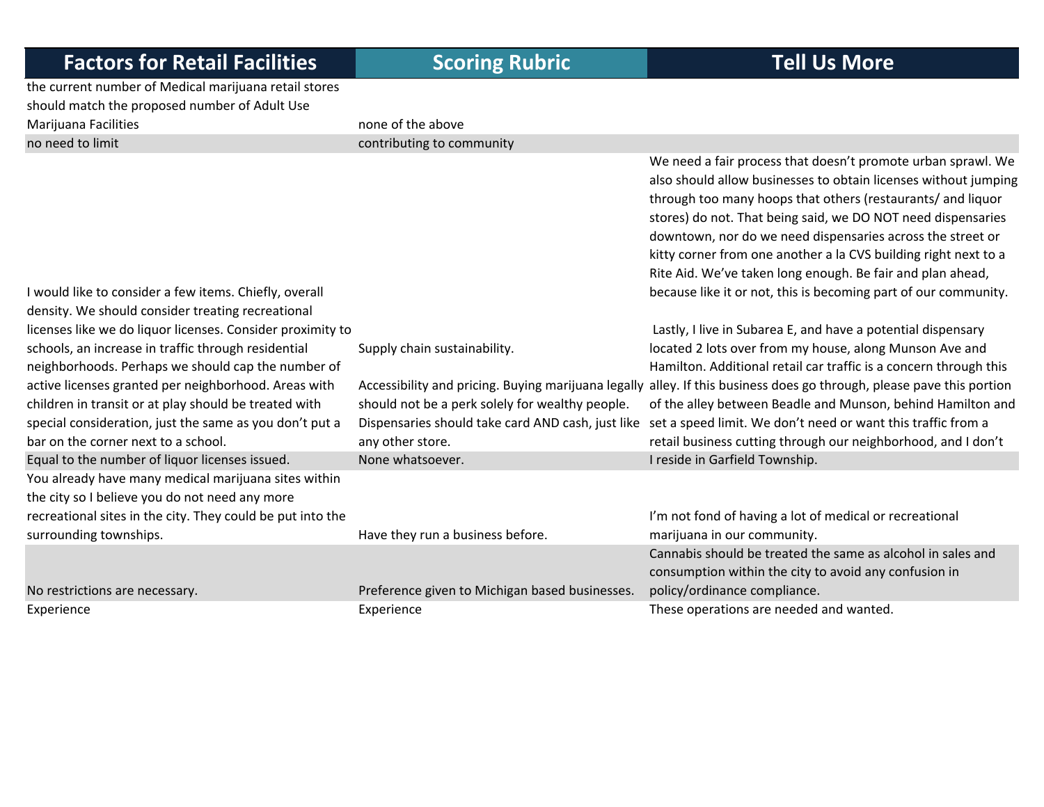| Factors for Retail Facilities | Scoring Rubric | Tell Us More |
| --- | --- | --- |
| the current number of Medical marijuana retail stores should match the proposed number of Adult Use Marijuana Facilities | none of the above | |
| no need to limit | contributing to community | |
| I would like to consider a few items. Chiefly, overall density. We should consider treating recreational licenses like we do liquor licenses. Consider proximity to schools, an increase in traffic through residential neighborhoods. Perhaps we should cap the number of active licenses granted per neighborhood. Areas with children in transit or at play should be treated with special consideration, just the same as you don't put a bar on the corner next to a school. | Supply chain sustainability.<br><br>Accessibility and pricing. Buying marijuana legally should not be a perk solely for wealthy people. Dispensaries should take card AND cash, just like any other store. | We need a fair process that doesn't promote urban sprawl. We also should allow businesses to obtain licenses without jumping through too many hoops that others (restaurants/ and liquor stores) do not. That being said, we DO NOT need dispensaries downtown, nor do we need dispensaries across the street or kitty corner from one another a la CVS building right next to a Rite Aid. We've taken long enough. Be fair and plan ahead, because like it or not, this is becoming part of our community.<br><br>Lastly, I live in Subarea E, and have a potential dispensary located 2 lots over from my house, along Munson Ave and Hamilton. Additional retail car traffic is a concern through this alley. If this business does go through, please pave this portion of the alley between Beadle and Munson, behind Hamilton and set a speed limit. We don't need or want this traffic from a retail business cutting through our neighborhood, and I don't |
| Equal to the number of liquor licenses issued. | None whatsoever. | I reside in Garfield Township. |
| You already have many medical marijuana sites within the city so I believe you do not need any more recreational sites in the city. They could be put into the surrounding townships. | Have they run a business before. | I'm not fond of having a lot of medical or recreational marijuana in our community. |
| No restrictions are necessary. | Preference given to Michigan based businesses. | Cannabis should be treated the same as alcohol in sales and consumption within the city to avoid any confusion in policy/ordinance compliance. |
| Experience | Experience | These operations are needed and wanted. |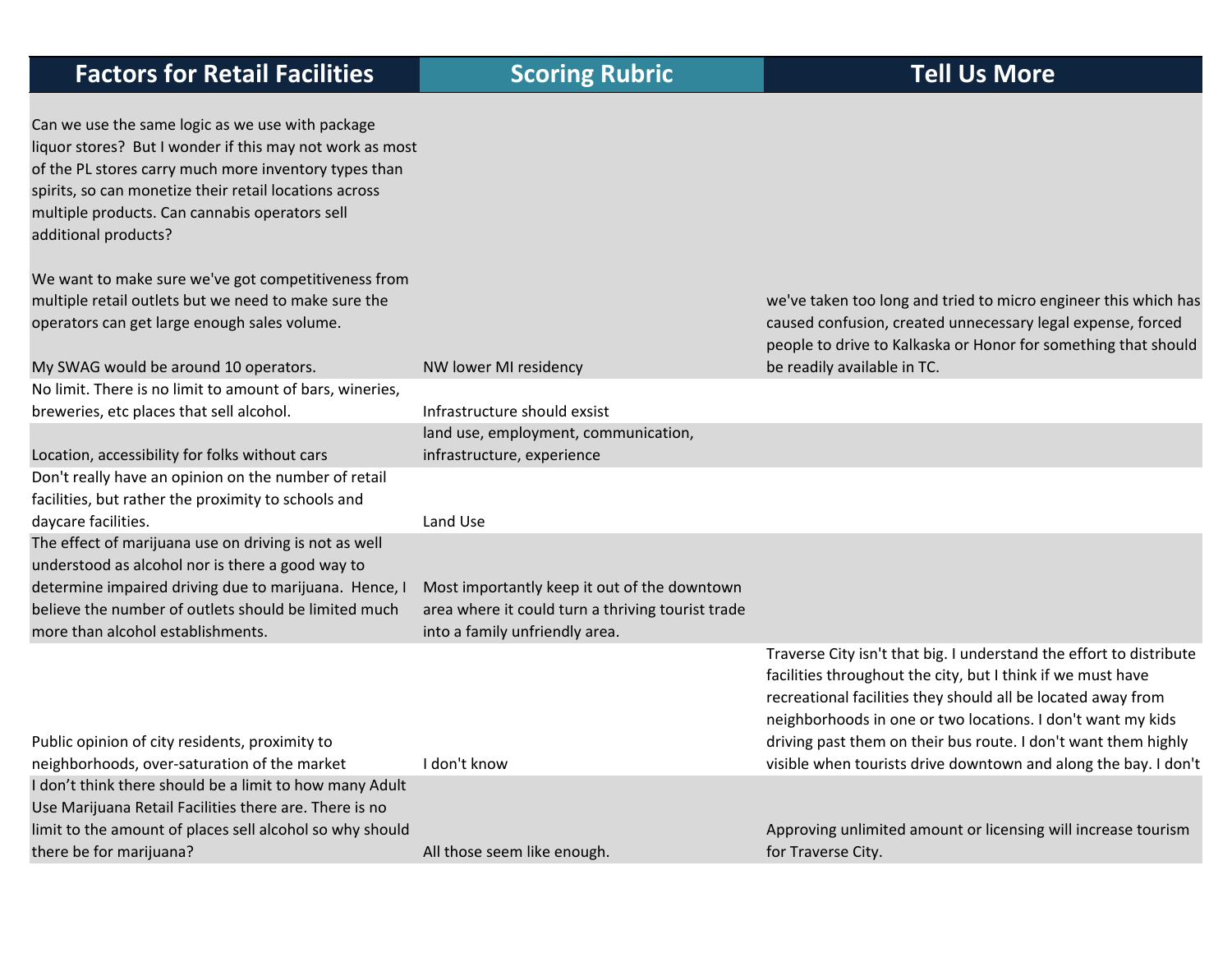| Factors for Retail Facilities | Scoring Rubric | Tell Us More |
|---|---|---|
| Can we use the same logic as we use with package liquor stores? But I wonder if this may not work as most of the PL stores carry much more inventory types than spirits, so can monetize their retail locations across multiple products. Can cannabis operators sell additional products?<br><br>We want to make sure we've got competitiveness from multiple retail outlets but we need to make sure the operators can get large enough sales volume.<br><br>My SWAG would be around 10 operators. | NW lower MI residency | we've taken too long and tried to micro engineer this which has caused confusion, created unnecessary legal expense, forced people to drive to Kalkaska or Honor for something that should be readily available in TC. |
| No limit. There is no limit to amount of bars, wineries, breweries, etc places that sell alcohol. | Infrastructure should exsist | |
| Location, accessibility for folks without cars | land use, employment, communication, infrastructure, experience | |
| Don't really have an opinion on the number of retail facilities, but rather the proximity to schools and daycare facilities. | Land Use | |
| The effect of marijuana use on driving is not as well understood as alcohol nor is there a good way to determine impaired driving due to marijuana. Hence, I believe the number of outlets should be limited much more than alcohol establishments. | Most importantly keep it out of the downtown area where it could turn a thriving tourist trade into a family unfriendly area. | |
| Public opinion of city residents, proximity to neighborhoods, over-saturation of the market | I don't know | Traverse City isn't that big. I understand the effort to distribute facilities throughout the city, but I think if we must have recreational facilities they should all be located away from neighborhoods in one or two locations. I don't want my kids driving past them on their bus route. I don't want them highly visible when tourists drive downtown and along the bay. I don't |
| I don't think there should be a limit to how many Adult Use Marijuana Retail Facilities there are. There is no limit to the amount of places sell alcohol so why should there be for marijuana? | All those seem like enough. | Approving unlimited amount or licensing will increase tourism for Traverse City. |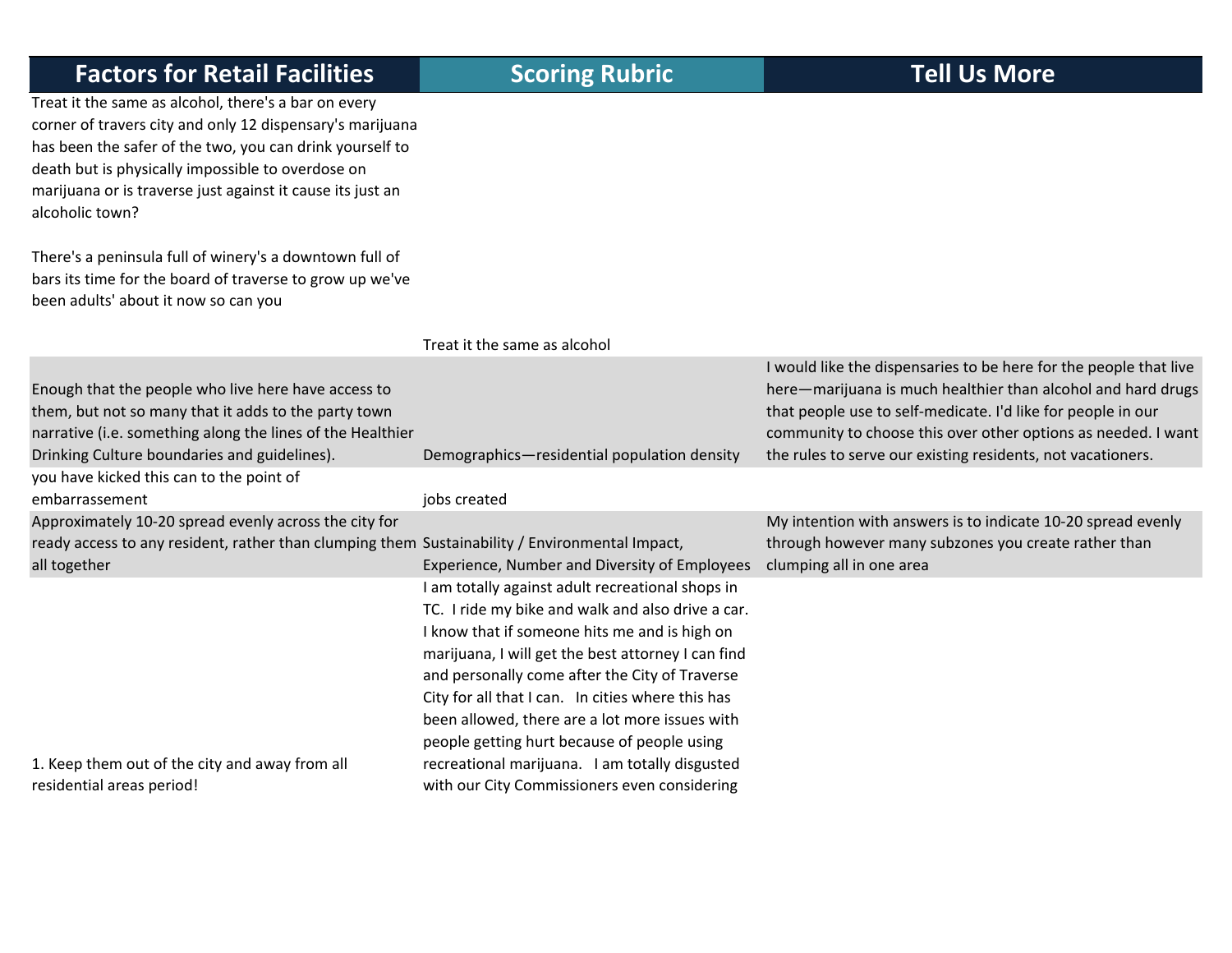| Factors for Retail Facilities | Scoring Rubric | Tell Us More |
|---|---|---|
| Treat it the same as alcohol, there's a bar on every corner of travers city and only 12 dispensary's marijuana has been the safer of the two, you can drink yourself to death but is physically impossible to overdose on marijuana or is traverse just against it cause its just an alcoholic town?<br><br>There's a peninsula full of winery's a downtown full of bars its time for the board of traverse to grow up we've been adults' about it now so can you | Treat it the same as alcohol | |
| Enough that the people who live here have access to them, but not so many that it adds to the party town narrative (i.e. something along the lines of the Healthier Drinking Culture boundaries and guidelines). | Demographics—residential population density | I would like the dispensaries to be here for the people that live here—marijuana is much healthier than alcohol and hard drugs that people use to self-medicate. I'd like for people in our community to choose this over other options as needed. I want the rules to serve our existing residents, not vacationers. |
| you have kicked this can to the point of embarrassement | jobs created | |
| Approximately 10-20 spread evenly across the city for ready access to any resident, rather than clumping them all together | Sustainability / Environmental Impact, Experience, Number and Diversity of Employees | My intention with answers is to indicate 10-20 spread evenly through however many subzones you create rather than clumping all in one area |
| 1. Keep them out of the city and away from all residential areas period! | I am totally against adult recreational shops in TC. I ride my bike and walk and also drive a car. I know that if someone hits me and is high on marijuana, I will get the best attorney I can find and personally come after the City of Traverse City for all that I can. In cities where this has been allowed, there are a lot more issues with people getting hurt because of people using recreational marijuana. I am totally disgusted with our City Commissioners even considering | |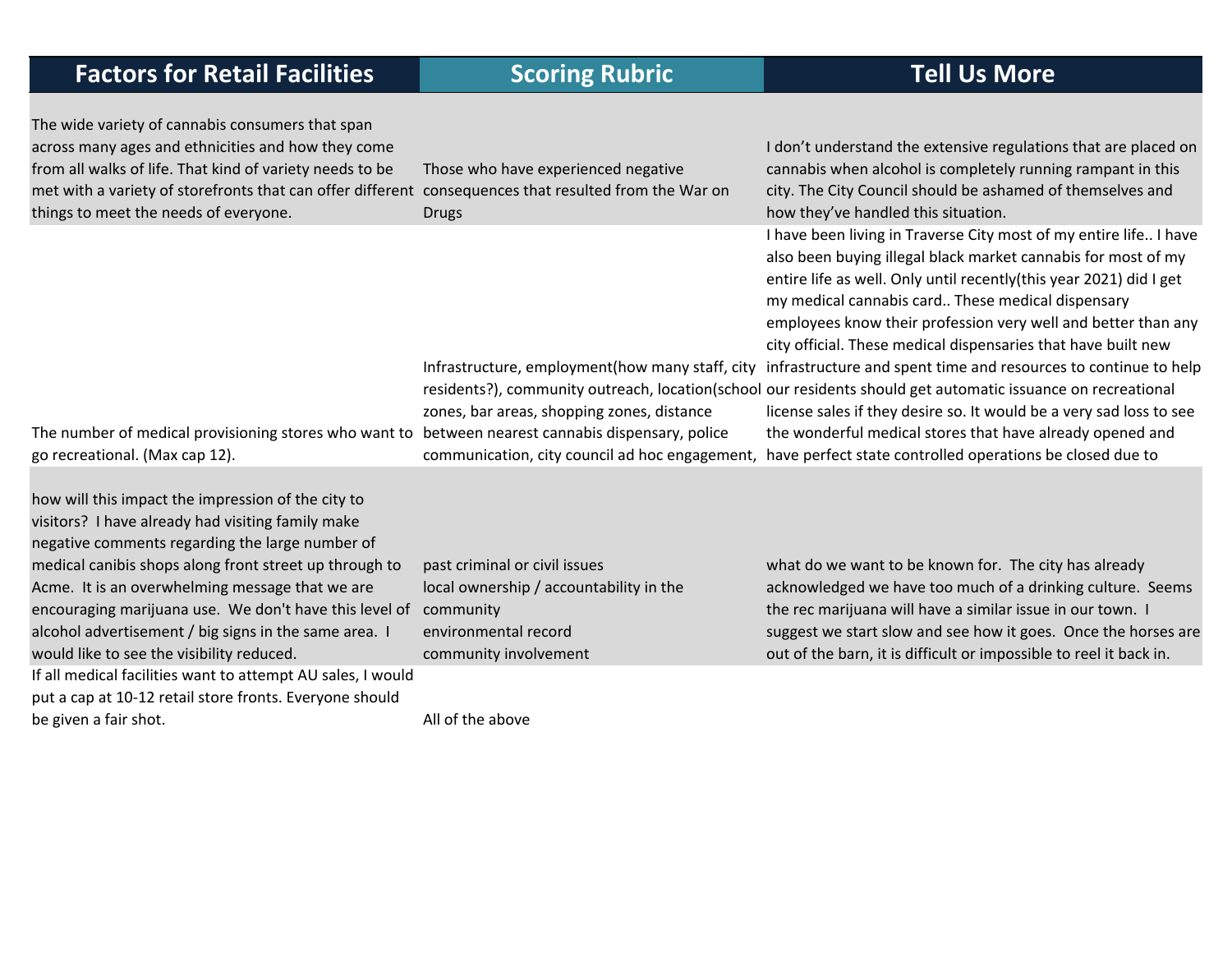| Factors for Retail Facilities | Scoring Rubric | Tell Us More |
|---|---|---|
| The wide variety of cannabis consumers that span across many ages and ethnicities and how they come from all walks of life. That kind of variety needs to be met with a variety of storefronts that can offer different things to meet the needs of everyone. | Those who have experienced negative consequences that resulted from the War on Drugs | I don't understand the extensive regulations that are placed on cannabis when alcohol is completely running rampant in this city. The City Council should be ashamed of themselves and how they've handled this situation. |
| The number of medical provisioning stores who want to go recreational. (Max cap 12). | Infrastructure, employment(how many staff, city residents?), community outreach, location(school zones, bar areas, shopping zones, distance between nearest cannabis dispensary, police communication, city council ad hoc engagement, | I have been living in Traverse City most of my entire life.. I have also been buying illegal black market cannabis for most of my entire life as well. Only until recently(this year 2021) did I get my medical cannabis card.. These medical dispensary employees know their profession very well and better than any city official. These medical dispensaries that have built new infrastructure and spent time and resources to continue to help our residents should get automatic issuance on recreational license sales if they desire so. It would be a very sad loss to see the wonderful medical stores that have already opened and have perfect state controlled operations be closed due to |
| how will this impact the impression of the city to visitors? I have already had visiting family make negative comments regarding the large number of medical canibis shops along front street up through to Acme. It is an overwhelming message that we are encouraging marijuana use. We don't have this level of alcohol advertisement / big signs in the same area. I would like to see the visibility reduced. | past criminal or civil issues<br>local ownership / accountability in the community<br>environmental record<br>community involvement | what do we want to be known for. The city has already acknowledged we have too much of a drinking culture. Seems the rec marijuana will have a similar issue in our town. I suggest we start slow and see how it goes. Once the horses are out of the barn, it is difficult or impossible to reel it back in. |
| If all medical facilities want to attempt AU sales, I would put a cap at 10-12 retail store fronts. Everyone should be given a fair shot. | All of the above | |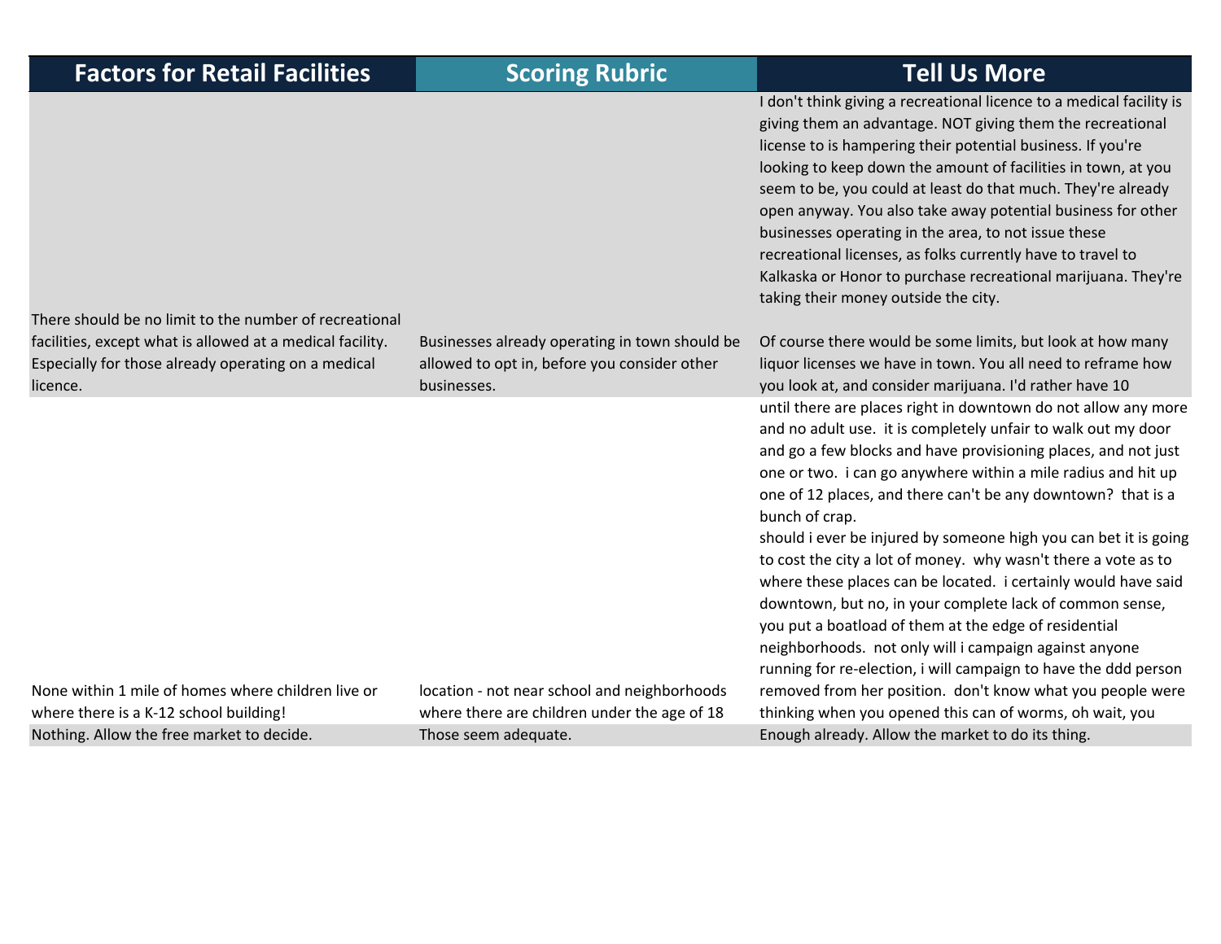| Factors for Retail Facilities | Scoring Rubric | Tell Us More |
|---|---|---|
| There should be no limit to the number of recreational facilities, except what is allowed at a medical facility. Especially for those already operating on a medical licence. | Businesses already operating in town should be allowed to opt in, before you consider other businesses. | I don't think giving a recreational licence to a medical facility is giving them an advantage. NOT giving them the recreational license to is hampering their potential business. If you're looking to keep down the amount of facilities in town, at you seem to be, you could at least do that much. They're already open anyway. You also take away potential business for other businesses operating in the area, to not issue these recreational licenses, as folks currently have to travel to Kalkaska or Honor to purchase recreational marijuana. They're taking their money outside the city. Of course there would be some limits, but look at how many liquor licenses we have in town. You all need to reframe how you look at, and consider marijuana. I'd rather have 10 |
| None within 1 mile of homes where children live or where there is a K-12 school building! | location - not near school and neighborhoods where there are children under the age of 18 | until there are places right in downtown do not allow any more and no adult use. it is completely unfair to walk out my door and go a few blocks and have provisioning places, and not just one or two. i can go anywhere within a mile radius and hit up one of 12 places, and there can't be any downtown? that is a bunch of crap. should i ever be injured by someone high you can bet it is going to cost the city a lot of money. why wasn't there a vote as to where these places can be located. i certainly would have said downtown, but no, in your complete lack of common sense, you put a boatload of them at the edge of residential neighborhoods. not only will i campaign against anyone running for re-election, i will campaign to have the ddd person removed from her position. don't know what you people were thinking when you opened this can of worms, oh wait, you |
| Nothing. Allow the free market to decide. | Those seem adequate. | Enough already. Allow the market to do its thing. |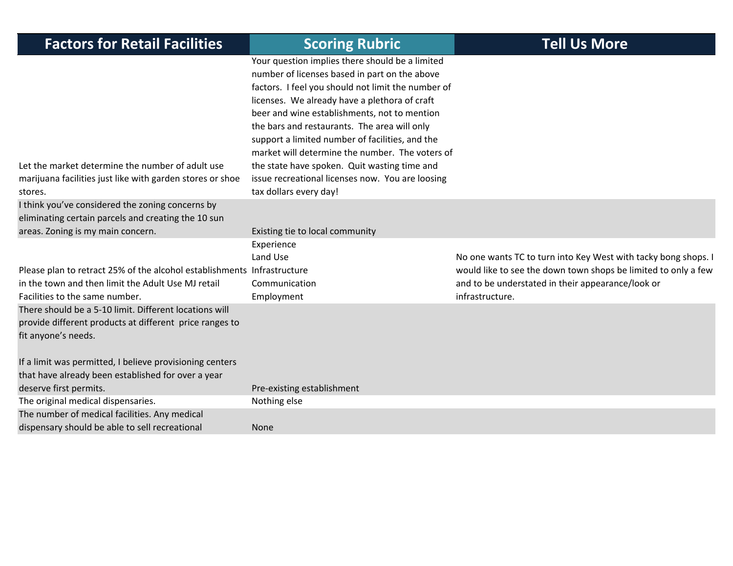| Factors for Retail Facilities | Scoring Rubric | Tell Us More |
|---|---|---|
| Let the market determine the number of adult use marijuana facilities just like with garden stores or shoe stores. | Your question implies there should be a limited number of licenses based in part on the above factors. I feel you should not limit the number of licenses. We already have a plethora of craft beer and wine establishments, not to mention the bars and restaurants. The area will only support a limited number of facilities, and the market will determine the number. The voters of the state have spoken. Quit wasting time and issue recreational licenses now. You are loosing tax dollars every day! | |
| I think you've considered the zoning concerns by eliminating certain parcels and creating the 10 sun areas. Zoning is my main concern. | Existing tie to local community | |
| Please plan to retract 25% of the alcohol establishments in the town and then limit the Adult Use MJ retail Facilities to the same number. | Experience<br>Land Use<br>Infrastructure<br>Communication<br>Employment | No one wants TC to turn into Key West with tacky bong shops. I would like to see the down town shops be limited to only a few and to be understated in their appearance/look or infrastructure. |
| There should be a 5-10 limit. Different locations will provide different products at different price ranges to fit anyone's needs.<br><br>If a limit was permitted, I believe provisioning centers that have already been established for over a year deserve first permits. | Pre-existing establishment | |
| The original medical dispensaries. | Nothing else | |
| The number of medical facilities. Any medical dispensary should be able to sell recreational | None | |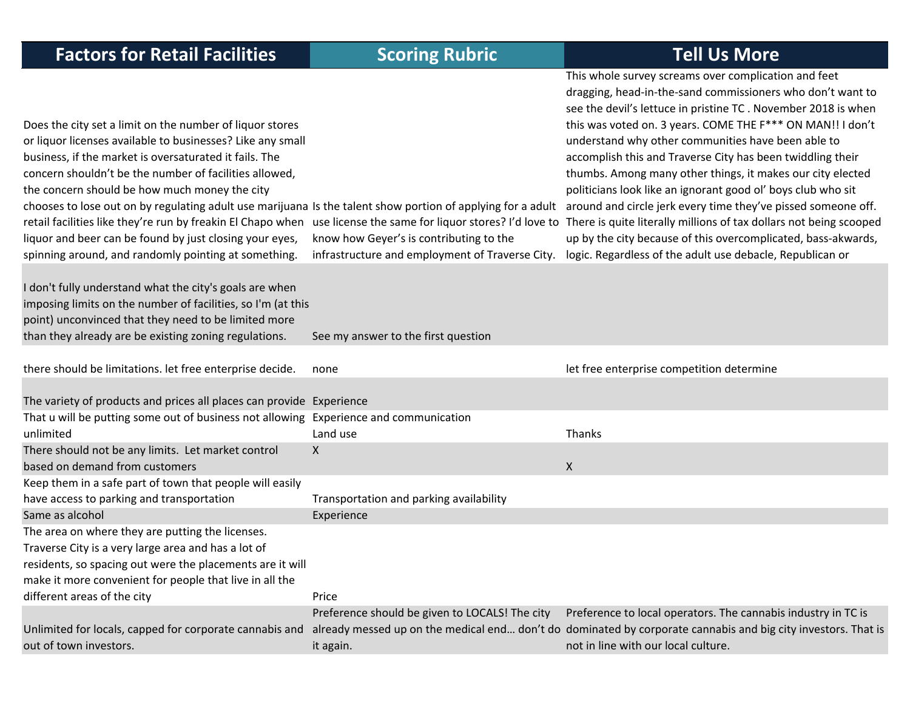| Factors for Retail Facilities | Scoring Rubric | Tell Us More |
|---|---|---|
| Does the city set a limit on the number of liquor stores or liquor licenses available to businesses? Like any small business, if the market is oversaturated it fails. The concern shouldn't be the number of facilities allowed, the concern should be how much money the city chooses to lose out on by regulating adult use marijuana retail facilities like they're run by freakin El Chapo when liquor and beer can be found by just closing your eyes, spinning around, and randomly pointing at something. | Is the talent show portion of applying for a adult use license the same for liquor stores? I'd love to know how Geyer's is contributing to the infrastructure and employment of Traverse City. | This whole survey screams over complication and feet dragging, head-in-the-sand commissioners who don't want to see the devil's lettuce in pristine TC . November 2018 is when this was voted on. 3 years. COME THE F*** ON MAN!! I don't understand why other communities have been able to accomplish this and Traverse City has been twiddling their thumbs. Among many other things, it makes our city elected politicians look like an ignorant good ol' boys club who sit around and circle jerk every time they've pissed someone off. There is quite literally millions of tax dollars not being scooped up by the city because of this overcomplicated, bass-akwards, logic. Regardless of the adult use debacle, Republican or |
| I don't fully understand what the city's goals are when imposing limits on the number of facilities, so I'm (at this point) unconvinced that they need to be limited more than they already are be existing zoning regulations. | See my answer to the first question | |
| there should be limitations. let free enterprise decide. | none | let free enterprise competition determine |
| The variety of products and prices all places can provide | Experience | |
| That u will be putting some out of business not allowing unlimited | Experience and communication Land use | Thanks |
| There should not be any limits. Let market control based on demand from customers | X | X |
| Keep them in a safe part of town that people will easily have access to parking and transportation | Transportation and parking availability | |
| Same as alcohol | Experience | |
| The area on where they are putting the licenses. Traverse City is a very large area and has a lot of residents, so spacing out were the placements are it will make it more convenient for people that live in all the different areas of the city | Price | |
| Unlimited for locals, capped for corporate cannabis and out of town investors. | Preference should be given to LOCALS! The city already messed up on the medical end… don't do it again. | Preference to local operators. The cannabis industry in TC is dominated by corporate cannabis and big city investors. That is not in line with our local culture. |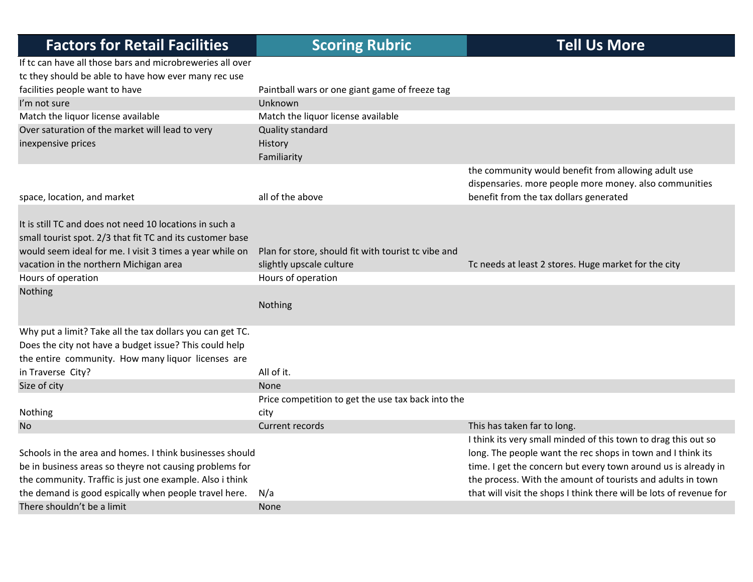| Factors for Retail Facilities | Scoring Rubric | Tell Us More |
|---|---|---|
| If tc can have all those bars and microbreweries all over tc they should be able to have how ever many rec use facilities people want to have | Paintball wars or one giant game of freeze tag | |
| I'm not sure | Unknown | |
| Match the liquor license available | Match the liquor license available | |
| Over saturation of the market will lead to very inexpensive prices | Quality standard History Familiarity | |
| space, location, and market | all of the above | the community would benefit from allowing adult use dispensaries. more people more money. also communities benefit from the tax dollars generated |
| It is still TC and does not need 10 locations in such a small tourist spot. 2/3 that fit TC and its customer base would seem ideal for me. I visit 3 times a year while on vacation in the northern Michigan area | Plan for store, should fit with tourist tc vibe and slightly upscale culture | Tc needs at least 2 stores. Huge market for the city |
| Hours of operation | Hours of operation | |
| Nothing | Nothing | |
| Why put a limit? Take all the tax dollars you can get TC. Does the city not have a budget issue? This could help the entire community. How many liquor licenses are in Traverse City? | All of it. | |
| Size of city | None | |
| Nothing | Price competition to get the use tax back into the city | |
| No | Current records | This has taken far to long. |
| Schools in the area and homes. I think businesses should be in business areas so theyre not causing problems for the community. Traffic is just one example. Also i think the demand is good espically when people travel here. | N/a | I think its very small minded of this town to drag this out so long. The people want the rec shops in town and I think its time. I get the concern but every town around us is already in the process. With the amount of tourists and adults in town that will visit the shops I think there will be lots of revenue for |
| There shouldn't be a limit | None | |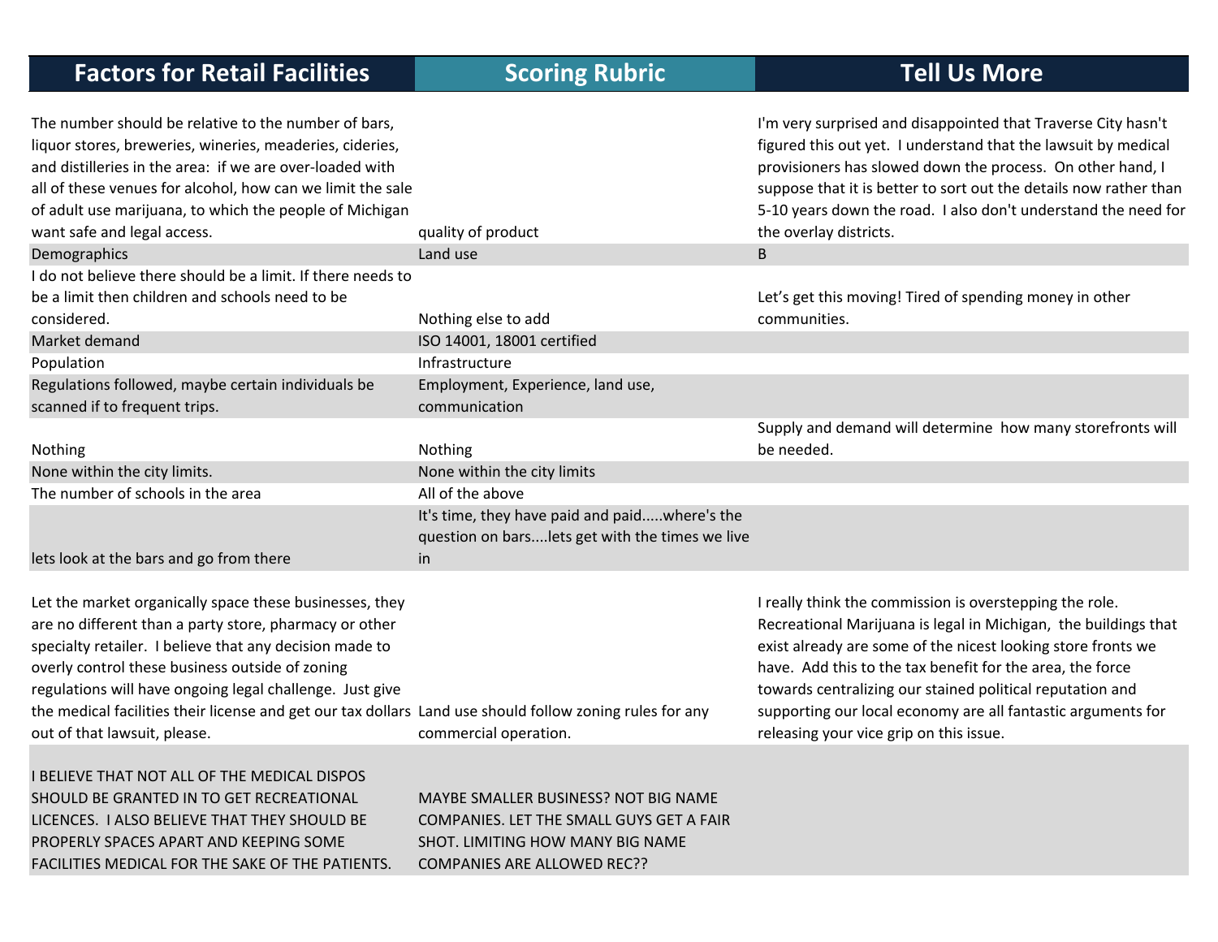| Factors for Retail Facilities | Scoring Rubric | Tell Us More |
|---|---|---|
| The number should be relative to the number of bars, liquor stores, breweries, wineries, meaderies, cideries, and distilleries in the area: if we are over-loaded with all of these venues for alcohol, how can we limit the sale of adult use marijuana, to which the people of Michigan want safe and legal access. | quality of product | I'm very surprised and disappointed that Traverse City hasn't figured this out yet. I understand that the lawsuit by medical provisioners has slowed down the process. On other hand, I suppose that it is better to sort out the details now rather than 5-10 years down the road. I also don't understand the need for the overlay districts. |
| Demographics | Land use | B |
| I do not believe there should be a limit. If there needs to be a limit then children and schools need to be considered. | Nothing else to add | Let's get this moving! Tired of spending money in other communities. |
| Market demand | ISO 14001, 18001 certified | |
| Population | Infrastructure | |
| Regulations followed, maybe certain individuals be scanned if to frequent trips. | Employment, Experience, land use, communication | |
| Nothing | Nothing | Supply and demand will determine how many storefronts will be needed. |
| None within the city limits. | None within the city limits | |
| The number of schools in the area | All of the above | |
| lets look at the bars and go from there | It's time, they have paid and paid.....where's the question on bars....lets get with the times we live in | |
| Let the market organically space these businesses, they are no different than a party store, pharmacy or other specialty retailer. I believe that any decision made to overly control these business outside of zoning regulations will have ongoing legal challenge. Just give the medical facilities their license and get our tax dollars out of that lawsuit, please. | Land use should follow zoning rules for any commercial operation. | I really think the commission is overstepping the role. Recreational Marijuana is legal in Michigan, the buildings that exist already are some of the nicest looking store fronts we have. Add this to the tax benefit for the area, the force towards centralizing our stained political reputation and supporting our local economy are all fantastic arguments for releasing your vice grip on this issue. |
| I BELIEVE THAT NOT ALL OF THE MEDICAL DISPOS SHOULD BE GRANTED IN TO GET RECREATIONAL LICENCES. I ALSO BELIEVE THAT THEY SHOULD BE PROPERLY SPACES APART AND KEEPING SOME FACILITIES MEDICAL FOR THE SAKE OF THE PATIENTS. | MAYBE SMALLER BUSINESS? NOT BIG NAME COMPANIES. LET THE SMALL GUYS GET A FAIR SHOT. LIMITING HOW MANY BIG NAME COMPANIES ARE ALLOWED REC?? | |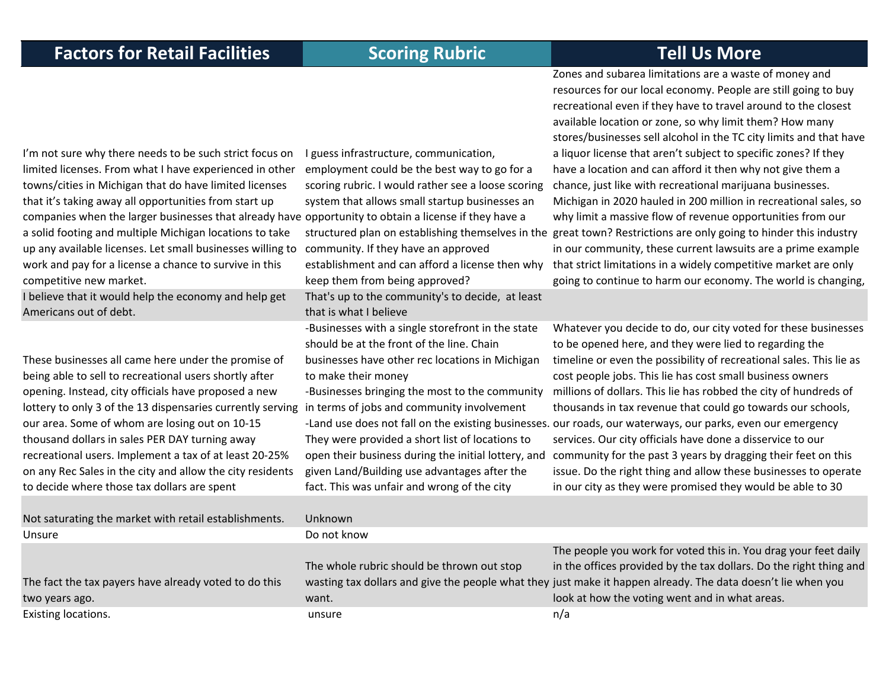| Factors for Retail Facilities | Scoring Rubric | Tell Us More |
|---|---|---|
| I'm not sure why there needs to be such strict focus on limited licenses. From what I have experienced in other towns/cities in Michigan that do have limited licenses that it's taking away all opportunities from start up companies when the larger businesses that already have a solid footing and multiple Michigan locations to take up any available licenses. Let small businesses willing to work and pay for a license a chance to survive in this competitive new market. | I guess infrastructure, communication, employment could be the best way to go for a scoring rubric. I would rather see a loose scoring system that allows small startup businesses an opportunity to obtain a license if they have a structured plan on establishing themselves in the community. If they have an approved establishment and can afford a license then why keep them from being approved? | Zones and subarea limitations are a waste of money and resources for our local economy. People are still going to buy recreational even if they have to travel around to the closest available location or zone, so why limit them? How many stores/businesses sell alcohol in the TC city limits and that have a liquor license that aren't subject to specific zones? If they have a location and can afford it then why not give them a chance, just like with recreational marijuana businesses. Michigan in 2020 hauled in 200 million in recreational sales, so why limit a massive flow of revenue opportunities from our great town? Restrictions are only going to hinder this industry in our community, these current lawsuits are a prime example that strict limitations in a widely competitive market are only going to continue to harm our economy. The world is changing, |
| I believe that it would help the economy and help get Americans out of debt. | That's up to the community's to decide, at least that is what I believe | |
| These businesses all came here under the promise of being able to sell to recreational users shortly after opening. Instead, city officials have proposed a new lottery to only 3 of the 13 dispensaries currently serving our area. Some of whom are losing out on 10-15 thousand dollars in sales PER DAY turning away recreational users. Implement a tax of at least 20-25% on any Rec Sales in the city and allow the city residents to decide where those tax dollars are spent | -Businesses with a single storefront in the state should be at the front of the line. Chain businesses have other rec locations in Michigan to make their money<br>-Businesses bringing the most to the community in terms of jobs and community involvement<br>-Land use does not fall on the existing businesses. They were provided a short list of locations to open their business during the initial lottery, and given Land/Building use advantages after the fact. This was unfair and wrong of the city | Whatever you decide to do, our city voted for these businesses to be opened here, and they were lied to regarding the timeline or even the possibility of recreational sales. This lie as cost people jobs. This lie has cost small business owners millions of dollars. This lie has robbed the city of hundreds of thousands in tax revenue that could go towards our schools, our roads, our waterways, our parks, even our emergency services. Our city officials have done a disservice to our community for the past 3 years by dragging their feet on this issue. Do the right thing and allow these businesses to operate in our city as they were promised they would be able to 30 |
| Not saturating the market with retail establishments. | Unknown | |
| Unsure | Do not know | |
| The fact the tax payers have already voted to do this two years ago. | The whole rubric should be thrown out stop wasting tax dollars and give the people what they want. | The people you work for voted this in. You drag your feet daily in the offices provided by the tax dollars. Do the right thing and just make it happen already. The data doesn't lie when you look at how the voting went and in what areas. |
| Existing locations. | unsure | n/a |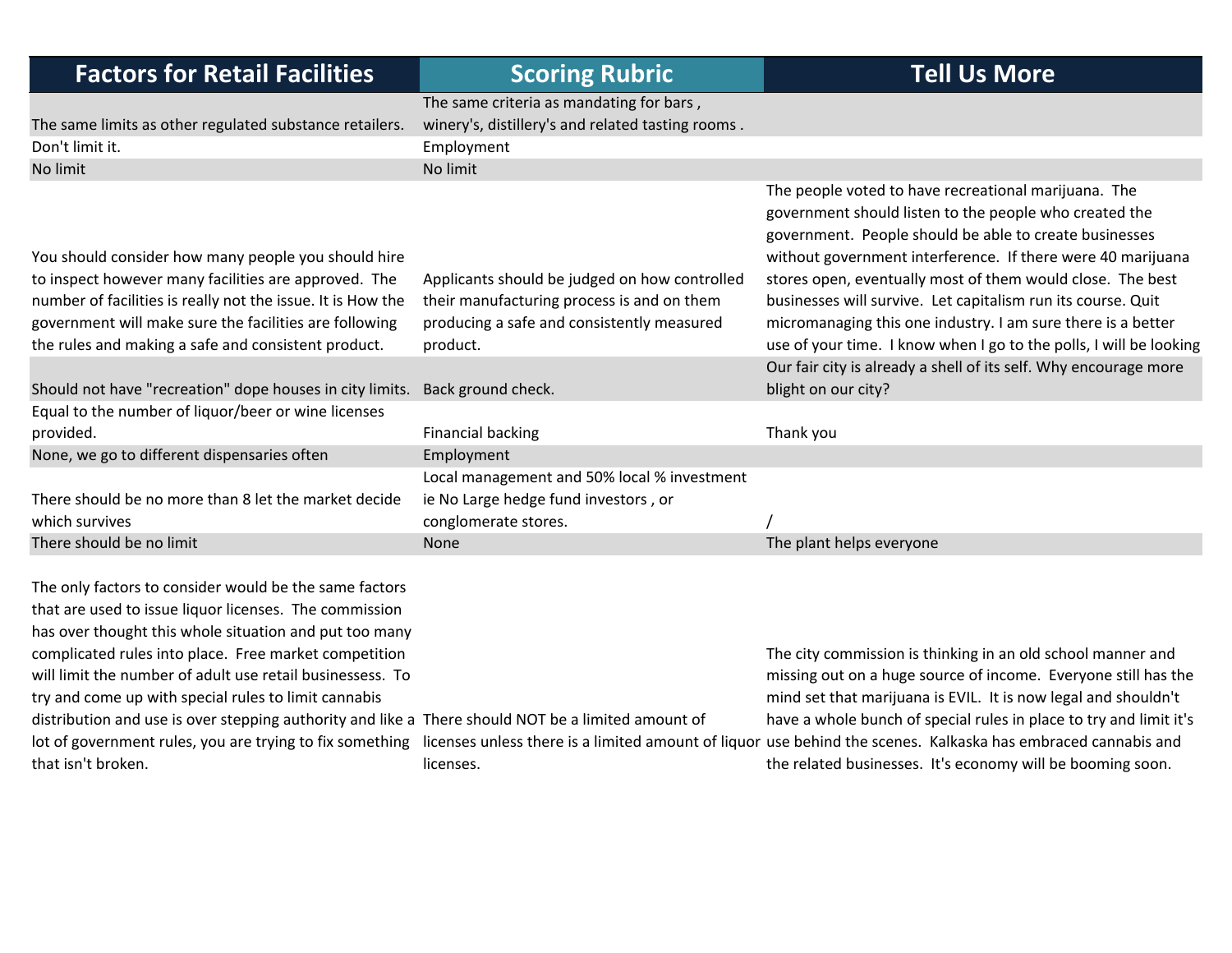| Factors for Retail Facilities | Scoring Rubric | Tell Us More |
|---|---|---|
| The same limits as other regulated substance retailers. | The same criteria as mandating for bars , winery's, distillery's and related tasting rooms . | |
| Don't limit it. | Employment | |
| No limit | No limit | |
| You should consider how many people you should hire to inspect however many facilities are approved. The number of facilities is really not the issue. It is How the government will make sure the facilities are following the rules and making a safe and consistent product. | Applicants should be judged on how controlled their manufacturing process is and on them producing a safe and consistently measured product. | The people voted to have recreational marijuana. The government should listen to the people who created the government. People should be able to create businesses without government interference. If there were 40 marijuana stores open, eventually most of them would close. The best businesses will survive. Let capitalism run its course. Quit micromanaging this one industry. I am sure there is a better use of your time. I know when I go to the polls, I will be looking |
| Should not have "recreation" dope houses in city limits. | Back ground check. | Our fair city is already a shell of its self. Why encourage more blight on our city? |
| Equal to the number of liquor/beer or wine licenses provided. | Financial backing | Thank you |
| None, we go to different dispensaries often | Employment | |
| There should be no more than 8 let the market decide which survives | Local management and 50% local % investment ie No Large hedge fund investors , or conglomerate stores. | / |
| There should be no limit | None | The plant helps everyone |
| The only factors to consider would be the same factors that are used to issue liquor licenses. The commission has over thought this whole situation and put too many complicated rules into place. Free market competition will limit the number of adult use retail businessess. To try and come up with special rules to limit cannabis distribution and use is over stepping authority and like a lot of government rules, you are trying to fix something that isn't broken. | There should NOT be a limited amount of licenses unless there is a limited amount of liquor licenses. | The city commission is thinking in an old school manner and missing out on a huge source of income. Everyone still has the mind set that marijuana is EVIL. It is now legal and shouldn't have a whole bunch of special rules in place to try and limit it's use behind the scenes. Kalkaska has embraced cannabis and the related businesses. It's economy will be booming soon. |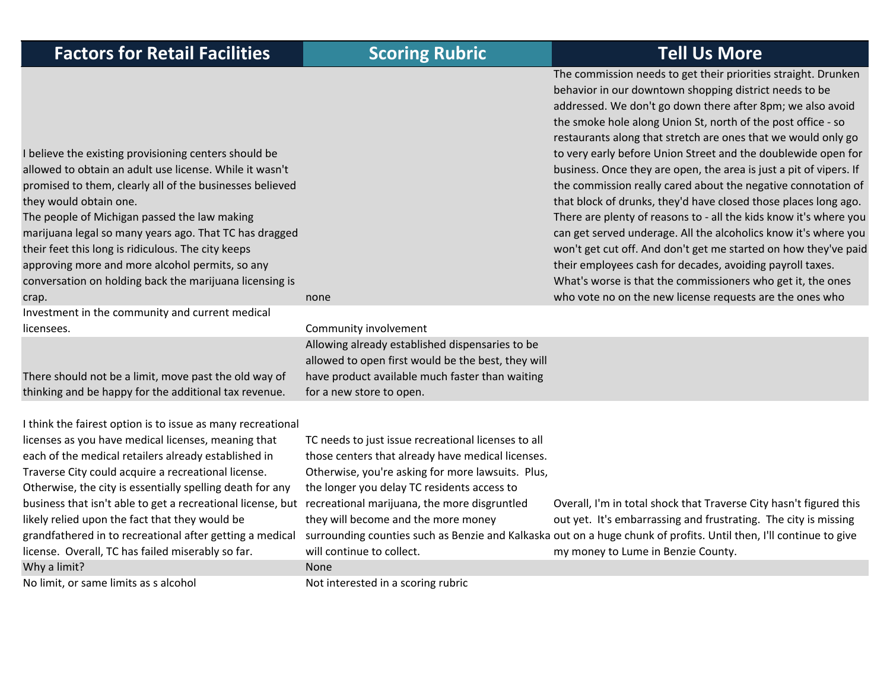| Factors for Retail Facilities | Scoring Rubric | Tell Us More |
|---|---|---|
| I believe the existing provisioning centers should be allowed to obtain an adult use license. While it wasn't promised to them, clearly all of the businesses believed they would obtain one.<br>The people of Michigan passed the law making marijuana legal so many years ago. That TC has dragged their feet this long is ridiculous. The city keeps approving more and more alcohol permits, so any conversation on holding back the marijuana licensing is crap. | none | The commission needs to get their priorities straight. Drunken behavior in our downtown shopping district needs to be addressed. We don't go down there after 8pm; we also avoid the smoke hole along Union St, north of the post office - so restaurants along that stretch are ones that we would only go to very early before Union Street and the doublewide open for business. Once they are open, the area is just a pit of vipers. If the commission really cared about the negative connotation of that block of drunks, they'd have closed those places long ago. There are plenty of reasons to - all the kids know it's where you can get served underage. All the alcoholics know it's where you won't get cut off. And don't get me started on how they've paid their employees cash for decades, avoiding payroll taxes. What's worse is that the commissioners who get it, the ones who vote no on the new license requests are the ones who |
| Investment in the community and current medical licensees. | Community involvement | |
| There should not be a limit, move past the old way of thinking and be happy for the additional tax revenue. | Allowing already established dispensaries to be allowed to open first would be the best, they will have product available much faster than waiting for a new store to open. | |
| I think the fairest option is to issue as many recreational licenses as you have medical licenses, meaning that each of the medical retailers already established in Traverse City could acquire a recreational license. Otherwise, the city is essentially spelling death for any business that isn't able to get a recreational license, but likely relied upon the fact that they would be grandfathered in to recreational after getting a medical license. Overall, TC has failed miserably so far. | TC needs to just issue recreational licenses to all those centers that already have medical licenses. Otherwise, you're asking for more lawsuits. Plus, the longer you delay TC residents access to recreational marijuana, the more disgruntled they will become and the more money surrounding counties such as Benzie and Kalkaska will continue to collect. | Overall, I'm in total shock that Traverse City hasn't figured this out yet. It's embarrassing and frustrating. The city is missing out on a huge chunk of profits. Until then, I'll continue to give my money to Lume in Benzie County. |
| Why a limit? | None | |
| No limit, or same limits as s alcohol | Not interested in a scoring rubric | |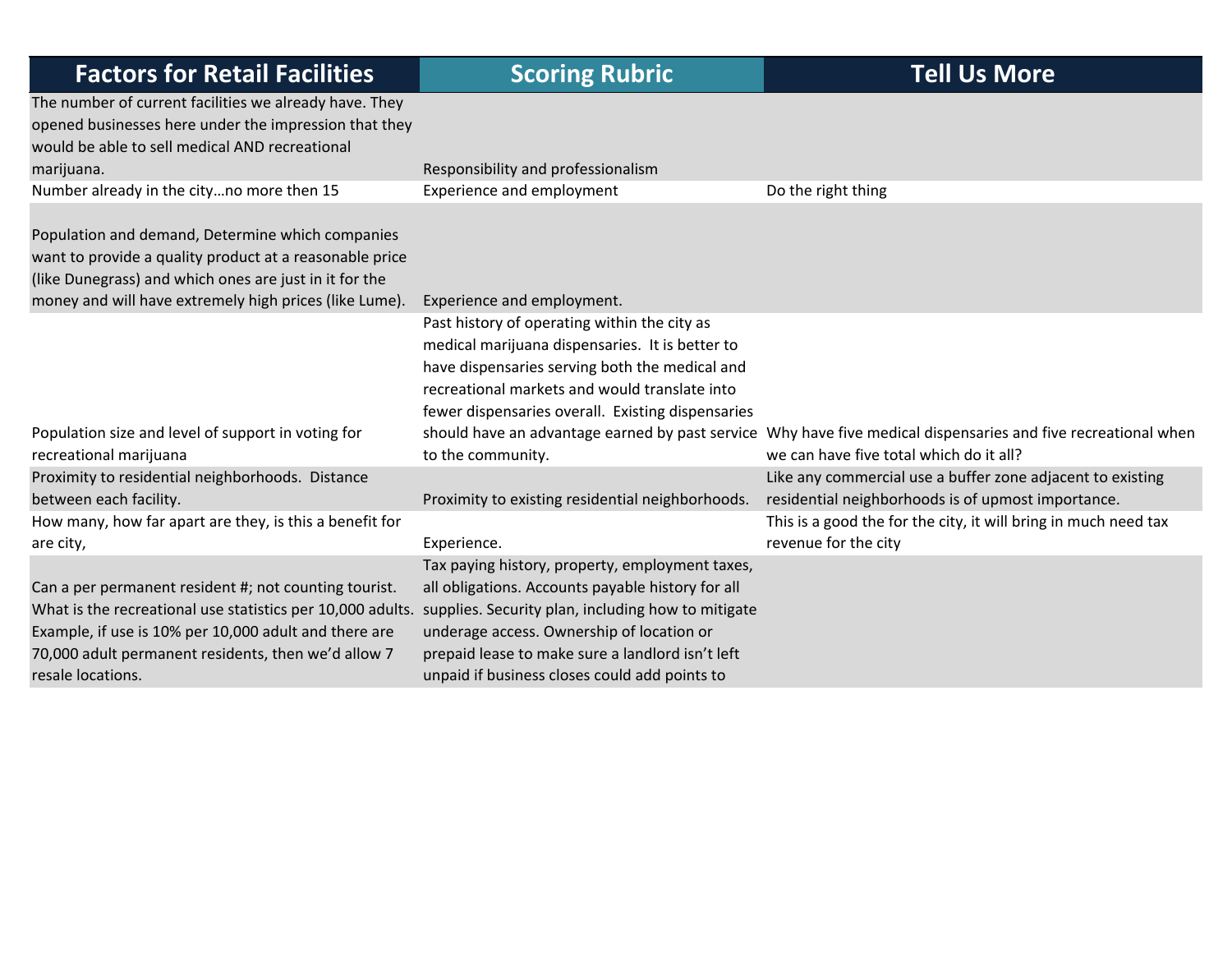| Factors for Retail Facilities | Scoring Rubric | Tell Us More |
|---|---|---|
| The number of current facilities we already have. They opened businesses here under the impression that they would be able to sell medical AND recreational marijuana. | Responsibility and professionalism | |
| Number already in the city…no more then 15 | Experience and employment | Do the right thing |
| Population and demand, Determine which companies want to provide a quality product at a reasonable price (like Dunegrass) and which ones are just in it for the money and will have extremely high prices (like Lume). | Experience and employment. | |
| Population size and level of support in voting for recreational marijuana | Past history of operating within the city as medical marijuana dispensaries. It is better to have dispensaries serving both the medical and recreational markets and would translate into fewer dispensaries overall. Existing dispensaries should have an advantage earned by past service to the community. | Why have five medical dispensaries and five recreational when we can have five total which do it all? |
| Proximity to residential neighborhoods. Distance between each facility. | Proximity to existing residential neighborhoods. | Like any commercial use a buffer zone adjacent to existing residential neighborhoods is of upmost importance. |
| How many, how far apart are they, is this a benefit for are city, | Experience. | This is a good the for the city, it will bring in much need tax revenue for the city |
| Can a per permanent resident #; not counting tourist. What is the recreational use statistics per 10,000 adults. Example, if use is 10% per 10,000 adult and there are 70,000 adult permanent residents, then we'd allow 7 resale locations. | Tax paying history, property, employment taxes, all obligations. Accounts payable history for all supplies. Security plan, including how to mitigate underage access. Ownership of location or prepaid lease to make sure a landlord isn't left unpaid if business closes could add points to | |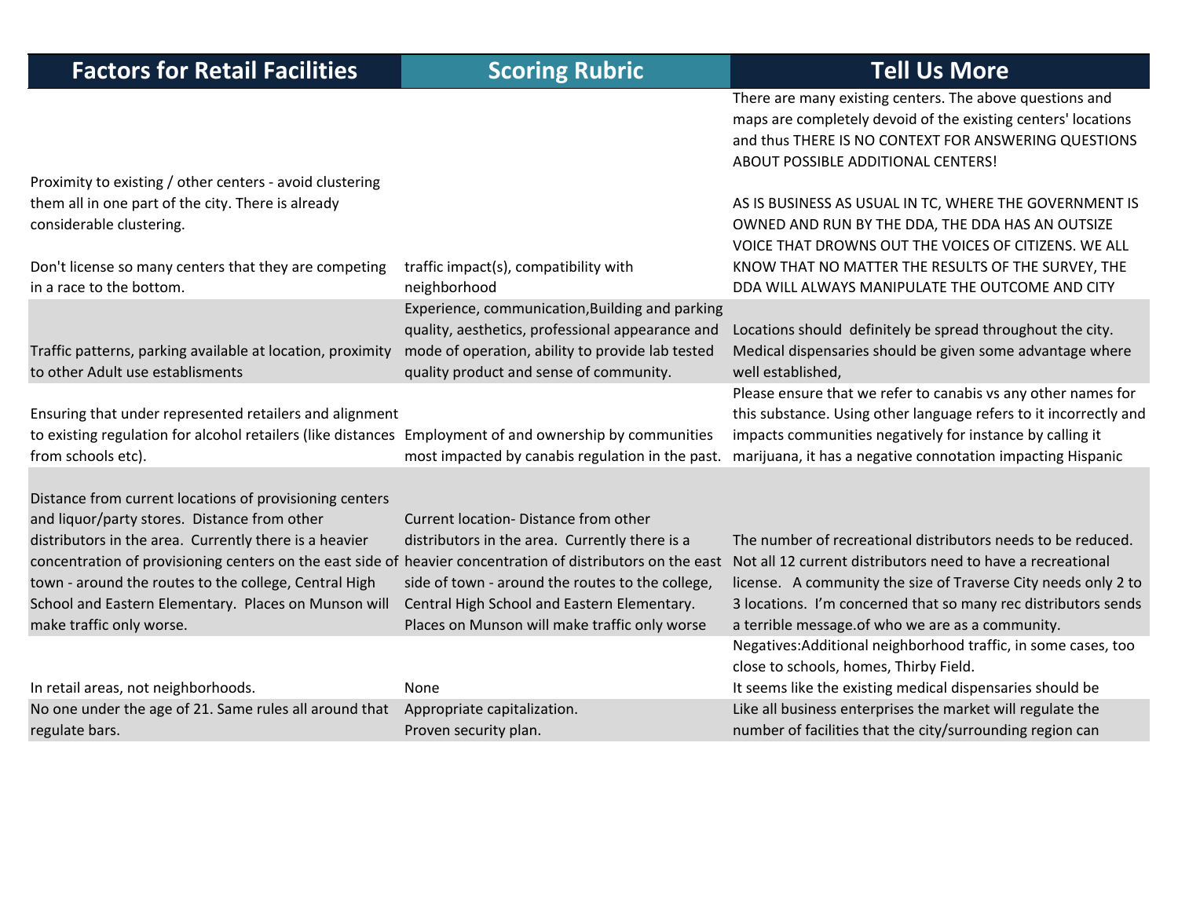| Factors for Retail Facilities | Scoring Rubric | Tell Us More |
|---|---|---|
| Proximity to existing / other centers - avoid clustering them all in one part of the city. There is already considerable clustering.<br><br>Don't license so many centers that they are competing in a race to the bottom. | traffic impact(s), compatibility with neighborhood | There are many existing centers. The above questions and maps are completely devoid of the existing centers' locations and thus THERE IS NO CONTEXT FOR ANSWERING QUESTIONS ABOUT POSSIBLE ADDITIONAL CENTERS!<br><br>AS IS BUSINESS AS USUAL IN TC, WHERE THE GOVERNMENT IS OWNED AND RUN BY THE DDA, THE DDA HAS AN OUTSIZE VOICE THAT DROWNS OUT THE VOICES OF CITIZENS. WE ALL KNOW THAT NO MATTER THE RESULTS OF THE SURVEY, THE DDA WILL ALWAYS MANIPULATE THE OUTCOME AND CITY |
| Traffic patterns, parking available at location, proximity to other Adult use establisments | Experience, communication,Building and parking quality, aesthetics, professional appearance and mode of operation, ability to provide lab tested quality product and sense of community. | Locations should definitely be spread throughout the city. Medical dispensaries should be given some advantage where well established, |
| Ensuring that under represented retailers and alignment to existing regulation for alcohol retailers (like distances from schools etc). | Employment of and ownership by communities most impacted by canabis regulation in the past. | Please ensure that we refer to canabis vs any other names for this substance. Using other language refers to it incorrectly and impacts communities negatively for instance by calling it marijuana, it has a negative connotation impacting Hispanic |
| Distance from current locations of provisioning centers and liquor/party stores. Distance from other distributors in the area. Currently there is a heavier concentration of provisioning centers on the east side of town - around the routes to the college, Central High School and Eastern Elementary. Places on Munson will make traffic only worse. | Current location- Distance from other distributors in the area. Currently there is a heavier concentration of distributors on the east side of town - around the routes to the college, Central High School and Eastern Elementary. Places on Munson will make traffic only worse | The number of recreational distributors needs to be reduced. Not all 12 current distributors need to have a recreational license. A community the size of Traverse City needs only 2 to 3 locations. I'm concerned that so many rec distributors sends a terrible message.of who we are as a community. |
| In retail areas, not neighborhoods. | None | Negatives:Additional neighborhood traffic, in some cases, too close to schools, homes, Thirby Field.<br>It seems like the existing medical dispensaries should be |
| No one under the age of 21. Same rules all around that regulate bars. | Appropriate capitalization.<br>Proven security plan. | Like all business enterprises the market will regulate the number of facilities that the city/surrounding region can |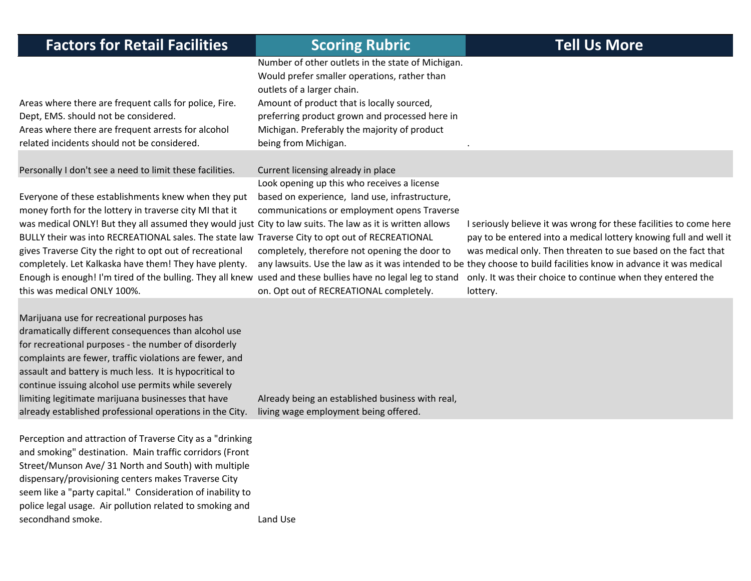| Factors for Retail Facilities | Scoring Rubric | Tell Us More |
|---|---|---|
| Areas where there are frequent calls for police, Fire. Dept, EMS. should not be considered. Areas where there are frequent arrests for alcohol related incidents should not be considered. | Number of other outlets in the state of Michigan. Would prefer smaller operations, rather than outlets of a larger chain. Amount of product that is locally sourced, preferring product grown and processed here in Michigan. Preferably the majority of product being from Michigan. | . |
| Personally I don't see a need to limit these facilities. | Current licensing already in place | |
| Everyone of these establishments knew when they put money forth for the lottery in traverse city MI that it was medical ONLY! But they all assumed they would just BULLY their was into RECREATIONAL sales. The state law gives Traverse City the right to opt out of recreational completely. Let Kalkaska have them! They have plenty. Enough is enough! I'm tired of the bulling. They all knew this was medical ONLY 100%. | Look opening up this who receives a license based on experience, land use, infrastructure, communications or employment opens Traverse City to law suits. The law as it is written allows Traverse City to opt out of RECREATIONAL completely, therefore not opening the door to any lawsuits. Use the law as it was intended to be used and these bullies have no legal leg to stand on. Opt out of RECREATIONAL completely. | I seriously believe it was wrong for these facilities to come here pay to be entered into a medical lottery knowing full and well it was medical only. Then threaten to sue based on the fact that they choose to build facilities know in advance it was medical only. It was their choice to continue when they entered the lottery. |
| Marijuana use for recreational purposes has dramatically different consequences than alcohol use for recreational purposes - the number of disorderly complaints are fewer, traffic violations are fewer, and assault and battery is much less. It is hypocritical to continue issuing alcohol use permits while severely limiting legitimate marijuana businesses that have already established professional operations in the City. | Already being an established business with real, living wage employment being offered. | |
| Perception and attraction of Traverse City as a "drinking and smoking" destination. Main traffic corridors (Front Street/Munson Ave/ 31 North and South) with multiple dispensary/provisioning centers makes Traverse City seem like a "party capital." Consideration of inability to police legal usage. Air pollution related to smoking and secondhand smoke. | Land Use | |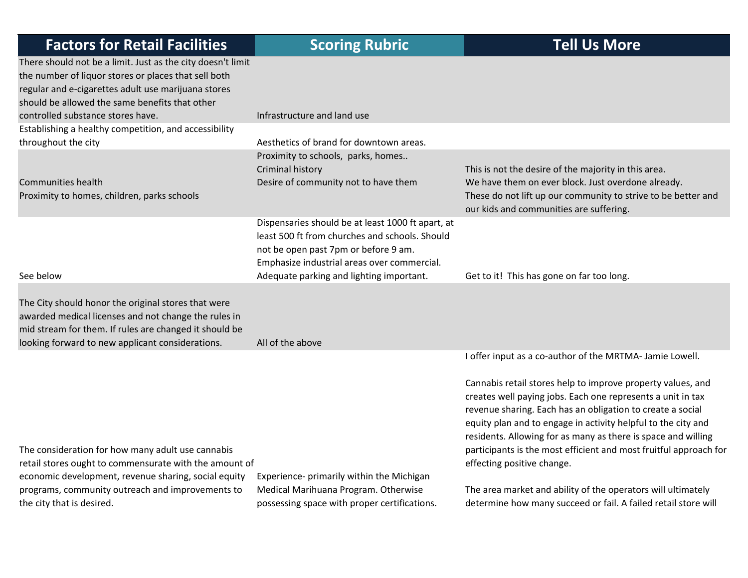| Factors for Retail Facilities | Scoring Rubric | Tell Us More |
| --- | --- | --- |
| There should not be a limit. Just as the city doesn't limit the number of liquor stores or places that sell both regular and e-cigarettes adult use marijuana stores should be allowed the same benefits that other controlled substance stores have. | Infrastructure and land use | |
| Establishing a healthy competition, and accessibility throughout the city | Aesthetics of brand for downtown areas. | |
| Communities health<br>Proximity to homes, children, parks schools | Proximity to schools, parks, homes..<br>Criminal history<br>Desire of community not to have them | This is not the desire of the majority in this area.<br>We have them on ever block. Just overdone already.<br>These do not lift up our community to strive to be better and our kids and communities are suffering. |
| See below | Dispensaries should be at least 1000 ft apart, at least 500 ft from churches and schools. Should not be open past 7pm or before 9 am.<br>Emphasize industrial areas over commercial.<br>Adequate parking and lighting important. | Get to it! This has gone on far too long. |
| The City should honor the original stores that were awarded medical licenses and not change the rules in mid stream for them. If rules are changed it should be looking forward to new applicant considerations. | All of the above | |
| The consideration for how many adult use cannabis retail stores ought to commensurate with the amount of economic development, revenue sharing, social equity programs, community outreach and improvements to the city that is desired. | Experience- primarily within the Michigan Medical Marihuana Program. Otherwise possessing space with proper certifications. | I offer input as a co-author of the MRTMA- Jamie Lowell.<br><br>Cannabis retail stores help to improve property values, and creates well paying jobs. Each one represents a unit in tax revenue sharing. Each has an obligation to create a social equity plan and to engage in activity helpful to the city and residents. Allowing for as many as there is space and willing participants is the most efficient and most fruitful approach for effecting positive change.<br><br>The area market and ability of the operators will ultimately determine how many succeed or fail. A failed retail store will |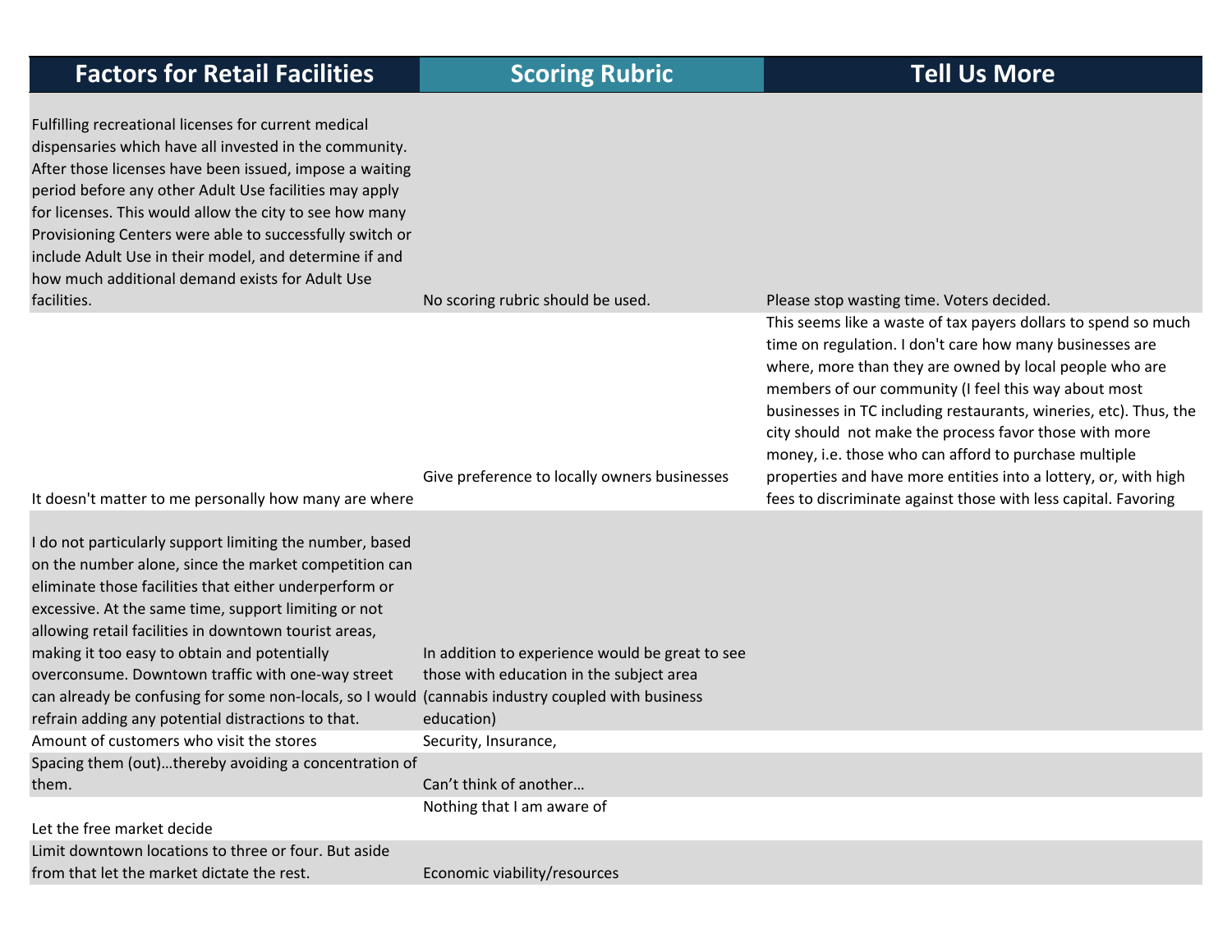| Factors for Retail Facilities | Scoring Rubric | Tell Us More |
|---|---|---|
| Fulfilling recreational licenses for current medical dispensaries which have all invested in the community. After those licenses have been issued, impose a waiting period before any other Adult Use facilities may apply for licenses. This would allow the city to see how many Provisioning Centers were able to successfully switch or include Adult Use in their model, and determine if and how much additional demand exists for Adult Use facilities. | No scoring rubric should be used. | Please stop wasting time. Voters decided. |
| It doesn't matter to me personally how many are where | Give preference to locally owners businesses | This seems like a waste of tax payers dollars to spend so much time on regulation. I don't care how many businesses are where, more than they are owned by local people who are members of our community (I feel this way about most businesses in TC including restaurants, wineries, etc). Thus, the city should not make the process favor those with more money, i.e. those who can afford to purchase multiple properties and have more entities into a lottery, or, with high fees to discriminate against those with less capital. Favoring |
| I do not particularly support limiting the number, based on the number alone, since the market competition can eliminate those facilities that either underperform or excessive. At the same time, support limiting or not allowing retail facilities in downtown tourist areas, making it too easy to obtain and potentially overconsume. Downtown traffic with one-way street can already be confusing for some non-locals, so I would refrain adding any potential distractions to that. | In addition to experience would be great to see those with education in the subject area (cannabis industry coupled with business education) | |
| Amount of customers who visit the stores | Security, Insurance, | |
| Spacing them (out)…thereby avoiding a concentration of them. | Can't think of another… | |
| Let the free market decide | Nothing that I am aware of | |
| Limit downtown locations to three or four. But aside from that let the market dictate the rest. | Economic viability/resources | |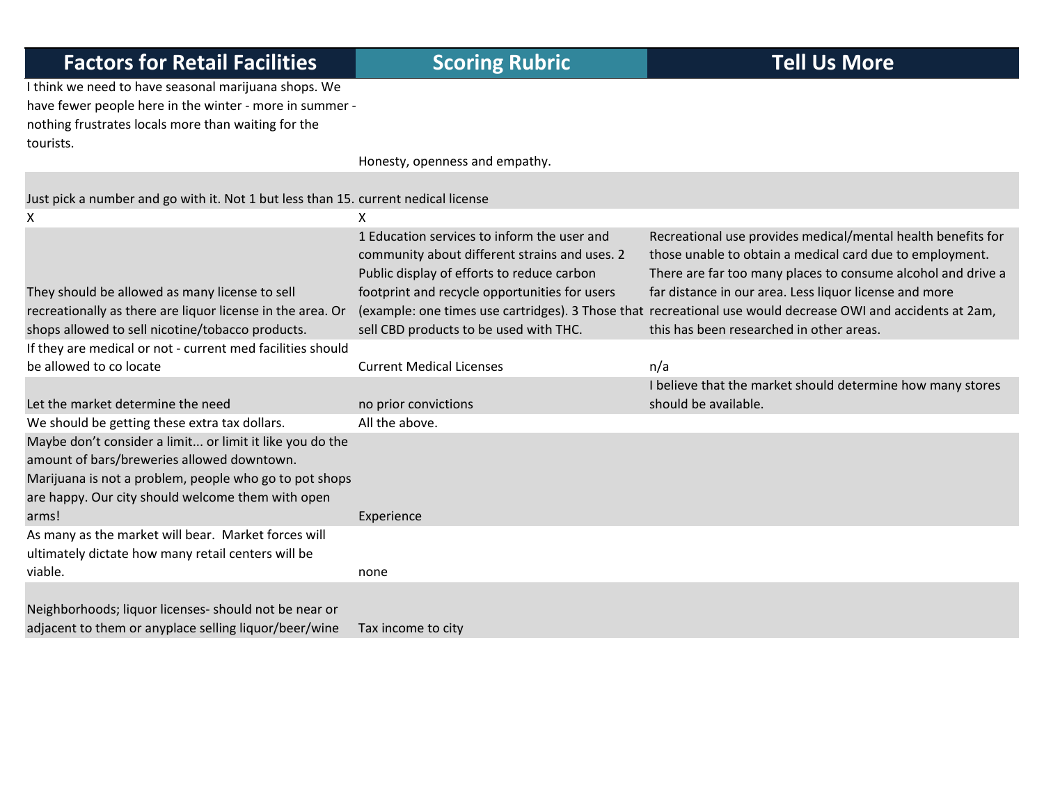| Factors for Retail Facilities | Scoring Rubric | Tell Us More |
|---|---|---|
| I think we need to have seasonal marijuana shops. We have fewer people here in the winter - more in summer - nothing frustrates locals more than waiting for the tourists. | Honesty, openness and empathy. | |
| Just pick a number and go with it. Not 1 but less than 15. | current nedical license | |
| X | X | |
| They should be allowed as many license to sell recreationally as there are liquor license in the area. Or shops allowed to sell nicotine/tobacco products. | 1 Education services to inform the user and community about different strains and uses. 2 Public display of efforts to reduce carbon footprint and recycle opportunities for users (example: one times use cartridges). 3 Those that sell CBD products to be used with THC. | Recreational use provides medical/mental health benefits for those unable to obtain a medical card due to employment. There are far too many places to consume alcohol and drive a far distance in our area. Less liquor license and more recreational use would decrease OWI and accidents at 2am, this has been researched in other areas. |
| If they are medical or not - current med facilities should be allowed to co locate | Current Medical Licenses | n/a |
| Let the market determine the need | no prior convictions | I believe that the market should determine how many stores should be available. |
| We should be getting these extra tax dollars. | All the above. | |
| Maybe don't consider a limit... or limit it like you do the amount of bars/breweries allowed downtown. Marijuana is not a problem, people who go to pot shops are happy. Our city should welcome them with open arms! | Experience | |
| As many as the market will bear. Market forces will ultimately dictate how many retail centers will be viable. | none | |
| Neighborhoods; liquor licenses- should not be near or adjacent to them or anyplace selling liquor/beer/wine | Tax income to city | |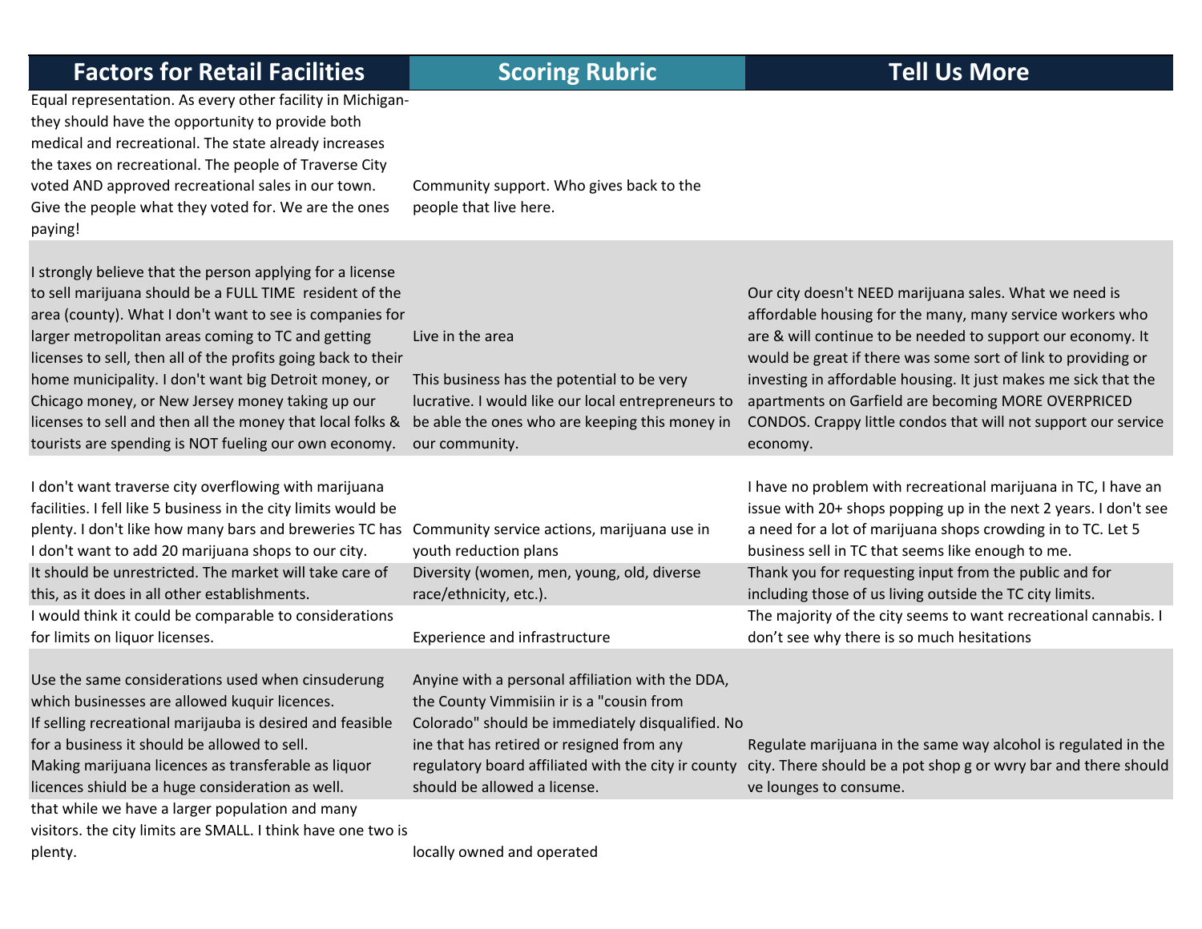| Factors for Retail Facilities | Scoring Rubric | Tell Us More |
|---|---|---|
| Equal representation. As every other facility in Michigan- they should have the opportunity to provide both medical and recreational. The state already increases the taxes on recreational. The people of Traverse City voted AND approved recreational sales in our town. Give the people what they voted for. We are the ones paying! | Community support. Who gives back to the people that live here. | |
| I strongly believe that the person applying for a license to sell marijuana should be a FULL TIME resident of the area (county). What I don't want to see is companies for larger metropolitan areas coming to TC and getting licenses to sell, then all of the profits going back to their home municipality. I don't want big Detroit money, or Chicago money, or New Jersey money taking up our licenses to sell and then all the money that local folks & tourists are spending is NOT fueling our own economy. | Live in the area<br><br>This business has the potential to be very lucrative. I would like our local entrepreneurs to be able the ones who are keeping this money in our community. | Our city doesn't NEED marijuana sales. What we need is affordable housing for the many, many service workers who are & will continue to be needed to support our economy. It would be great if there was some sort of link to providing or investing in affordable housing. It just makes me sick that the apartments on Garfield are becoming MORE OVERPRICED CONDOS. Crappy little condos that will not support our service economy. |
| I don't want traverse city overflowing with marijuana facilities. I fell like 5 business in the city limits would be plenty. I don't like how many bars and breweries TC has I don't want to add 20 marijuana shops to our city. | Community service actions, marijuana use in youth reduction plans | I have no problem with recreational marijuana in TC, I have an issue with 20+ shops popping up in the next 2 years. I don't see a need for a lot of marijuana shops crowding in to TC. Let 5 business sell in TC that seems like enough to me. |
| It should be unrestricted. The market will take care of this, as it does in all other establishments. | Diversity (women, men, young, old, diverse race/ethnicity, etc.). | Thank you for requesting input from the public and for including those of us living outside the TC city limits. |
| I would think it could be comparable to considerations for limits on liquor licenses. | Experience and infrastructure | The majority of the city seems to want recreational cannabis. I don't see why there is so much hesitations |
| Use the same considerations used when cinsuderung which businesses are allowed kuquir licences.<br>If selling recreational marijauba is desired and feasible for a business it should be allowed to sell.<br>Making marijuana licences as transferable as liquor licences shiuld be a huge consideration as well. | Anyine with a personal affiliation with the DDA, the County Vimmisiin ir is a "cousin from Colorado" should be immediately disqualified. No ine that has retired or resigned from any regulatory board affiliated with the city ir county should be allowed a license. | Regulate marijuana in the same way alcohol is regulated in the city. There should be a pot shop g or wvry bar and there should ve lounges to consume. |
| that while we have a larger population and many visitors. the city limits are SMALL. I think have one two is plenty. | locally owned and operated | |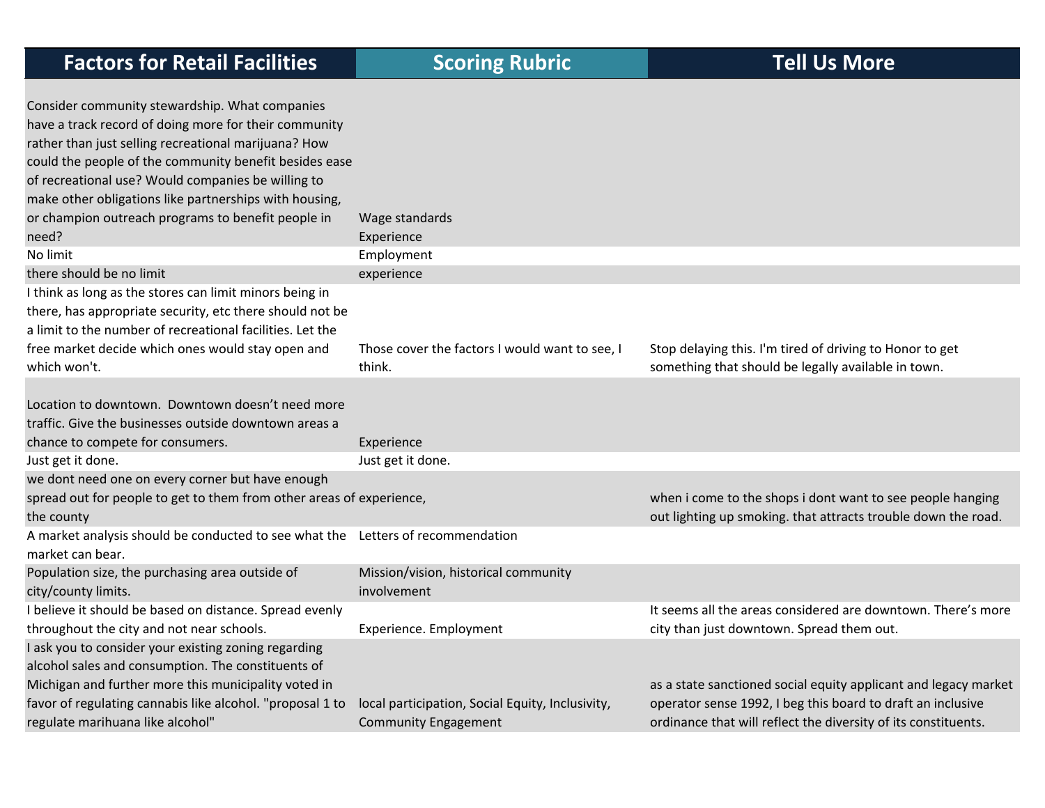| Factors for Retail Facilities | Scoring Rubric | Tell Us More |
|---|---|---|
| Consider community stewardship. What companies have a track record of doing more for their community rather than just selling recreational marijuana? How could the people of the community benefit besides ease of recreational use? Would companies be willing to make other obligations like partnerships with housing, or champion outreach programs to benefit people in need? | Wage standards Experience | |
| No limit | Employment | |
| there should be no limit | experience | |
| I think as long as the stores can limit minors being in there, has appropriate security, etc there should not be a limit to the number of recreational facilities. Let the free market decide which ones would stay open and which won't. | Those cover the factors I would want to see, I think. | Stop delaying this. I'm tired of driving to Honor to get something that should be legally available in town. |
| Location to downtown. Downtown doesn't need more traffic. Give the businesses outside downtown areas a chance to compete for consumers. | Experience | |
| Just get it done. | Just get it done. | |
| we dont need one on every corner but have enough spread out for people to get to them from other areas of the county | experience, | when i come to the shops i dont want to see people hanging out lighting up smoking. that attracts trouble down the road. |
| A market analysis should be conducted to see what the market can bear. | Letters of recommendation | |
| Population size, the purchasing area outside of city/county limits. | Mission/vision, historical community involvement | |
| I believe it should be based on distance. Spread evenly throughout the city and not near schools. | Experience. Employment | It seems all the areas considered are downtown. There's more city than just downtown. Spread them out. |
| I ask you to consider your existing zoning regarding alcohol sales and consumption. The constituents of Michigan and further more this municipality voted in favor of regulating cannabis like alcohol. "proposal 1 to regulate marihuana like alcohol" | local participation, Social Equity, Inclusivity, Community Engagement | as a state sanctioned social equity applicant and legacy market operator sense 1992, I beg this board to draft an inclusive ordinance that will reflect the diversity of its constituents. |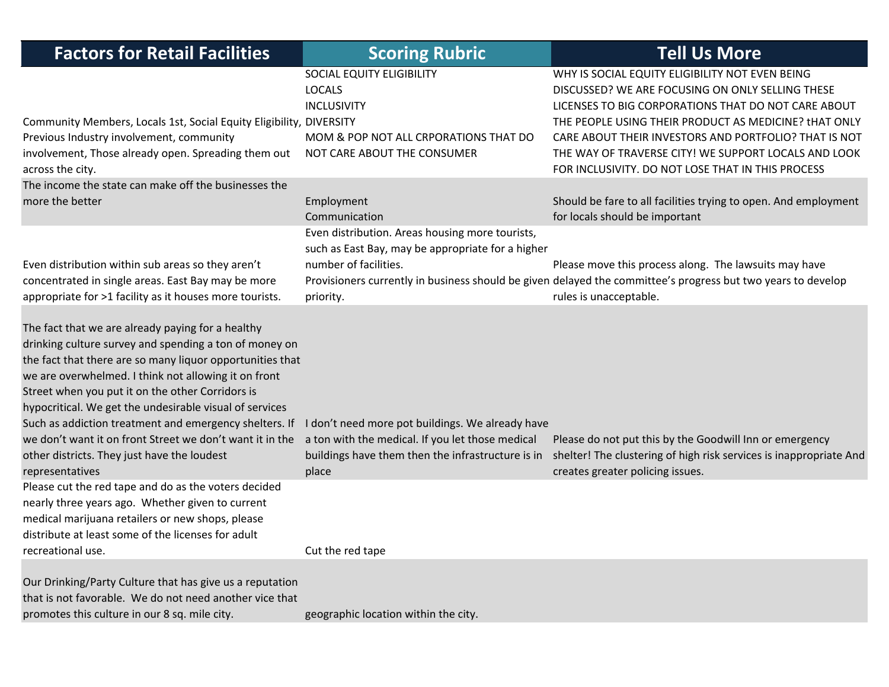| Factors for Retail Facilities | Scoring Rubric | Tell Us More |
|---|---|---|
| Community Members, Locals 1st, Social Equity Eligibility, Previous Industry involvement, community involvement, Those already open. Spreading them out across the city. | SOCIAL EQUITY ELIGIBILITY<br>LOCALS<br>INCLUSIVITY<br>DIVERSITY<br>MOM & POP NOT ALL CRPORATIONS THAT DO NOT CARE ABOUT THE CONSUMER | WHY IS SOCIAL EQUITY ELIGIBILITY NOT EVEN BEING DISCUSSED? WE ARE FOCUSING ON ONLY SELLING THESE LICENSES TO BIG CORPORATIONS THAT DO NOT CARE ABOUT THE PEOPLE USING THEIR PRODUCT AS MEDICINE? tHAT ONLY CARE ABOUT THEIR INVESTORS AND PORTFOLIO? THAT IS NOT THE WAY OF TRAVERSE CITY! WE SUPPORT LOCALS AND LOOK FOR INCLUSIVITY. DO NOT LOSE THAT IN THIS PROCESS |
| The income the state can make off the businesses the more the better | Employment<br>Communication | Should be fare to all facilities trying to open. And employment for locals should be important |
| Even distribution within sub areas so they aren't concentrated in single areas. East Bay may be more appropriate for >1 facility as it houses more tourists. | Even distribution. Areas housing more tourists, such as East Bay, may be appropriate for a higher number of facilities.<br>Provisioners currently in business should be given priority. | Please move this process along. The lawsuits may have delayed the committee's progress but two years to develop rules is unacceptable. |
| The fact that we are already paying for a healthy drinking culture survey and spending a ton of money on the fact that there are so many liquor opportunities that we are overwhelmed. I think not allowing it on front Street when you put it on the other Corridors is hypocritical. We get the undesirable visual of services Such as addiction treatment and emergency shelters. If we don't want it on front Street we don't want it in the other districts. They just have the loudest representatives | I don't need more pot buildings. We already have a ton with the medical. If you let those medical buildings have them then the infrastructure is in place | Please do not put this by the Goodwill Inn or emergency shelter! The clustering of high risk services is inappropriate And creates greater policing issues. |
| Please cut the red tape and do as the voters decided nearly three years ago. Whether given to current medical marijuana retailers or new shops, please distribute at least some of the licenses for adult recreational use. | Cut the red tape | |
| Our Drinking/Party Culture that has give us a reputation that is not favorable. We do not need another vice that promotes this culture in our 8 sq. mile city. | geographic location within the city. | |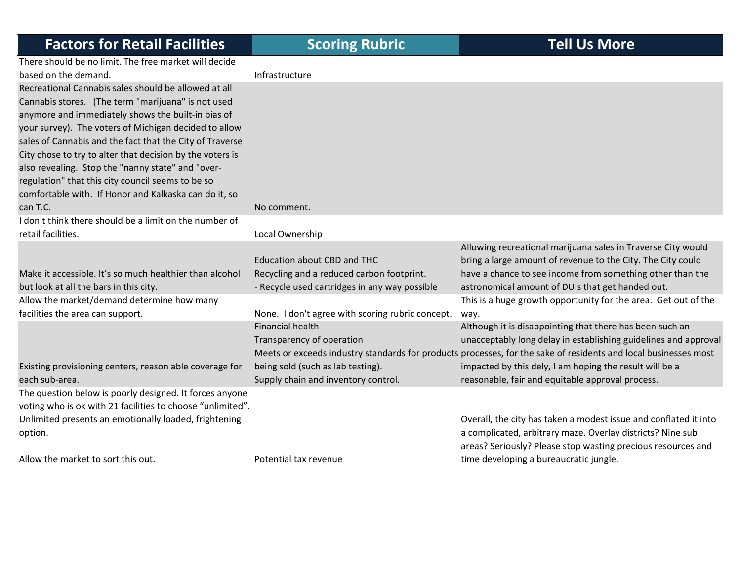| Factors for Retail Facilities | Scoring Rubric | Tell Us More |
|---|---|---|
| There should be no limit. The free market will decide based on the demand. | Infrastructure | |
| Recreational Cannabis sales should be allowed at all Cannabis stores. (The term "marijuana" is not used anymore and immediately shows the built-in bias of your survey). The voters of Michigan decided to allow sales of Cannabis and the fact that the City of Traverse City chose to try to alter that decision by the voters is also revealing. Stop the "nanny state" and "over-regulation" that this city council seems to be so comfortable with. If Honor and Kalkaska can do it, so can T.C. | No comment. | |
| I don't think there should be a limit on the number of retail facilities. | Local Ownership | |
| Make it accessible. It's so much healthier than alcohol but look at all the bars in this city. | Education about CBD and THC<br>Recycling and a reduced carbon footprint.<br>- Recycle used cartridges in any way possible | Allowing recreational marijuana sales in Traverse City would bring a large amount of revenue to the City. The City could have a chance to see income from something other than the astronomical amount of DUIs that get handed out. |
| Allow the market/demand determine how many facilities the area can support. | None. I don't agree with scoring rubric concept. | This is a huge growth opportunity for the area. Get out of the way. |
| Existing provisioning centers, reason able coverage for each sub-area. | Financial health<br>Transparency of operation<br>Meets or exceeds industry standards for products being sold (such as lab testing).<br>Supply chain and inventory control. | Although it is disappointing that there has been such an unacceptably long delay in establishing guidelines and approval processes, for the sake of residents and local businesses most impacted by this dely, I am hoping the result will be a reasonable, fair and equitable approval process. |
| The question below is poorly designed. It forces anyone voting who is ok with 21 facilities to choose "unlimited". Unlimited presents an emotionally loaded, frightening option.<br><br>Allow the market to sort this out. | Potential tax revenue | Overall, the city has taken a modest issue and conflated it into a complicated, arbitrary maze. Overlay districts? Nine sub areas? Seriously? Please stop wasting precious resources and time developing a bureaucratic jungle. |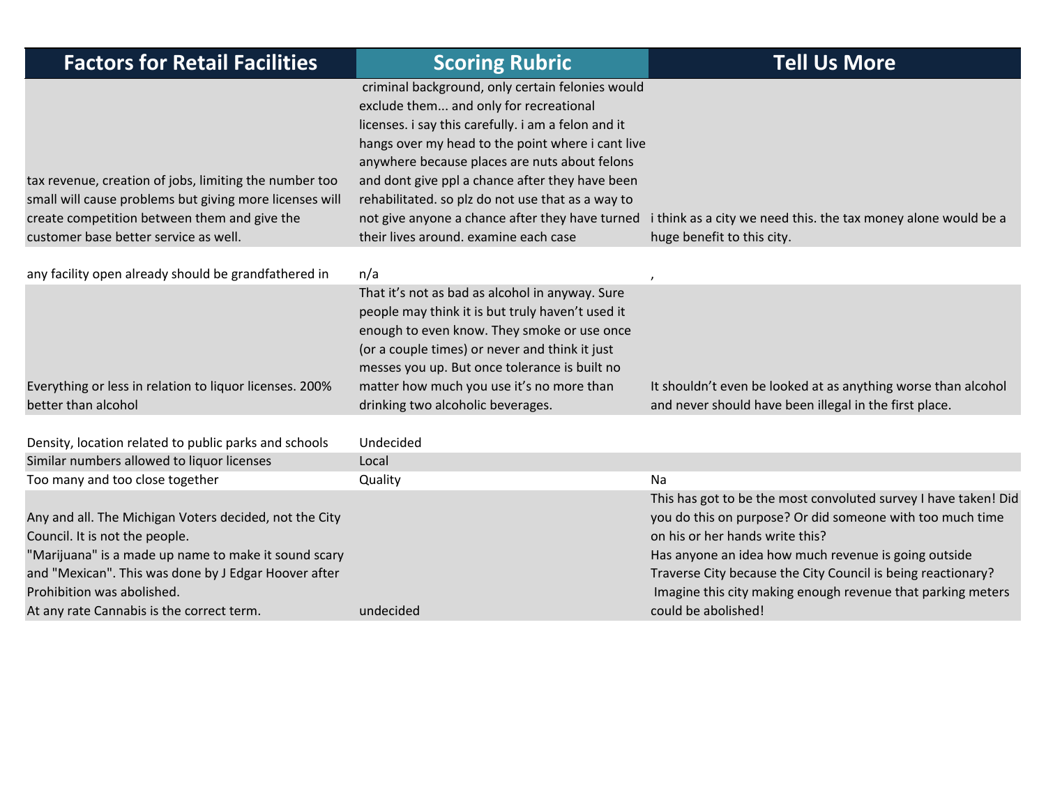| Factors for Retail Facilities | Scoring Rubric | Tell Us More |
|---|---|---|
| tax revenue, creation of jobs, limiting the number too small will cause problems but giving more licenses will create competition between them and give the customer base better service as well. | criminal background, only certain felonies would exclude them... and only for recreational licenses. i say this carefully. i am a felon and it hangs over my head to the point where i cant live anywhere because places are nuts about felons and dont give ppl a chance after they have been rehabilitated. so plz do not use that as a way to not give anyone a chance after they have turned their lives around. examine each case | i think as a city we need this. the tax money alone would be a huge benefit to this city. |
| any facility open already should be grandfathered in | n/a | , |
| Everything or less in relation to liquor licenses. 200% better than alcohol | That it's not as bad as alcohol in anyway. Sure people may think it is but truly haven't used it enough to even know. They smoke or use once (or a couple times) or never and think it just messes you up. But once tolerance is built no matter how much you use it's no more than drinking two alcoholic beverages. | It shouldn't even be looked at as anything worse than alcohol and never should have been illegal in the first place. |
| Density, location related to public parks and schools | Undecided | |
| Similar numbers allowed to liquor licenses | Local | |
| Too many and too close together | Quality | Na |
| Any and all. The Michigan Voters decided, not the City Council. It is not the people. "Marijuana" is a made up name to make it sound scary and "Mexican". This was done by J Edgar Hoover after Prohibition was abolished. At any rate Cannabis is the correct term. | undecided | This has got to be the most convoluted survey I have taken! Did you do this on purpose? Or did someone with too much time on his or her hands write this? Has anyone an idea how much revenue is going outside Traverse City because the City Council is being reactionary? Imagine this city making enough revenue that parking meters could be abolished! |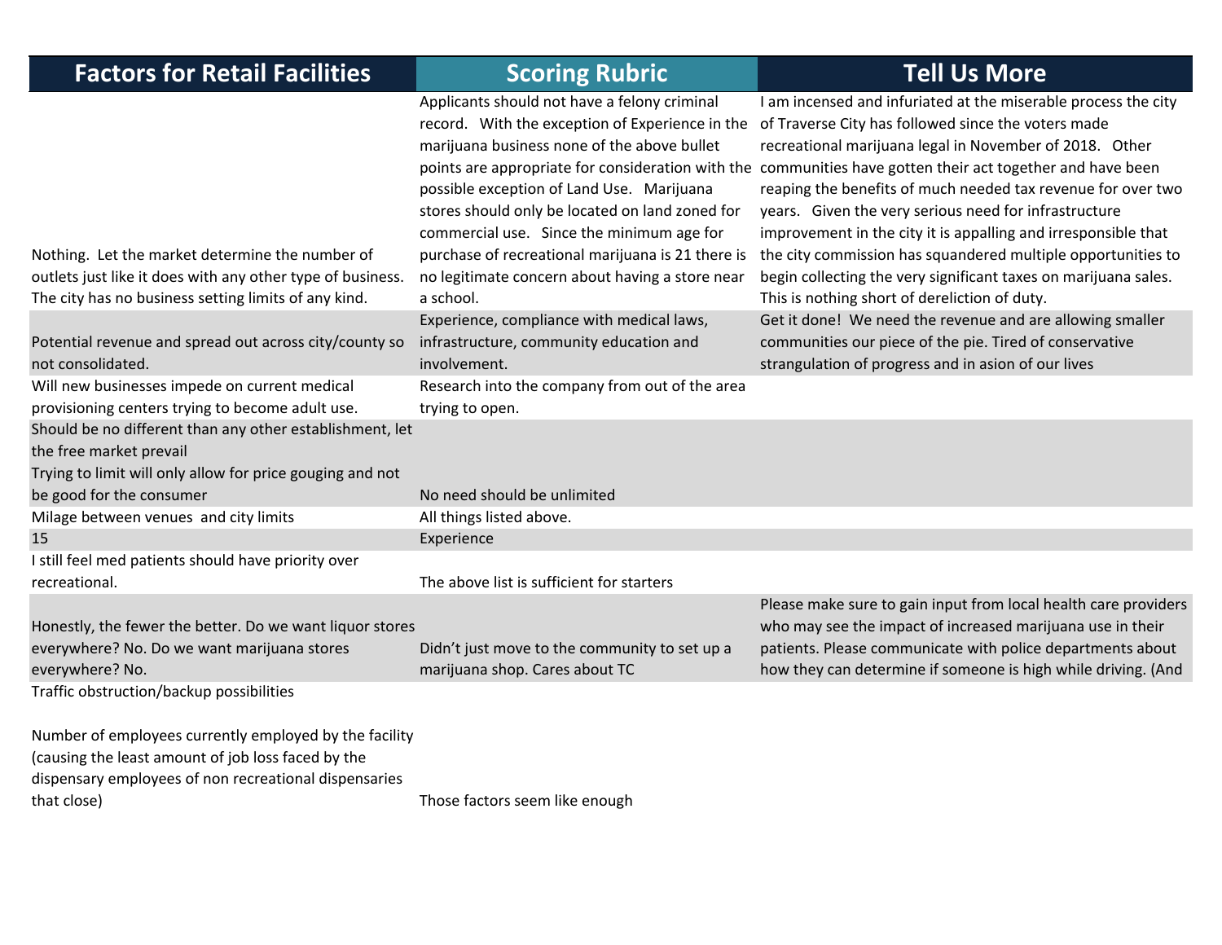| Factors for Retail Facilities | Scoring Rubric | Tell Us More |
|---|---|---|
| Nothing. Let the market determine the number of outlets just like it does with any other type of business. The city has no business setting limits of any kind. | Applicants should not have a felony criminal record. With the exception of Experience in the marijuana business none of the above bullet points are appropriate for consideration with the possible exception of Land Use. Marijuana stores should only be located on land zoned for commercial use. Since the minimum age for purchase of recreational marijuana is 21 there is no legitimate concern about having a store near a school. | I am incensed and infuriated at the miserable process the city of Traverse City has followed since the voters made recreational marijuana legal in November of 2018. Other communities have gotten their act together and have been reaping the benefits of much needed tax revenue for over two years. Given the very serious need for infrastructure improvement in the city it is appalling and irresponsible that the city commission has squandered multiple opportunities to begin collecting the very significant taxes on marijuana sales. This is nothing short of dereliction of duty. |
| Potential revenue and spread out across city/county so not consolidated. | Experience, compliance with medical laws, infrastructure, community education and involvement. | Get it done! We need the revenue and are allowing smaller communities our piece of the pie. Tired of conservative strangulation of progress and in asion of our lives |
| Will new businesses impede on current medical provisioning centers trying to become adult use. | Research into the company from out of the area trying to open. | |
| Should be no different than any other establishment, let the free market prevail<br>Trying to limit will only allow for price gouging and not be good for the consumer | No need should be unlimited | |
| Milage between venues and city limits | All things listed above. | |
| 15 | Experience | |
| I still feel med patients should have priority over recreational. | The above list is sufficient for starters | |
| Honestly, the fewer the better. Do we want liquor stores everywhere? No. Do we want marijuana stores everywhere? No. | Didn't just move to the community to set up a marijuana shop. Cares about TC | Please make sure to gain input from local health care providers who may see the impact of increased marijuana use in their patients. Please communicate with police departments about how they can determine if someone is high while driving. (And |
| Traffic obstruction/backup possibilities<br><br>Number of employees currently employed by the facility (causing the least amount of job loss faced by the dispensary employees of non recreational dispensaries that close) | Those factors seem like enough | |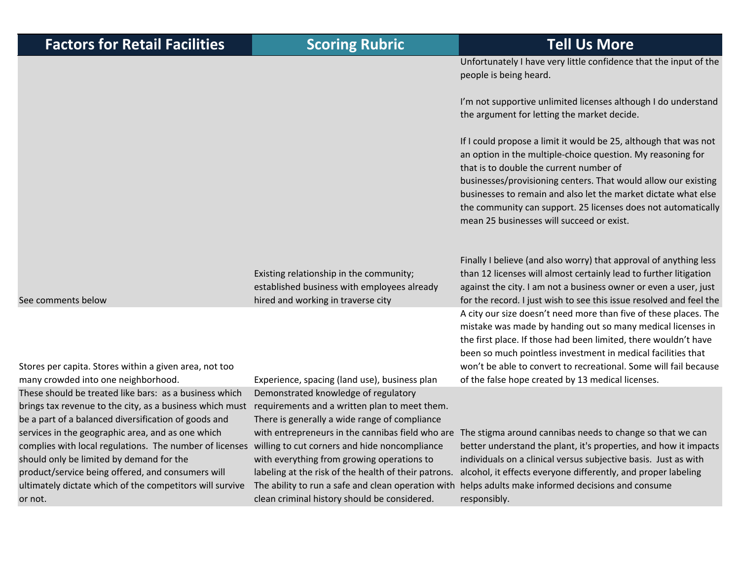| Factors for Retail Facilities | Scoring Rubric | Tell Us More |
|---|---|---|
| See comments below | Existing relationship in the community; established business with employees already hired and working in traverse city | Unfortunately I have very little confidence that the input of the people is being heard.<br><br>I'm not supportive unlimited licenses although I do understand the argument for letting the market decide.<br><br>If I could propose a limit it would be 25, although that was not an option in the multiple-choice question. My reasoning for that is to double the current number of businesses/provisioning centers. That would allow our existing businesses to remain and also let the market dictate what else the community can support. 25 licenses does not automatically mean 25 businesses will succeed or exist.<br><br>Finally I believe (and also worry) that approval of anything less than 12 licenses will almost certainly lead to further litigation against the city. I am not a business owner or even a user, just for the record. I just wish to see this issue resolved and feel the |
| Stores per capita. Stores within a given area, not too many crowded into one neighborhood. | Experience, spacing (land use), business plan | A city our size doesn't need more than five of these places. The mistake was made by handing out so many medical licenses in the first place. If those had been limited, there wouldn't have been so much pointless investment in medical facilities that won't be able to convert to recreational. Some will fail because of the false hope created by 13 medical licenses. |
| These should be treated like bars: as a business which brings tax revenue to the city, as a business which must be a part of a balanced diversification of goods and services in the geographic area, and as one which complies with local regulations. The number of licenses should only be limited by demand for the product/service being offered, and consumers will ultimately dictate which of the competitors will survive or not. | Demonstrated knowledge of regulatory requirements and a written plan to meet them. There is generally a wide range of compliance with entrepreneurs in the cannibas field who are willing to cut corners and hide noncompliance with everything from growing operations to labeling at the risk of the health of their patrons. The ability to run a safe and clean operation with clean criminal history should be considered. | The stigma around cannibas needs to change so that we can better understand the plant, it's properties, and how it impacts individuals on a clinical versus subjective basis. Just as with alcohol, it effects everyone differently, and proper labeling helps adults make informed decisions and consume responsibly. |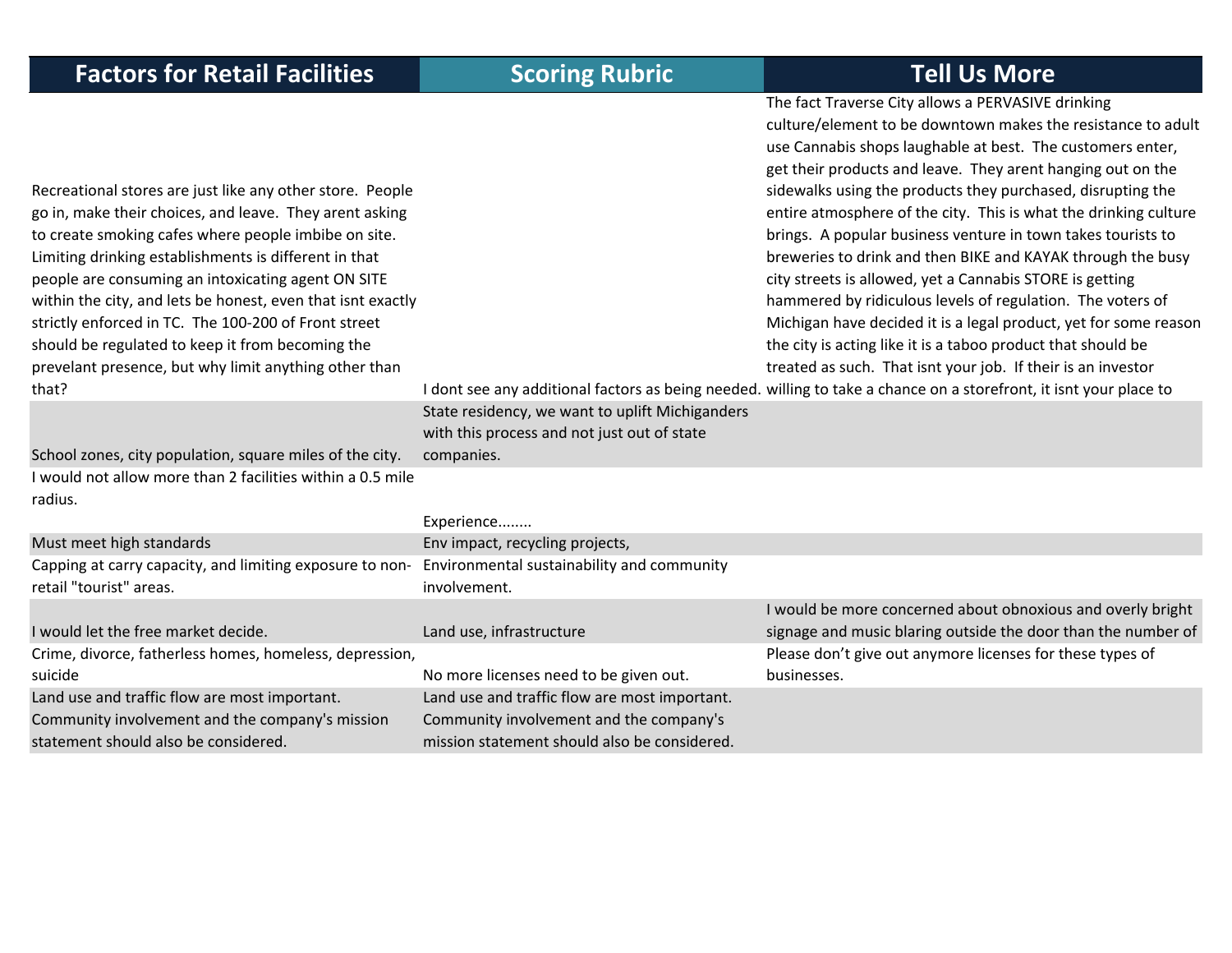| Factors for Retail Facilities | Scoring Rubric | Tell Us More |
|---|---|---|
| Recreational stores are just like any other store. People go in, make their choices, and leave. They arent asking to create smoking cafes where people imbibe on site. Limiting drinking establishments is different in that people are consuming an intoxicating agent ON SITE within the city, and lets be honest, even that isnt exactly strictly enforced in TC. The 100-200 of Front street should be regulated to keep it from becoming the prevelant presence, but why limit anything other than that? | I dont see any additional factors as being needed. | The fact Traverse City allows a PERVASIVE drinking culture/element to be downtown makes the resistance to adult use Cannabis shops laughable at best. The customers enter, get their products and leave. They arent hanging out on the sidewalks using the products they purchased, disrupting the entire atmosphere of the city. This is what the drinking culture brings. A popular business venture in town takes tourists to breweries to drink and then BIKE and KAYAK through the busy city streets is allowed, yet a Cannabis STORE is getting hammered by ridiculous levels of regulation. The voters of Michigan have decided it is a legal product, yet for some reason the city is acting like it is a taboo product that should be treated as such. That isnt your job. If their is an investor willing to take a chance on a storefront, it isnt your place to |
| School zones, city population, square miles of the city. | State residency, we want to uplift Michiganders with this process and not just out of state companies. | |
| I would not allow more than 2 facilities within a 0.5 mile radius. | Experience........ | |
| Must meet high standards | Env impact, recycling projects, | |
| Capping at carry capacity, and limiting exposure to non-retail "tourist" areas. | Environmental sustainability and community involvement. | |
| I would let the free market decide. | Land use, infrastructure | I would be more concerned about obnoxious and overly bright signage and music blaring outside the door than the number of |
| Crime, divorce, fatherless homes, homeless, depression, suicide | No more licenses need to be given out. | Please don't give out anymore licenses for these types of businesses. |
| Land use and traffic flow are most important. Community involvement and the company's mission statement should also be considered. | Land use and traffic flow are most important. Community involvement and the company's mission statement should also be considered. | |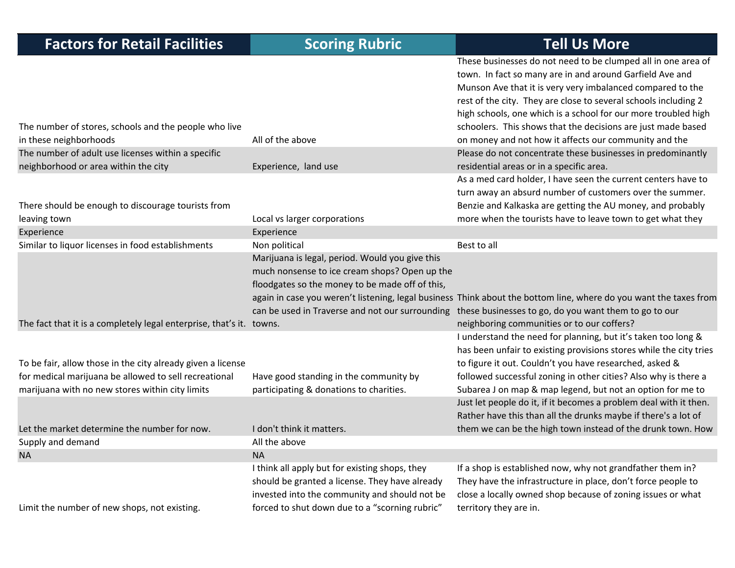| Factors for Retail Facilities | Scoring Rubric | Tell Us More |
|---|---|---|
| The number of stores, schools and the people who live in these neighborhoods | All of the above | These businesses do not need to be clumped all in one area of town. In fact so many are in and around Garfield Ave and Munson Ave that it is very very imbalanced compared to the rest of the city. They are close to several schools including 2 high schools, one which is a school for our more troubled high schoolers. This shows that the decisions are just made based on money and not how it affects our community and the |
| The number of adult use licenses within a specific neighborhood or area within the city | Experience, land use | Please do not concentrate these businesses in predominantly residential areas or in a specific area. |
| There should be enough to discourage tourists from leaving town | Local vs larger corporations | As a med card holder, I have seen the current centers have to turn away an absurd number of customers over the summer. Benzie and Kalkaska are getting the AU money, and probably more when the tourists have to leave town to get what they |
| Experience | Experience | |
| Similar to liquor licenses in food establishments | Non political | Best to all |
| The fact that it is a completely legal enterprise, that's it. | Marijuana is legal, period. Would you give this much nonsense to ice cream shops? Open up the floodgates so the money to be made off of this, again in case you weren't listening, legal business can be used in Traverse and not our surrounding towns. | Think about the bottom line, where do you want the taxes from these businesses to go, do you want them to go to our neighboring communities or to our coffers? |
| To be fair, allow those in the city already given a license for medical marijuana be allowed to sell recreational marijuana with no new stores within city limits | Have good standing in the community by participating & donations to charities. | I understand the need for planning, but it's taken too long & has been unfair to existing provisions stores while the city tries to figure it out. Couldn't you have researched, asked & followed successful zoning in other cities? Also why is there a Subarea J on map & map legend, but not an option for me to |
| Let the market determine the number for now. | I don't think it matters. | Just let people do it, if it becomes a problem deal with it then. Rather have this than all the drunks maybe if there's a lot of them we can be the high town instead of the drunk town. How |
| Supply and demand | All the above | |
| NA | NA | |
| Limit the number of new shops, not existing. | I think all apply but for existing shops, they should be granted a license. They have already invested into the community and should not be forced to shut down due to a "scorning rubric" | If a shop is established now, why not grandfather them in? They have the infrastructure in place, don't force people to close a locally owned shop because of zoning issues or what territory they are in. |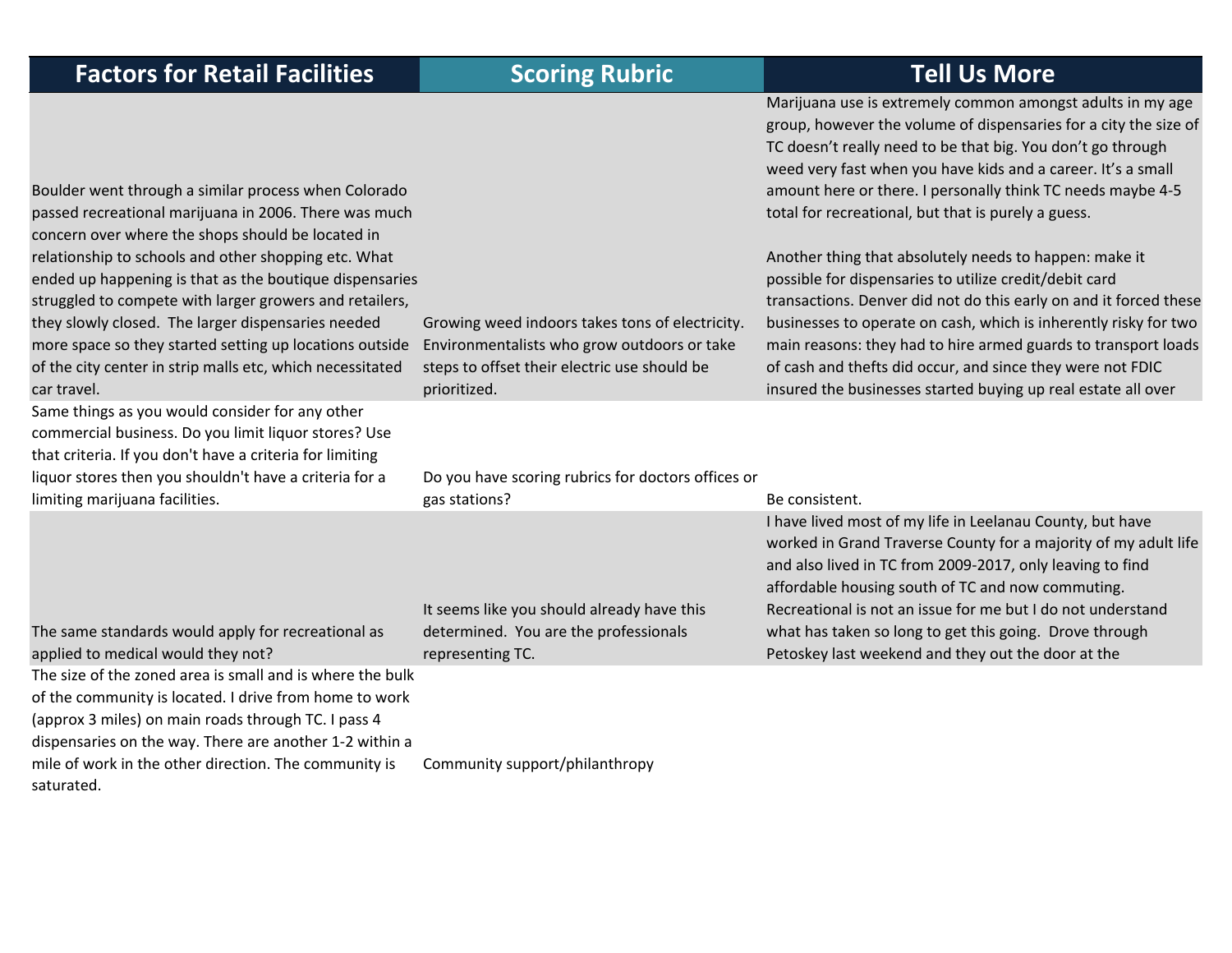| Factors for Retail Facilities | Scoring Rubric | Tell Us More |
|---|---|---|
| Boulder went through a similar process when Colorado passed recreational marijuana in 2006. There was much concern over where the shops should be located in relationship to schools and other shopping etc. What ended up happening is that as the boutique dispensaries struggled to compete with larger growers and retailers, they slowly closed. The larger dispensaries needed more space so they started setting up locations outside of the city center in strip malls etc, which necessitated car travel. | Growing weed indoors takes tons of electricity. Environmentalists who grow outdoors or take steps to offset their electric use should be prioritized. | Marijuana use is extremely common amongst adults in my age group, however the volume of dispensaries for a city the size of TC doesn't really need to be that big. You don't go through weed very fast when you have kids and a career. It's a small amount here or there. I personally think TC needs maybe 4-5 total for recreational, but that is purely a guess.<br><br>Another thing that absolutely needs to happen: make it possible for dispensaries to utilize credit/debit card transactions. Denver did not do this early on and it forced these businesses to operate on cash, which is inherently risky for two main reasons: they had to hire armed guards to transport loads of cash and thefts did occur, and since they were not FDIC insured the businesses started buying up real estate all over |
| Same things as you would consider for any other commercial business. Do you limit liquor stores? Use that criteria. If you don't have a criteria for limiting liquor stores then you shouldn't have a criteria for a limiting marijuana facilities. | Do you have scoring rubrics for doctors offices or gas stations? | Be consistent. |
| The same standards would apply for recreational as applied to medical would they not? | It seems like you should already have this determined. You are the professionals representing TC. | I have lived most of my life in Leelanau County, but have worked in Grand Traverse County for a majority of my adult life and also lived in TC from 2009-2017, only leaving to find affordable housing south of TC and now commuting. Recreational is not an issue for me but I do not understand what has taken so long to get this going. Drove through Petoskey last weekend and they out the door at the |
| The size of the zoned area is small and is where the bulk of the community is located. I drive from home to work (approx 3 miles) on main roads through TC. I pass 4 dispensaries on the way. There are another 1-2 within a mile of work in the other direction. The community is saturated. | Community support/philanthropy | |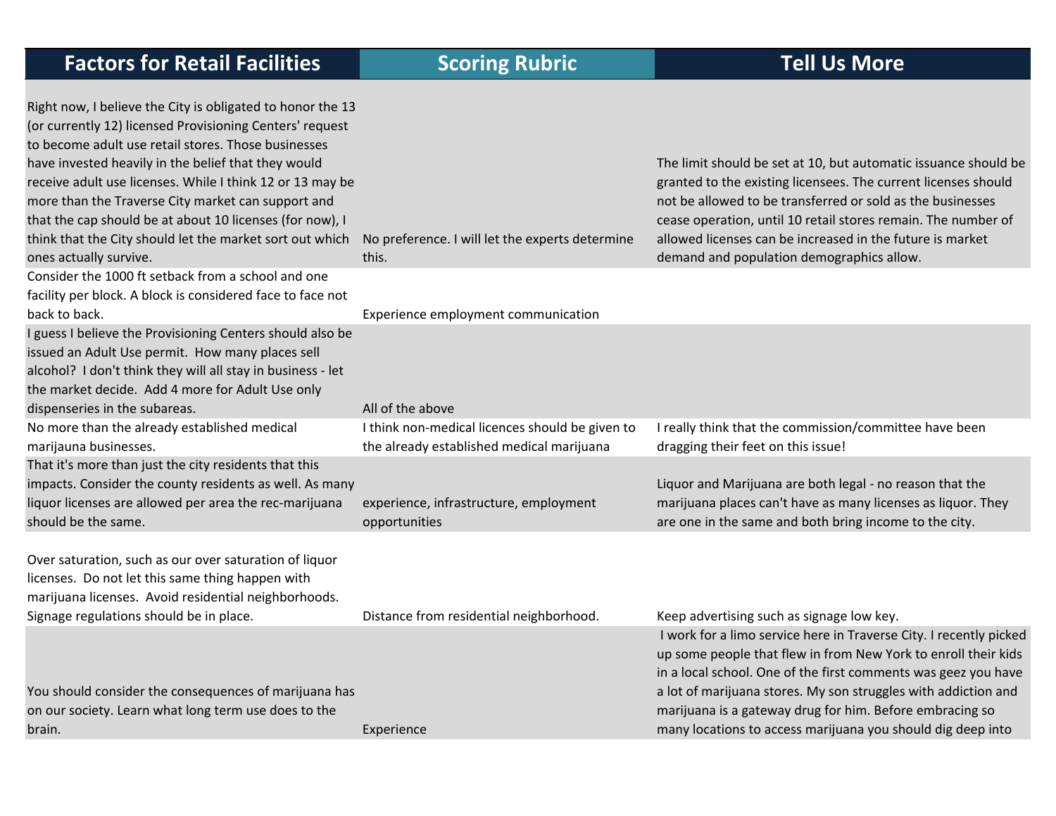| Factors for Retail Facilities | Scoring Rubric | Tell Us More |
| --- | --- | --- |
| Right now, I believe the City is obligated to honor the 13 (or currently 12) licensed Provisioning Centers' request to become adult use retail stores. Those businesses have invested heavily in the belief that they would receive adult use licenses. While I think 12 or 13 may be more than the Traverse City market can support and that the cap should be at about 10 licenses (for now), I think that the City should let the market sort out which ones actually survive. | No preference. I will let the experts determine this. | The limit should be set at 10, but automatic issuance should be granted to the existing licensees. The current licenses should not be allowed to be transferred or sold as the businesses cease operation, until 10 retail stores remain. The number of allowed licenses can be increased in the future is market demand and population demographics allow. |
| Consider the 1000 ft setback from a school and one facility per block. A block is considered face to face not back to back. | Experience employment communication | |
| I guess I believe the Provisioning Centers should also be issued an Adult Use permit. How many places sell alcohol? I don't think they will all stay in business - let the market decide. Add 4 more for Adult Use only dispenseries in the subareas. | All of the above | |
| No more than the already established medical marijauna businesses. | I think non-medical licences should be given to the already established medical marijuana | I really think that the commission/committee have been dragging their feet on this issue! |
| That it's more than just the city residents that this impacts. Consider the county residents as well. As many liquor licenses are allowed per area the rec-marijuana should be the same. | experience, infrastructure, employment opportunities | Liquor and Marijuana are both legal - no reason that the marijuana places can't have as many licenses as liquor. They are one in the same and both bring income to the city. |
| Over saturation, such as our over saturation of liquor licenses. Do not let this same thing happen with marijuana licenses. Avoid residential neighborhoods. Signage regulations should be in place. | Distance from residential neighborhood. | Keep advertising such as signage low key. |
| You should consider the consequences of marijuana has on our society. Learn what long term use does to the brain. | Experience | I work for a limo service here in Traverse City. I recently picked up some people that flew in from New York to enroll their kids in a local school. One of the first comments was geez you have a lot of marijuana stores. My son struggles with addiction and marijuana is a gateway drug for him. Before embracing so many locations to access marijuana you should dig deep into |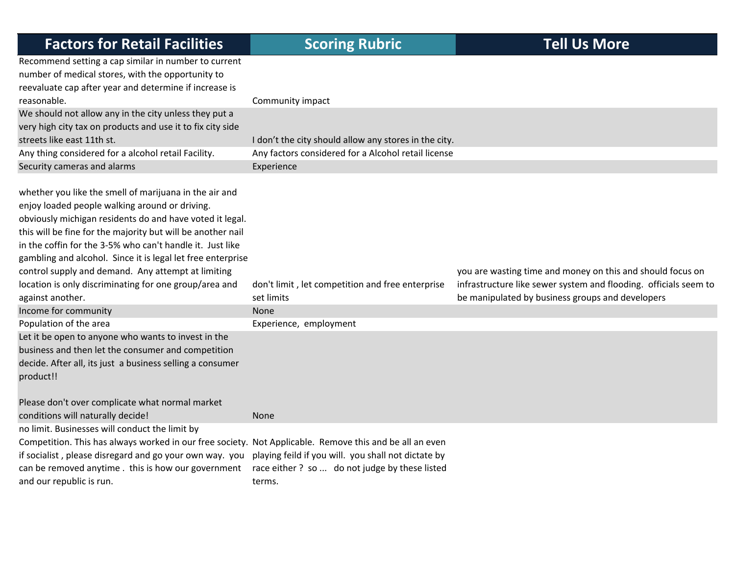| Factors for Retail Facilities | Scoring Rubric | Tell Us More |
|---|---|---|
| Recommend setting a cap similar in number to current number of medical stores, with the opportunity to reevaluate cap after year and determine if increase is reasonable. | Community impact | |
| We should not allow any in the city unless they put a very high city tax on products and use it to fix city side streets like east 11th st. | I don't the city should allow any stores in the city. | |
| Any thing considered for a alcohol retail Facility. | Any factors considered for a Alcohol retail license | |
| Security cameras and alarms | Experience | |
| whether you like the smell of marijuana in the air and enjoy loaded people walking around or driving. obviously michigan residents do and have voted it legal. this will be fine for the majority but will be another nail in the coffin for the 3-5% who can't handle it. Just like gambling and alcohol. Since it is legal let free enterprise control supply and demand. Any attempt at limiting location is only discriminating for one group/area and against another. | don't limit , let competition and free enterprise set limits | you are wasting time and money on this and should focus on infrastructure like sewer system and flooding. officials seem to be manipulated by business groups and developers |
| Income for community | None | |
| Population of the area | Experience, employment | |
| Let it be open to anyone who wants to invest in the business and then let the consumer and competition decide. After all, its just a business selling a consumer product!!<br><br>Please don't over complicate what normal market conditions will naturally decide! | None | |
| no limit. Businesses will conduct the limit by Competition. This has always worked in our free society. if socialist , please disregard and go your own way. you can be removed anytime . this is how our government and our republic is run. | Not Applicable. Remove this and be all an even playing feild if you will. you shall not dictate by race either ? so ... do not judge by these listed terms. | |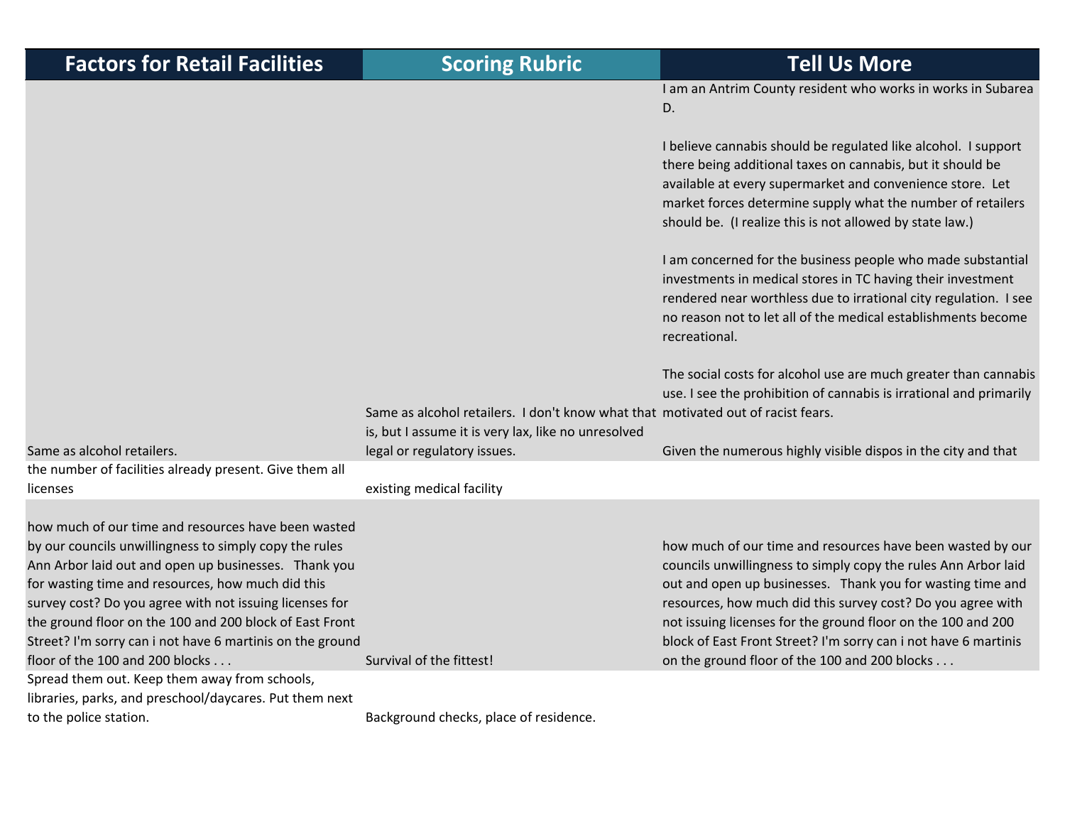| Factors for Retail Facilities | Scoring Rubric | Tell Us More |
|---|---|---|
| Same as alcohol retailers. | Same as alcohol retailers. I don't know what that is, but I assume it is very lax, like no unresolved legal or regulatory issues. | I am an Antrim County resident who works in works in Subarea D.<br><br>I believe cannabis should be regulated like alcohol. I support there being additional taxes on cannabis, but it should be available at every supermarket and convenience store. Let market forces determine supply what the number of retailers should be. (I realize this is not allowed by state law.)<br><br>I am concerned for the business people who made substantial investments in medical stores in TC having their investment rendered near worthless due to irrational city regulation. I see no reason not to let all of the medical establishments become recreational.<br><br>The social costs for alcohol use are much greater than cannabis use. I see the prohibition of cannabis is irrational and primarily motivated out of racist fears.<br><br>Given the numerous highly visible dispos in the city and that |
| the number of facilities already present. Give them all licenses | existing medical facility | |
| how much of our time and resources have been wasted by our councils unwillingness to simply copy the rules Ann Arbor laid out and open up businesses. Thank you for wasting time and resources, how much did this survey cost? Do you agree with not issuing licenses for the ground floor on the 100 and 200 block of East Front Street? I'm sorry can i not have 6 martinis on the ground floor of the 100 and 200 blocks . . . | Survival of the fittest! | how much of our time and resources have been wasted by our councils unwillingness to simply copy the rules Ann Arbor laid out and open up businesses. Thank you for wasting time and resources, how much did this survey cost? Do you agree with not issuing licenses for the ground floor on the 100 and 200 block of East Front Street? I'm sorry can i not have 6 martinis on the ground floor of the 100 and 200 blocks . . . |
| Spread them out. Keep them away from schools, libraries, parks, and preschool/daycares. Put them next to the police station. | Background checks, place of residence. | |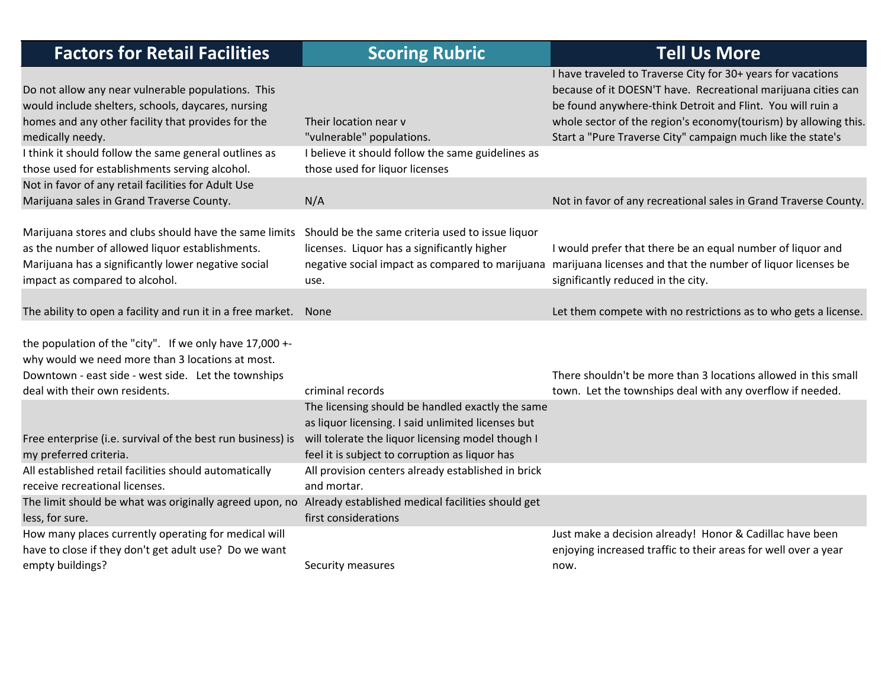| Factors for Retail Facilities | Scoring Rubric | Tell Us More |
|---|---|---|
| Do not allow any near vulnerable populations. This would include shelters, schools, daycares, nursing homes and any other facility that provides for the medically needy. | Their location near v "vulnerable" populations. | I have traveled to Traverse City for 30+ years for vacations because of it DOESN'T have. Recreational marijuana cities can be found anywhere-think Detroit and Flint. You will ruin a whole sector of the region's economy(tourism) by allowing this. Start a "Pure Traverse City" campaign much like the state's |
| I think it should follow the same general outlines as those used for establishments serving alcohol. | I believe it should follow the same guidelines as those used for liquor licenses | |
| Not in favor of any retail facilities for Adult Use Marijuana sales in Grand Traverse County. | N/A | Not in favor of any recreational sales in Grand Traverse County. |
| Marijuana stores and clubs should have the same limits as the number of allowed liquor establishments. Marijuana has a significantly lower negative social impact as compared to alcohol. | Should be the same criteria used to issue liquor licenses. Liquor has a significantly higher negative social impact as compared to marijuana use. | I would prefer that there be an equal number of liquor and marijuana licenses and that the number of liquor licenses be significantly reduced in the city. |
| The ability to open a facility and run it in a free market. | None | Let them compete with no restrictions as to who gets a license. |
| the population of the "city". If we only have 17,000 +- why would we need more than 3 locations at most. Downtown - east side - west side. Let the townships deal with their own residents. | criminal records | There shouldn't be more than 3 locations allowed in this small town. Let the townships deal with any overflow if needed. |
| Free enterprise (i.e. survival of the best run business) is my preferred criteria. | The licensing should be handled exactly the same as liquor licensing. I said unlimited licenses but will tolerate the liquor licensing model though I feel it is subject to corruption as liquor has | |
| All established retail facilities should automatically receive recreational licenses. | All provision centers already established in brick and mortar. | |
| The limit should be what was originally agreed upon, no less, for sure. | Already established medical facilities should get first considerations | |
| How many places currently operating for medical will have to close if they don't get adult use? Do we want empty buildings? | Security measures | Just make a decision already! Honor & Cadillac have been enjoying increased traffic to their areas for well over a year now. |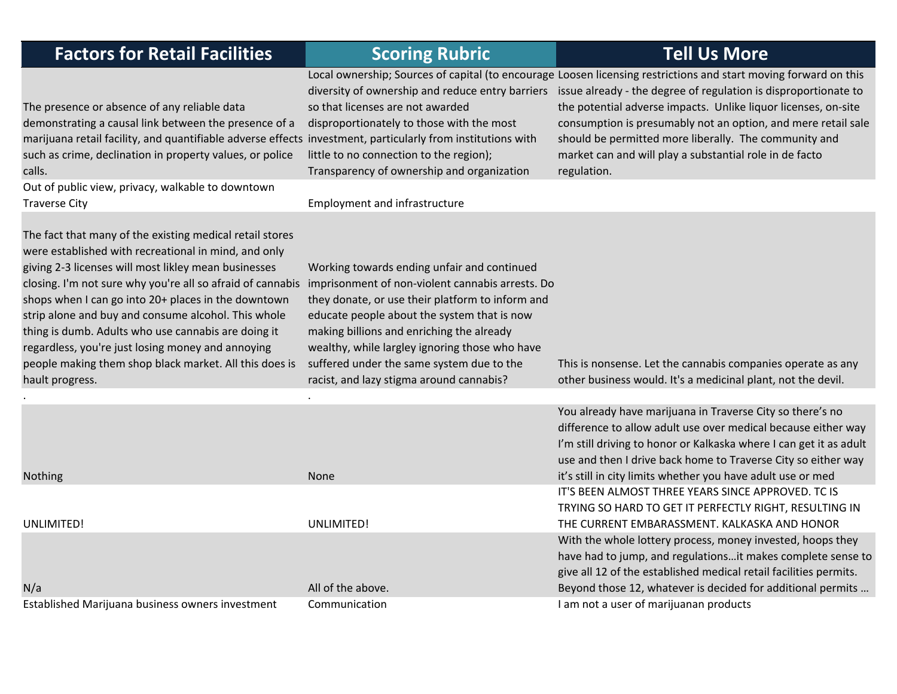| Factors for Retail Facilities | Scoring Rubric | Tell Us More |
|---|---|---|
| The presence or absence of any reliable data demonstrating a causal link between the presence of a marijuana retail facility, and quantifiable adverse effects such as crime, declination in property values, or police calls. | Local ownership; Sources of capital (to encourage diversity of ownership and reduce entry barriers so that licenses are not awarded disproportionately to those with the most investment, particularly from institutions with little to no connection to the region); Transparency of ownership and organization | Loosen licensing restrictions and start moving forward on this issue already - the degree of regulation is disproportionate to the potential adverse impacts. Unlike liquor licenses, on-site consumption is presumably not an option, and mere retail sale should be permitted more liberally. The community and market can and will play a substantial role in de facto regulation. |
| Out of public view, privacy, walkable to downtown Traverse City | Employment and infrastructure | |
| The fact that many of the existing medical retail stores were established with recreational in mind, and only giving 2-3 licenses will most likley mean businesses closing. I'm not sure why you're all so afraid of cannabis shops when I can go into 20+ places in the downtown strip alone and buy and consume alcohol. This whole thing is dumb. Adults who use cannabis are doing it regardless, you're just losing money and annoying people making them shop black market. All this does is hault progress. | Working towards ending unfair and continued imprisonment of non-violent cannabis arrests. Do they donate, or use their platform to inform and educate people about the system that is now making billions and enriching the already wealthy, while largley ignoring those who have suffered under the same system due to the racist, and lazy stigma around cannabis? | This is nonsense. Let the cannabis companies operate as any other business would. It's a medicinal plant, not the devil. |
| . | . | |
| Nothing | None | You already have marijuana in Traverse City so there's no difference to allow adult use over medical because either way I'm still driving to honor or Kalkaska where I can get it as adult use and then I drive back home to Traverse City so either way it's still in city limits whether you have adult use or med |
| UNLIMITED! | UNLIMITED! | IT'S BEEN ALMOST THREE YEARS SINCE APPROVED. TC IS TRYING SO HARD TO GET IT PERFECTLY RIGHT, RESULTING IN THE CURRENT EMBARASSMENT. KALKASKA AND HONOR |
| N/a | All of the above. | With the whole lottery process, money invested, hoops they have had to jump, and regulations…it makes complete sense to give all 12 of the established medical retail facilities permits. Beyond those 12, whatever is decided for additional permits … |
| Established Marijuana business owners investment | Communication | I am not a user of marijuanan products |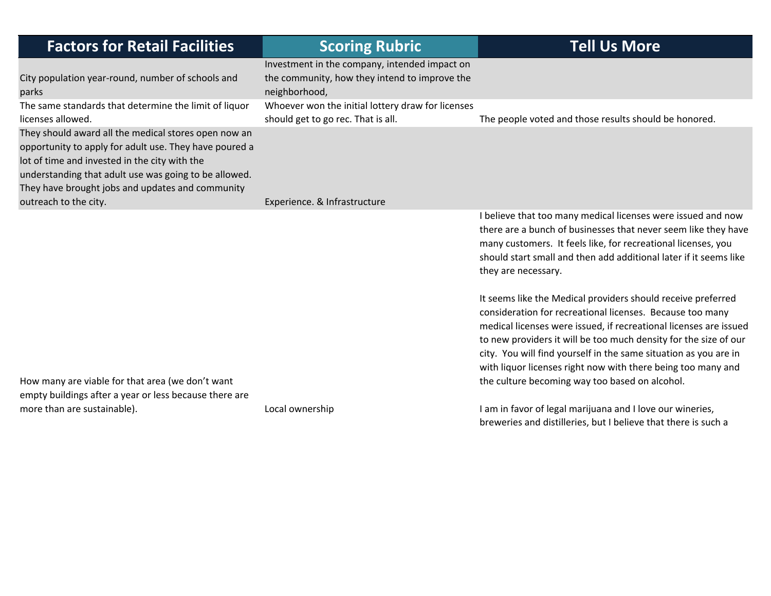| Factors for Retail Facilities | Scoring Rubric | Tell Us More |
| --- | --- | --- |
| City population year-round, number of schools and parks | Investment in the company, intended impact on the community, how they intend to improve the neighborhood, | |
| The same standards that determine the limit of liquor licenses allowed. | Whoever won the initial lottery draw for licenses should get to go rec. That is all. | The people voted and those results should be honored. |
| They should award all the medical stores open now an opportunity to apply for adult use. They have poured a lot of time and invested in the city with the understanding that adult use was going to be allowed. They have brought jobs and updates and community outreach to the city. | Experience. & Infrastructure | |
| How many are viable for that area (we don't want empty buildings after a year or less because there are more than are sustainable). | Local ownership | I believe that too many medical licenses were issued and now there are a bunch of businesses that never seem like they have many customers. It feels like, for recreational licenses, you should start small and then add additional later if it seems like they are necessary.<br><br>It seems like the Medical providers should receive preferred consideration for recreational licenses. Because too many medical licenses were issued, if recreational licenses are issued to new providers it will be too much density for the size of our city. You will find yourself in the same situation as you are in with liquor licenses right now with there being too many and the culture becoming way too based on alcohol.<br><br>I am in favor of legal marijuana and I love our wineries, breweries and distilleries, but I believe that there is such a |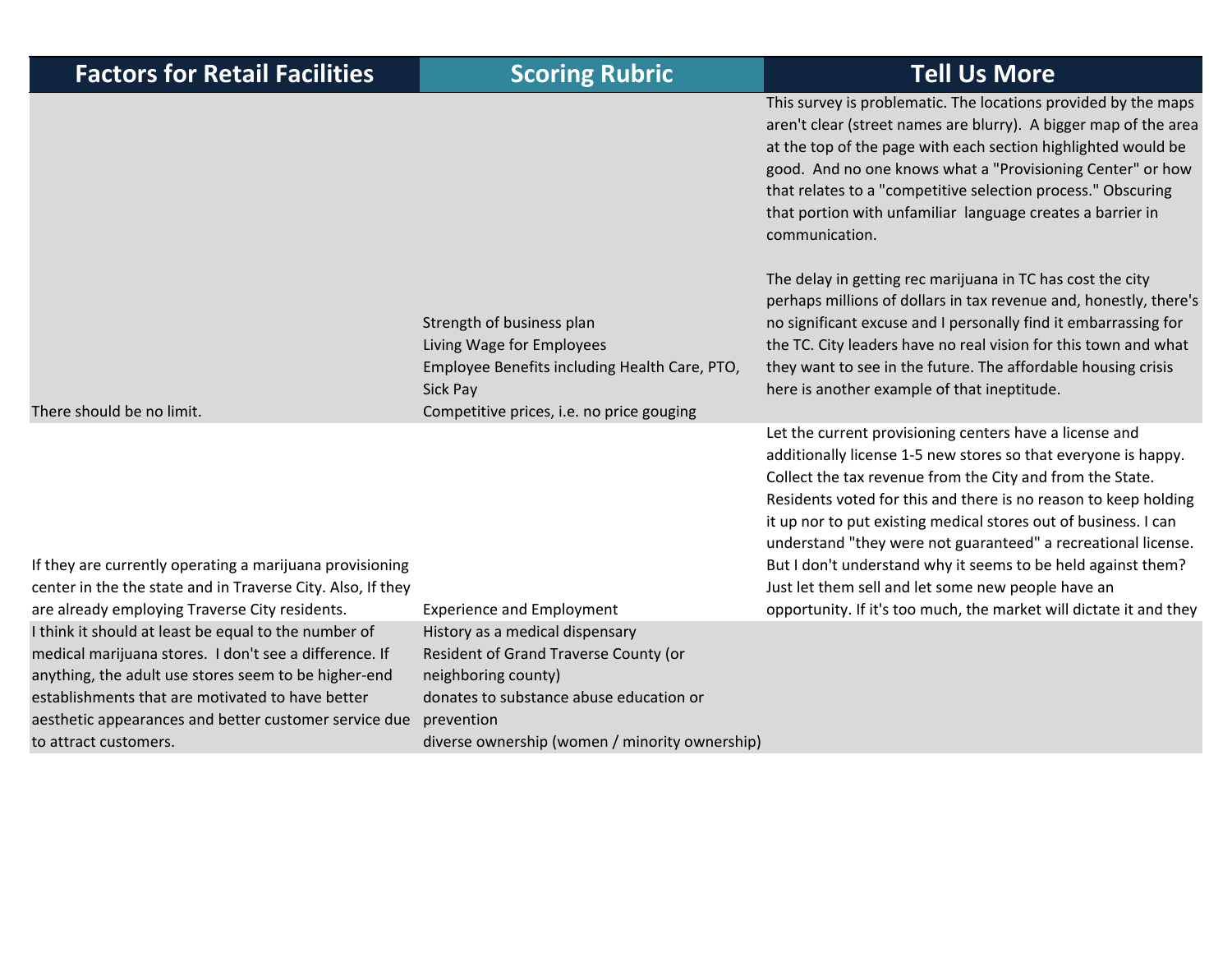| Factors for Retail Facilities | Scoring Rubric | Tell Us More |
|---|---|---|
| There should be no limit. | Strength of business plan<br>Living Wage for Employees<br>Employee Benefits including Health Care, PTO, Sick Pay<br>Competitive prices, i.e. no price gouging | This survey is problematic. The locations provided by the maps aren't clear (street names are blurry). A bigger map of the area at the top of the page with each section highlighted would be good. And no one knows what a "Provisioning Center" or how that relates to a "competitive selection process." Obscuring that portion with unfamiliar language creates a barrier in communication.<br><br>The delay in getting rec marijuana in TC has cost the city perhaps millions of dollars in tax revenue and, honestly, there's no significant excuse and I personally find it embarrassing for the TC. City leaders have no real vision for this town and what they want to see in the future. The affordable housing crisis here is another example of that ineptitude. |
| If they are currently operating a marijuana provisioning center in the the state and in Traverse City. Also, If they are already employing Traverse City residents. | Experience and Employment | Let the current provisioning centers have a license and additionally license 1-5 new stores so that everyone is happy. Collect the tax revenue from the City and from the State. Residents voted for this and there is no reason to keep holding it up nor to put existing medical stores out of business. I can understand "they were not guaranteed" a recreational license. But I don't understand why it seems to be held against them? Just let them sell and let some new people have an opportunity. If it's too much, the market will dictate it and they |
| I think it should at least be equal to the number of medical marijuana stores. I don't see a difference. If anything, the adult use stores seem to be higher-end establishments that are motivated to have better aesthetic appearances and better customer service due to attract customers. | History as a medical dispensary<br>Resident of Grand Traverse County (or neighboring county)<br>donates to substance abuse education or prevention<br>diverse ownership (women / minority ownership) | |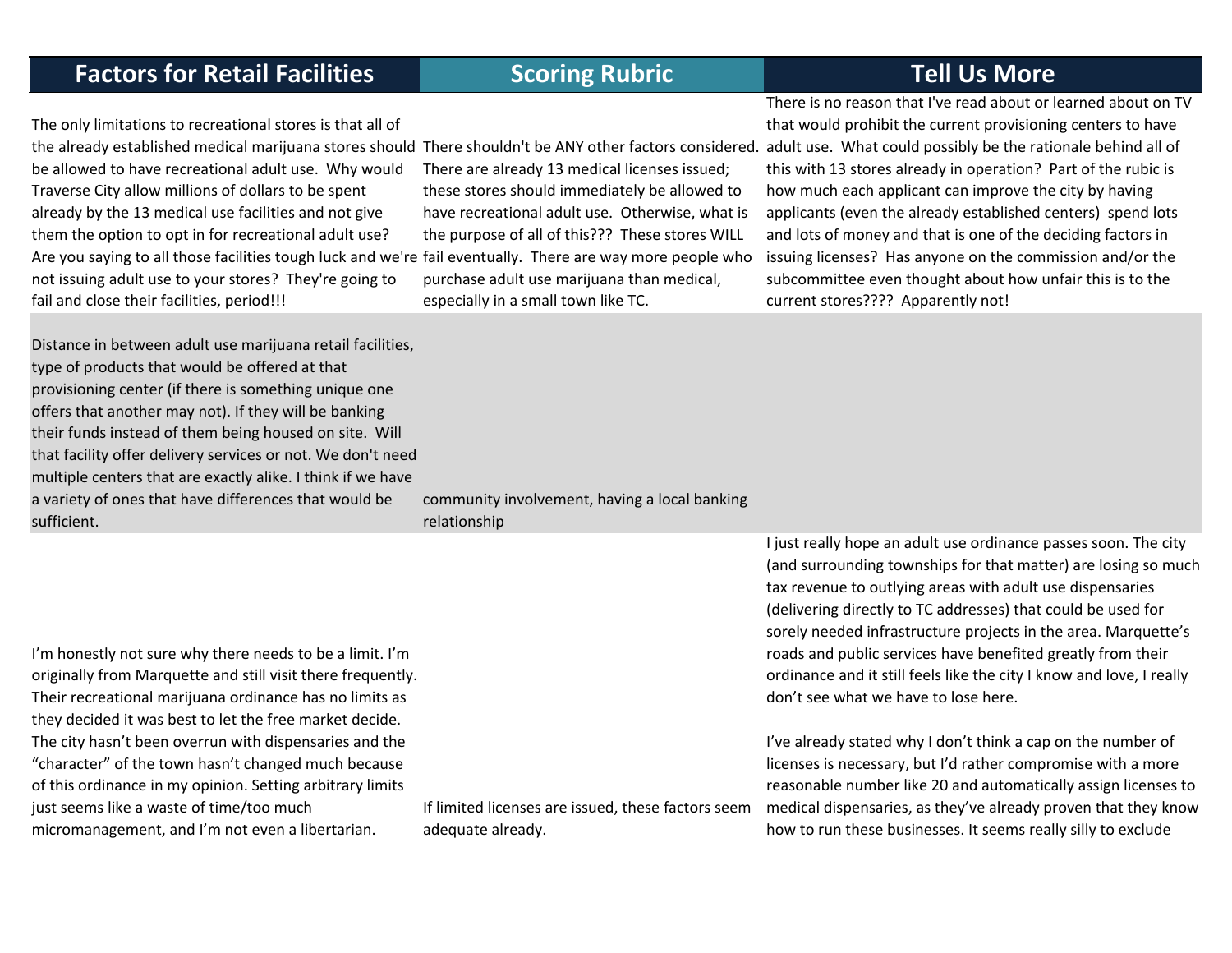| Factors for Retail Facilities | Scoring Rubric | Tell Us More |
|---|---|---|
| The only limitations to recreational stores is that all of the already established medical marijuana stores should be allowed to have recreational adult use. Why would Traverse City allow millions of dollars to be spent already by the 13 medical use facilities and not give them the option to opt in for recreational adult use? Are you saying to all those facilities tough luck and we're not issuing adult use to your stores? They're going to fail and close their facilities, period!!! | There shouldn't be ANY other factors considered. There are already 13 medical licenses issued; these stores should immediately be allowed to have recreational adult use. Otherwise, what is the purpose of all of this??? These stores WILL fail eventually. There are way more people who purchase adult use marijuana than medical, especially in a small town like TC. | There is no reason that I've read about or learned about on TV that would prohibit the current provisioning centers to have adult use. What could possibly be the rationale behind all of this with 13 stores already in operation? Part of the rubic is how much each applicant can improve the city by having applicants (even the already established centers) spend lots and lots of money and that is one of the deciding factors in issuing licenses? Has anyone on the commission and/or the subcommittee even thought about how unfair this is to the current stores???? Apparently not! |
| Distance in between adult use marijuana retail facilities, type of products that would be offered at that provisioning center (if there is something unique one offers that another may not). If they will be banking their funds instead of them being housed on site. Will that facility offer delivery services or not. We don't need multiple centers that are exactly alike. I think if we have a variety of ones that have differences that would be sufficient. | community involvement, having a local banking relationship | |
| I'm honestly not sure why there needs to be a limit. I'm originally from Marquette and still visit there frequently. Their recreational marijuana ordinance has no limits as they decided it was best to let the free market decide. The city hasn't been overrun with dispensaries and the "character" of the town hasn't changed much because of this ordinance in my opinion. Setting arbitrary limits just seems like a waste of time/too much micromanagement, and I'm not even a libertarian. | If limited licenses are issued, these factors seem adequate already. | I just really hope an adult use ordinance passes soon. The city (and surrounding townships for that matter) are losing so much tax revenue to outlying areas with adult use dispensaries (delivering directly to TC addresses) that could be used for sorely needed infrastructure projects in the area. Marquette's roads and public services have benefited greatly from their ordinance and it still feels like the city I know and love, I really don't see what we have to lose here.<br><br>I've already stated why I don't think a cap on the number of licenses is necessary, but I'd rather compromise with a more reasonable number like 20 and automatically assign licenses to medical dispensaries, as they've already proven that they know how to run these businesses. It seems really silly to exclude |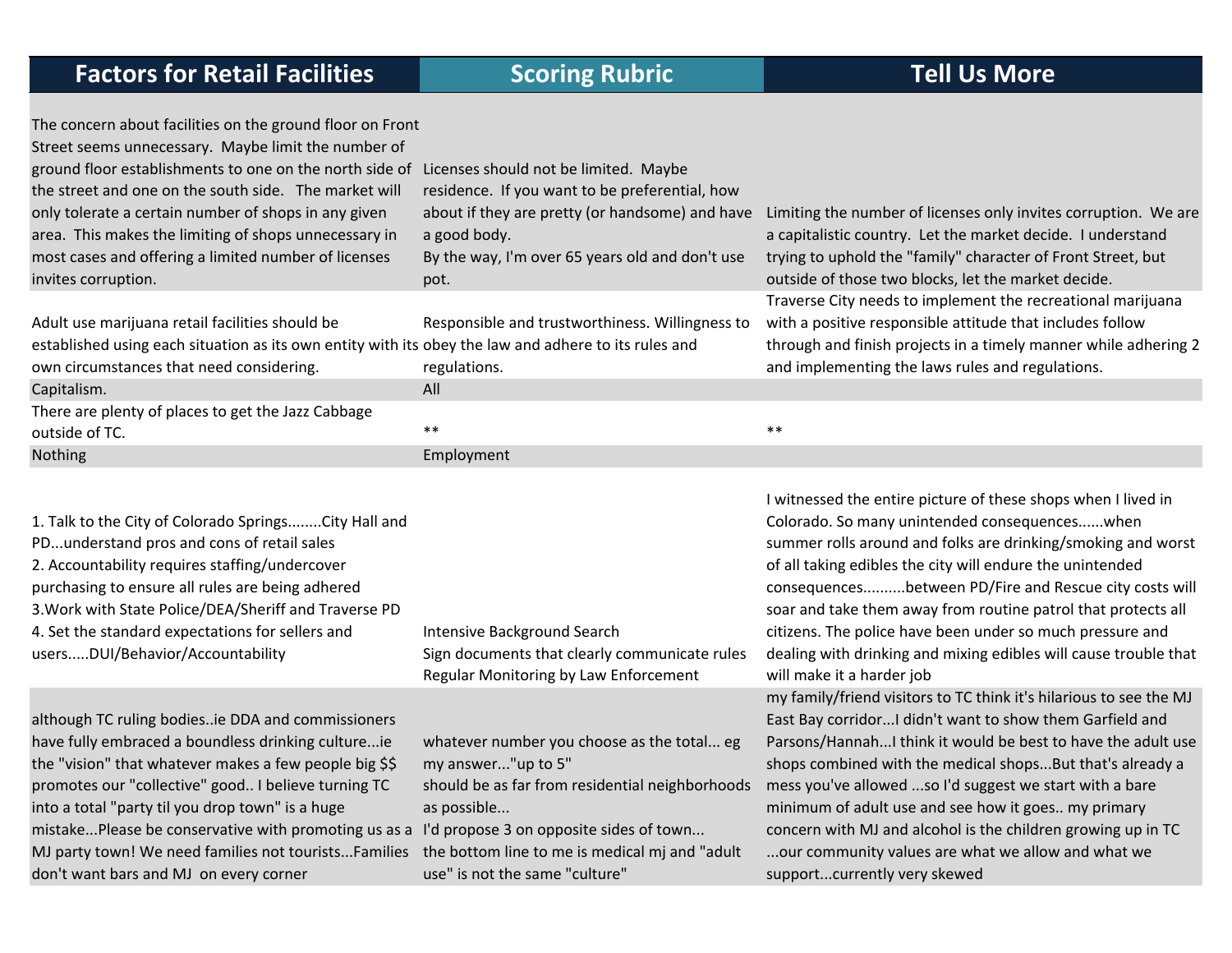| Factors for Retail Facilities | Scoring Rubric | Tell Us More |
|---|---|---|
| The concern about facilities on the ground floor on Front Street seems unnecessary. Maybe limit the number of ground floor establishments to one on the north side of the street and one on the south side. The market will only tolerate a certain number of shops in any given area. This makes the limiting of shops unnecessary in most cases and offering a limited number of licenses invites corruption. | Licenses should not be limited. Maybe residence. If you want to be preferential, how about if they are pretty (or handsome) and have a good body.<br>By the way, I'm over 65 years old and don't use pot. | Limiting the number of licenses only invites corruption. We are a capitalistic country. Let the market decide. I understand trying to uphold the "family" character of Front Street, but outside of those two blocks, let the market decide. |
| Adult use marijuana retail facilities should be established using each situation as its own entity with its own circumstances that need considering. | Responsible and trustworthiness. Willingness to obey the law and adhere to its rules and regulations. | Traverse City needs to implement the recreational marijuana with a positive responsible attitude that includes follow through and finish projects in a timely manner while adhering 2 and implementing the laws rules and regulations. |
| Capitalism. | All | |
| There are plenty of places to get the Jazz Cabbage outside of TC. | ** | ** |
| Nothing | Employment | |
| 1. Talk to the City of Colorado Springs........City Hall and PD...understand pros and cons of retail sales<br>2. Accountability requires staffing/undercover purchasing to ensure all rules are being adhered<br>3.Work with State Police/DEA/Sheriff and Traverse PD<br>4. Set the standard expectations for sellers and users.....DUI/Behavior/Accountability | Intensive Background Search<br>Sign documents that clearly communicate rules<br>Regular Monitoring by Law Enforcement | I witnessed the entire picture of these shops when I lived in Colorado. So many unintended consequences......when summer rolls around and folks are drinking/smoking and worst of all taking edibles the city will endure the unintended consequences..........between PD/Fire and Rescue city costs will soar and take them away from routine patrol that protects all citizens. The police have been under so much pressure and dealing with drinking and mixing edibles will cause trouble that will make it a harder job |
| although TC ruling bodies..ie DDA and commissioners have fully embraced a boundless drinking culture...ie the "vision" that whatever makes a few people big $$ promotes our "collective" good.. I believe turning TC into a total "party til you drop town" is a huge mistake...Please be conservative with promoting us as a MJ party town! We need families not tourists...Families don't want bars and MJ on every corner | whatever number you choose as the total... eg my answer..."up to 5"<br>should be as far from residential neighborhoods as possible...<br>I'd propose 3 on opposite sides of town...<br>the bottom line to me is medical mj and "adult use" is not the same "culture" | my family/friend visitors to TC think it's hilarious to see the MJ East Bay corridor...I didn't want to show them Garfield and Parsons/Hannah...I think it would be best to have the adult use shops combined with the medical shops...But that's already a mess you've allowed ...so I'd suggest we start with a bare minimum of adult use and see how it goes.. my primary concern with MJ and alcohol is the children growing up in TC ...our community values are what we allow and what we support...currently very skewed |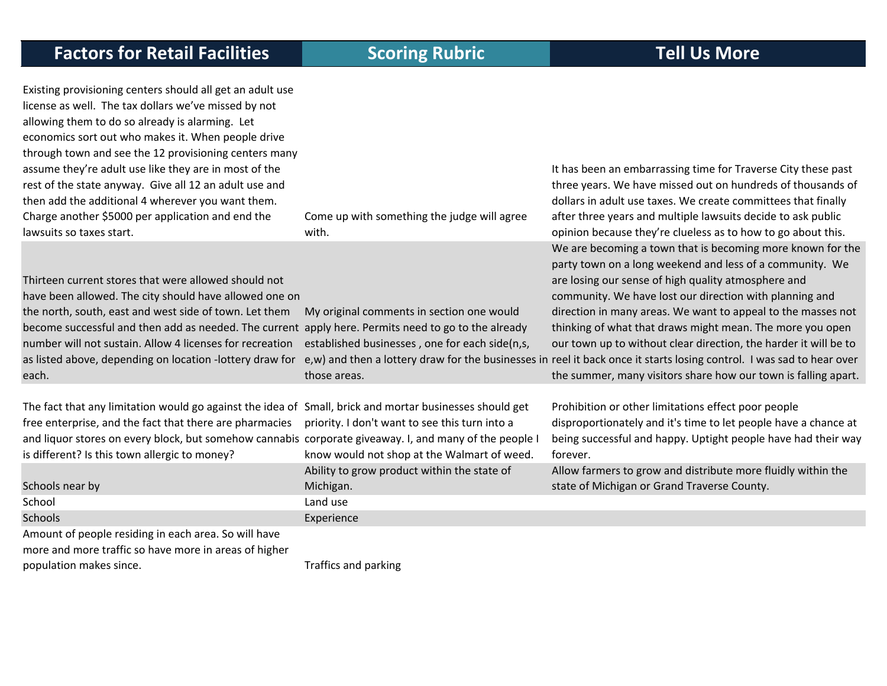| Factors for Retail Facilities | Scoring Rubric | Tell Us More |
|---|---|---|
| Existing provisioning centers should all get an adult use license as well. The tax dollars we've missed by not allowing them to do so already is alarming. Let economics sort out who makes it. When people drive through town and see the 12 provisioning centers many assume they're adult use like they are in most of the rest of the state anyway. Give all 12 an adult use and then add the additional 4 wherever you want them. Charge another $5000 per application and end the lawsuits so taxes start. | Come up with something the judge will agree with. | It has been an embarrassing time for Traverse City these past three years. We have missed out on hundreds of thousands of dollars in adult use taxes. We create committees that finally after three years and multiple lawsuits decide to ask public opinion because they're clueless as to how to go about this. |
| Thirteen current stores that were allowed should not have been allowed. The city should have allowed one on the north, south, east and west side of town. Let them become successful and then add as needed. The current number will not sustain. Allow 4 licenses for recreation as listed above, depending on location -lottery draw for each. | My original comments in section one would apply here. Permits need to go to the already established businesses , one for each side(n,s, e,w) and then a lottery draw for the businesses in those areas. | We are becoming a town that is becoming more known for the party town on a long weekend and less of a community. We are losing our sense of high quality atmosphere and community. We have lost our direction with planning and direction in many areas. We want to appeal to the masses not thinking of what that draws might mean. The more you open our town up to without clear direction, the harder it will be to reel it back once it starts losing control. I was sad to hear over the summer, many visitors share how our town is falling apart. |
| The fact that any limitation would go against the idea of free enterprise, and the fact that there are pharmacies and liquor stores on every block, but somehow cannabis is different? Is this town allergic to money? | Small, brick and mortar businesses should get priority. I don't want to see this turn into a corporate giveaway. I, and many of the people I know would not shop at the Walmart of weed. | Prohibition or other limitations effect poor people disproportionately and it's time to let people have a chance at being successful and happy. Uptight people have had their way forever. |
| Schools near by | Ability to grow product within the state of Michigan. | Allow farmers to grow and distribute more fluidly within the state of Michigan or Grand Traverse County. |
| School | Land use | |
| Schools | Experience | |
| Amount of people residing in each area. So will have more and more traffic so have more in areas of higher population makes since. | Traffics and parking | |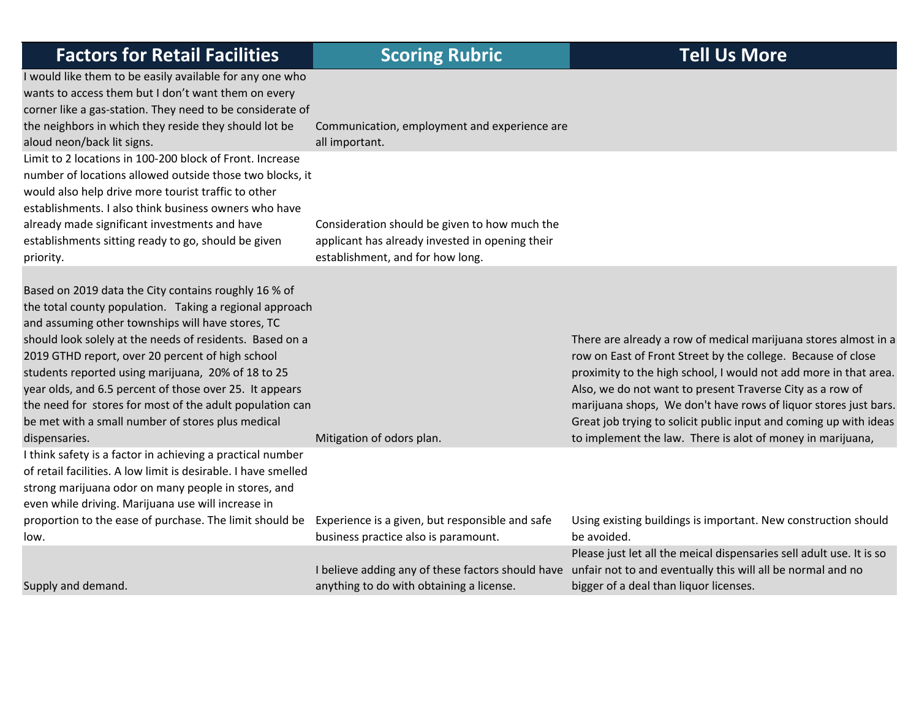| Factors for Retail Facilities | Scoring Rubric | Tell Us More |
|---|---|---|
| I would like them to be easily available for any one who wants to access them but I don't want them on every corner like a gas-station. They need to be considerate of the neighbors in which they reside they should lot be aloud neon/back lit signs. | Communication, employment and experience are all important. | |
| Limit to 2 locations in 100-200 block of Front. Increase number of locations allowed outside those two blocks, it would also help drive more tourist traffic to other establishments. I also think business owners who have already made significant investments and have establishments sitting ready to go, should be given priority. | Consideration should be given to how much the applicant has already invested in opening their establishment, and for how long. | |
| Based on 2019 data the City contains roughly 16 % of the total county population. Taking a regional approach and assuming other townships will have stores, TC should look solely at the needs of residents. Based on a 2019 GTHD report, over 20 percent of high school students reported using marijuana, 20% of 18 to 25 year olds, and 6.5 percent of those over 25. It appears the need for stores for most of the adult population can be met with a small number of stores plus medical dispensaries. | Mitigation of odors plan. | There are already a row of medical marijuana stores almost in a row on East of Front Street by the college. Because of close proximity to the high school, I would not add more in that area. Also, we do not want to present Traverse City as a row of marijuana shops, We don't have rows of liquor stores just bars. Great job trying to solicit public input and coming up with ideas to implement the law. There is alot of money in marijuana, |
| I think safety is a factor in achieving a practical number of retail facilities. A low limit is desirable. I have smelled strong marijuana odor on many people in stores, and even while driving. Marijuana use will increase in proportion to the ease of purchase. The limit should be low. | Experience is a given, but responsible and safe business practice also is paramount. | Using existing buildings is important. New construction should be avoided. |
| Supply and demand. | I believe adding any of these factors should have anything to do with obtaining a license. | Please just let all the meical dispensaries sell adult use. It is so unfair not to and eventually this will all be normal and no bigger of a deal than liquor licenses. |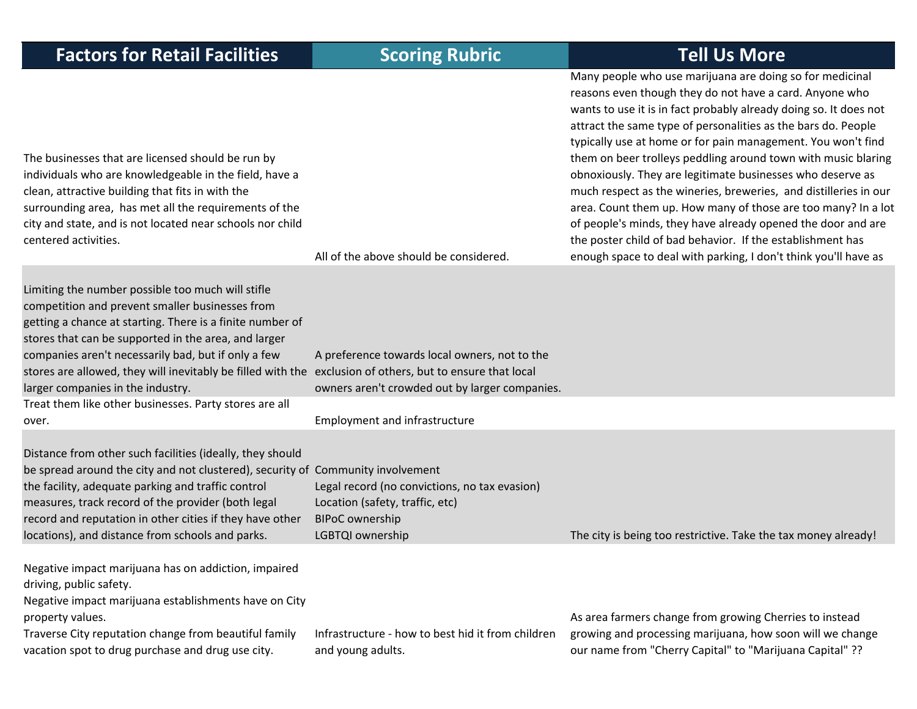| Factors for Retail Facilities | Scoring Rubric | Tell Us More |
|---|---|---|
| The businesses that are licensed should be run by individuals who are knowledgeable in the field, have a clean, attractive building that fits in with the surrounding area, has met all the requirements of the city and state, and is not located near schools nor child centered activities. | All of the above should be considered. | Many people who use marijuana are doing so for medicinal reasons even though they do not have a card. Anyone who wants to use it is in fact probably already doing so. It does not attract the same type of personalities as the bars do. People typically use at home or for pain management. You won't find them on beer trolleys peddling around town with music blaring obnoxiously. They are legitimate businesses who deserve as much respect as the wineries, breweries, and distilleries in our area. Count them up. How many of those are too many? In a lot of people's minds, they have already opened the door and are the poster child of bad behavior. If the establishment has enough space to deal with parking, I don't think you'll have as |
| Limiting the number possible too much will stifle competition and prevent smaller businesses from getting a chance at starting. There is a finite number of stores that can be supported in the area, and larger companies aren't necessarily bad, but if only a few stores are allowed, they will inevitably be filled with the larger companies in the industry. | A preference towards local owners, not to the exclusion of others, but to ensure that local owners aren't crowded out by larger companies. | |
| Treat them like other businesses. Party stores are all over. | Employment and infrastructure | |
| Distance from other such facilities (ideally, they should be spread around the city and not clustered), security of the facility, adequate parking and traffic control measures, track record of the provider (both legal record and reputation in other cities if they have other locations), and distance from schools and parks. | Community involvement<br>Legal record (no convictions, no tax evasion)<br>Location (safety, traffic, etc)<br>BIPoC ownership<br>LGBTQI ownership | The city is being too restrictive. Take the tax money already! |
| Negative impact marijuana has on addiction, impaired driving, public safety.<br>Negative impact marijuana establishments have on City property values.<br>Traverse City reputation change from beautiful family vacation spot to drug purchase and drug use city. | Infrastructure - how to best hid it from children and young adults. | As area farmers change from growing Cherries to instead growing and processing marijuana, how soon will we change our name from "Cherry Capital" to "Marijuana Capital" ?? |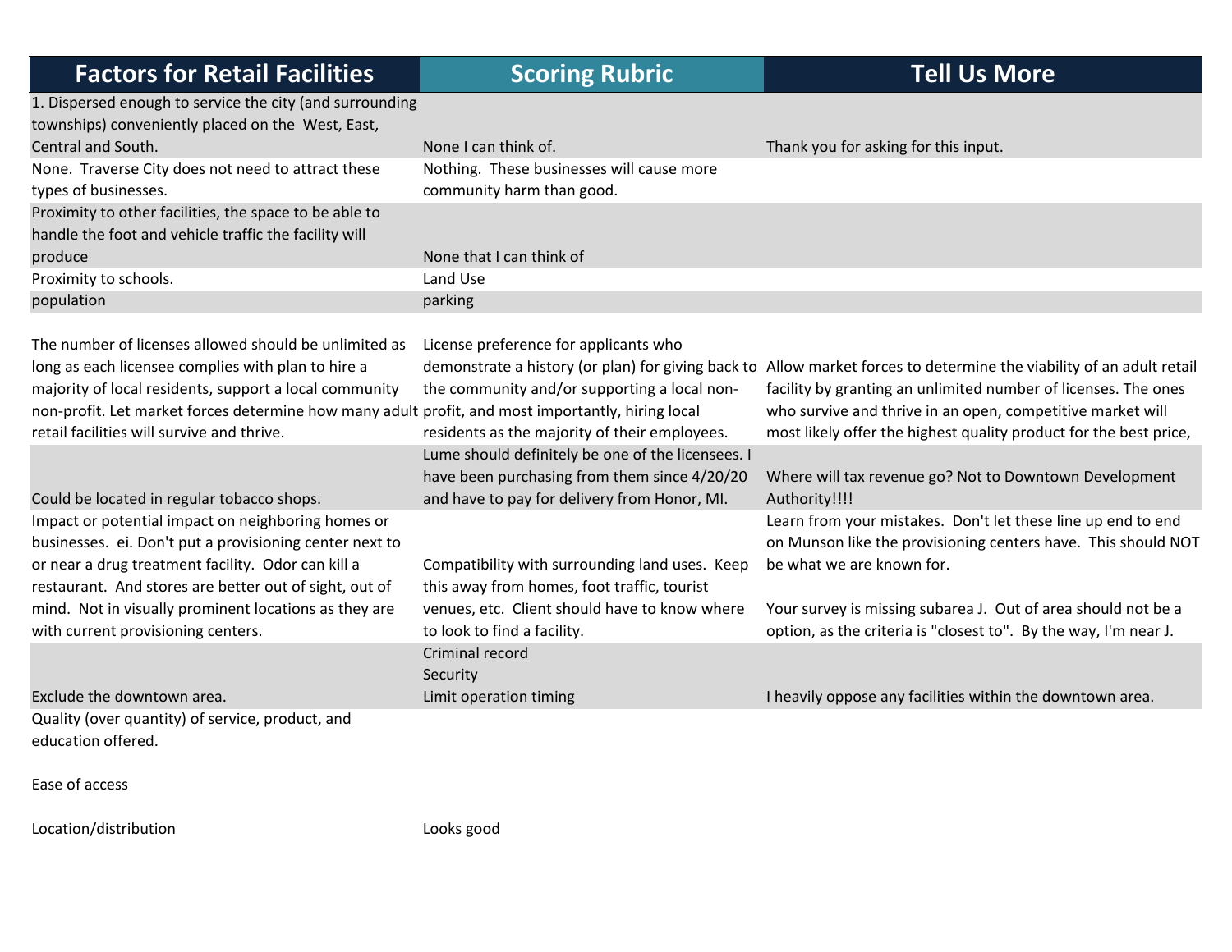| Factors for Retail Facilities | Scoring Rubric | Tell Us More |
|---|---|---|
| 1. Dispersed enough to service the city (and surrounding townships) conveniently placed on the West, East, Central and South. | None I can think of. | Thank you for asking for this input. |
| None. Traverse City does not need to attract these types of businesses. | Nothing. These businesses will cause more community harm than good. | |
| Proximity to other facilities, the space to be able to handle the foot and vehicle traffic the facility will produce | None that I can think of | |
| Proximity to schools. | Land Use | |
| population | parking | |
| The number of licenses allowed should be unlimited as long as each licensee complies with plan to hire a majority of local residents, support a local community non-profit. Let market forces determine how many adult retail facilities will survive and thrive. | License preference for applicants who demonstrate a history (or plan) for giving back to the community and/or supporting a local non-profit, and most importantly, hiring local residents as the majority of their employees. | Allow market forces to determine the viability of an adult retail facility by granting an unlimited number of licenses. The ones who survive and thrive in an open, competitive market will most likely offer the highest quality product for the best price, |
| Could be located in regular tobacco shops. | Lume should definitely be one of the licensees. I have been purchasing from them since 4/20/20 and have to pay for delivery from Honor, MI. | Where will tax revenue go? Not to Downtown Development Authority!!!! |
| Impact or potential impact on neighboring homes or businesses. ei. Don't put a provisioning center next to or near a drug treatment facility. Odor can kill a restaurant. And stores are better out of sight, out of mind. Not in visually prominent locations as they are with current provisioning centers. | Compatibility with surrounding land uses. Keep this away from homes, foot traffic, tourist venues, etc. Client should have to know where to look to find a facility. | Learn from your mistakes. Don't let these line up end to end on Munson like the provisioning centers have. This should NOT be what we are known for.<br><br>Your survey is missing subarea J. Out of area should not be a option, as the criteria is "closest to". By the way, I'm near J. |
| Exclude the downtown area. | Criminal record<br>Security<br>Limit operation timing | I heavily oppose any facilities within the downtown area. |
| Quality (over quantity) of service, product, and education offered. | | |
| Ease of access | | |
| Location/distribution | Looks good | |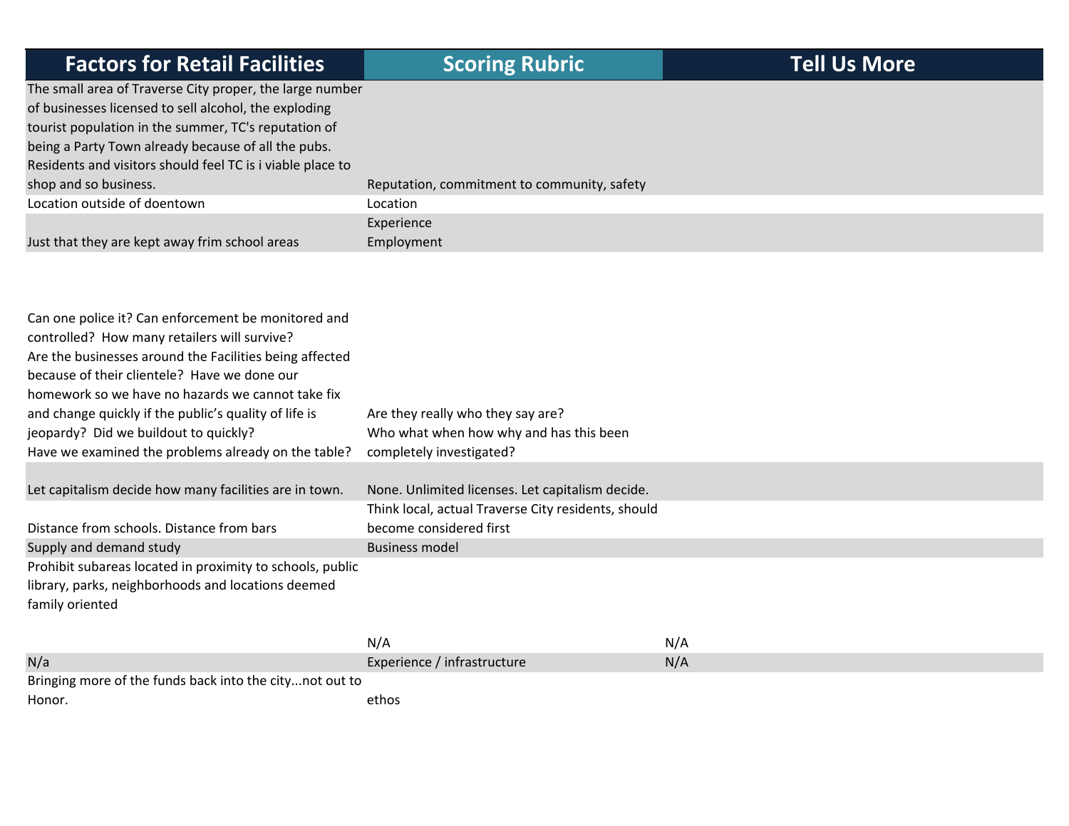| Factors for Retail Facilities | Scoring Rubric | Tell Us More |
|---|---|---|
| The small area of Traverse City proper, the large number of businesses licensed to sell alcohol, the exploding tourist population in the summer, TC's reputation of being a Party Town already because of all the pubs. Residents and visitors should feel TC is i viable place to shop and so business. | Reputation, commitment to community, safety | |
| Location outside of doentown | Location | |
| Just that they are kept away frim school areas | Experience<br>Employment | |
| Can one police it? Can enforcement be monitored and controlled? How many retailers will survive?<br>Are the businesses around the Facilities being affected because of their clientele? Have we done our homework so we have no hazards we cannot take fix and change quickly if the public's quality of life is jeopardy? Did we buildout to quickly?<br>Have we examined the problems already on the table? | Are they really who they say are?<br>Who what when how why and has this been completely investigated? | |
| Let capitalism decide how many facilities are in town. | None. Unlimited licenses. Let capitalism decide. | |
| Distance from schools. Distance from bars | Think local, actual Traverse City residents, should become considered first | |
| Supply and demand study | Business model | |
| Prohibit subareas located in proximity to schools, public library, parks, neighborhoods and locations deemed family oriented | | |
| | N/A | N/A |
| N/a | Experience / infrastructure | N/A |
| Bringing more of the funds back into the city...not out to Honor. | ethos | |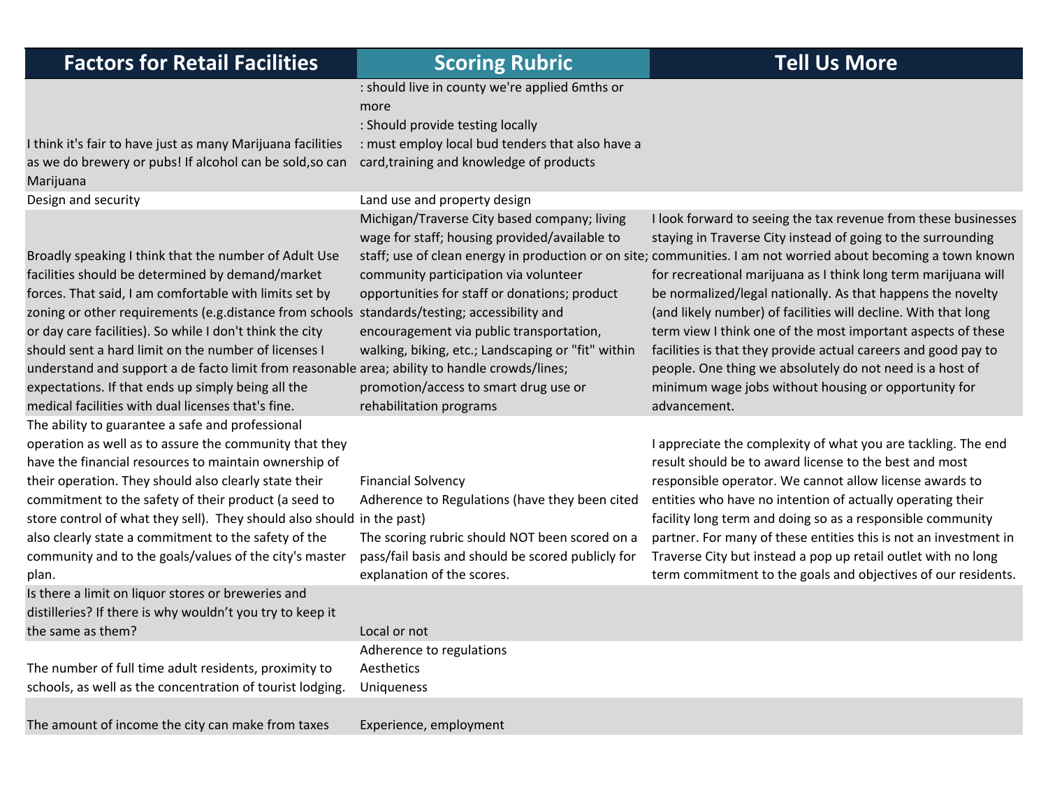| Factors for Retail Facilities | Scoring Rubric | Tell Us More |
|---|---|---|
| I think it's fair to have just as many Marijuana facilities as we do brewery or pubs! If alcohol can be sold,so can Marijuana | : should live in county we're applied 6mths or more<br>: Should provide testing locally<br>: must employ local bud tenders that also have a card,training and knowledge of products | |
| Design and security | Land use and property design | |
| Broadly speaking I think that the number of Adult Use facilities should be determined by demand/market forces. That said, I am comfortable with limits set by zoning or other requirements (e.g.distance from schools or day care facilities). So while I don't think the city should sent a hard limit on the number of licenses I understand and support a de facto limit from reasonable expectations. If that ends up simply being all the medical facilities with dual licenses that's fine. | Michigan/Traverse City based company; living wage for staff; housing provided/available to staff; use of clean energy in production or on site; community participation via volunteer opportunities for staff or donations; product standards/testing; accessibility and encouragement via public transportation, walking, biking, etc.; Landscaping or "fit" within area; ability to handle crowds/lines; promotion/access to smart drug use or rehabilitation programs | I look forward to seeing the tax revenue from these businesses staying in Traverse City instead of going to the surrounding communities. I am not worried about becoming a town known for recreational marijuana as I think long term marijuana will be normalized/legal nationally. As that happens the novelty (and likely number) of facilities will decline. With that long term view I think one of the most important aspects of these facilities is that they provide actual careers and good pay to people. One thing we absolutely do not need is a host of minimum wage jobs without housing or opportunity for advancement. |
| The ability to guarantee a safe and professional operation as well as to assure the community that they have the financial resources to maintain ownership of their operation. They should also clearly state their commitment to the safety of their product (a seed to store control of what they sell). They should also should also clearly state a commitment to the safety of the community and to the goals/values of the city's master plan. | Financial Solvency<br>Adherence to Regulations (have they been cited in the past)<br>The scoring rubric should NOT been scored on a pass/fail basis and should be scored publicly for explanation of the scores. | I appreciate the complexity of what you are tackling. The end result should be to award license to the best and most responsible operator. We cannot allow license awards to entities who have no intention of actually operating their facility long term and doing so as a responsible community partner. For many of these entities this is not an investment in Traverse City but instead a pop up retail outlet with no long term commitment to the goals and objectives of our residents. |
| Is there a limit on liquor stores or breweries and distilleries? If there is why wouldn't you try to keep it the same as them? | Local or not | |
| The number of full time adult residents, proximity to schools, as well as the concentration of tourist lodging. | Adherence to regulations<br>Aesthetics<br>Uniqueness | |
| The amount of income the city can make from taxes | Experience, employment | |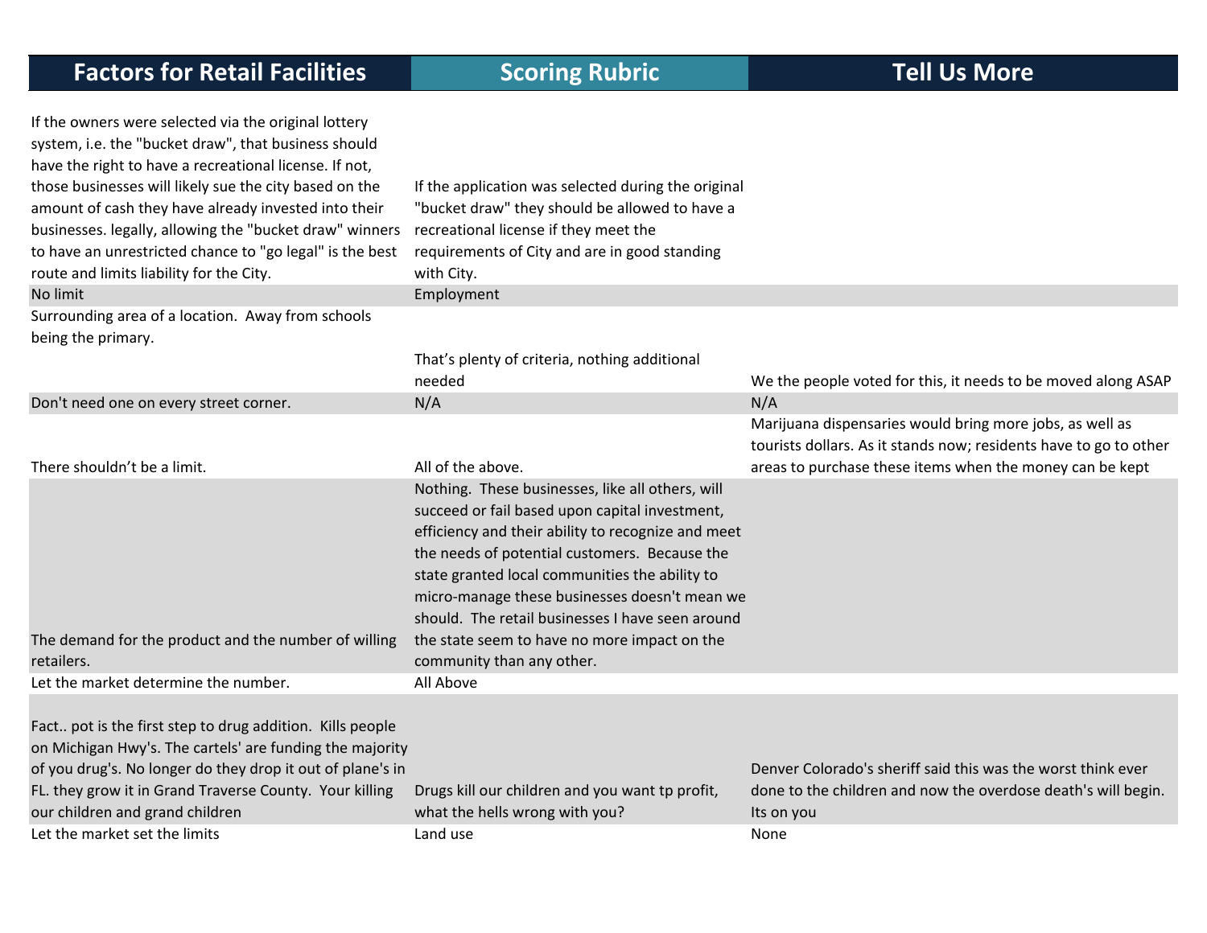| Factors for Retail Facilities | Scoring Rubric | Tell Us More |
|---|---|---|
| If the owners were selected via the original lottery system, i.e. the "bucket draw", that business should have the right to have a recreational license. If not, those businesses will likely sue the city based on the amount of cash they have already invested into their businesses. legally, allowing the "bucket draw" winners to have an unrestricted chance to "go legal" is the best route and limits liability for the City. | If the application was selected during the original "bucket draw" they should be allowed to have a recreational license if they meet the requirements of City and are in good standing with City. | |
| No limit | Employment | |
| Surrounding area of a location. Away from schools being the primary. | That's plenty of criteria, nothing additional needed | We the people voted for this, it needs to be moved along ASAP |
| Don't need one on every street corner. | N/A | N/A |
| There shouldn't be a limit. | All of the above. | Marijuana dispensaries would bring more jobs, as well as tourists dollars. As it stands now; residents have to go to other areas to purchase these items when the money can be kept |
| The demand for the product and the number of willing retailers. | Nothing. These businesses, like all others, will succeed or fail based upon capital investment, efficiency and their ability to recognize and meet the needs of potential customers. Because the state granted local communities the ability to micro-manage these businesses doesn't mean we should. The retail businesses I have seen around the state seem to have no more impact on the community than any other. | |
| Let the market determine the number. | All Above | |
| Fact.. pot is the first step to drug addition. Kills people on Michigan Hwy's. The cartels' are funding the majority of you drug's. No longer do they drop it out of plane's in FL. they grow it in Grand Traverse County. Your killing our children and grand children | Drugs kill our children and you want tp profit, what the hells wrong with you? | Denver Colorado's sheriff said this was the worst think ever done to the children and now the overdose death's will begin. Its on you |
| Let the market set the limits | Land use | None |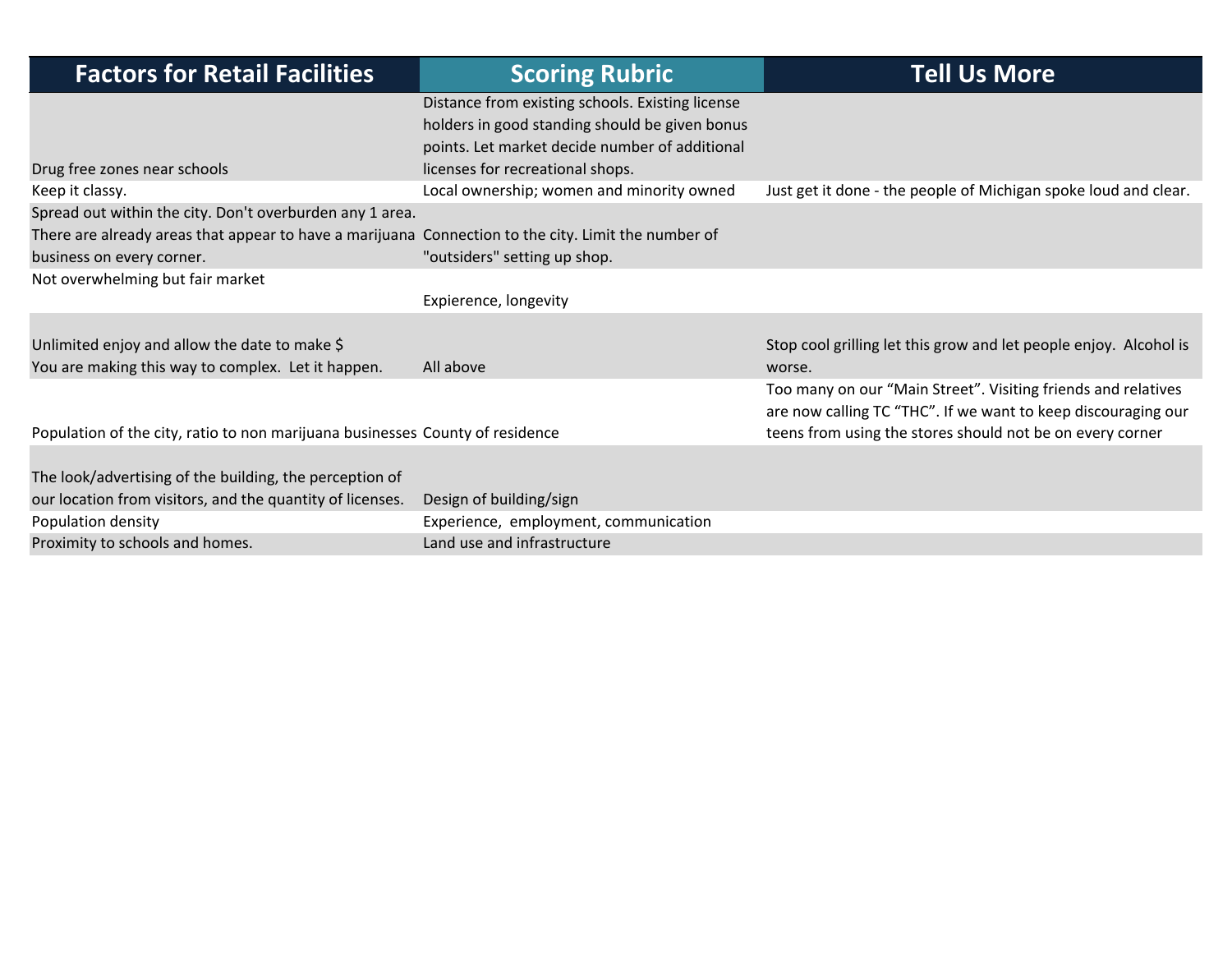| Factors for Retail Facilities | Scoring Rubric | Tell Us More |
| --- | --- | --- |
| Drug free zones near schools | Distance from existing schools. Existing license holders in good standing should be given bonus points. Let market decide number of additional licenses for recreational shops. | |
| Keep it classy. | Local ownership; women and minority owned | Just get it done - the people of Michigan spoke loud and clear. |
| Spread out within the city. Don't overburden any 1 area. There are already areas that appear to have a marijuana business on every corner. | Connection to the city. Limit the number of "outsiders" setting up shop. | |
| Not overwhelming but fair market | Expierence, longevity | |
| Unlimited enjoy and allow the date to make $ You are making this way to complex. Let it happen. | All above | Stop cool grilling let this grow and let people enjoy. Alcohol is worse. |
| Population of the city, ratio to non marijuana businesses | County of residence | Too many on our "Main Street". Visiting friends and relatives are now calling TC "THC". If we want to keep discouraging our teens from using the stores should not be on every corner |
| The look/advertising of the building, the perception of our location from visitors, and the quantity of licenses. | Design of building/sign | |
| Population density | Experience, employment, communication | |
| Proximity to schools and homes. | Land use and infrastructure | |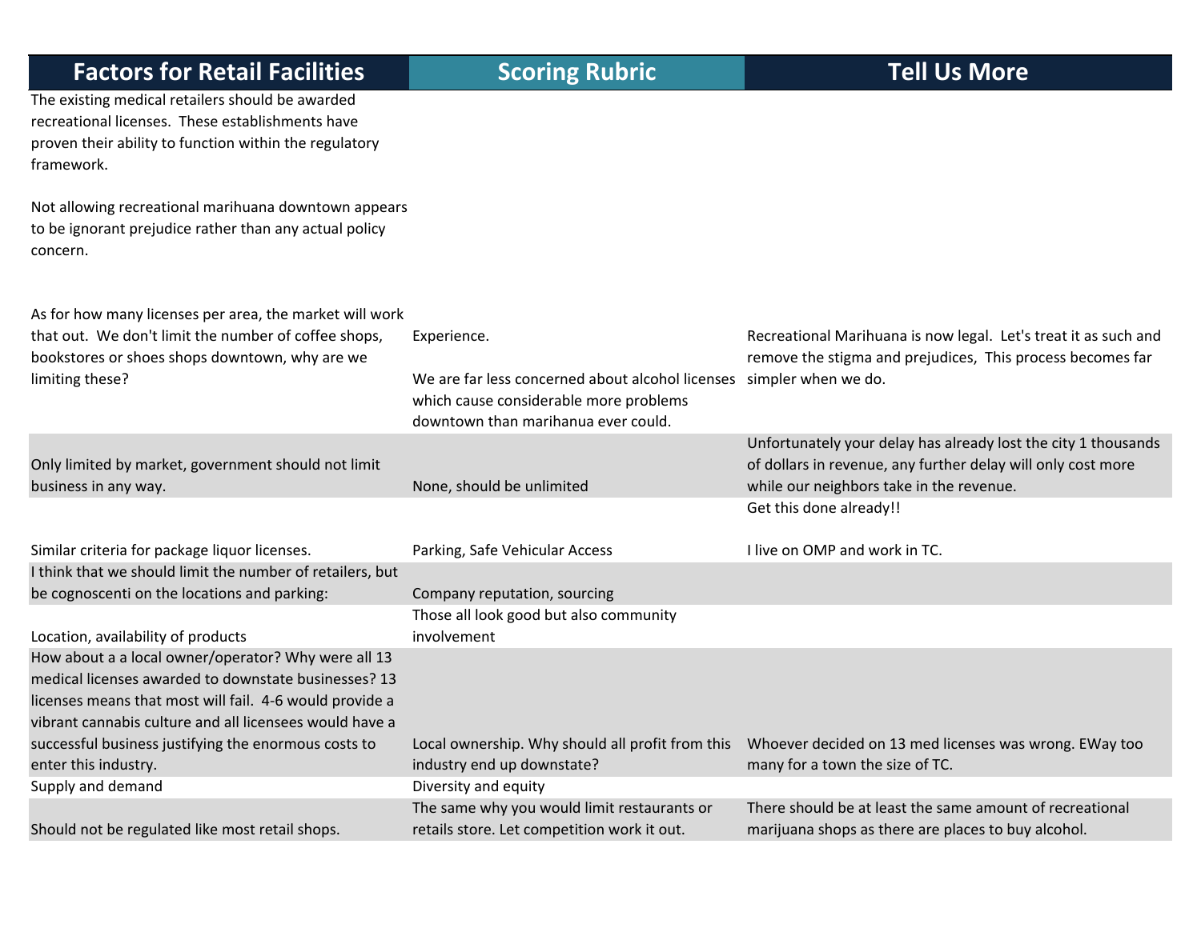| Factors for Retail Facilities | Scoring Rubric | Tell Us More |
|---|---|---|
| The existing medical retailers should be awarded recreational licenses. These establishments have proven their ability to function within the regulatory framework.<br><br>Not allowing recreational marihuana downtown appears to be ignorant prejudice rather than any actual policy concern.<br><br>As for how many licenses per area, the market will work that out. We don't limit the number of coffee shops, bookstores or shoes shops downtown, why are we limiting these? | Experience.<br><br>We are far less concerned about alcohol licenses which cause considerable more problems downtown than marihanua ever could. | Recreational Marihuana is now legal. Let's treat it as such and remove the stigma and prejudices, This process becomes far simpler when we do. |
| Only limited by market, government should not limit business in any way. | None, should be unlimited | Unfortunately your delay has already lost the city 1 thousands of dollars in revenue, any further delay will only cost more while our neighbors take in the revenue. |
| Similar criteria for package liquor licenses. | Parking, Safe Vehicular Access | Get this done already!!<br><br>I live on OMP and work in TC. |
| I think that we should limit the number of retailers, but be cognoscenti on the locations and parking: | Company reputation, sourcing | |
| Location, availability of products | Those all look good but also community involvement | |
| How about a a local owner/operator? Why were all 13 medical licenses awarded to downstate businesses? 13 licenses means that most will fail. 4-6 would provide a vibrant cannabis culture and all licensees would have a successful business justifying the enormous costs to enter this industry. | Local ownership. Why should all profit from this industry end up downstate? | Whoever decided on 13 med licenses was wrong. EWay too many for a town the size of TC. |
| Supply and demand | Diversity and equity | |
| Should not be regulated like most retail shops. | The same why you would limit restaurants or retails store. Let competition work it out. | There should be at least the same amount of recreational marijuana shops as there are places to buy alcohol. |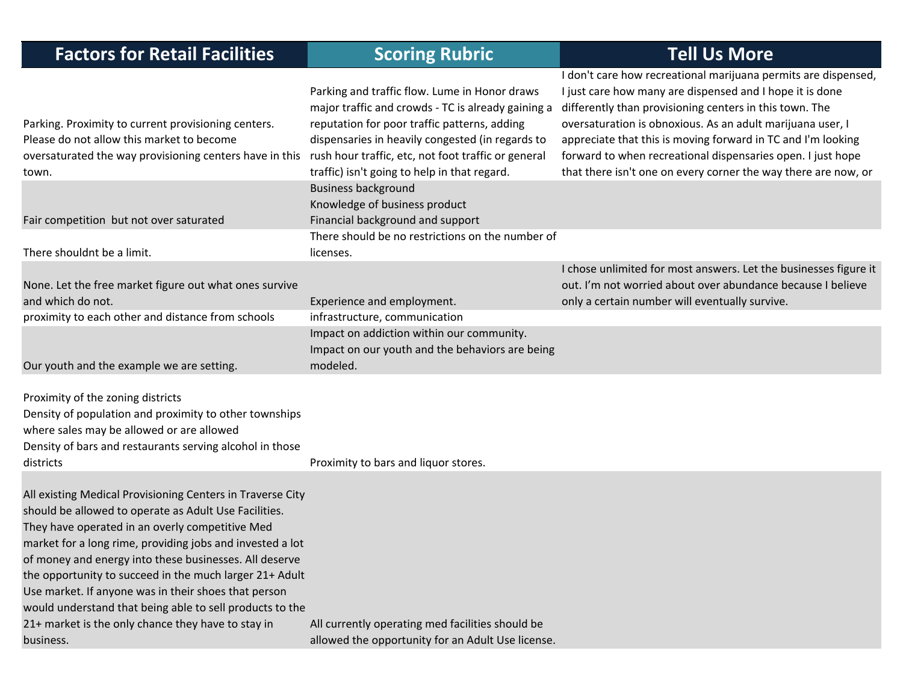| Factors for Retail Facilities | Scoring Rubric | Tell Us More |
|---|---|---|
| Parking. Proximity to current provisioning centers. Please do not allow this market to become oversaturated the way provisioning centers have in this town. | Parking and traffic flow. Lume in Honor draws major traffic and crowds - TC is already gaining a reputation for poor traffic patterns, adding dispensaries in heavily congested (in regards to rush hour traffic, etc, not foot traffic or general traffic) isn't going to help in that regard. | I don't care how recreational marijuana permits are dispensed, I just care how many are dispensed and I hope it is done differently than provisioning centers in this town. The oversaturation is obnoxious. As an adult marijuana user, I appreciate that this is moving forward in TC and I'm looking forward to when recreational dispensaries open. I just hope that there isn't one on every corner the way there are now, or |
| Fair competition but not over saturated | Business background<br>Knowledge of business product<br>Financial background and support | |
| There shouldnt be a limit. | There should be no restrictions on the number of licenses. | |
| None. Let the free market figure out what ones survive and which do not. | Experience and employment. | I chose unlimited for most answers. Let the businesses figure it out. I'm not worried about over abundance because I believe only a certain number will eventually survive. |
| proximity to each other and distance from schools | infrastructure, communication | |
| Our youth and the example we are setting. | Impact on addiction within our community.<br>Impact on our youth and the behaviors are being modeled. | |
| Proximity of the zoning districts<br>Density of population and proximity to other townships where sales may be allowed or are allowed<br>Density of bars and restaurants serving alcohol in those districts | Proximity to bars and liquor stores. | |
| All existing Medical Provisioning Centers in Traverse City should be allowed to operate as Adult Use Facilities. They have operated in an overly competitive Med market for a long rime, providing jobs and invested a lot of money and energy into these businesses. All deserve the opportunity to succeed in the much larger 21+ Adult Use market. If anyone was in their shoes that person would understand that being able to sell products to the 21+ market is the only chance they have to stay in business. | All currently operating med facilities should be allowed the opportunity for an Adult Use license. | |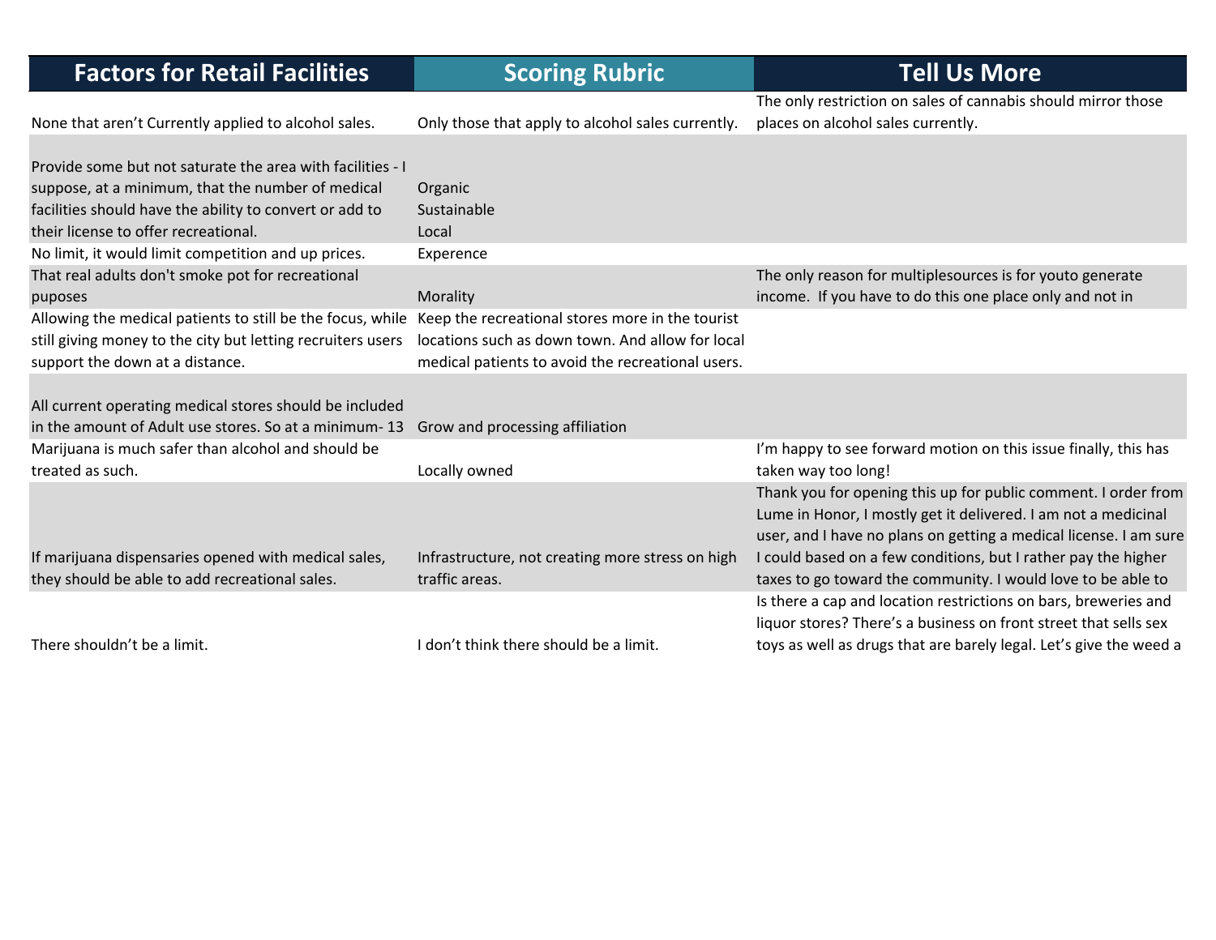| Factors for Retail Facilities | Scoring Rubric | Tell Us More |
|---|---|---|
| None that aren't Currently applied to alcohol sales. | Only those that apply to alcohol sales currently. | The only restriction on sales of cannabis should mirror those places on alcohol sales currently. |
| Provide some but not saturate the area with facilities - I suppose, at a minimum, that the number of medical facilities should have the ability to convert or add to their license to offer recreational. | Organic<br>Sustainable<br>Local | |
| No limit, it would limit competition and up prices. | Experence | |
| That real adults don't smoke pot for recreational puposes | Morality | The only reason for multiplesources is for youto generate income. If you have to do this one place only and not in |
| Allowing the medical patients to still be the focus, while still giving money to the city but letting recruiters users support the down at a distance. | Keep the recreational stores more in the tourist locations such as down town. And allow for local medical patients to avoid the recreational users. | |
| All current operating medical stores should be included in the amount of Adult use stores. So at a minimum- 13 | Grow and processing affiliation | |
| Marijuana is much safer than alcohol and should be treated as such. | Locally owned | I'm happy to see forward motion on this issue finally, this has taken way too long! |
| If marijuana dispensaries opened with medical sales, they should be able to add recreational sales. | Infrastructure, not creating more stress on high traffic areas. | Thank you for opening this up for public comment. I order from Lume in Honor, I mostly get it delivered. I am not a medicinal user, and I have no plans on getting a medical license. I am sure I could based on a few conditions, but I rather pay the higher taxes to go toward the community. I would love to be able to |
| There shouldn't be a limit. | I don't think there should be a limit. | Is there a cap and location restrictions on bars, breweries and liquor stores? There's a business on front street that sells sex toys as well as drugs that are barely legal. Let's give the weed a |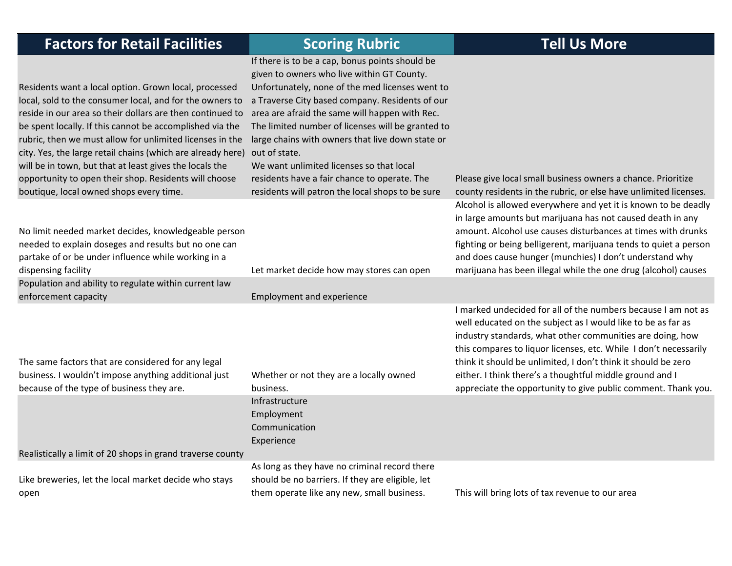| Factors for Retail Facilities | Scoring Rubric | Tell Us More |
|---|---|---|
| Residents want a local option. Grown local, processed local, sold to the consumer local, and for the owners to reside in our area so their dollars are then continued to be spent locally. If this cannot be accomplished via the rubric, then we must allow for unlimited licenses in the city. Yes, the large retail chains (which are already here) will be in town, but that at least gives the locals the opportunity to open their shop. Residents will choose boutique, local owned shops every time. | If there is to be a cap, bonus points should be given to owners who live within GT County. Unfortunately, none of the med licenses went to a Traverse City based company. Residents of our area are afraid the same will happen with Rec. The limited number of licenses will be granted to large chains with owners that live down state or out of state. We want unlimited licenses so that local residents have a fair chance to operate. The residents will patron the local shops to be sure | Please give local small business owners a chance. Prioritize county residents in the rubric, or else have unlimited licenses. |
| No limit needed market decides, knowledgeable person needed to explain doseges and results but no one can partake of or be under influence while working in a dispensing facility | Let market decide how may stores can open | Alcohol is allowed everywhere and yet it is known to be deadly in large amounts but marijuana has not caused death in any amount. Alcohol use causes disturbances at times with drunks fighting or being belligerent, marijuana tends to quiet a person and does cause hunger (munchies) I don't understand why marijuana has been illegal while the one drug (alcohol) causes |
| Population and ability to regulate within current law enforcement capacity | Employment and experience | |
| The same factors that are considered for any legal business. I wouldn't impose anything additional just because of the type of business they are. | Whether or not they are a locally owned business. | I marked undecided for all of the numbers because I am not as well educated on the subject as I would like to be as far as industry standards, what other communities are doing, how this compares to liquor licenses, etc. While I don't necessarily think it should be unlimited, I don't think it should be zero either. I think there's a thoughtful middle ground and I appreciate the opportunity to give public comment. Thank you. |
| Realistically a limit of 20 shops in grand traverse county | Infrastructure<br>Employment<br>Communication<br>Experience | |
| Like breweries, let the local market decide who stays open | As long as they have no criminal record there should be no barriers. If they are eligible, let them operate like any new, small business. | This will bring lots of tax revenue to our area |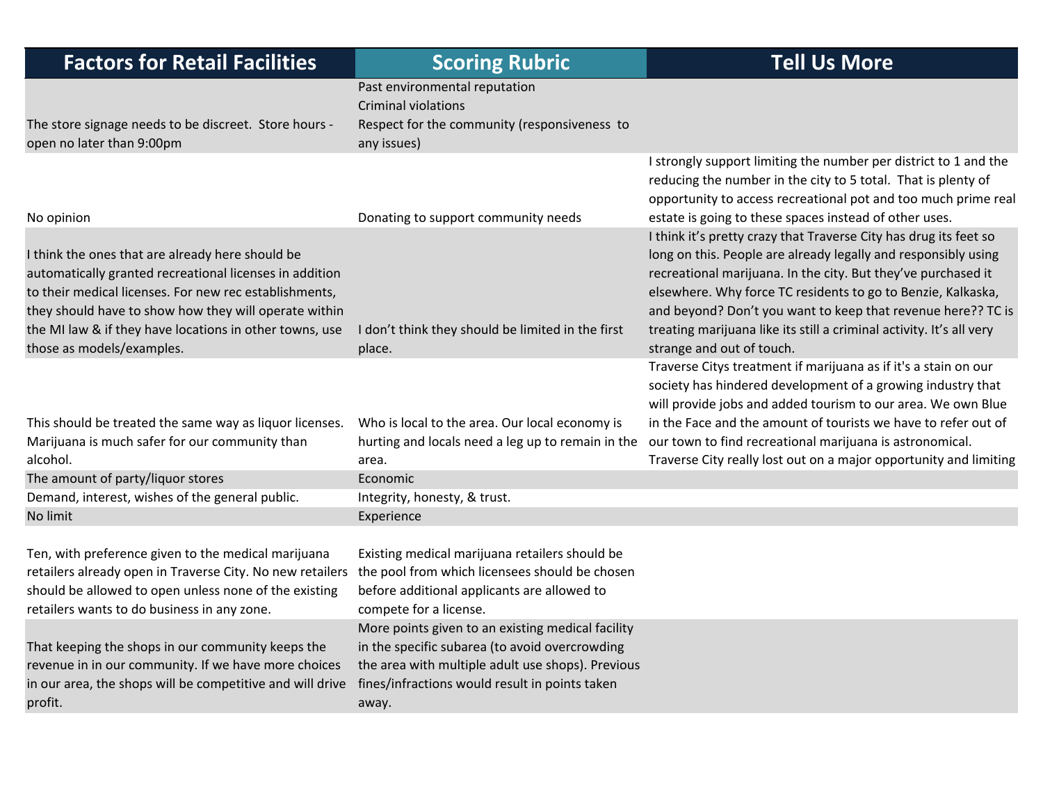| Factors for Retail Facilities | Scoring Rubric | Tell Us More |
|---|---|---|
| The store signage needs to be discreet. Store hours - open no later than 9:00pm | Past environmental reputation<br>Criminal violations<br>Respect for the community (responsiveness to any issues) | |
| No opinion | Donating to support community needs | I strongly support limiting the number per district to 1 and the reducing the number in the city to 5 total. That is plenty of opportunity to access recreational pot and too much prime real estate is going to these spaces instead of other uses. |
| I think the ones that are already here should be automatically granted recreational licenses in addition to their medical licenses. For new rec establishments, they should have to show how they will operate within the MI law & if they have locations in other towns, use those as models/examples. | I don't think they should be limited in the first place. | I think it's pretty crazy that Traverse City has drug its feet so long on this. People are already legally and responsibly using recreational marijuana. In the city. But they've purchased it elsewhere. Why force TC residents to go to Benzie, Kalkaska, and beyond? Don't you want to keep that revenue here?? TC is treating marijuana like its still a criminal activity. It's all very strange and out of touch. |
| This should be treated the same way as liquor licenses. Marijuana is much safer for our community than alcohol. | Who is local to the area. Our local economy is hurting and locals need a leg up to remain in the area. | Traverse Citys treatment if marijuana as if it's a stain on our society has hindered development of a growing industry that will provide jobs and added tourism to our area. We own Blue in the Face and the amount of tourists we have to refer out of our town to find recreational marijuana is astronomical. Traverse City really lost out on a major opportunity and limiting |
| The amount of party/liquor stores | Economic | |
| Demand, interest, wishes of the general public. | Integrity, honesty, & trust. | |
| No limit | Experience | |
| Ten, with preference given to the medical marijuana retailers already open in Traverse City. No new retailers should be allowed to open unless none of the existing retailers wants to do business in any zone. | Existing medical marijuana retailers should be the pool from which licensees should be chosen before additional applicants are allowed to compete for a license. | |
| That keeping the shops in our community keeps the revenue in in our community. If we have more choices in our area, the shops will be competitive and will drive profit. | More points given to an existing medical facility in the specific subarea (to avoid overcrowding the area with multiple adult use shops). Previous fines/infractions would result in points taken away. | |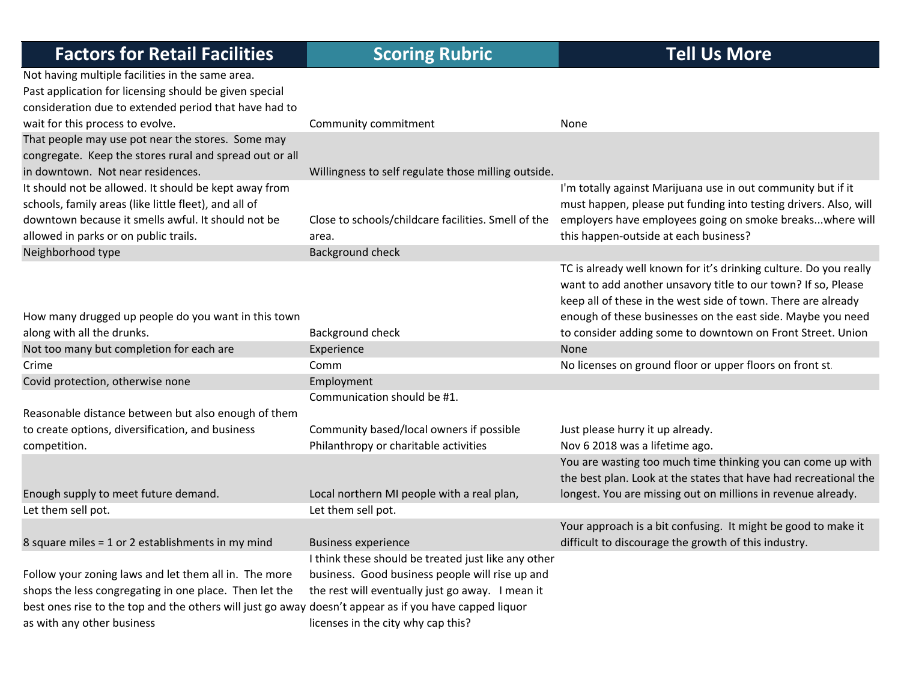| Factors for Retail Facilities | Scoring Rubric | Tell Us More |
|---|---|---|
| Not having multiple facilities in the same area. Past application for licensing should be given special consideration due to extended period that have had to wait for this process to evolve. | Community commitment | None |
| That people may use pot near the stores. Some may congregate. Keep the stores rural and spread out or all in downtown. Not near residences. | Willingness to self regulate those milling outside. | |
| It should not be allowed. It should be kept away from schools, family areas (like little fleet), and all of downtown because it smells awful. It should not be allowed in parks or on public trails. | Close to schools/childcare facilities. Smell of the area. | I'm totally against Marijuana use in out community but if it must happen, please put funding into testing drivers. Also, will employers have employees going on smoke breaks...where will this happen-outside at each business? |
| Neighborhood type | Background check | |
| How many drugged up people do you want in this town along with all the drunks. | Background check | TC is already well known for it's drinking culture. Do you really want to add another unsavory title to our town? If so, Please keep all of these in the west side of town. There are already enough of these businesses on the east side. Maybe you need to consider adding some to downtown on Front Street. Union |
| Not too many but completion for each are | Experience | None |
| Crime | Comm | No licenses on ground floor or upper floors on front st. |
| Covid protection, otherwise none | Employment | |
| Reasonable distance between but also enough of them to create options, diversification, and business competition. | Communication should be #1.<br><br>Community based/local owners if possible<br>Philanthropy or charitable activities | Just please hurry it up already.<br>Nov 6 2018 was a lifetime ago. |
| Enough supply to meet future demand. | Local northern MI people with a real plan, | You are wasting too much time thinking you can come up with the best plan. Look at the states that have had recreational the longest. You are missing out on millions in revenue already. |
| Let them sell pot. | Let them sell pot. | |
| 8 square miles = 1 or 2 establishments in my mind | Business experience | Your approach is a bit confusing. It might be good to make it difficult to discourage the growth of this industry. |
| Follow your zoning laws and let them all in. The more shops the less congregating in one place. Then let the best ones rise to the top and the others will just go away as with any other business | I think these should be treated just like any other business. Good business people will rise up and the rest will eventually just go away. I mean it doesn't appear as if you have capped liquor licenses in the city why cap this? | |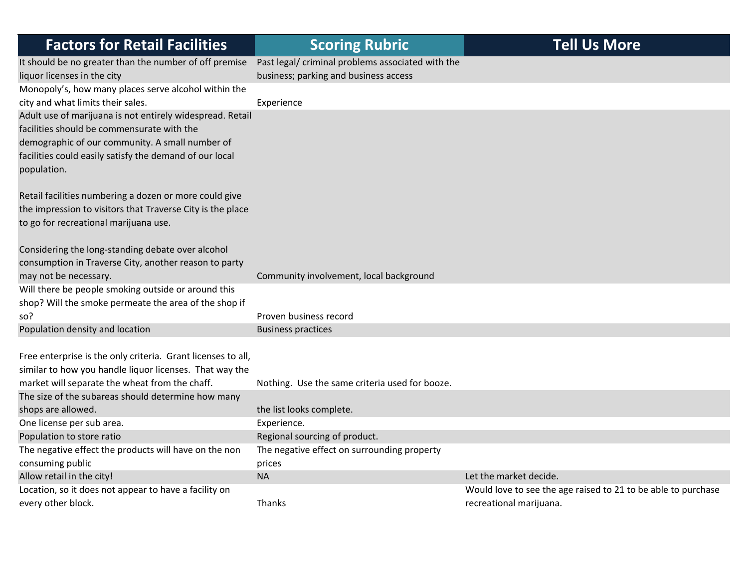| Factors for Retail Facilities | Scoring Rubric | Tell Us More |
|---|---|---|
| It should be no greater than the number of off premise liquor licenses in the city | Past legal/ criminal problems associated with the business; parking and business access | |
| Monopoly's, how many places serve alcohol within the city and what limits their sales. | Experience | |
| Adult use of marijuana is not entirely widespread. Retail facilities should be commensurate with the demographic of our community. A small number of facilities could easily satisfy the demand of our local population.<br><br>Retail facilities numbering a dozen or more could give the impression to visitors that Traverse City is the place to go for recreational marijuana use.<br><br>Considering the long-standing debate over alcohol consumption in Traverse City, another reason to party may not be necessary. | Community involvement, local background | |
| Will there be people smoking outside or around this shop? Will the smoke permeate the area of the shop if so? | Proven business record | |
| Population density and location | Business practices | |
| Free enterprise is the only criteria. Grant licenses to all, similar to how you handle liquor licenses. That way the market will separate the wheat from the chaff. | Nothing. Use the same criteria used for booze. | |
| The size of the subareas should determine how many shops are allowed. | the list looks complete. | |
| One license per sub area. | Experience. | |
| Population to store ratio | Regional sourcing of product. | |
| The negative effect the products will have on the non consuming public | The negative effect on surrounding property prices | |
| Allow retail in the city! | NA | Let the market decide. |
| Location, so it does not appear to have a facility on every other block. | Thanks | Would love to see the age raised to 21 to be able to purchase recreational marijuana. |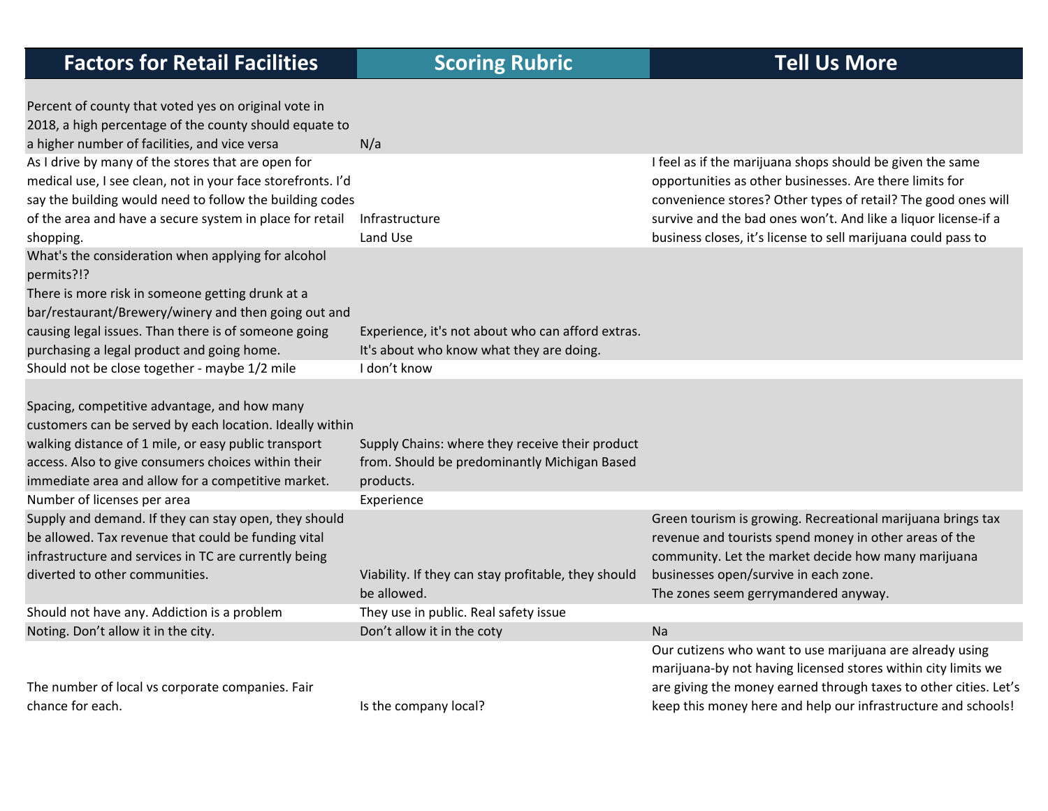| Factors for Retail Facilities | Scoring Rubric | Tell Us More |
|---|---|---|
| Percent of county that voted yes on original vote in 2018, a high percentage of the county should equate to a higher number of facilities, and vice versa | N/a | |
| As I drive by many of the stores that are open for medical use, I see clean, not in your face storefronts. I'd say the building would need to follow the building codes of the area and have a secure system in place for retail shopping. | Infrastructure<br>Land Use | I feel as if the marijuana shops should be given the same opportunities as other businesses. Are there limits for convenience stores? Other types of retail? The good ones will survive and the bad ones won't. And like a liquor license-if a business closes, it's license to sell marijuana could pass to |
| What's the consideration when applying for alcohol permits?!?<br>There is more risk in someone getting drunk at a bar/restaurant/Brewery/winery and then going out and causing legal issues. Than there is of someone going purchasing a legal product and going home. | Experience, it's not about who can afford extras. It's about who know what they are doing. | |
| Should not be close together - maybe 1/2 mile | I don't know | |
| Spacing, competitive advantage, and how many customers can be served by each location. Ideally within walking distance of 1 mile, or easy public transport access. Also to give consumers choices within their immediate area and allow for a competitive market. | Supply Chains: where they receive their product from. Should be predominantly Michigan Based products. | |
| Number of licenses per area | Experience | |
| Supply and demand. If they can stay open, they should be allowed. Tax revenue that could be funding vital infrastructure and services in TC are currently being diverted to other communities. | Viability. If they can stay profitable, they should be allowed. | Green tourism is growing. Recreational marijuana brings tax revenue and tourists spend money in other areas of the community. Let the market decide how many marijuana businesses open/survive in each zone.<br>The zones seem gerrymandered anyway. |
| Should not have any. Addiction is a problem | They use in public. Real safety issue | |
| Noting. Don't allow it in the city. | Don't allow it in the coty | Na |
| The number of local vs corporate companies. Fair chance for each. | Is the company local? | Our cutizens who want to use marijuana are already using marijuana-by not having licensed stores within city limits we are giving the money earned through taxes to other cities. Let's keep this money here and help our infrastructure and schools! |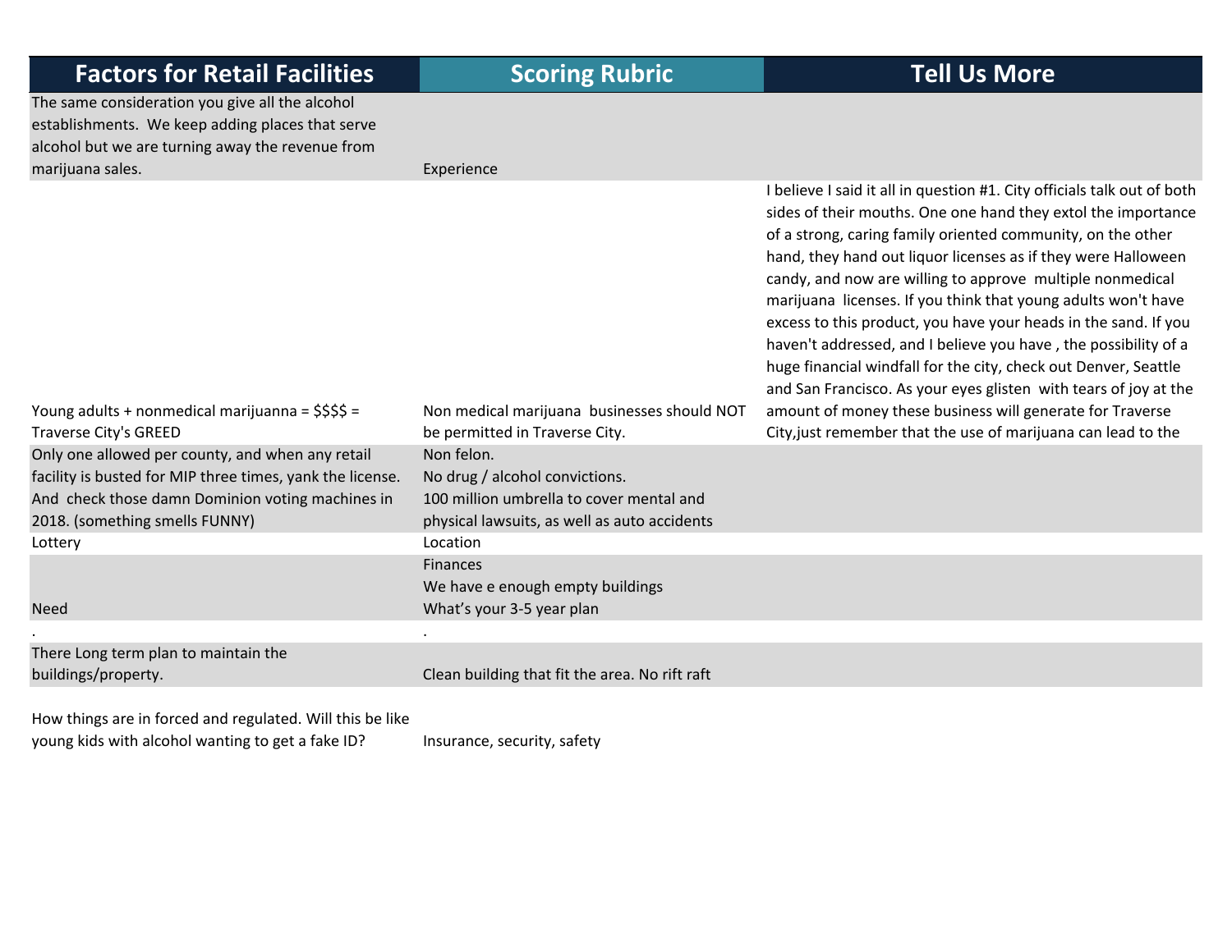| Factors for Retail Facilities | Scoring Rubric | Tell Us More |
|---|---|---|
| The same consideration you give all the alcohol establishments. We keep adding places that serve alcohol but we are turning away the revenue from marijuana sales. | Experience | |
| Young adults + nonmedical marijuanna = $$$$ = Traverse City's GREED | Non medical marijuana businesses should NOT be permitted in Traverse City. | I believe I said it all in question #1. City officials talk out of both sides of their mouths. One one hand they extol the importance of a strong, caring family oriented community, on the other hand, they hand out liquor licenses as if they were Halloween candy, and now are willing to approve multiple nonmedical marijuana licenses. If you think that young adults won't have excess to this product, you have your heads in the sand. If you haven't addressed, and I believe you have , the possibility of a huge financial windfall for the city, check out Denver, Seattle and San Francisco. As your eyes glisten with tears of joy at the amount of money these business will generate for Traverse City,just remember that the use of marijuana can lead to the |
| Only one allowed per county, and when any retail facility is busted for MIP three times, yank the license. And check those damn Dominion voting machines in 2018. (something smells FUNNY) | Non felon.<br>No drug / alcohol convictions.<br>100 million umbrella to cover mental and physical lawsuits, as well as auto accidents | |
| Lottery | Location | |
| Need | Finances<br>We have e enough empty buildings<br>What's your 3-5 year plan | |
| . | . | |
| There Long term plan to maintain the buildings/property. | Clean building that fit the area. No rift raft | |
| How things are in forced and regulated. Will this be like young kids with alcohol wanting to get a fake ID? | Insurance, security, safety | |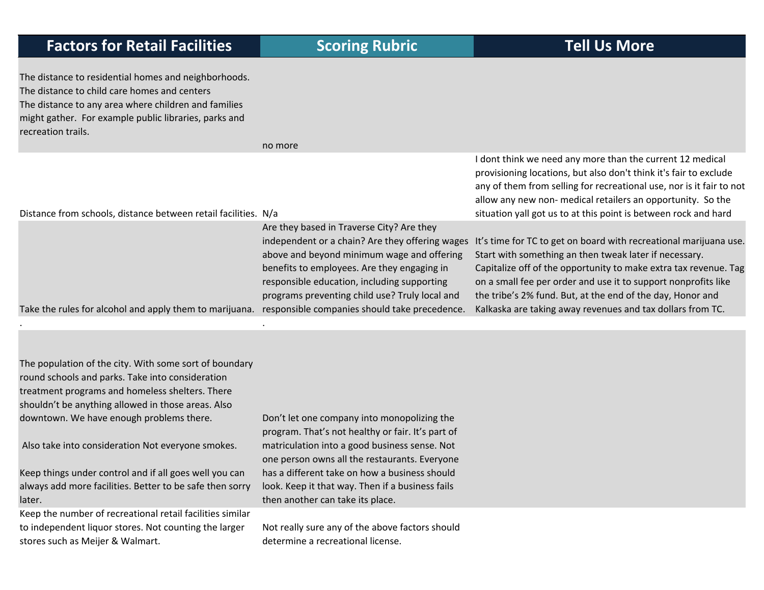| Factors for Retail Facilities | Scoring Rubric | Tell Us More |
|---|---|---|
| The distance to residential homes and neighborhoods. The distance to child care homes and centers The distance to any area where children and families might gather. For example public libraries, parks and recreation trails. | no more | |
| Distance from schools, distance between retail facilities. | N/a | I dont think we need any more than the current 12 medical provisioning locations, but also don't think it's fair to exclude any of them from selling for recreational use, nor is it fair to not allow any new non- medical retailers an opportunity. So the situation yall got us to at this point is between rock and hard |
| Take the rules for alcohol and apply them to marijuana. | Are they based in Traverse City? Are they independent or a chain? Are they offering wages above and beyond minimum wage and offering benefits to employees. Are they engaging in responsible education, including supporting programs preventing child use? Truly local and responsible companies should take precedence. | It's time for TC to get on board with recreational marijuana use. Start with something an then tweak later if necessary. Capitalize off of the opportunity to make extra tax revenue. Tag on a small fee per order and use it to support nonprofits like the tribe's 2% fund. But, at the end of the day, Honor and Kalkaska are taking away revenues and tax dollars from TC. |
| . | . | |
| The population of the city. With some sort of boundary round schools and parks. Take into consideration treatment programs and homeless shelters. There shouldn't be anything allowed in those areas. Also downtown. We have enough problems there.<br><br>Also take into consideration Not everyone smokes.<br><br>Keep things under control and if all goes well you can always add more facilities. Better to be safe then sorry later. | Don't let one company into monopolizing the program. That's not healthy or fair. It's part of matriculation into a good business sense. Not one person owns all the restaurants. Everyone has a different take on how a business should look. Keep it that way. Then if a business fails then another can take its place. | |
| Keep the number of recreational retail facilities similar to independent liquor stores. Not counting the larger stores such as Meijer & Walmart. | Not really sure any of the above factors should determine a recreational license. | |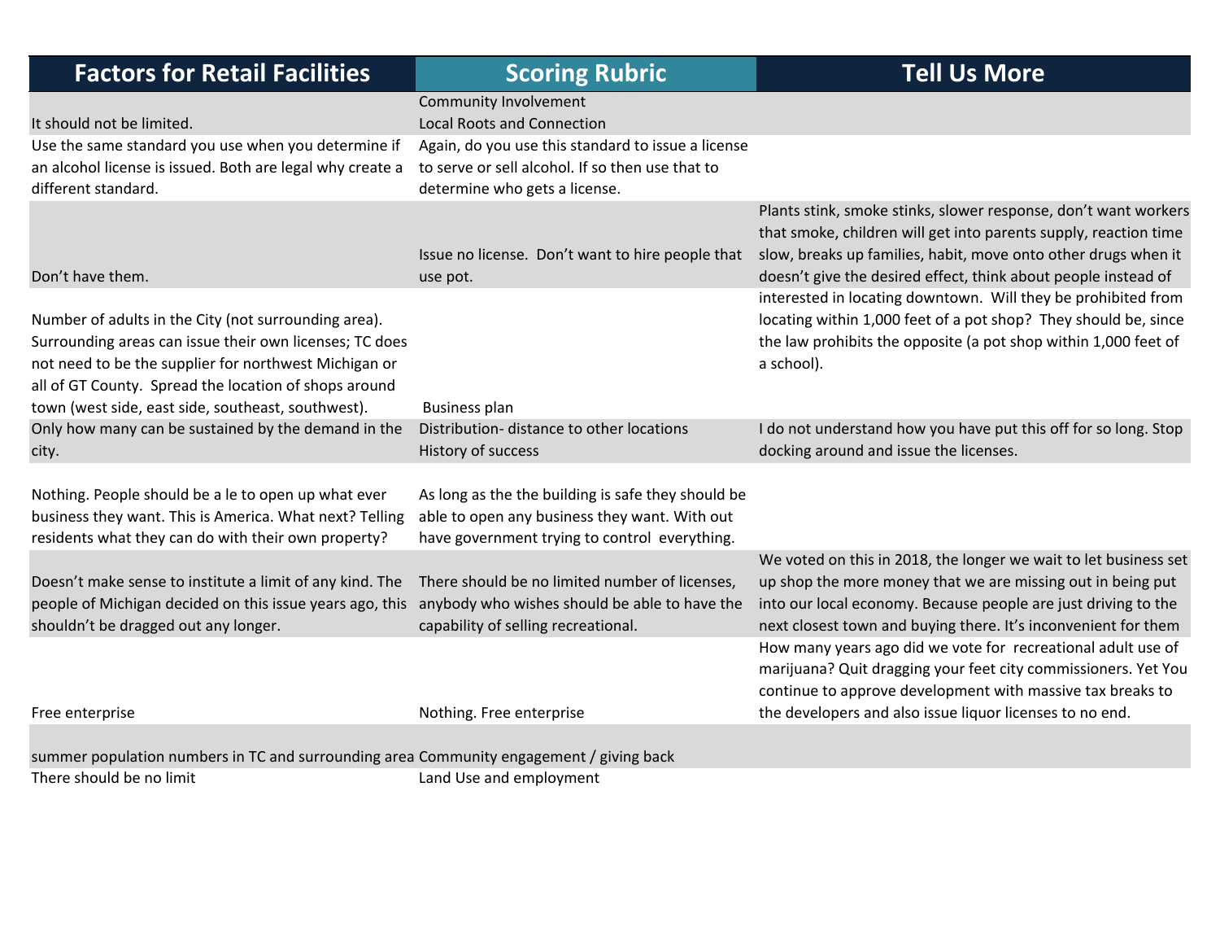| Factors for Retail Facilities | Scoring Rubric | Tell Us More |
|---|---|---|
| It should not be limited. | Community Involvement<br>Local Roots and Connection | |
| Use the same standard you use when you determine if an alcohol license is issued. Both are legal why create a different standard. | Again, do you use this standard to issue a license to serve or sell alcohol. If so then use that to determine who gets a license. | |
| Don't have them. | Issue no license. Don't want to hire people that use pot. | Plants stink, smoke stinks, slower response, don't want workers that smoke, children will get into parents supply, reaction time slow, breaks up families, habit, move onto other drugs when it doesn't give the desired effect, think about people instead of |
| Number of adults in the City (not surrounding area). Surrounding areas can issue their own licenses; TC does not need to be the supplier for northwest Michigan or all of GT County. Spread the location of shops around town (west side, east side, southeast, southwest). | Business plan | interested in locating downtown. Will they be prohibited from locating within 1,000 feet of a pot shop? They should be, since the law prohibits the opposite (a pot shop within 1,000 feet of a school). |
| Only how many can be sustained by the demand in the city. | Distribution- distance to other locations<br>History of success | I do not understand how you have put this off for so long. Stop docking around and issue the licenses. |
| Nothing. People should be a le to open up what ever business they want. This is America. What next? Telling residents what they can do with their own property? | As long as the the building is safe they should be able to open any business they want. With out have government trying to control everything. | |
| Doesn't make sense to institute a limit of any kind. The people of Michigan decided on this issue years ago, this shouldn't be dragged out any longer. | There should be no limited number of licenses, anybody who wishes should be able to have the capability of selling recreational. | We voted on this in 2018, the longer we wait to let business set up shop the more money that we are missing out in being put into our local economy. Because people are just driving to the next closest town and buying there. It's inconvenient for them |
| Free enterprise | Nothing. Free enterprise | How many years ago did we vote for recreational adult use of marijuana? Quit dragging your feet city commissioners. Yet You continue to approve development with massive tax breaks to the developers and also issue liquor licenses to no end. |
| summer population numbers in TC and surrounding area | Community engagement / giving back | |
| There should be no limit | Land Use and employment | |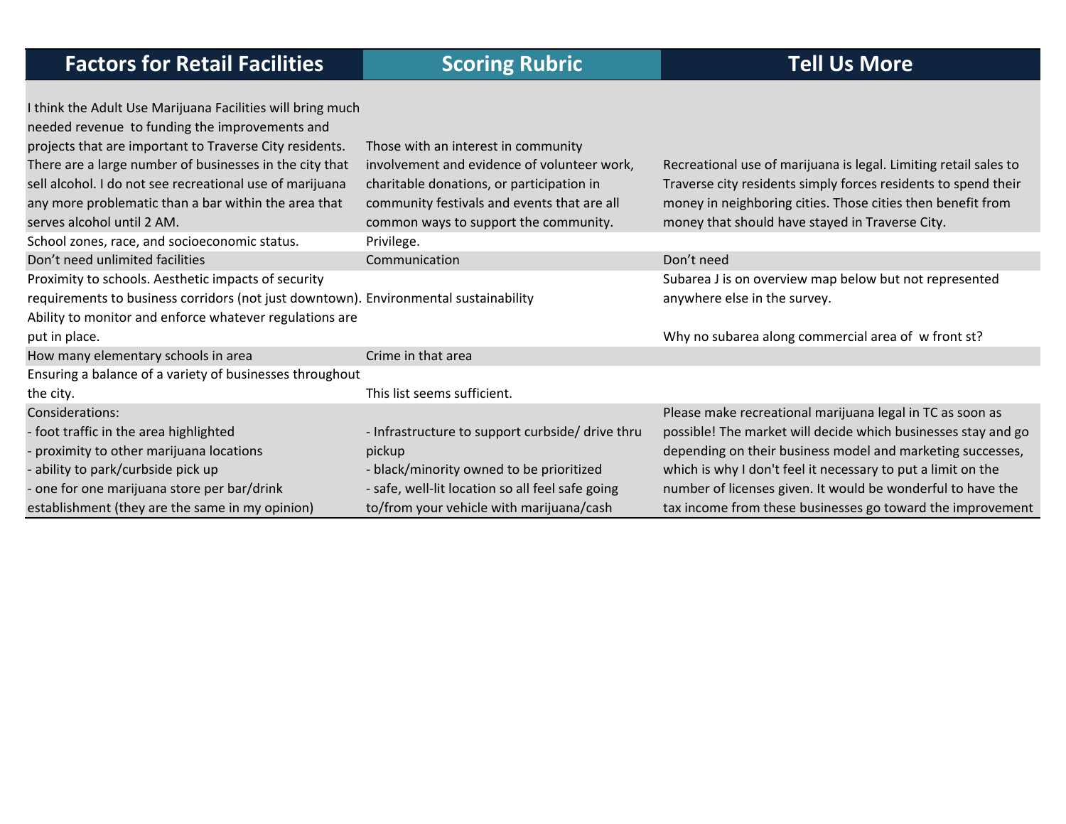| Factors for Retail Facilities | Scoring Rubric | Tell Us More |
|---|---|---|
| I think the Adult Use Marijuana Facilities will bring much needed revenue to funding the improvements and projects that are important to Traverse City residents. There are a large number of businesses in the city that sell alcohol. I do not see recreational use of marijuana any more problematic than a bar within the area that serves alcohol until 2 AM. | Those with an interest in community involvement and evidence of volunteer work, charitable donations, or participation in community festivals and events that are all common ways to support the community. | Recreational use of marijuana is legal. Limiting retail sales to Traverse city residents simply forces residents to spend their money in neighboring cities. Those cities then benefit from money that should have stayed in Traverse City. |
| School zones, race, and socioeconomic status. | Privilege. | |
| Don't need unlimited facilities | Communication | Don't need |
| Proximity to schools. Aesthetic impacts of security requirements to business corridors (not just downtown). Ability to monitor and enforce whatever regulations are put in place. | Environmental sustainability | Subarea J is on overview map below but not represented anywhere else in the survey.<br><br>Why no subarea along commercial area of w front st? |
| How many elementary schools in area | Crime in that area | |
| Ensuring a balance of a variety of businesses throughout the city. | This list seems sufficient. | |
| Considerations:<br>- foot traffic in the area highlighted<br>- proximity to other marijuana locations<br>- ability to park/curbside pick up<br>- one for one marijuana store per bar/drink establishment (they are the same in my opinion) | - Infrastructure to support curbside/ drive thru pickup<br>- black/minority owned to be prioritized<br>- safe, well-lit location so all feel safe going to/from your vehicle with marijuana/cash | Please make recreational marijuana legal in TC as soon as possible! The market will decide which businesses stay and go depending on their business model and marketing successes, which is why I don't feel it necessary to put a limit on the number of licenses given. It would be wonderful to have the tax income from these businesses go toward the improvement |